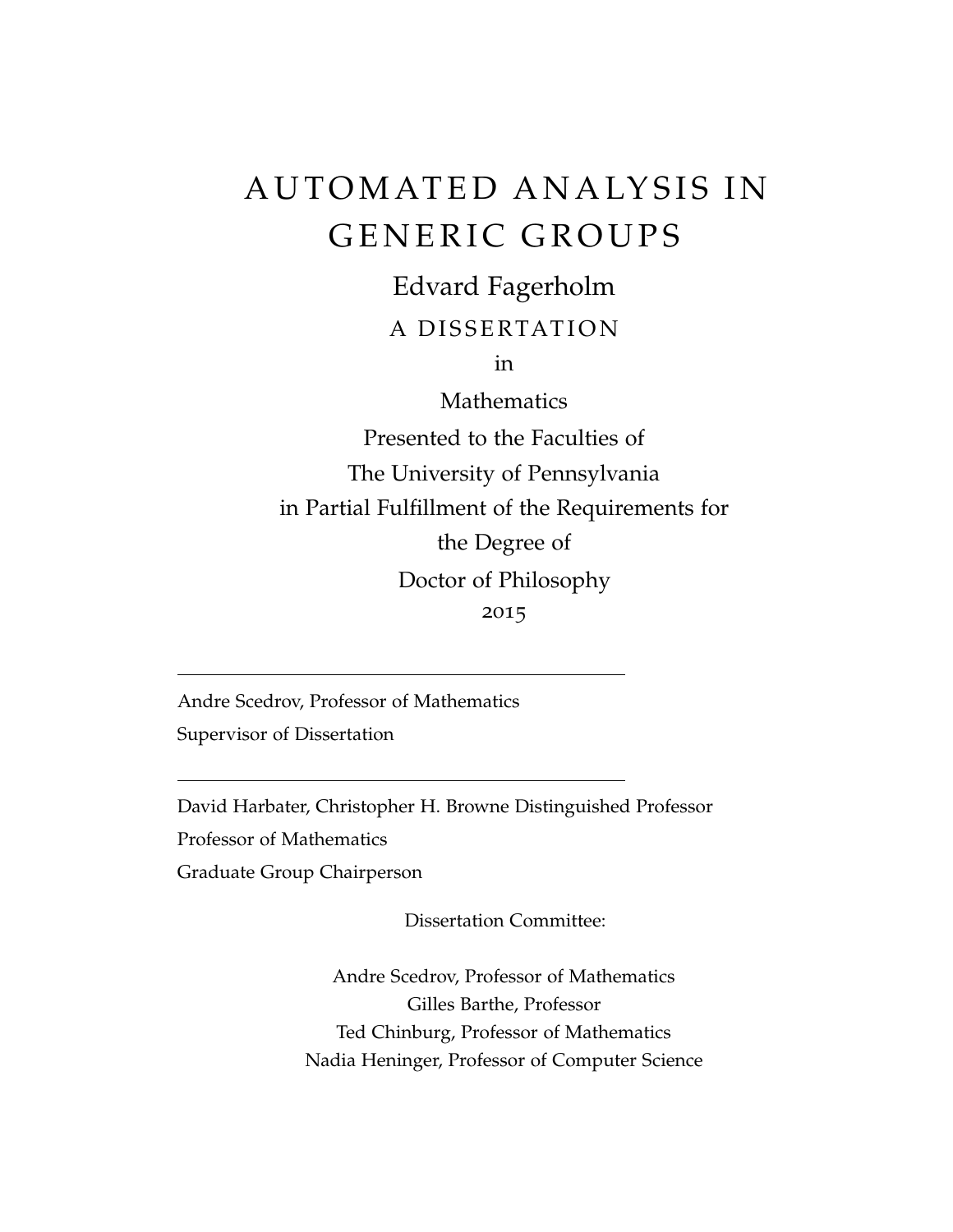# AUTOMATED ANALYSIS IN GENERIC GROUPS

Edvard Fagerholm

A DISSERTATION

in

Mathematics

Presented to the Faculties of

The University of Pennsylvania

in Partial Fulfillment of the Requirements for

the Degree of

Doctor of Philosophy

2015

---

Andre Scedrov, Professor of Mathematics

Supervisor of Dissertation

---

David Harbater, Christopher H. Browne Distinguished Professor

Professor of Mathematics

Graduate Group Chairperson

Dissertation Committee:

Andre Scedrov, Professor of Mathematics

Gilles Barthe, Professor

Ted Chinburg, Professor of Mathematics

Nadia Heninger, Professor of Computer Science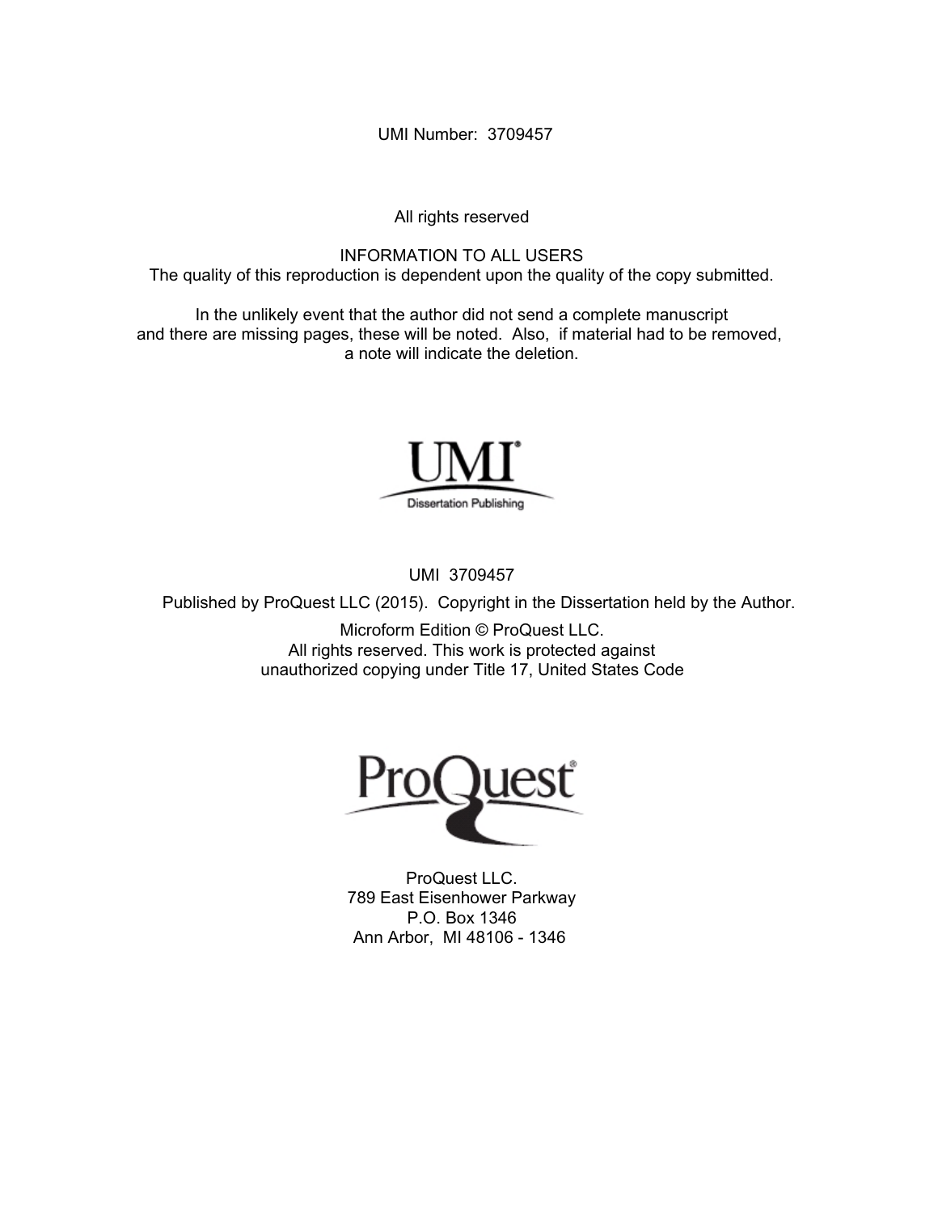UMI Number: 3709457

All rights reserved

INFORMATION TO ALL USERS
The quality of this reproduction is dependent upon the quality of the copy submitted.

In the unlikely event that the author did not send a complete manuscript
and there are missing pages, these will be noted. Also, if material had to be removed,
a note will indicate the deletion.

UMI
Dissertation Publishing

UMI 3709457

Published by ProQuest LLC (2015). Copyright in the Dissertation held by the Author.

Microform Edition © ProQuest LLC.
All rights reserved. This work is protected against
unauthorized copying under Title 17, United States Code

ProQuest

ProQuest LLC.
789 East Eisenhower Parkway
P.O. Box 1346
Ann Arbor, MI 48106 - 1346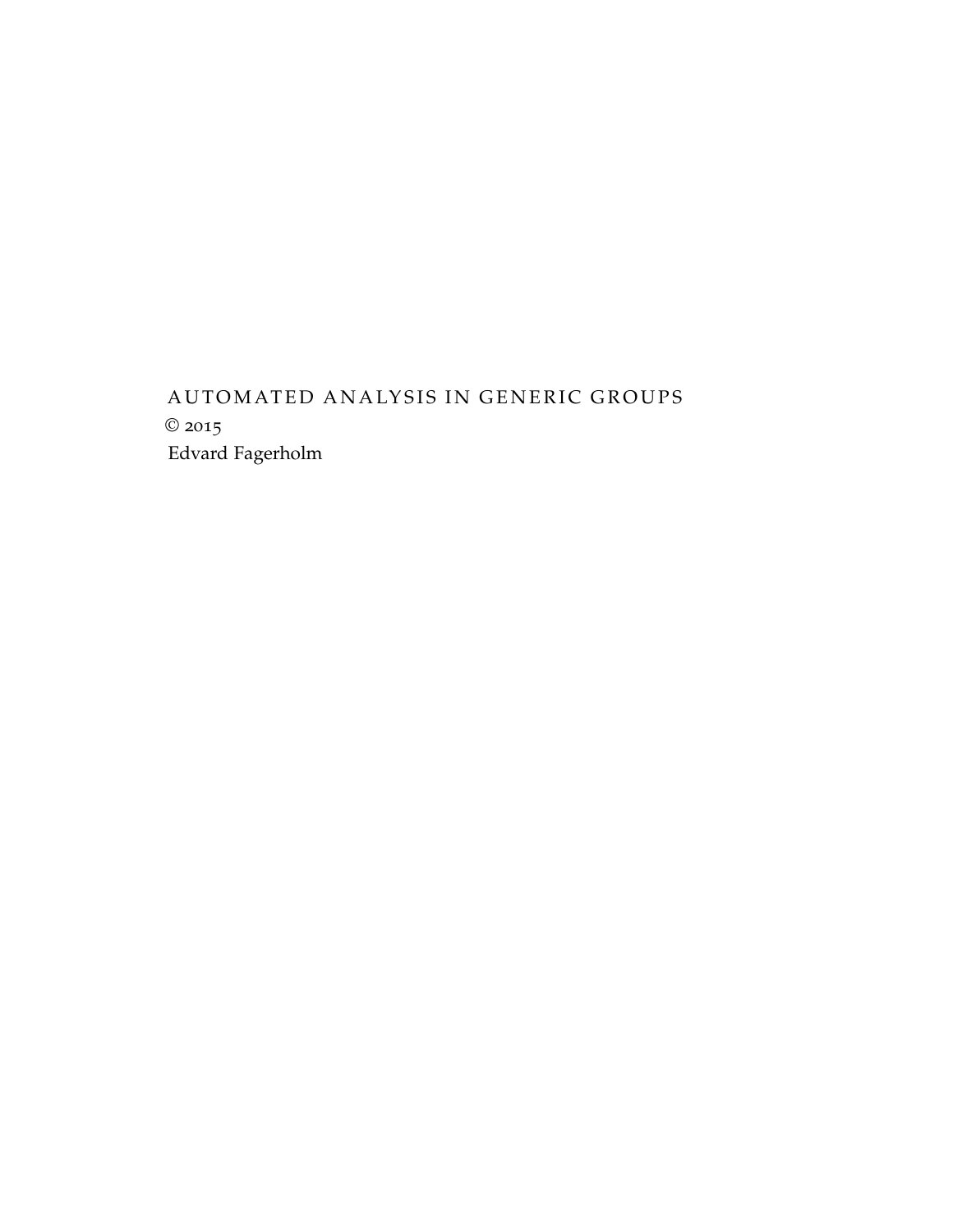AUTOMATED ANALYSIS IN GENERIC GROUPS

© 2015

Edvard Fagerholm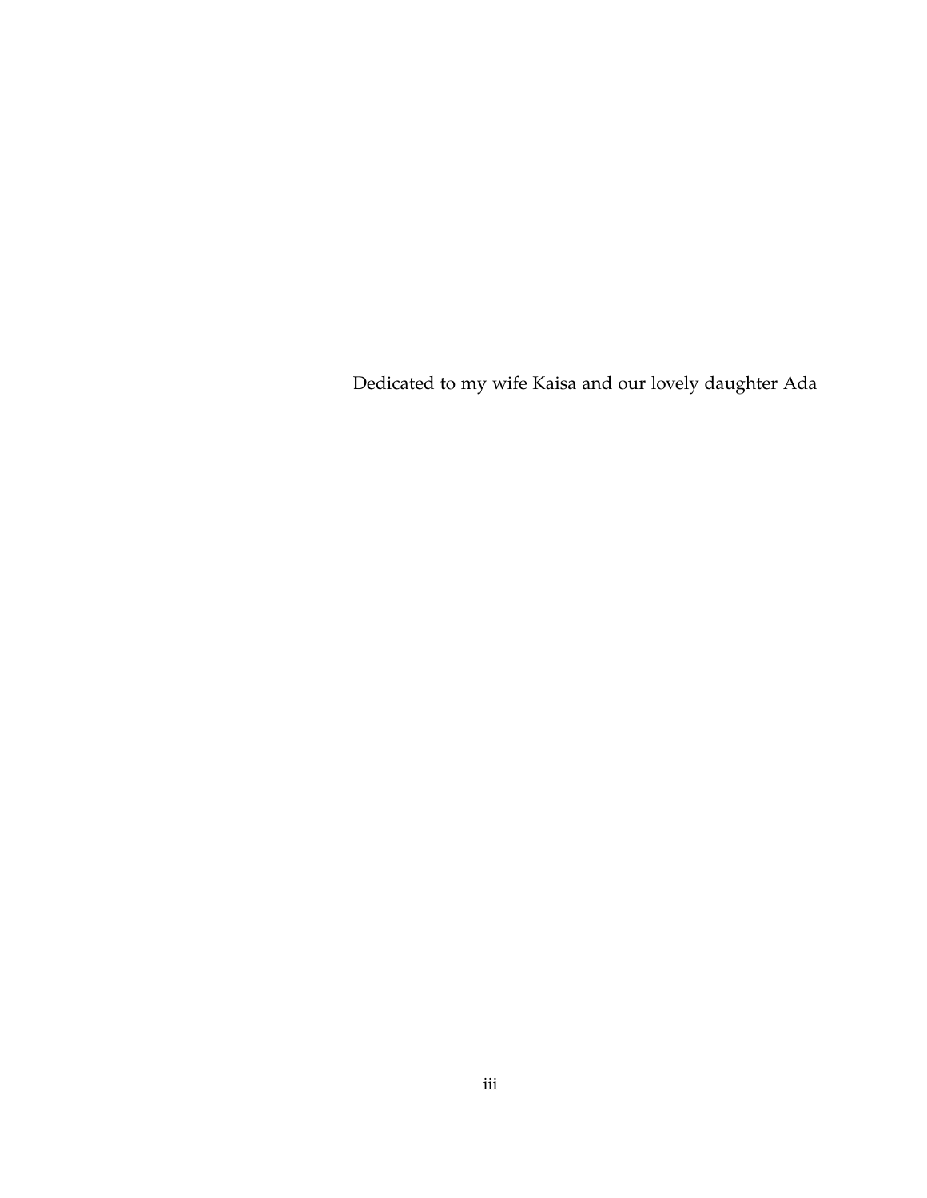Dedicated to my wife Kaisa and our lovely daughter Ada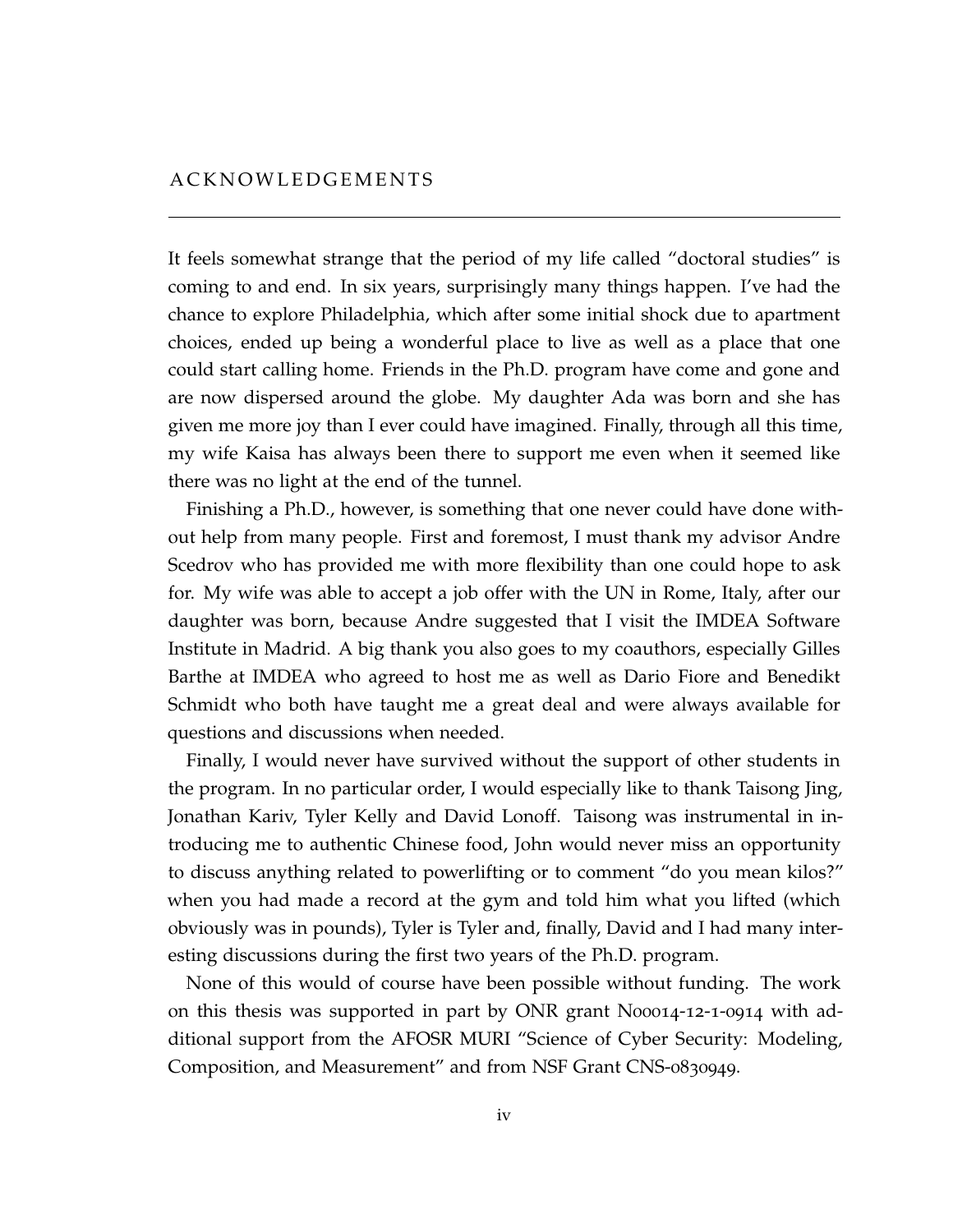# ACKNOWLEDGEMENTS

It feels somewhat strange that the period of my life called "doctoral studies" is coming to and end. In six years, surprisingly many things happen. I've had the chance to explore Philadelphia, which after some initial shock due to apartment choices, ended up being a wonderful place to live as well as a place that one could start calling home. Friends in the Ph.D. program have come and gone and are now dispersed around the globe. My daughter Ada was born and she has given me more joy than I ever could have imagined. Finally, through all this time, my wife Kaisa has always been there to support me even when it seemed like there was no light at the end of the tunnel.

Finishing a Ph.D., however, is something that one never could have done without help from many people. First and foremost, I must thank my advisor Andre Scedrov who has provided me with more flexibility than one could hope to ask for. My wife was able to accept a job offer with the UN in Rome, Italy, after our daughter was born, because Andre suggested that I visit the IMDEA Software Institute in Madrid. A big thank you also goes to my coauthors, especially Gilles Barthe at IMDEA who agreed to host me as well as Dario Fiore and Benedikt Schmidt who both have taught me a great deal and were always available for questions and discussions when needed.

Finally, I would never have survived without the support of other students in the program. In no particular order, I would especially like to thank Taisong Jing, Jonathan Kariv, Tyler Kelly and David Lonoff. Taisong was instrumental in introducing me to authentic Chinese food, John would never miss an opportunity to discuss anything related to powerlifting or to comment "do you mean kilos?" when you had made a record at the gym and told him what you lifted (which obviously was in pounds), Tyler is Tyler and, finally, David and I had many interesting discussions during the first two years of the Ph.D. program.

None of this would of course have been possible without funding. The work on this thesis was supported in part by ONR grant N00014-12-1-0914 with additional support from the AFOSR MURI "Science of Cyber Security: Modeling, Composition, and Measurement" and from NSF Grant CNS-0830949.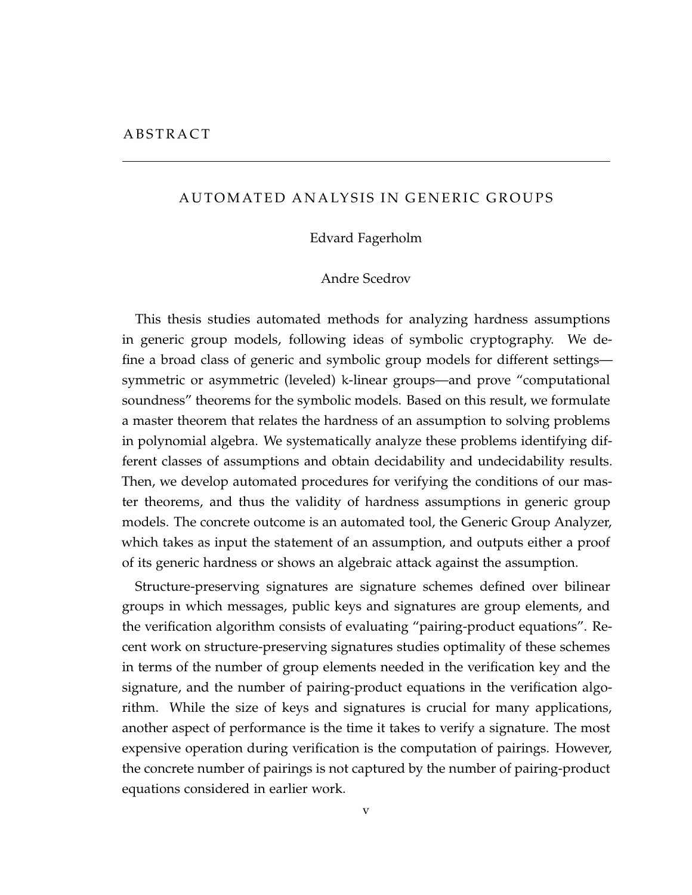# ABSTRACT

## AUTOMATED ANALYSIS IN GENERIC GROUPS

Edvard Fagerholm

Andre Scedrov

This thesis studies automated methods for analyzing hardness assumptions in generic group models, following ideas of symbolic cryptography. We define a broad class of generic and symbolic group models for different settings—symmetric or asymmetric (leveled) $k$-linear groups—and prove "computational soundness" theorems for the symbolic models. Based on this result, we formulate a master theorem that relates the hardness of an assumption to solving problems in polynomial algebra. We systematically analyze these problems identifying different classes of assumptions and obtain decidability and undecidability results. Then, we develop automated procedures for verifying the conditions of our master theorems, and thus the validity of hardness assumptions in generic group models. The concrete outcome is an automated tool, the Generic Group Analyzer, which takes as input the statement of an assumption, and outputs either a proof of its generic hardness or shows an algebraic attack against the assumption.

Structure-preserving signatures are signature schemes defined over bilinear groups in which messages, public keys and signatures are group elements, and the verification algorithm consists of evaluating "pairing-product equations". Recent work on structure-preserving signatures studies optimality of these schemes in terms of the number of group elements needed in the verification key and the signature, and the number of pairing-product equations in the verification algorithm. While the size of keys and signatures is crucial for many applications, another aspect of performance is the time it takes to verify a signature. The most expensive operation during verification is the computation of pairings. However, the concrete number of pairings is not captured by the number of pairing-product equations considered in earlier work.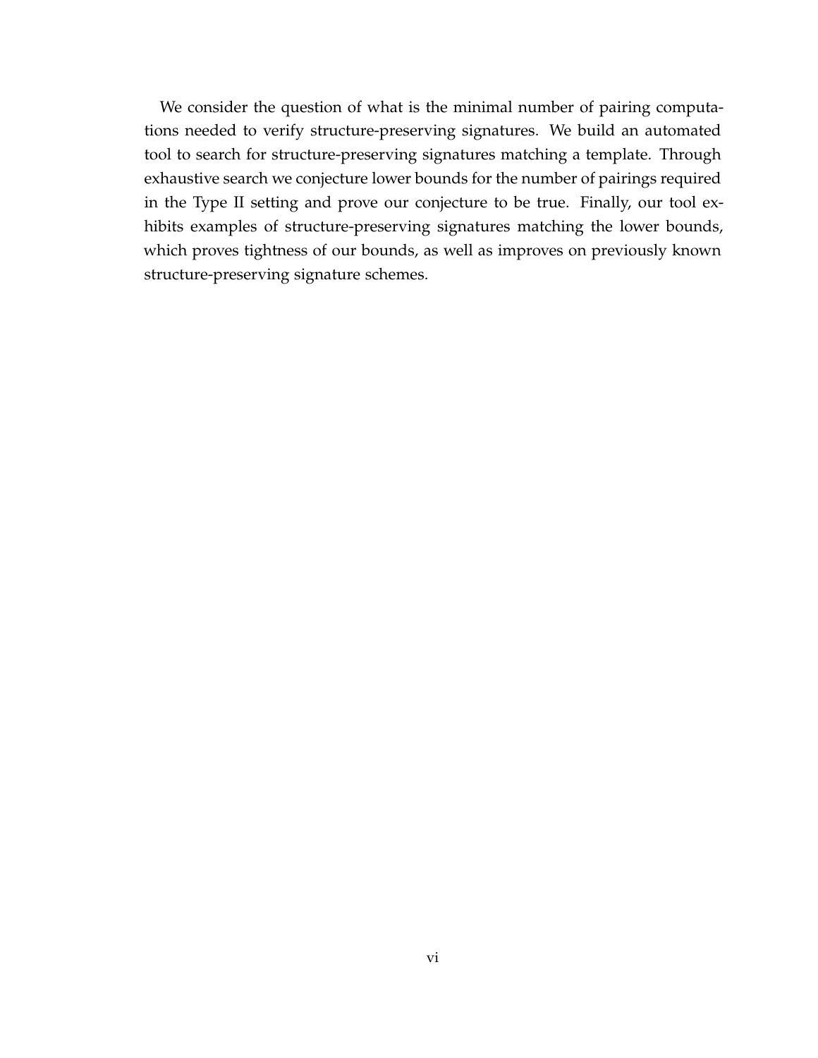We consider the question of what is the minimal number of pairing computations needed to verify structure-preserving signatures. We build an automated tool to search for structure-preserving signatures matching a template. Through exhaustive search we conjecture lower bounds for the number of pairings required in the Type II setting and prove our conjecture to be true. Finally, our tool exhibits examples of structure-preserving signatures matching the lower bounds, which proves tightness of our bounds, as well as improves on previously known structure-preserving signature schemes.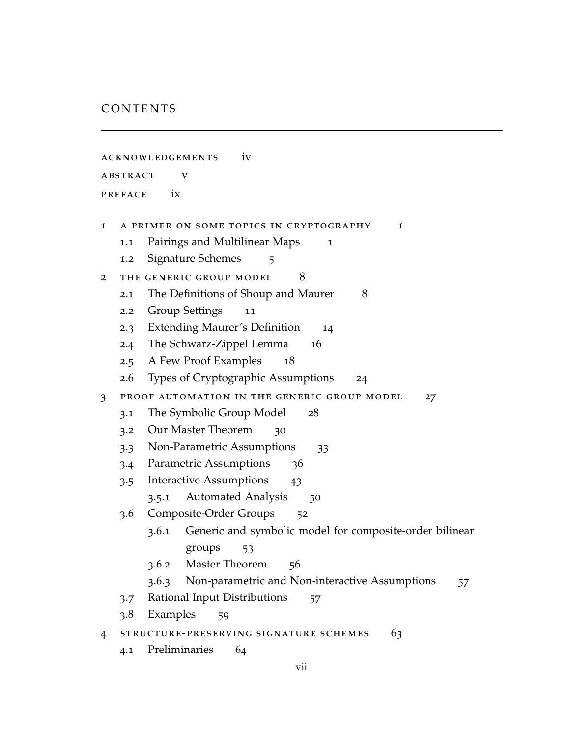# CONTENTS

ACKNOWLEDGEMENTS iv

ABSTRACT v

PREFACE ix

1 A PRIMER ON SOME TOPICS IN CRYPTOGRAPHY 1
- 1.1 Pairings and Multilinear Maps 1
- 1.2 Signature Schemes 5

2 THE GENERIC GROUP MODEL 8
- 2.1 The Definitions of Shoup and Maurer 8
- 2.2 Group Settings 11
- 2.3 Extending Maurer's Definition 14
- 2.4 The Schwarz-Zippel Lemma 16
- 2.5 A Few Proof Examples 18
- 2.6 Types of Cryptographic Assumptions 24

3 PROOF AUTOMATION IN THE GENERIC GROUP MODEL 27
- 3.1 The Symbolic Group Model 28
- 3.2 Our Master Theorem 30
- 3.3 Non-Parametric Assumptions 33
- 3.4 Parametric Assumptions 36
- 3.5 Interactive Assumptions 43
  - 3.5.1 Automated Analysis 50
- 3.6 Composite-Order Groups 52
  - 3.6.1 Generic and symbolic model for composite-order bilinear groups 53
  - 3.6.2 Master Theorem 56
  - 3.6.3 Non-parametric and Non-interactive Assumptions 57
- 3.7 Rational Input Distributions 57
- 3.8 Examples 59

4 STRUCTURE-PRESERVING SIGNATURE SCHEMES 63
- 4.1 Preliminaries 64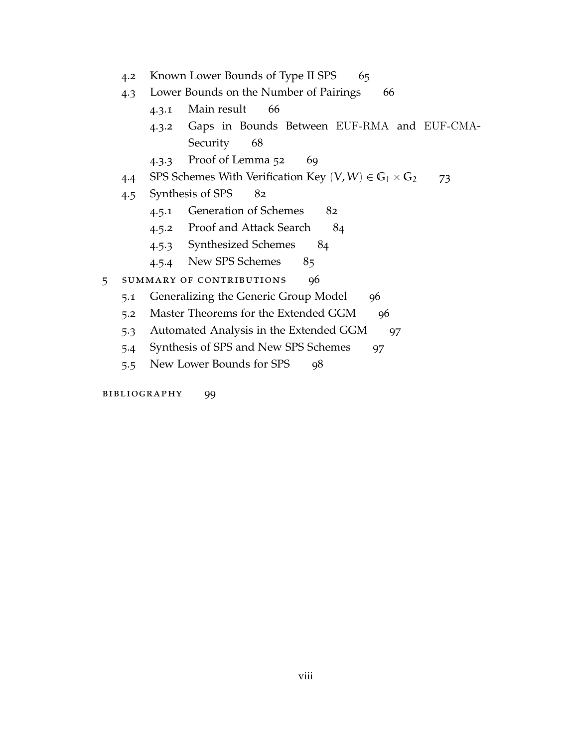- 4.2 Known Lower Bounds of Type II SPS 65
- 4.3 Lower Bounds on the Number of Pairings 66
  - 4.3.1 Main result 66
  - 4.3.2 Gaps in Bounds Between EUF-RMA and EUF-CMA-Security 68
  - 4.3.3 Proof of Lemma 52 69
- 4.4 SPS Schemes With Verification Key $(V, W) \in \mathbb{G}_1 \times \mathbb{G}_2$ 73
- 4.5 Synthesis of SPS 82
  - 4.5.1 Generation of Schemes 82
  - 4.5.2 Proof and Attack Search 84
  - 4.5.3 Synthesized Schemes 84
  - 4.5.4 New SPS Schemes 85

5 SUMMARY OF CONTRIBUTIONS 96

- 5.1 Generalizing the Generic Group Model 96
- 5.2 Master Theorems for the Extended GGM 96
- 5.3 Automated Analysis in the Extended GGM 97
- 5.4 Synthesis of SPS and New SPS Schemes 97
- 5.5 New Lower Bounds for SPS 98

BIBLIOGRAPHY 99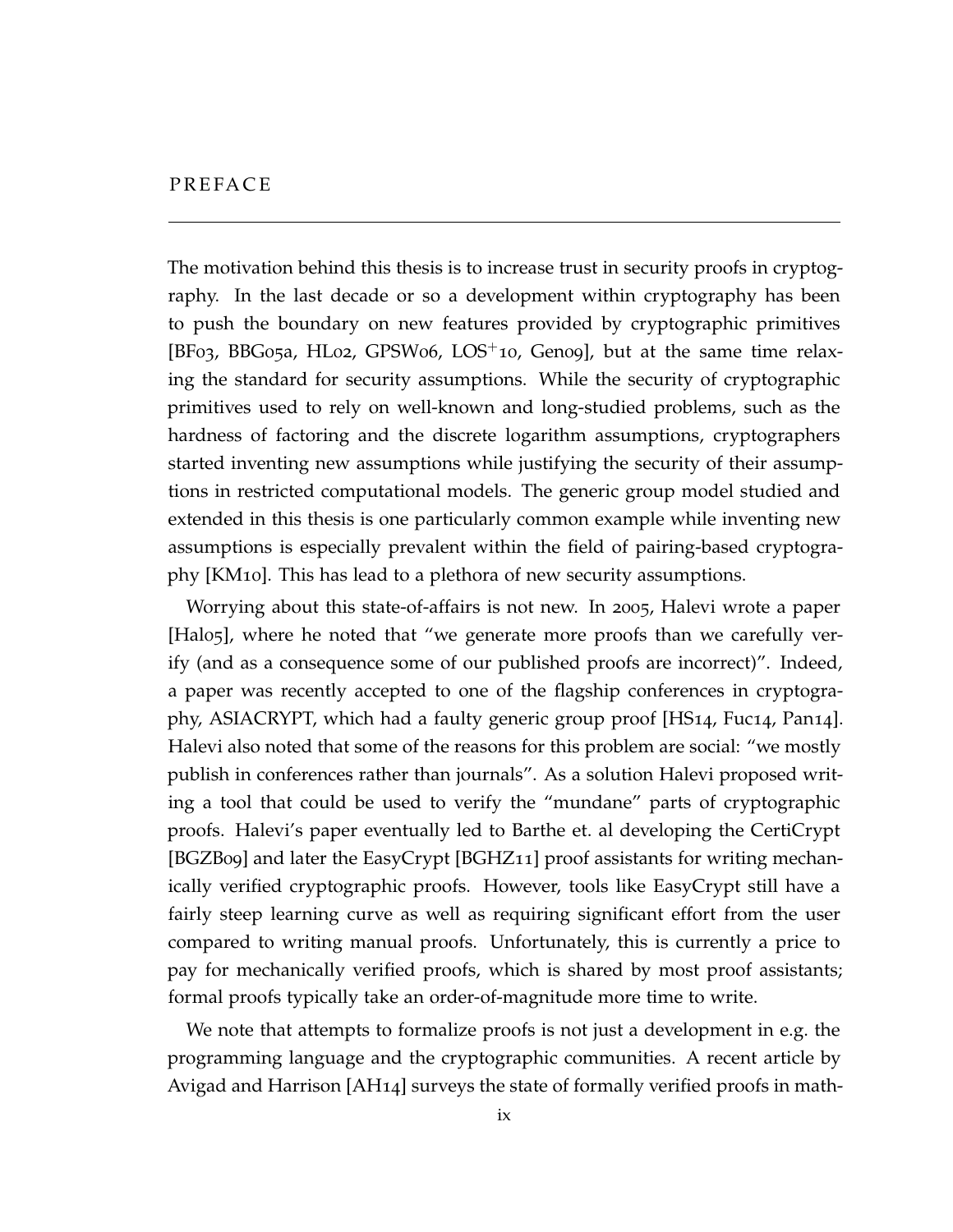# PREFACE

The motivation behind this thesis is to increase trust in security proofs in cryptography. In the last decade or so a development within cryptography has been to push the boundary on new features provided by cryptographic primitives [BF03, BBG05a, HL02, GPSW06, LOS$^{+}$10, Gen09], but at the same time relaxing the standard for security assumptions. While the security of cryptographic primitives used to rely on well-known and long-studied problems, such as the hardness of factoring and the discrete logarithm assumptions, cryptographers started inventing new assumptions while justifying the security of their assumptions in restricted computational models. The generic group model studied and extended in this thesis is one particularly common example while inventing new assumptions is especially prevalent within the field of pairing-based cryptography [KM10]. This has lead to a plethora of new security assumptions.

Worrying about this state-of-affairs is not new. In 2005, Halevi wrote a paper [Hal05], where he noted that "we generate more proofs than we carefully verify (and as a consequence some of our published proofs are incorrect)". Indeed, a paper was recently accepted to one of the flagship conferences in cryptography, ASIACRYPT, which had a faulty generic group proof [HS14, Fuc14, Pan14]. Halevi also noted that some of the reasons for this problem are social: "we mostly publish in conferences rather than journals". As a solution Halevi proposed writing a tool that could be used to verify the "mundane" parts of cryptographic proofs. Halevi's paper eventually led to Barthe et. al developing the CertiCrypt [BGZB09] and later the EasyCrypt [BGHZ11] proof assistants for writing mechanically verified cryptographic proofs. However, tools like EasyCrypt still have a fairly steep learning curve as well as requiring significant effort from the user compared to writing manual proofs. Unfortunately, this is currently a price to pay for mechanically verified proofs, which is shared by most proof assistants; formal proofs typically take an order-of-magnitude more time to write.

We note that attempts to formalize proofs is not just a development in e.g. the programming language and the cryptographic communities. A recent article by Avigad and Harrison [AH14] surveys the state of formally verified proofs in math-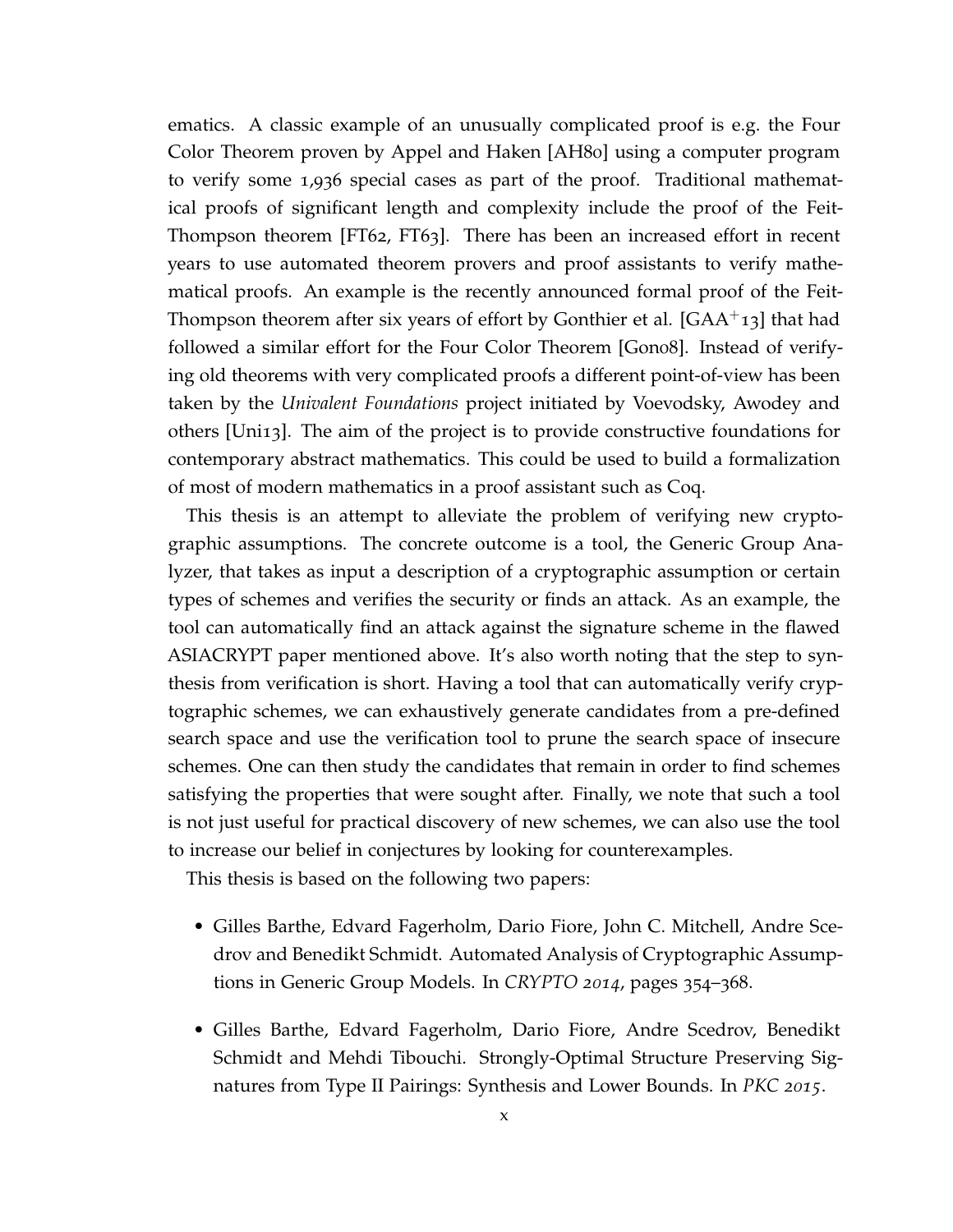ematics. A classic example of an unusually complicated proof is e.g. the Four Color Theorem proven by Appel and Haken [AH80] using a computer program to verify some 1,936 special cases as part of the proof. Traditional mathematical proofs of significant length and complexity include the proof of the Feit-Thompson theorem [FT62, FT63]. There has been an increased effort in recent years to use automated theorem provers and proof assistants to verify mathematical proofs. An example is the recently announced formal proof of the Feit-Thompson theorem after six years of effort by Gonthier et al. [GAA+13] that had followed a similar effort for the Four Color Theorem [Gon08]. Instead of verifying old theorems with very complicated proofs a different point-of-view has been taken by the *Univalent Foundations* project initiated by Voevodsky, Awodey and others [Uni13]. The aim of the project is to provide constructive foundations for contemporary abstract mathematics. This could be used to build a formalization of most of modern mathematics in a proof assistant such as Coq.

This thesis is an attempt to alleviate the problem of verifying new cryptographic assumptions. The concrete outcome is a tool, the Generic Group Analyzer, that takes as input a description of a cryptographic assumption or certain types of schemes and verifies the security or finds an attack. As an example, the tool can automatically find an attack against the signature scheme in the flawed ASIACRYPT paper mentioned above. It's also worth noting that the step to synthesis from verification is short. Having a tool that can automatically verify cryptographic schemes, we can exhaustively generate candidates from a pre-defined search space and use the verification tool to prune the search space of insecure schemes. One can then study the candidates that remain in order to find schemes satisfying the properties that were sought after. Finally, we note that such a tool is not just useful for practical discovery of new schemes, we can also use the tool to increase our belief in conjectures by looking for counterexamples.

This thesis is based on the following two papers:

- Gilles Barthe, Edvard Fagerholm, Dario Fiore, John C. Mitchell, Andre Scedrov and Benedikt Schmidt. Automated Analysis of Cryptographic Assumptions in Generic Group Models. In *CRYPTO 2014*, pages 354–368.

- Gilles Barthe, Edvard Fagerholm, Dario Fiore, Andre Scedrov, Benedikt Schmidt and Mehdi Tibouchi. Strongly-Optimal Structure Preserving Signatures from Type II Pairings: Synthesis and Lower Bounds. In *PKC 2015*.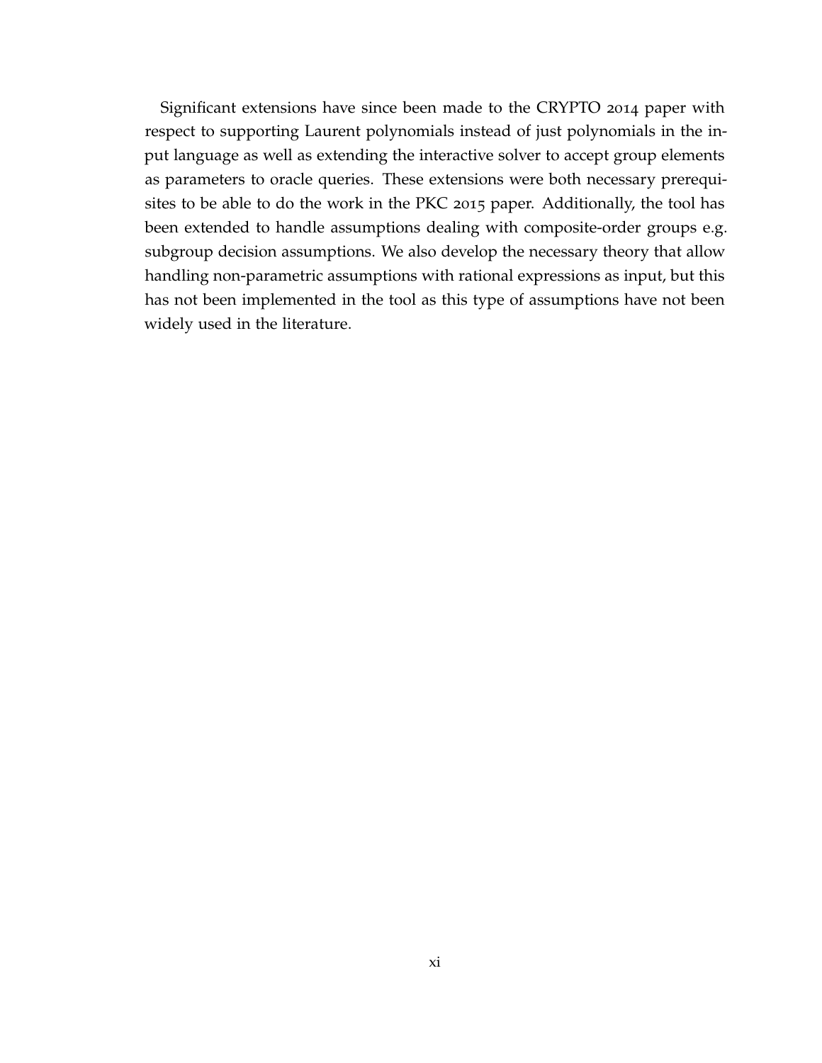Significant extensions have since been made to the CRYPTO 2014 paper with respect to supporting Laurent polynomials instead of just polynomials in the input language as well as extending the interactive solver to accept group elements as parameters to oracle queries. These extensions were both necessary prerequisites to be able to do the work in the PKC 2015 paper. Additionally, the tool has been extended to handle assumptions dealing with composite-order groups e.g. subgroup decision assumptions. We also develop the necessary theory that allow handling non-parametric assumptions with rational expressions as input, but this has not been implemented in the tool as this type of assumptions have not been widely used in the literature.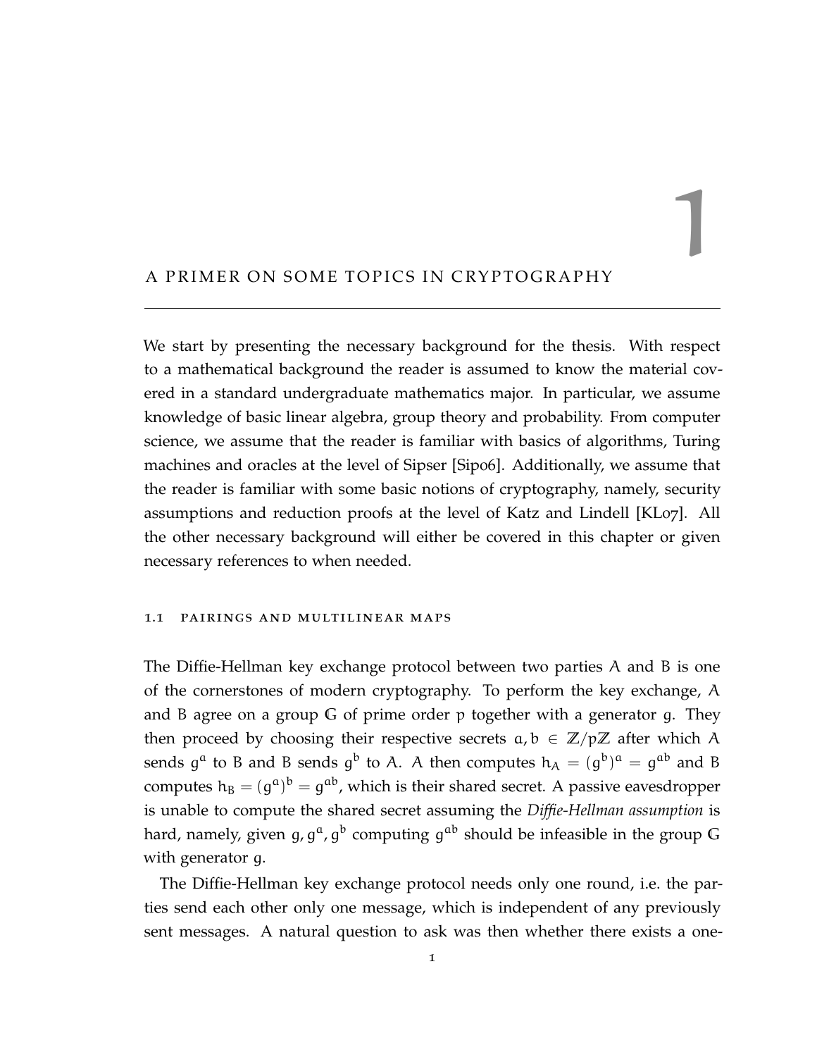# 1 A PRIMER ON SOME TOPICS IN CRYPTOGRAPHY

We start by presenting the necessary background for the thesis. With respect to a mathematical background the reader is assumed to know the material covered in a standard undergraduate mathematics major. In particular, we assume knowledge of basic linear algebra, group theory and probability. From computer science, we assume that the reader is familiar with basics of algorithms, Turing machines and oracles at the level of Sipser [Sip06]. Additionally, we assume that the reader is familiar with some basic notions of cryptography, namely, security assumptions and reduction proofs at the level of Katz and Lindell [KL07]. All the other necessary background will either be covered in this chapter or given necessary references to when needed.

## 1.1 PAIRINGS AND MULTILINEAR MAPS

The Diffie-Hellman key exchange protocol between two parties $A$ and $B$ is one of the cornerstones of modern cryptography. To perform the key exchange, $A$ and $B$ agree on a group $\mathbb{G}$ of prime order $p$ together with a generator $g$. They then proceed by choosing their respective secrets $a, b \in \mathbb{Z}/p\mathbb{Z}$ after which $A$ sends $g^a$ to $B$ and $B$ sends $g^b$ to $A$. $A$ then computes $h_A = (g^b)^a = g^{ab}$ and $B$ computes $h_B = (g^a)^b = g^{ab}$, which is their shared secret. A passive eavesdropper is unable to compute the shared secret assuming the *Diffie-Hellman assumption* is hard, namely, given $g, g^a, g^b$ computing $g^{ab}$ should be infeasible in the group $\mathbb{G}$ with generator $g$.

The Diffie-Hellman key exchange protocol needs only one round, i.e. the parties send each other only one message, which is independent of any previously sent messages. A natural question to ask was then whether there exists a one-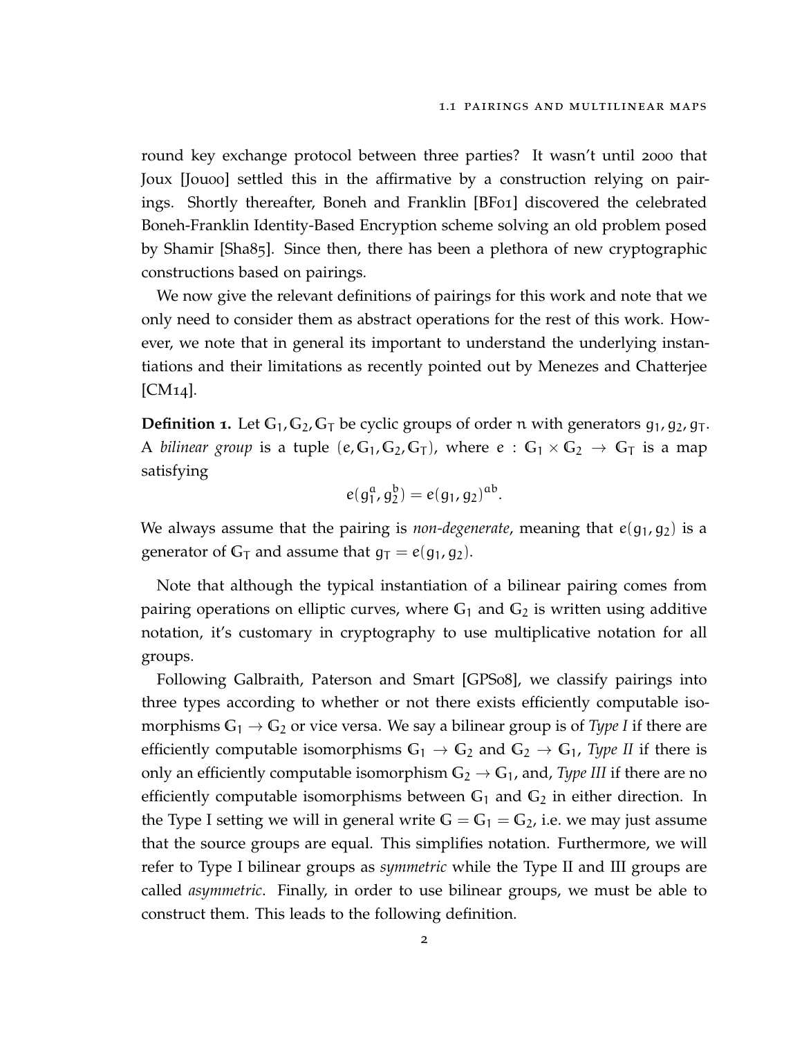round key exchange protocol between three parties? It wasn't until 2000 that Joux [Jou00] settled this in the affirmative by a construction relying on pairings. Shortly thereafter, Boneh and Franklin [BF01] discovered the celebrated Boneh-Franklin Identity-Based Encryption scheme solving an old problem posed by Shamir [Sha85]. Since then, there has been a plethora of new cryptographic constructions based on pairings.

We now give the relevant definitions of pairings for this work and note that we only need to consider them as abstract operations for the rest of this work. However, we note that in general its important to understand the underlying instantiations and their limitations as recently pointed out by Menezes and Chatterjee [CM14].

**Definition 1.** Let $\mathbb{G}_1, \mathbb{G}_2, \mathbb{G}_T$ be cyclic groups of order $n$ with generators $g_1, g_2, g_T$. A *bilinear group* is a tuple $(e, \mathbb{G}_1, \mathbb{G}_2, \mathbb{G}_T)$, where $e : \mathbb{G}_1 \times \mathbb{G}_2 \to \mathbb{G}_T$ is a map satisfying

$$e(g_1^a, g_2^b) = e(g_1, g_2)^{ab}.$$

We always assume that the pairing is *non-degenerate*, meaning that $e(g_1, g_2)$ is a generator of $\mathbb{G}_T$ and assume that $g_T = e(g_1, g_2)$.

Note that although the typical instantiation of a bilinear pairing comes from pairing operations on elliptic curves, where $\mathbb{G}_1$ and $\mathbb{G}_2$ is written using additive notation, it's customary in cryptography to use multiplicative notation for all groups.

Following Galbraith, Paterson and Smart [GPS08], we classify pairings into three types according to whether or not there exists efficiently computable isomorphisms $\mathbb{G}_1 \to \mathbb{G}_2$ or vice versa. We say a bilinear group is of *Type I* if there are efficiently computable isomorphisms $\mathbb{G}_1 \to \mathbb{G}_2$ and $\mathbb{G}_2 \to \mathbb{G}_1$, *Type II* if there is only an efficiently computable isomorphism $\mathbb{G}_2 \to \mathbb{G}_1$, and, *Type III* if there are no efficiently computable isomorphisms between $\mathbb{G}_1$ and $\mathbb{G}_2$ in either direction. In the Type I setting we will in general write $\mathbb{G} = \mathbb{G}_1 = \mathbb{G}_2$, i.e. we may just assume that the source groups are equal. This simplifies notation. Furthermore, we will refer to Type I bilinear groups as *symmetric* while the Type II and III groups are called *asymmetric*. Finally, in order to use bilinear groups, we must be able to construct them. This leads to the following definition.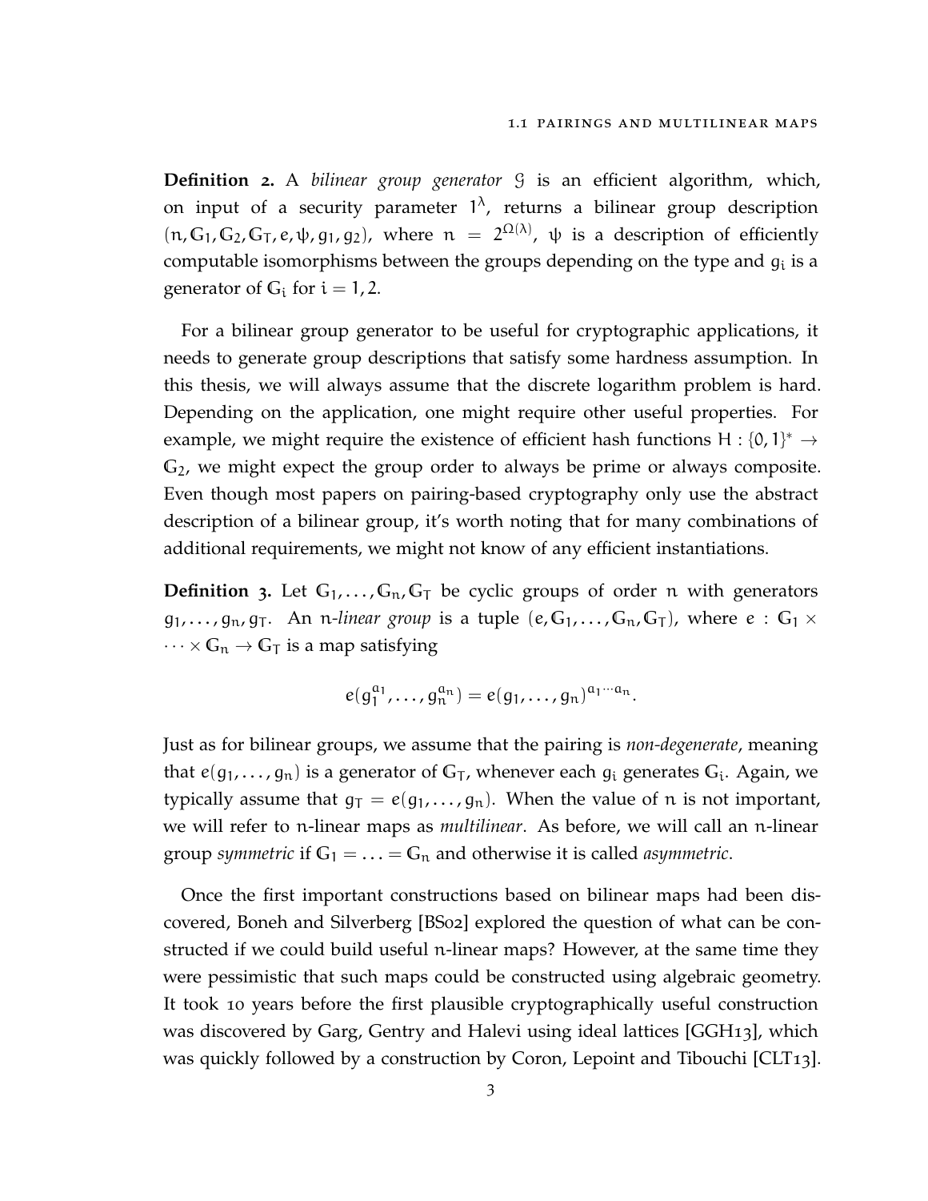**Definition 2.** A *bilinear group generator* $\mathcal{G}$ is an efficient algorithm, which, on input of a security parameter $1^\lambda$, returns a bilinear group description $(n, \mathbb{G}_1, \mathbb{G}_2, \mathbb{G}_T, e, \psi, g_1, g_2)$, where $n = 2^{\Omega(\lambda)}$, $\psi$ is a description of efficiently computable isomorphisms between the groups depending on the type and $g_i$ is a generator of $\mathbb{G}_i$ for $i = 1, 2$.

For a bilinear group generator to be useful for cryptographic applications, it needs to generate group descriptions that satisfy some hardness assumption. In this thesis, we will always assume that the discrete logarithm problem is hard. Depending on the application, one might require other useful properties. For example, we might require the existence of efficient hash functions $H : \{0,1\}^* \rightarrow \mathbb{G}_2$, we might expect the group order to always be prime or always composite. Even though most papers on pairing-based cryptography only use the abstract description of a bilinear group, it's worth noting that for many combinations of additional requirements, we might not know of any efficient instantiations.

**Definition 3.** Let $\mathbb{G}_1, \ldots, \mathbb{G}_n, \mathbb{G}_T$ be cyclic groups of order $n$ with generators $g_1, \ldots, g_n, g_T$. An *$n$-linear group* is a tuple $(e, \mathbb{G}_1, \ldots, \mathbb{G}_n, \mathbb{G}_T)$, where $e : \mathbb{G}_1 \times \cdots \times \mathbb{G}_n \rightarrow \mathbb{G}_T$ is a map satisfying

$$e(g_1^{a_1}, \ldots, g_n^{a_n}) = e(g_1, \ldots, g_n)^{a_1 \cdots a_n}.$$

Just as for bilinear groups, we assume that the pairing is *non-degenerate*, meaning that $e(g_1, \ldots, g_n)$ is a generator of $\mathbb{G}_T$, whenever each $g_i$ generates $\mathbb{G}_i$. Again, we typically assume that $g_T = e(g_1, \ldots, g_n)$. When the value of $n$ is not important, we will refer to $n$-linear maps as *multilinear*. As before, we will call an $n$-linear group *symmetric* if $\mathbb{G}_1 = \ldots = \mathbb{G}_n$ and otherwise it is called *asymmetric*.

Once the first important constructions based on bilinear maps had been discovered, Boneh and Silverberg [BS02] explored the question of what can be constructed if we could build useful $n$-linear maps? However, at the same time they were pessimistic that such maps could be constructed using algebraic geometry. It took 10 years before the first plausible cryptographically useful construction was discovered by Garg, Gentry and Halevi using ideal lattices [GGH13], which was quickly followed by a construction by Coron, Lepoint and Tibouchi [CLT13].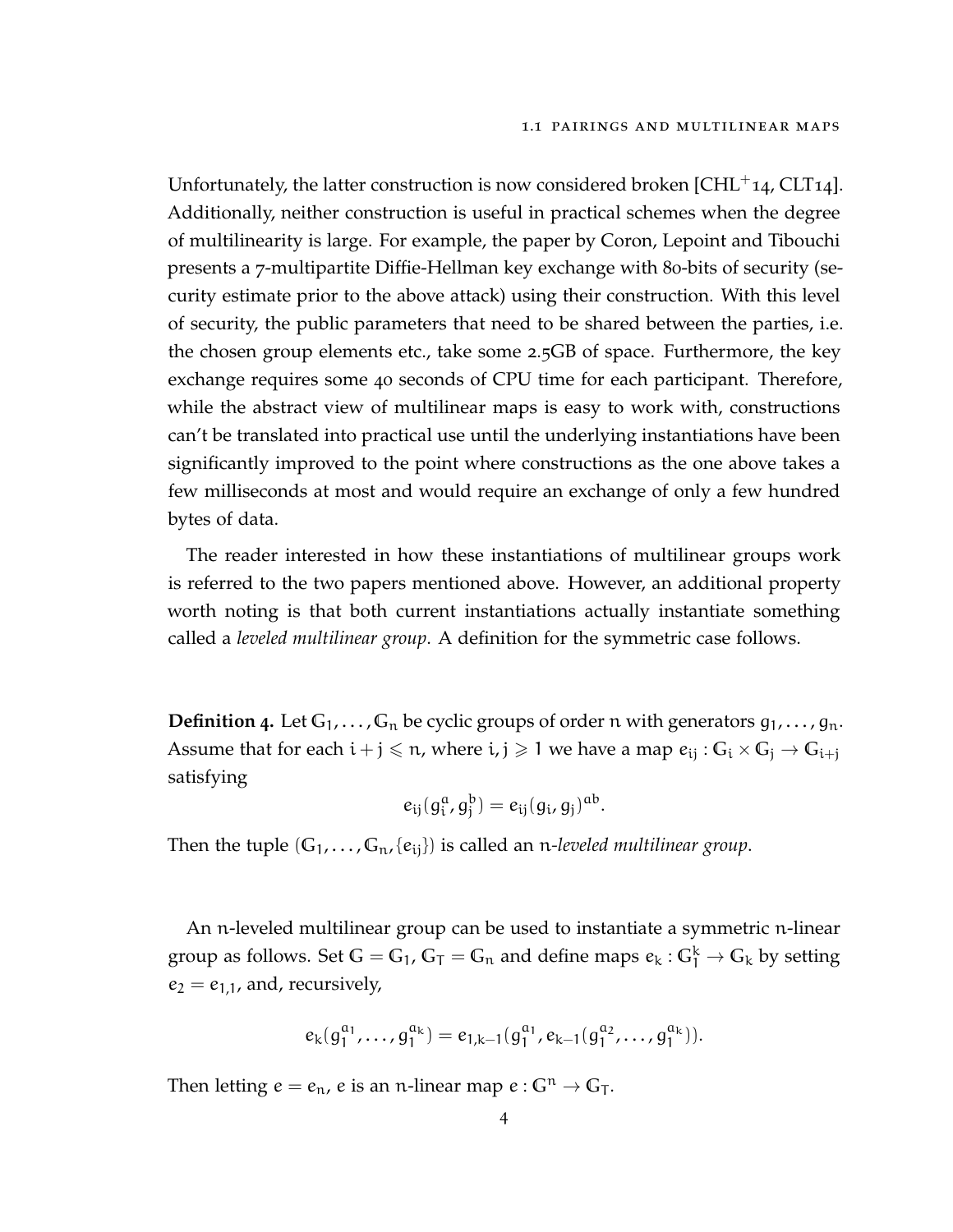Unfortunately, the latter construction is now considered broken [CHL⁺14, CLT14]. Additionally, neither construction is useful in practical schemes when the degree of multilinearity is large. For example, the paper by Coron, Lepoint and Tibouchi presents a 7-multipartite Diffie-Hellman key exchange with 80-bits of security (security estimate prior to the above attack) using their construction. With this level of security, the public parameters that need to be shared between the parties, i.e. the chosen group elements etc., take some 2.5GB of space. Furthermore, the key exchange requires some 40 seconds of CPU time for each participant. Therefore, while the abstract view of multilinear maps is easy to work with, constructions can't be translated into practical use until the underlying instantiations have been significantly improved to the point where constructions as the one above takes a few milliseconds at most and would require an exchange of only a few hundred bytes of data.

The reader interested in how these instantiations of multilinear groups work is referred to the two papers mentioned above. However, an additional property worth noting is that both current instantiations actually instantiate something called a *leveled multilinear group*. A definition for the symmetric case follows.

**Definition 4.** Let $\mathbb{G}_1, \ldots, \mathbb{G}_n$ be cyclic groups of order $n$ with generators $g_1, \ldots, g_n$. Assume that for each $i + j \leqslant n$, where $i, j \geqslant 1$ we have a map $e_{ij} : \mathbb{G}_i \times \mathbb{G}_j \to \mathbb{G}_{i+j}$ satisfying

$$e_{ij}(g_i^a, g_j^b) = e_{ij}(g_i, g_j)^{ab}.$$

Then the tuple $(\mathbb{G}_1, \ldots, \mathbb{G}_n, \{e_{ij}\})$ is called an $n$*-leveled multilinear group*.

An $n$-leveled multilinear group can be used to instantiate a symmetric $n$-linear group as follows. Set $\mathbb{G} = \mathbb{G}_1$, $\mathbb{G}_T = \mathbb{G}_n$ and define maps $e_k : \mathbb{G}_1^k \to \mathbb{G}_k$ by setting $e_2 = e_{1,1}$, and, recursively,

$$e_k(g_1^{a_1}, \ldots, g_1^{a_k}) = e_{1,k-1}(g_1^{a_1}, e_{k-1}(g_1^{a_2}, \ldots, g_1^{a_k})).$$

Then letting $e = e_n$, $e$ is an $n$-linear map $e : \mathbb{G}^n \to \mathbb{G}_T$.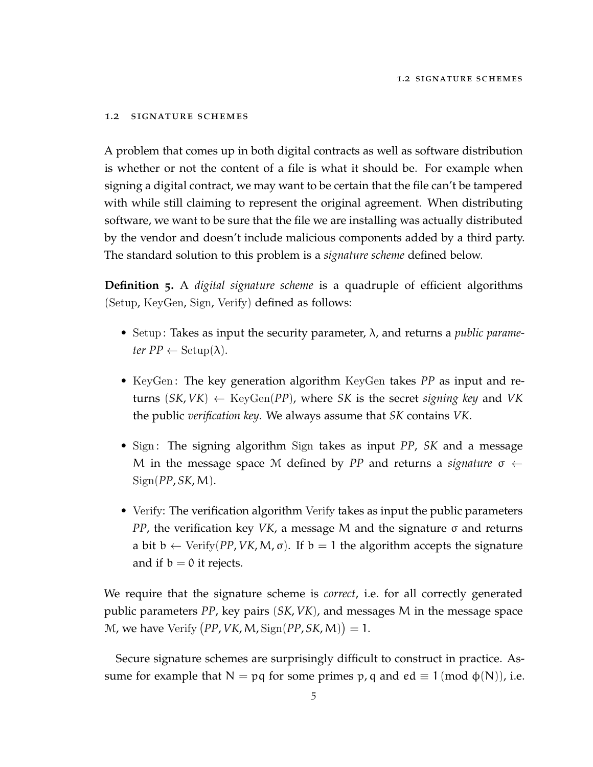## 1.2 Signature schemes

A problem that comes up in both digital contracts as well as software distribution is whether or not the content of a file is what it should be. For example when signing a digital contract, we may want to be certain that the file can't be tampered with while still claiming to represent the original agreement. When distributing software, we want to be sure that the file we are installing was actually distributed by the vendor and doesn't include malicious components added by a third party. The standard solution to this problem is a *signature scheme* defined below.

**Definition 5.** A *digital signature scheme* is a quadruple of efficient algorithms $(\mathrm{Setup}, \mathrm{KeyGen}, \mathrm{Sign}, \mathrm{Verify})$ defined as follows:

- $\mathrm{Setup}$: Takes as input the security parameter, $\lambda$, and returns a *public parameter* $PP \leftarrow \mathrm{Setup}(\lambda)$.
- $\mathrm{KeyGen}$: The key generation algorithm $\mathrm{KeyGen}$ takes $PP$ as input and returns $(SK, VK) \leftarrow \mathrm{KeyGen}(PP)$, where $SK$ is the secret *signing key* and $VK$ the public *verification key*. We always assume that $SK$ contains $VK$.
- $\mathrm{Sign}$: The signing algorithm $\mathrm{Sign}$ takes as input $PP$, $SK$ and a message $M$ in the message space $\mathcal{M}$ defined by $PP$ and returns a *signature* $\sigma \leftarrow \mathrm{Sign}(PP, SK, M)$.
- $\mathrm{Verify}$: The verification algorithm $\mathrm{Verify}$ takes as input the public parameters $PP$, the verification key $VK$, a message $M$ and the signature $\sigma$ and returns a bit $b \leftarrow \mathrm{Verify}(PP, VK, M, \sigma)$. If $b = 1$ the algorithm accepts the signature and if $b = 0$ it rejects.

We require that the signature scheme is *correct*, i.e. for all correctly generated public parameters $PP$, key pairs $(SK, VK)$, and messages $M$ in the message space $\mathcal{M}$, we have $\mathrm{Verify}\left(PP, VK, M, \mathrm{Sign}(PP, SK, M)\right) = 1$.

Secure signature schemes are surprisingly difficult to construct in practice. Assume for example that $N = pq$ for some primes $p, q$ and $ed \equiv 1 \pmod{\phi(N)}$, i.e.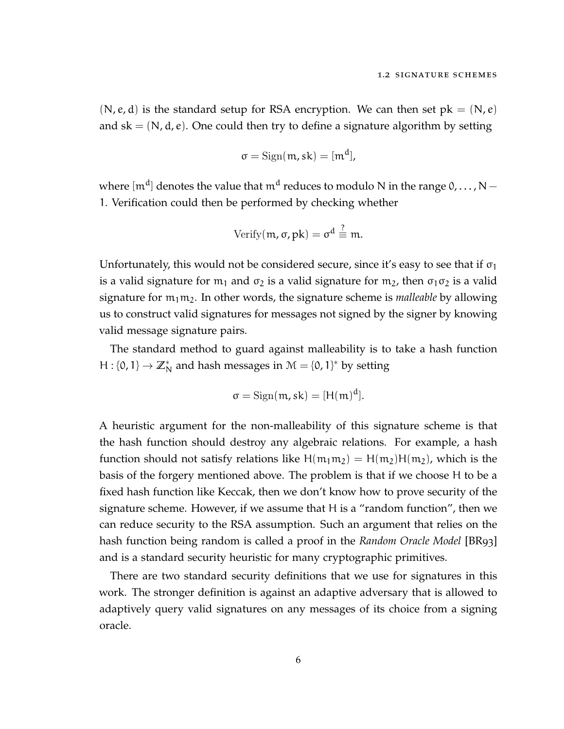$(N, e, d)$ is the standard setup for RSA encryption. We can then set $\text{pk} = (N, e)$ and $\text{sk} = (N, d, e)$. One could then try to define a signature algorithm by setting

$$\sigma = \text{Sign}(m, \text{sk}) = [m^d],$$

where $[m^d]$ denotes the value that $m^d$ reduces to modulo $N$ in the range $0, \ldots, N-1$. Verification could then be performed by checking whether

$$\text{Verify}(m, \sigma, \text{pk}) = \sigma^d \stackrel{?}{\equiv} m.$$

Unfortunately, this would not be considered secure, since it's easy to see that if $\sigma_1$ is a valid signature for $m_1$ and $\sigma_2$ is a valid signature for $m_2$, then $\sigma_1\sigma_2$ is a valid signature for $m_1 m_2$. In other words, the signature scheme is *malleable* by allowing us to construct valid signatures for messages not signed by the signer by knowing valid message signature pairs.

The standard method to guard against malleability is to take a hash function $H : \{0, 1\} \to \mathbb{Z}_N^*$ and hash messages in $\mathcal{M} = \{0, 1\}^*$ by setting

$$\sigma = \text{Sign}(m, \text{sk}) = [H(m)^d].$$

A heuristic argument for the non-malleability of this signature scheme is that the hash function should destroy any algebraic relations. For example, a hash function should not satisfy relations like $H(m_1 m_2) = H(m_2)H(m_2)$, which is the basis of the forgery mentioned above. The problem is that if we choose $H$ to be a fixed hash function like Keccak, then we don't know how to prove security of the signature scheme. However, if we assume that $H$ is a "random function", then we can reduce security to the RSA assumption. Such an argument that relies on the hash function being random is called a proof in the *Random Oracle Model* [BR93] and is a standard security heuristic for many cryptographic primitives.

There are two standard security definitions that we use for signatures in this work. The stronger definition is against an adaptive adversary that is allowed to adaptively query valid signatures on any messages of its choice from a signing oracle.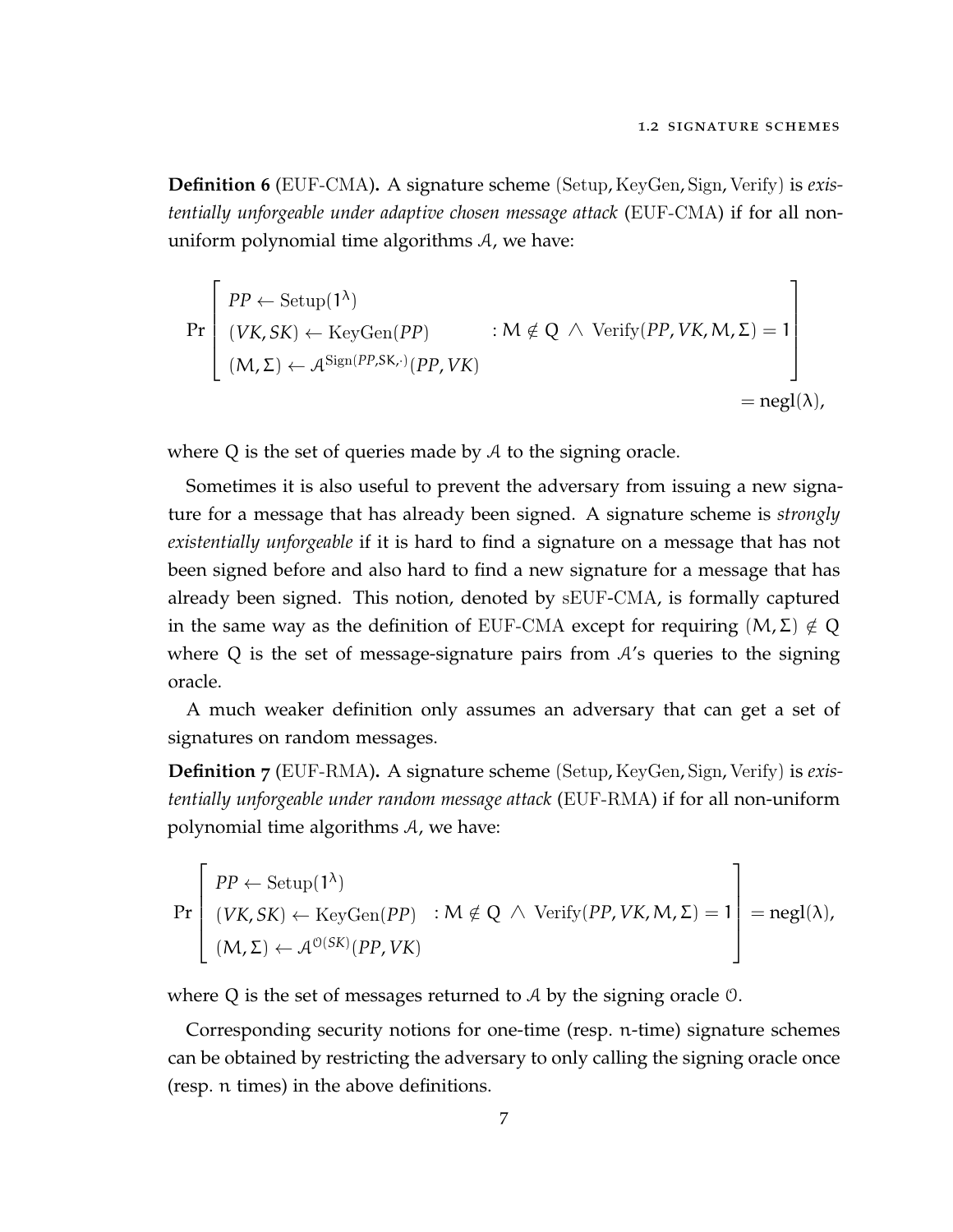**Definition 6** (EUF-CMA)**.** A signature scheme (Setup, KeyGen, Sign, Verify) is *existentially unforgeable under adaptive chosen message attack* (EUF-CMA) if for all non-uniform polynomial time algorithms $\mathcal{A}$, we have:

$$\Pr\left[\begin{array}{l} PP \leftarrow \text{Setup}(1^\lambda) \\ (VK, SK) \leftarrow \text{KeyGen}(PP) \\ (M, \Sigma) \leftarrow \mathcal{A}^{\text{Sign}(PP, SK, \cdot)}(PP, VK) \end{array} : M \notin Q \ \wedge \ \text{Verify}(PP, VK, M, \Sigma) = 1\right] = \text{negl}(\lambda),$$

where $Q$ is the set of queries made by $\mathcal{A}$ to the signing oracle.

Sometimes it is also useful to prevent the adversary from issuing a new signature for a message that has already been signed. A signature scheme is *strongly existentially unforgeable* if it is hard to find a signature on a message that has not been signed before and also hard to find a new signature for a message that has already been signed. This notion, denoted by sEUF-CMA, is formally captured in the same way as the definition of EUF-CMA except for requiring $(M, \Sigma) \notin Q$ where $Q$ is the set of message-signature pairs from $\mathcal{A}$'s queries to the signing oracle.

A much weaker definition only assumes an adversary that can get a set of signatures on random messages.

**Definition 7** (EUF-RMA)**.** A signature scheme (Setup, KeyGen, Sign, Verify) is *existentially unforgeable under random message attack* (EUF-RMA) if for all non-uniform polynomial time algorithms $\mathcal{A}$, we have:

$$\Pr\left[\begin{array}{l} PP \leftarrow \text{Setup}(1^\lambda) \\ (VK, SK) \leftarrow \text{KeyGen}(PP) \\ (M, \Sigma) \leftarrow \mathcal{A}^{\mathcal{O}(SK)}(PP, VK) \end{array} : M \notin Q \ \wedge \ \text{Verify}(PP, VK, M, \Sigma) = 1\right] = \text{negl}(\lambda),$$

where $Q$ is the set of messages returned to $\mathcal{A}$ by the signing oracle $\mathcal{O}$.

Corresponding security notions for one-time (resp. $n$-time) signature schemes can be obtained by restricting the adversary to only calling the signing oracle once (resp. $n$ times) in the above definitions.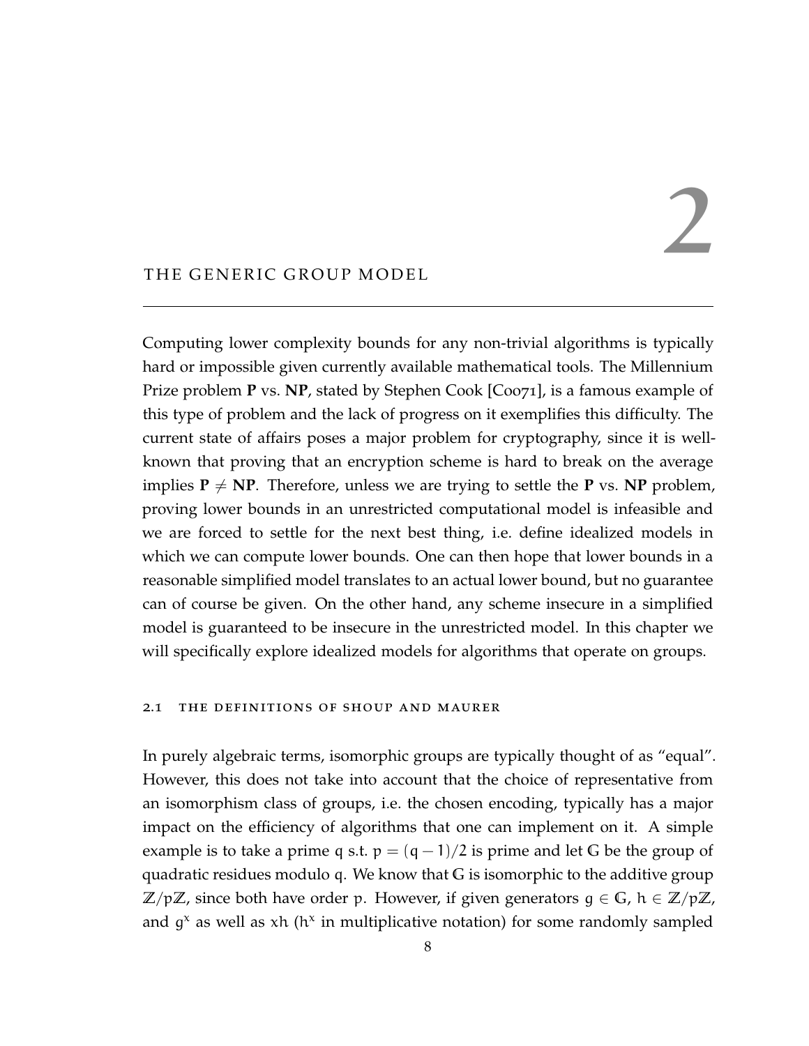# 2 THE GENERIC GROUP MODEL

Computing lower complexity bounds for any non-trivial algorithms is typically hard or impossible given currently available mathematical tools. The Millennium Prize problem **P** vs. **NP**, stated by Stephen Cook [Coo71], is a famous example of this type of problem and the lack of progress on it exemplifies this difficulty. The current state of affairs poses a major problem for cryptography, since it is well-known that proving that an encryption scheme is hard to break on the average implies $\mathbf{P} \neq \mathbf{NP}$. Therefore, unless we are trying to settle the **P** vs. **NP** problem, proving lower bounds in an unrestricted computational model is infeasible and we are forced to settle for the next best thing, i.e. define idealized models in which we can compute lower bounds. One can then hope that lower bounds in a reasonable simplified model translates to an actual lower bound, but no guarantee can of course be given. On the other hand, any scheme insecure in a simplified model is guaranteed to be insecure in the unrestricted model. In this chapter we will specifically explore idealized models for algorithms that operate on groups.

## 2.1 THE DEFINITIONS OF SHOUP AND MAURER

In purely algebraic terms, isomorphic groups are typically thought of as "equal". However, this does not take into account that the choice of representative from an isomorphism class of groups, i.e. the chosen encoding, typically has a major impact on the efficiency of algorithms that one can implement on it. A simple example is to take a prime $q$ s.t. $p = (q-1)/2$ is prime and let $\mathbb{G}$ be the group of quadratic residues modulo $q$. We know that $\mathbb{G}$ is isomorphic to the additive group $\mathbb{Z}/p\mathbb{Z}$, since both have order $p$. However, if given generators $g \in \mathbb{G}$, $h \in \mathbb{Z}/p\mathbb{Z}$, and $g^x$ as well as $xh$ ($h^x$ in multiplicative notation) for some randomly sampled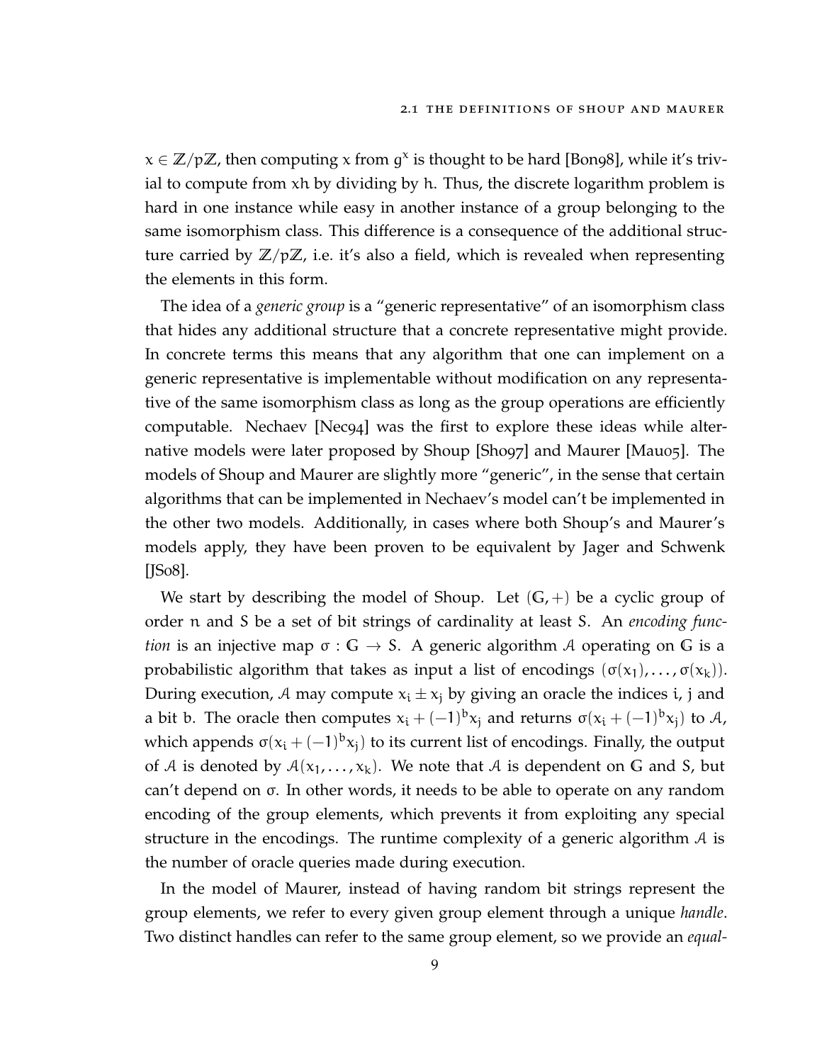$x \in \mathbb{Z}/p\mathbb{Z}$, then computing $x$ from $g^x$ is thought to be hard [Bon98], while it's trivial to compute from $xh$ by dividing by $h$. Thus, the discrete logarithm problem is hard in one instance while easy in another instance of a group belonging to the same isomorphism class. This difference is a consequence of the additional structure carried by $\mathbb{Z}/p\mathbb{Z}$, i.e. it's also a field, which is revealed when representing the elements in this form.

The idea of a *generic group* is a "generic representative" of an isomorphism class that hides any additional structure that a concrete representative might provide. In concrete terms this means that any algorithm that one can implement on a generic representative is implementable without modification on any representative of the same isomorphism class as long as the group operations are efficiently computable. Nechaev [Nec94] was the first to explore these ideas while alternative models were later proposed by Shoup [Sho97] and Maurer [Mau05]. The models of Shoup and Maurer are slightly more "generic", in the sense that certain algorithms that can be implemented in Nechaev's model can't be implemented in the other two models. Additionally, in cases where both Shoup's and Maurer's models apply, they have been proven to be equivalent by Jager and Schwenk [JS08].

We start by describing the model of Shoup. Let $(\mathbb{G}, +)$ be a cyclic group of order $n$ and $S$ be a set of bit strings of cardinality at least $S$. An *encoding function* is an injective map $\sigma : \mathbb{G} \to S$. A generic algorithm $\mathcal{A}$ operating on $\mathbb{G}$ is a probabilistic algorithm that takes as input a list of encodings $(\sigma(x_1), \dots, \sigma(x_k))$. During execution, $\mathcal{A}$ may compute $x_i \pm x_j$ by giving an oracle the indices $i$, $j$ and a bit $b$. The oracle then computes $x_i + (-1)^b x_j$ and returns $\sigma(x_i + (-1)^b x_j)$ to $\mathcal{A}$, which appends $\sigma(x_i + (-1)^b x_j)$ to its current list of encodings. Finally, the output of $\mathcal{A}$ is denoted by $\mathcal{A}(x_1, \dots, x_k)$. We note that $\mathcal{A}$ is dependent on $\mathbb{G}$ and $S$, but can't depend on $\sigma$. In other words, it needs to be able to operate on any random encoding of the group elements, which prevents it from exploiting any special structure in the encodings. The runtime complexity of a generic algorithm $\mathcal{A}$ is the number of oracle queries made during execution.

In the model of Maurer, instead of having random bit strings represent the group elements, we refer to every given group element through a unique *handle*. Two distinct handles can refer to the same group element, so we provide an *equal-*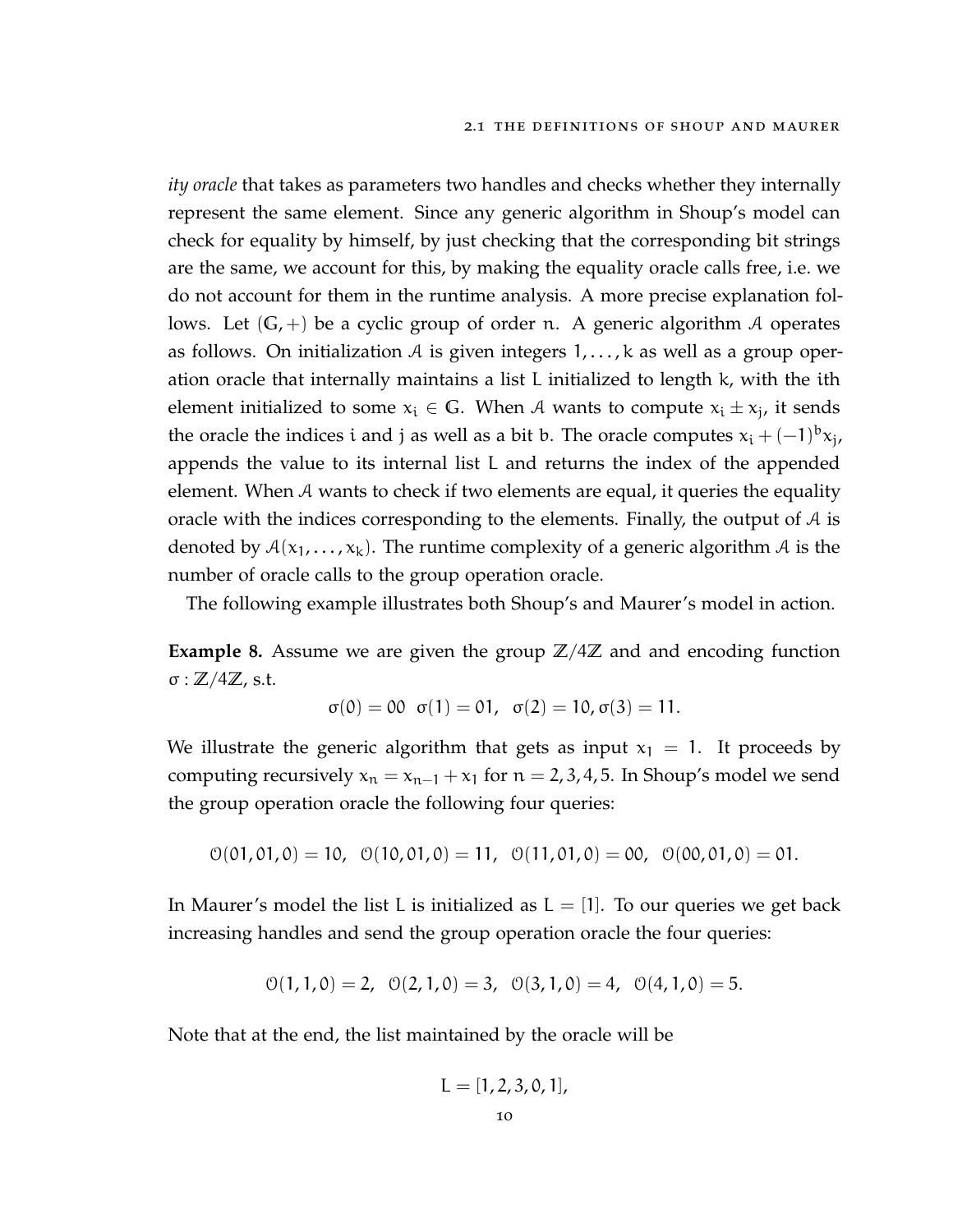*ity oracle* that takes as parameters two handles and checks whether they internally represent the same element. Since any generic algorithm in Shoup's model can check for equality by himself, by just checking that the corresponding bit strings are the same, we account for this, by making the equality oracle calls free, i.e. we do not account for them in the runtime analysis. A more precise explanation follows. Let $(\mathbb{G}, +)$ be a cyclic group of order $n$. A generic algorithm $\mathcal{A}$ operates as follows. On initialization $\mathcal{A}$ is given integers $1, \ldots, k$ as well as a group operation oracle that internally maintains a list L initialized to length k, with the ith element initialized to some $x_i \in \mathbb{G}$. When $\mathcal{A}$ wants to compute $x_i \pm x_j$, it sends the oracle the indices i and j as well as a bit b. The oracle computes $x_i + (-1)^b x_j$, appends the value to its internal list L and returns the index of the appended element. When $\mathcal{A}$ wants to check if two elements are equal, it queries the equality oracle with the indices corresponding to the elements. Finally, the output of $\mathcal{A}$ is denoted by $\mathcal{A}(x_1, \ldots, x_k)$. The runtime complexity of a generic algorithm $\mathcal{A}$ is the number of oracle calls to the group operation oracle.

The following example illustrates both Shoup's and Maurer's model in action.

**Example 8.** Assume we are given the group $\mathbb{Z}/4\mathbb{Z}$ and and encoding function $\sigma : \mathbb{Z}/4\mathbb{Z}$, s.t.

$$\sigma(0) = 00 \quad \sigma(1) = 01, \quad \sigma(2) = 10, \sigma(3) = 11.$$

We illustrate the generic algorithm that gets as input $x_1 = 1$. It proceeds by computing recursively $x_n = x_{n-1} + x_1$ for $n = 2, 3, 4, 5$. In Shoup's model we send the group operation oracle the following four queries:

$$\mathcal{O}(01, 01, 0) = 10, \quad \mathcal{O}(10, 01, 0) = 11, \quad \mathcal{O}(11, 01, 0) = 00, \quad \mathcal{O}(00, 01, 0) = 01.$$

In Maurer's model the list L is initialized as $L = [1]$. To our queries we get back increasing handles and send the group operation oracle the four queries:

$$\mathcal{O}(1, 1, 0) = 2, \quad \mathcal{O}(2, 1, 0) = 3, \quad \mathcal{O}(3, 1, 0) = 4, \quad \mathcal{O}(4, 1, 0) = 5.$$

Note that at the end, the list maintained by the oracle will be

$$L = [1, 2, 3, 0, 1],$$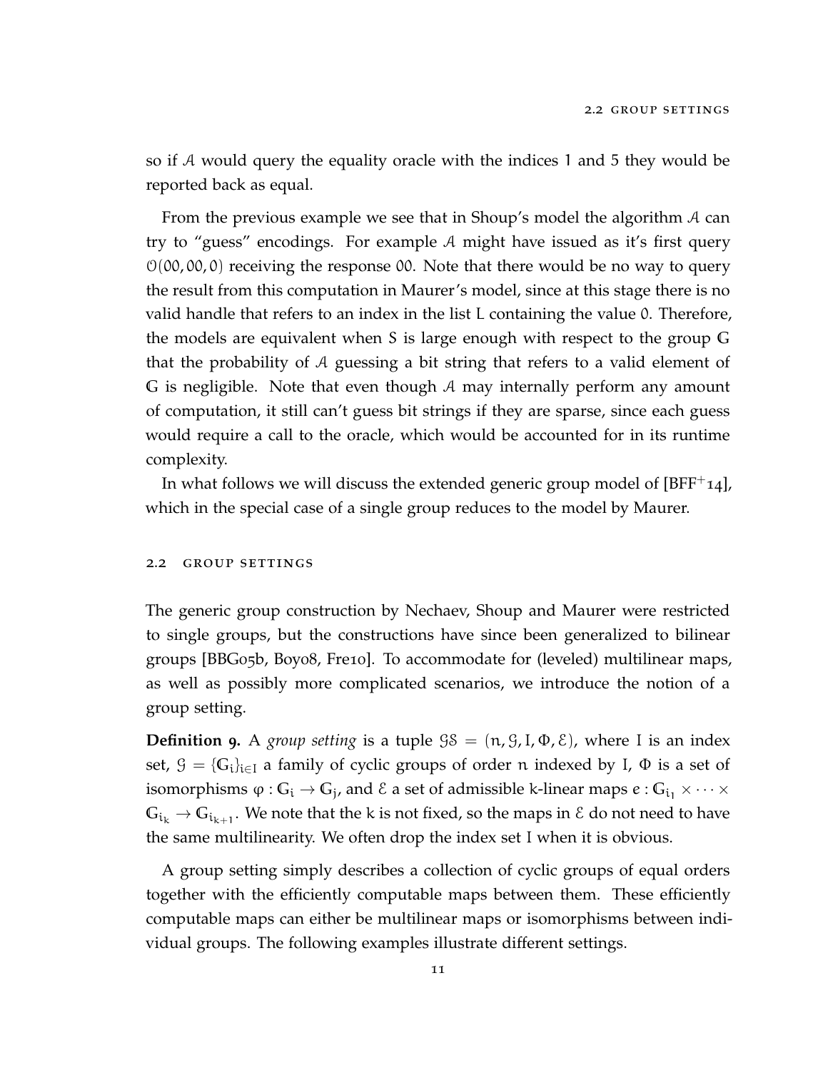so if $\mathcal{A}$ would query the equality oracle with the indices 1 and 5 they would be reported back as equal.

From the previous example we see that in Shoup's model the algorithm $\mathcal{A}$ can try to "guess" encodings. For example $\mathcal{A}$ might have issued as it's first query $\mathcal{O}(00, 00, 0)$ receiving the response 00. Note that there would be no way to query the result from this computation in Maurer's model, since at this stage there is no valid handle that refers to an index in the list L containing the value 0. Therefore, the models are equivalent when S is large enough with respect to the group $\mathbb{G}$ that the probability of $\mathcal{A}$ guessing a bit string that refers to a valid element of $\mathbb{G}$ is negligible. Note that even though $\mathcal{A}$ may internally perform any amount of computation, it still can't guess bit strings if they are sparse, since each guess would require a call to the oracle, which would be accounted for in its runtime complexity.

In what follows we will discuss the extended generic group model of [BFF+14], which in the special case of a single group reduces to the model by Maurer.

## 2.2 Group settings

The generic group construction by Nechaev, Shoup and Maurer were restricted to single groups, but the constructions have since been generalized to bilinear groups [BBG05b, Boy08, Fre10]. To accommodate for (leveled) multilinear maps, as well as possibly more complicated scenarios, we introduce the notion of a group setting.

**Definition 9.** A *group setting* is a tuple $\mathcal{GS} = (n, \mathcal{G}, I, \Phi, \mathcal{E})$, where I is an index set, $\mathcal{G} = \{\mathbb{G}_i\}_{i \in I}$ a family of cyclic groups of order $n$ indexed by I, $\Phi$ is a set of isomorphisms $\varphi : \mathbb{G}_i \to \mathbb{G}_j$, and $\mathcal{E}$ a set of admissible k-linear maps $e : \mathbb{G}_{i_1} \times \cdots \times \mathbb{G}_{i_k} \to \mathbb{G}_{i_{k+1}}$. We note that the k is not fixed, so the maps in $\mathcal{E}$ do not need to have the same multilinearity. We often drop the index set I when it is obvious.

A group setting simply describes a collection of cyclic groups of equal orders together with the efficiently computable maps between them. These efficiently computable maps can either be multilinear maps or isomorphisms between individual groups. The following examples illustrate different settings.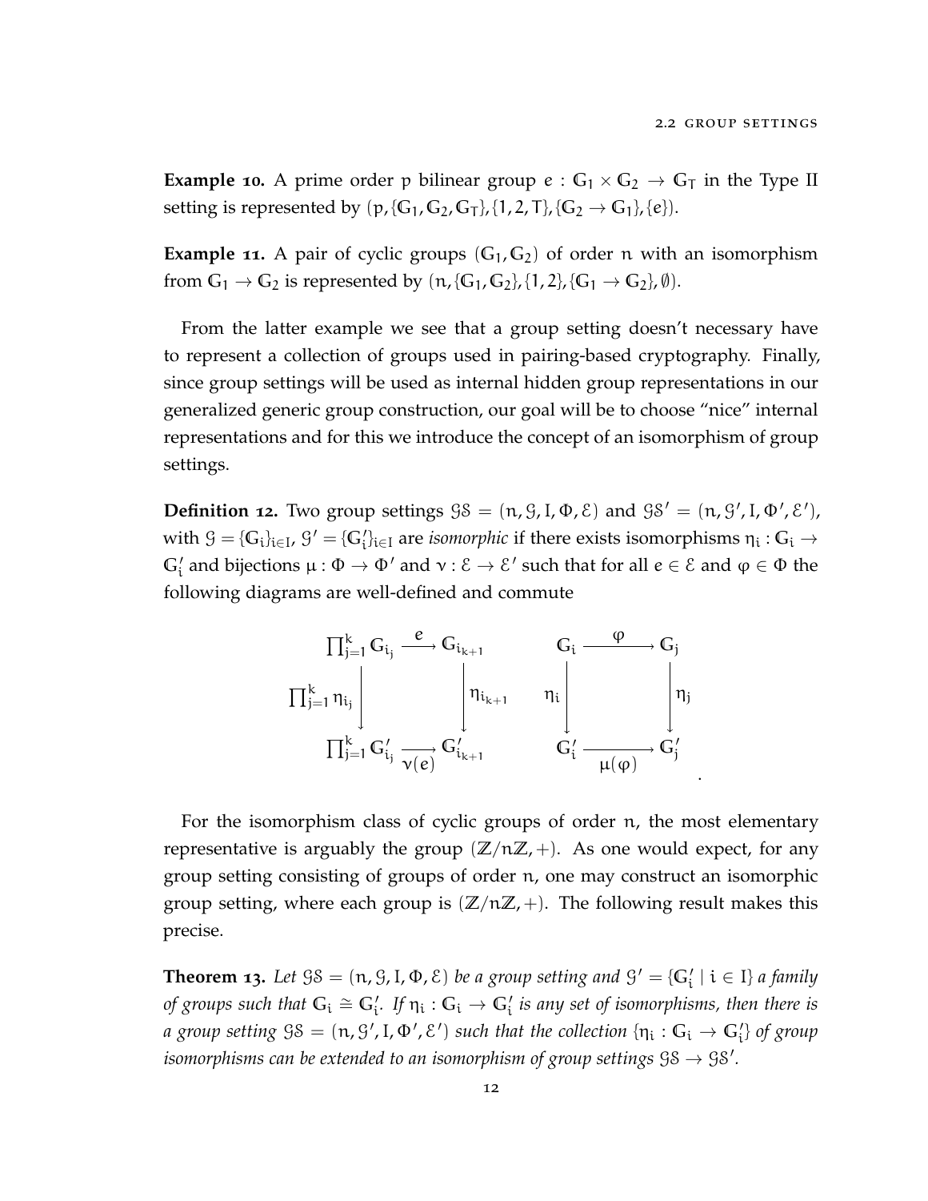**Example 10.** A prime order $p$ bilinear group $e : \mathbb{G}_1 \times \mathbb{G}_2 \to \mathbb{G}_T$ in the Type II setting is represented by $(p, \{\mathbb{G}_1, \mathbb{G}_2, \mathbb{G}_T\}, \{1, 2, T\}, \{\mathbb{G}_2 \to \mathbb{G}_1\}, \{e\})$.

**Example 11.** A pair of cyclic groups $(\mathbb{G}_1, \mathbb{G}_2)$ of order $n$ with an isomorphism from $\mathbb{G}_1 \to \mathbb{G}_2$ is represented by $(n, \{\mathbb{G}_1, \mathbb{G}_2\}, \{1, 2\}, \{\mathbb{G}_1 \to \mathbb{G}_2\}, \emptyset)$.

From the latter example we see that a group setting doesn't necessary have to represent a collection of groups used in pairing-based cryptography. Finally, since group settings will be used as internal hidden group representations in our generalized generic group construction, our goal will be to choose "nice" internal representations and for this we introduce the concept of an isomorphism of group settings.

**Definition 12.** Two group settings $\mathcal{GS} = (n, \mathcal{G}, I, \Phi, \mathcal{E})$ and $\mathcal{GS}' = (n, \mathcal{G}', I, \Phi', \mathcal{E}')$, with $\mathcal{G} = \{\mathbb{G}_i\}_{i \in I}$, $\mathcal{G}' = \{\mathbb{G}'_i\}_{i \in I}$ are *isomorphic* if there exists isomorphisms $\eta_i : \mathbb{G}_i \to \mathbb{G}'_i$ and bijections $\mu : \Phi \to \Phi'$ and $\nu : \mathcal{E} \to \mathcal{E}'$ such that for all $e \in \mathcal{E}$ and $\varphi \in \Phi$ the following diagrams are well-defined and commute

$$
\begin{array}{ccc}
\prod_{j=1}^{k} \mathbb{G}_{i_j} & \xrightarrow{\ e\ } & \mathbb{G}_{i_{k+1}} \\
{\scriptstyle \prod_{j=1}^{k} \eta_{i_j}} \downarrow & & \downarrow {\scriptstyle \eta_{i_{k+1}}} \\
\prod_{j=1}^{k} \mathbb{G}'_{i_j} & \xrightarrow[\ \nu(e)\ ]{} & \mathbb{G}'_{i_{k+1}}
\end{array}
\qquad
\begin{array}{ccc}
\mathbb{G}_i & \xrightarrow{\ \varphi\ } & \mathbb{G}_j \\
{\scriptstyle \eta_i} \downarrow & & \downarrow {\scriptstyle \eta_j} \\
\mathbb{G}'_i & \xrightarrow[\ \mu(\varphi)\ ]{} & \mathbb{G}'_j
\end{array}
.
$$

For the isomorphism class of cyclic groups of order $n$, the most elementary representative is arguably the group $(\mathbb{Z}/n\mathbb{Z}, +)$. As one would expect, for any group setting consisting of groups of order $n$, one may construct an isomorphic group setting, where each group is $(\mathbb{Z}/n\mathbb{Z}, +)$. The following result makes this precise.

**Theorem 13.** *Let $\mathcal{GS} = (n, \mathcal{G}, I, \Phi, \mathcal{E})$ be a group setting and $\mathcal{G}' = \{\mathbb{G}'_i \mid i \in I\}$ a family of groups such that $\mathbb{G}_i \cong \mathbb{G}'_i$. If $\eta_i : \mathbb{G}_i \to \mathbb{G}'_i$ is any set of isomorphisms, then there is a group setting $\mathcal{GS} = (n, \mathcal{G}', I, \Phi', \mathcal{E}')$ such that the collection $\{\eta_i : \mathbb{G}_i \to \mathbb{G}'_i\}$ of group isomorphisms can be extended to an isomorphism of group settings $\mathcal{GS} \to \mathcal{GS}'$.*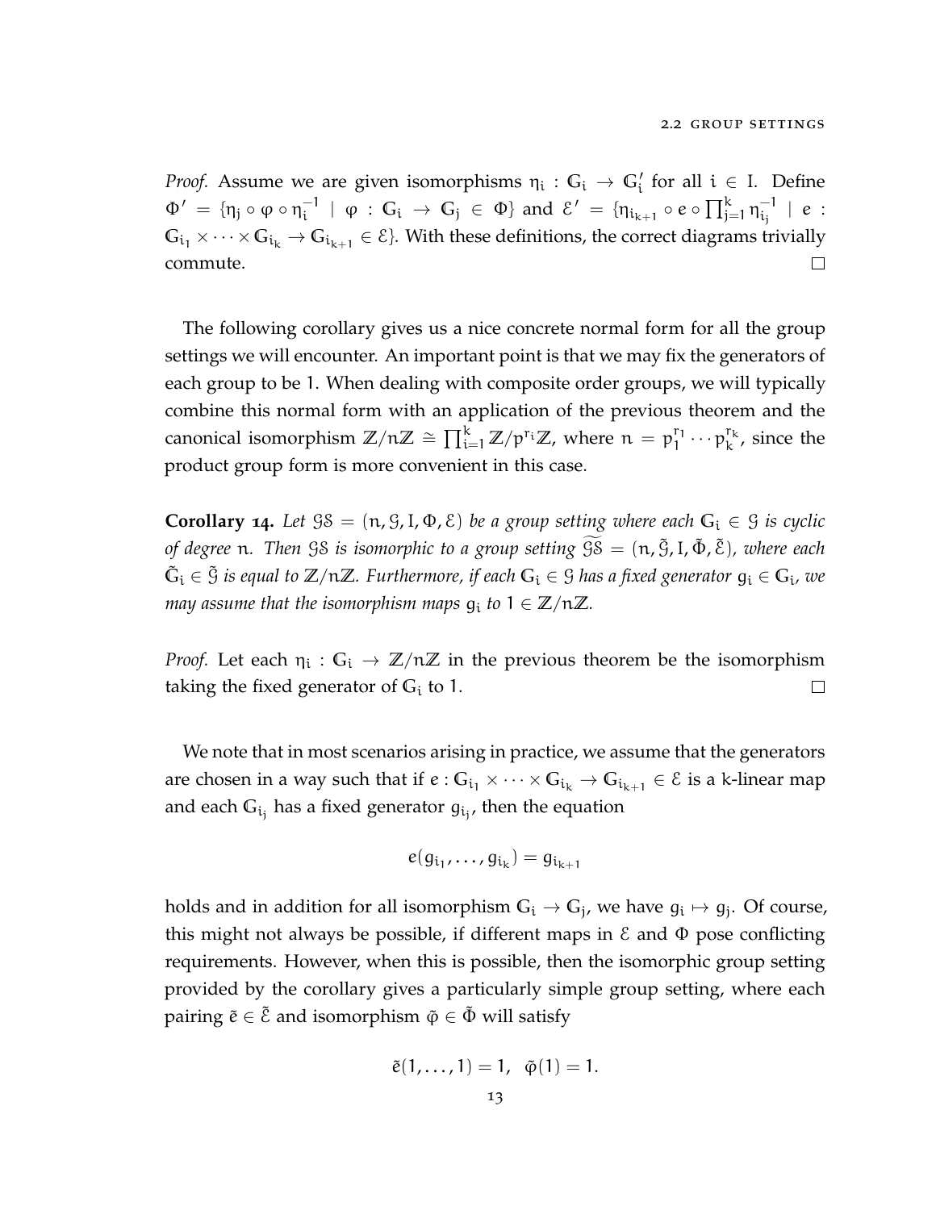*Proof.* Assume we are given isomorphisms $\eta_i : \mathbb{G}_i \to \mathbb{G}'_i$ for all $i \in I$. Define $\Phi' = \{\eta_j \circ \varphi \circ \eta_i^{-1} \mid \varphi : \mathbb{G}_i \to \mathbb{G}_j \in \Phi\}$ and $\mathcal{E}' = \{\eta_{i_{k+1}} \circ e \circ \prod_{j=1}^{k} \eta_{i_j}^{-1} \mid e : \mathbb{G}_{i_1} \times \cdots \times \mathbb{G}_{i_k} \to \mathbb{G}_{i_{k+1}} \in \mathcal{E}\}$. With these definitions, the correct diagrams trivially commute. □

The following corollary gives us a nice concrete normal form for all the group settings we will encounter. An important point is that we may fix the generators of each group to be 1. When dealing with composite order groups, we will typically combine this normal form with an application of the previous theorem and the canonical isomorphism $\mathbb{Z}/n\mathbb{Z} \cong \prod_{i=1}^{k} \mathbb{Z}/p^{r_i}\mathbb{Z}$, where $n = p_1^{r_1} \cdots p_k^{r_k}$, since the product group form is more convenient in this case.

**Corollary 14.** *Let $\mathcal{GS} = (n, \mathcal{G}, I, \Phi, \mathcal{E})$ be a group setting where each $\mathbb{G}_i \in \mathcal{G}$ is cyclic of degree $n$. Then $\mathcal{GS}$ is isomorphic to a group setting $\widetilde{\mathcal{GS}} = (n, \tilde{\mathcal{G}}, I, \tilde{\Phi}, \tilde{\mathcal{E}})$, where each $\tilde{\mathbb{G}}_i \in \tilde{\mathcal{G}}$ is equal to $\mathbb{Z}/n\mathbb{Z}$. Furthermore, if each $\mathbb{G}_i \in \mathcal{G}$ has a fixed generator $g_i \in \mathbb{G}_i$, we may assume that the isomorphism maps $g_i$ to $1 \in \mathbb{Z}/n\mathbb{Z}$.*

*Proof.* Let each $\eta_i : \mathbb{G}_i \to \mathbb{Z}/n\mathbb{Z}$ in the previous theorem be the isomorphism taking the fixed generator of $\mathbb{G}_i$ to 1. □

We note that in most scenarios arising in practice, we assume that the generators are chosen in a way such that if $e : \mathbb{G}_{i_1} \times \cdots \times \mathbb{G}_{i_k} \to \mathbb{G}_{i_{k+1}} \in \mathcal{E}$ is a k-linear map and each $\mathbb{G}_{i_j}$ has a fixed generator $g_{i_j}$, then the equation

$$e(g_{i_1}, \ldots, g_{i_k}) = g_{i_{k+1}}$$

holds and in addition for all isomorphism $\mathbb{G}_i \to \mathbb{G}_j$, we have $g_i \mapsto g_j$. Of course, this might not always be possible, if different maps in $\mathcal{E}$ and $\Phi$ pose conflicting requirements. However, when this is possible, then the isomorphic group setting provided by the corollary gives a particularly simple group setting, where each pairing $\tilde{e} \in \tilde{\mathcal{E}}$ and isomorphism $\tilde{\varphi} \in \tilde{\Phi}$ will satisfy

$$\tilde{e}(1, \ldots, 1) = 1, \quad \tilde{\varphi}(1) = 1.$$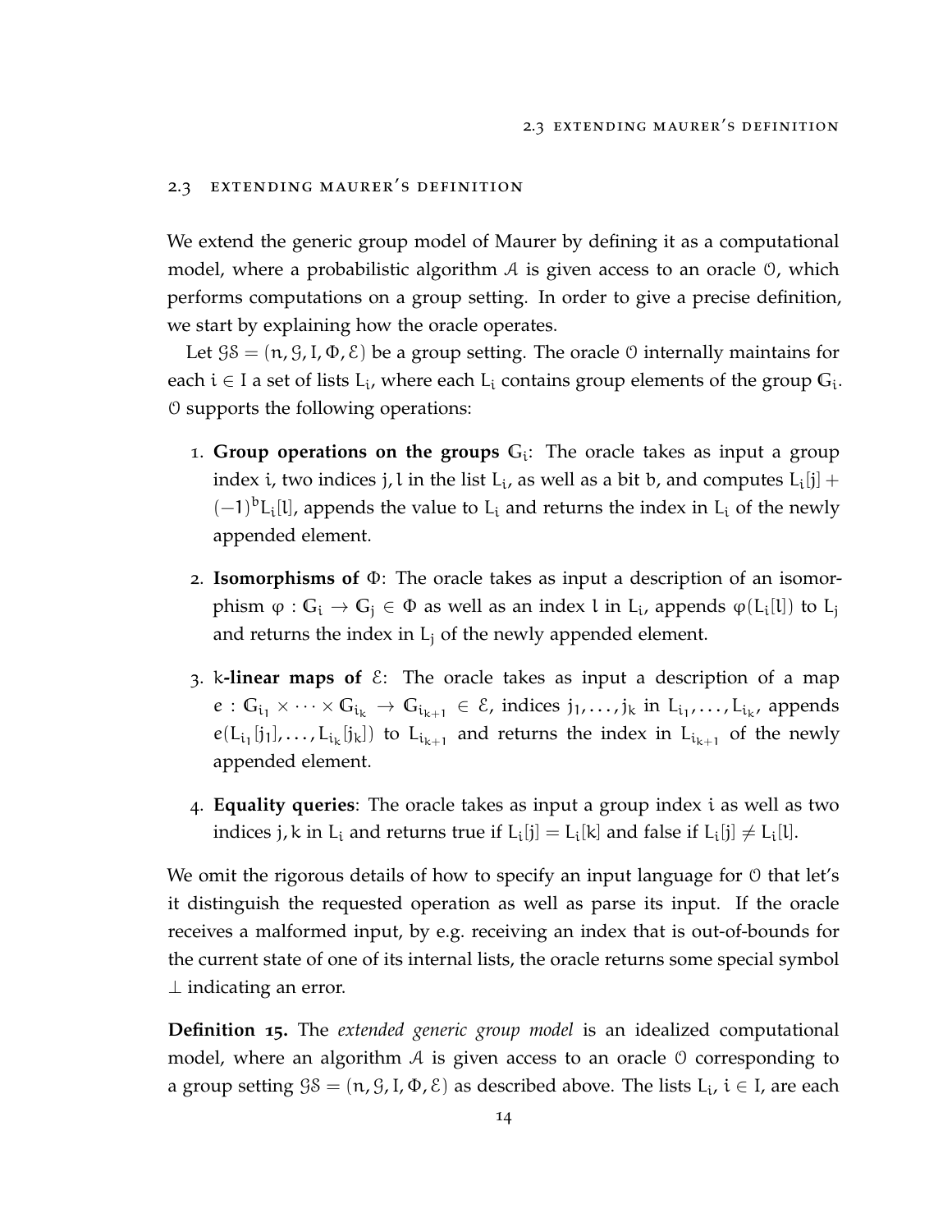## 2.3 Extending Maurer's Definition

We extend the generic group model of Maurer by defining it as a computational model, where a probabilistic algorithm $\mathcal{A}$ is given access to an oracle $\mathcal{O}$, which performs computations on a group setting. In order to give a precise definition, we start by explaining how the oracle operates.

Let $\mathcal{GS} = (n, \mathcal{G}, I, \Phi, \mathcal{E})$ be a group setting. The oracle $\mathcal{O}$ internally maintains for each $i \in I$ a set of lists $L_i$, where each $L_i$ contains group elements of the group $\mathbb{G}_i$. $\mathcal{O}$ supports the following operations:

1. **Group operations on the groups $\mathbb{G}_i$**: The oracle takes as input a group index $i$, two indices $j, l$ in the list $L_i$, as well as a bit $b$, and computes $L_i[j] + (-1)^b L_i[l]$, appends the value to $L_i$ and returns the index in $L_i$ of the newly appended element.

2. **Isomorphisms of $\Phi$**: The oracle takes as input a description of an isomorphism $\varphi : \mathbb{G}_i \to \mathbb{G}_j \in \Phi$ as well as an index $l$ in $L_i$, appends $\varphi(L_i[l])$ to $L_j$ and returns the index in $L_j$ of the newly appended element.

3. **$k$-linear maps of $\mathcal{E}$**: The oracle takes as input a description of a map $e : \mathbb{G}_{i_1} \times \cdots \times \mathbb{G}_{i_k} \to \mathbb{G}_{i_{k+1}} \in \mathcal{E}$, indices $j_1, \ldots, j_k$ in $L_{i_1}, \ldots, L_{i_k}$, appends $e(L_{i_1}[j_1], \ldots, L_{i_k}[j_k])$ to $L_{i_{k+1}}$ and returns the index in $L_{i_{k+1}}$ of the newly appended element.

4. **Equality queries**: The oracle takes as input a group index $i$ as well as two indices $j, k$ in $L_i$ and returns true if $L_i[j] = L_i[k]$ and false if $L_i[j] \neq L_i[l]$.

We omit the rigorous details of how to specify an input language for $\mathcal{O}$ that let's it distinguish the requested operation as well as parse its input. If the oracle receives a malformed input, by e.g. receiving an index that is out-of-bounds for the current state of one of its internal lists, the oracle returns some special symbol $\perp$ indicating an error.

**Definition 15.** The *extended generic group model* is an idealized computational model, where an algorithm $\mathcal{A}$ is given access to an oracle $\mathcal{O}$ corresponding to a group setting $\mathcal{GS} = (n, \mathcal{G}, I, \Phi, \mathcal{E})$ as described above. The lists $L_i$, $i \in I$, are each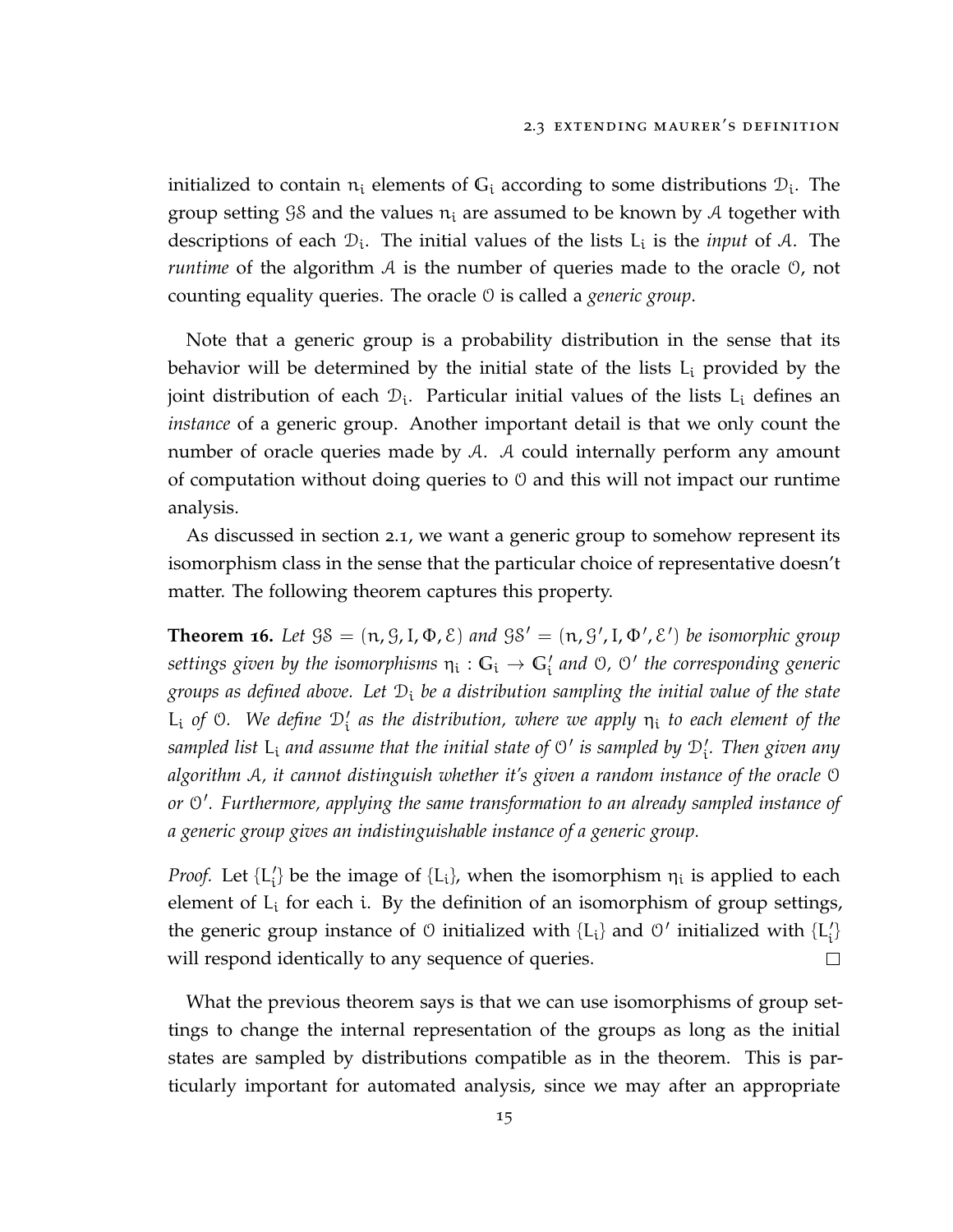initialized to contain $n_i$ elements of $\mathbb{G}_i$ according to some distributions $\mathcal{D}_i$. The group setting $\mathcal{GS}$ and the values $n_i$ are assumed to be known by $\mathcal{A}$ together with descriptions of each $\mathcal{D}_i$. The initial values of the lists $L_i$ is the *input* of $\mathcal{A}$. The *runtime* of the algorithm $\mathcal{A}$ is the number of queries made to the oracle $\mathcal{O}$, not counting equality queries. The oracle $\mathcal{O}$ is called a *generic group*.

Note that a generic group is a probability distribution in the sense that its behavior will be determined by the initial state of the lists $L_i$ provided by the joint distribution of each $\mathcal{D}_i$. Particular initial values of the lists $L_i$ defines an *instance* of a generic group. Another important detail is that we only count the number of oracle queries made by $\mathcal{A}$. $\mathcal{A}$ could internally perform any amount of computation without doing queries to $\mathcal{O}$ and this will not impact our runtime analysis.

As discussed in section 2.1, we want a generic group to somehow represent its isomorphism class in the sense that the particular choice of representative doesn't matter. The following theorem captures this property.

**Theorem 16.** *Let $\mathcal{GS} = (n, \mathcal{G}, I, \Phi, \mathcal{E})$ and $\mathcal{GS}' = (n, \mathcal{G}', I, \Phi', \mathcal{E}')$ be isomorphic group settings given by the isomorphisms $\eta_i : \mathbb{G}_i \to \mathbb{G}'_i$ and $\mathcal{O}$, $\mathcal{O}'$ the corresponding generic groups as defined above. Let $\mathcal{D}_i$ be a distribution sampling the initial value of the state $L_i$ of $\mathcal{O}$. We define $\mathcal{D}'_i$ as the distribution, where we apply $\eta_i$ to each element of the sampled list $L_i$ and assume that the initial state of $\mathcal{O}'$ is sampled by $\mathcal{D}'_i$. Then given any algorithm $\mathcal{A}$, it cannot distinguish whether it's given a random instance of the oracle $\mathcal{O}$ or $\mathcal{O}'$. Furthermore, applying the same transformation to an already sampled instance of a generic group gives an indistinguishable instance of a generic group.*

*Proof.* Let $\{L'_i\}$ be the image of $\{L_i\}$, when the isomorphism $\eta_i$ is applied to each element of $L_i$ for each $i$. By the definition of an isomorphism of group settings, the generic group instance of $\mathcal{O}$ initialized with $\{L_i\}$ and $\mathcal{O}'$ initialized with $\{L'_i\}$ will respond identically to any sequence of queries. □

What the previous theorem says is that we can use isomorphisms of group settings to change the internal representation of the groups as long as the initial states are sampled by distributions compatible as in the theorem. This is particularly important for automated analysis, since we may after an appropriate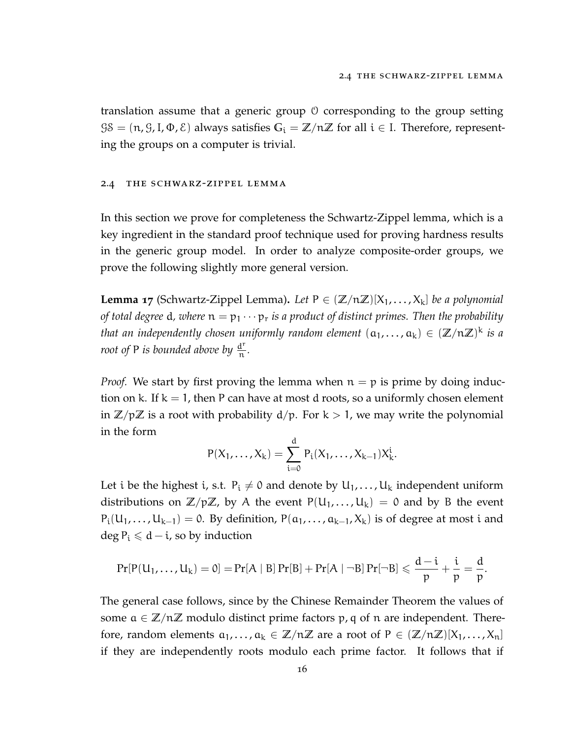translation assume that a generic group $\mathcal{O}$ corresponding to the group setting $\mathcal{GS} = (n, \mathcal{G}, I, \Phi, \mathcal{E})$ always satisfies $G_i = \mathbb{Z}/n\mathbb{Z}$ for all $i \in I$. Therefore, representing the groups on a computer is trivial.

## 2.4 The Schwarz-Zippel Lemma

In this section we prove for completeness the Schwartz-Zippel lemma, which is a key ingredient in the standard proof technique used for proving hardness results in the generic group model. In order to analyze composite-order groups, we prove the following slightly more general version.

**Lemma 17** (Schwartz-Zippel Lemma)**.** *Let $P \in (\mathbb{Z}/n\mathbb{Z})[X_1, \ldots, X_k]$ be a polynomial of total degree $d$, where $n = p_1 \cdots p_r$ is a product of distinct primes. Then the probability that an independently chosen uniformly random element $(a_1, \ldots, a_k) \in (\mathbb{Z}/n\mathbb{Z})^k$ is a root of $P$ is bounded above by $\frac{d^r}{n}$.*

*Proof.* We start by first proving the lemma when $n = p$ is prime by doing induction on $k$. If $k = 1$, then $P$ can have at most $d$ roots, so a uniformly chosen element in $\mathbb{Z}/p\mathbb{Z}$ is a root with probability $d/p$. For $k > 1$, we may write the polynomial in the form

$$P(X_1, \ldots, X_k) = \sum_{i=0}^{d} P_i(X_1, \ldots, X_{k-1}) X_k^i.$$

Let $i$ be the highest $i$, s.t. $P_i \neq 0$ and denote by $U_1, \ldots, U_k$ independent uniform distributions on $\mathbb{Z}/p\mathbb{Z}$, by $A$ the event $P(U_1, \ldots, U_k) = 0$ and by $B$ the event $P_i(U_1, \ldots, U_{k-1}) = 0$. By definition, $P(a_1, \ldots, a_{k-1}, X_k)$ is of degree at most $i$ and $\deg P_i \leqslant d - i$, so by induction

$$\Pr[P(U_1, \ldots, U_k) = 0] = \Pr[A \mid B] \Pr[B] + \Pr[A \mid \neg B] \Pr[\neg B] \leqslant \frac{d-i}{p} + \frac{i}{p} = \frac{d}{p}.$$

The general case follows, since by the Chinese Remainder Theorem the values of some $a \in \mathbb{Z}/n\mathbb{Z}$ modulo distinct prime factors $p, q$ of $n$ are independent. Therefore, random elements $a_1, \ldots, a_k \in \mathbb{Z}/n\mathbb{Z}$ are a root of $P \in (\mathbb{Z}/n\mathbb{Z})[X_1, \ldots, X_n]$ if they are independently roots modulo each prime factor. It follows that if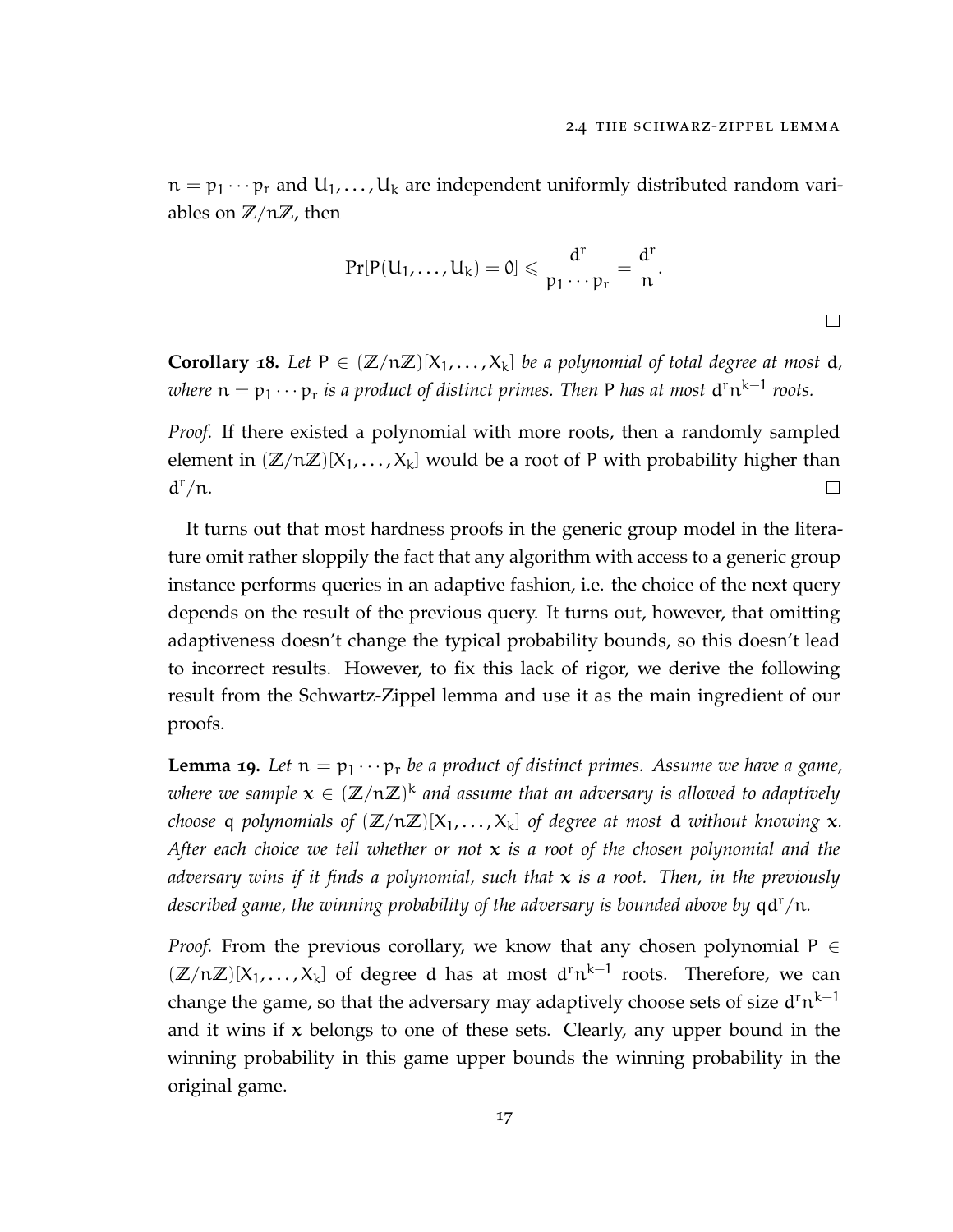$n = p_1 \cdots p_r$ and $U_1, \ldots, U_k$ are independent uniformly distributed random variables on $\mathbb{Z}/n\mathbb{Z}$, then

$$\Pr[P(U_1, \ldots, U_k) = 0] \leqslant \frac{d^r}{p_1 \cdots p_r} = \frac{d^r}{n}.$$

□

**Corollary 18.** *Let $P \in (\mathbb{Z}/n\mathbb{Z})[X_1, \ldots, X_k]$ be a polynomial of total degree at most $d$, where $n = p_1 \cdots p_r$ is a product of distinct primes. Then $P$ has at most $d^r n^{k-1}$ roots.*

*Proof.* If there existed a polynomial with more roots, then a randomly sampled element in $(\mathbb{Z}/n\mathbb{Z})[X_1, \ldots, X_k]$ would be a root of $P$ with probability higher than $d^r/n$. □

It turns out that most hardness proofs in the generic group model in the literature omit rather sloppily the fact that any algorithm with access to a generic group instance performs queries in an adaptive fashion, i.e. the choice of the next query depends on the result of the previous query. It turns out, however, that omitting adaptiveness doesn't change the typical probability bounds, so this doesn't lead to incorrect results. However, to fix this lack of rigor, we derive the following result from the Schwartz-Zippel lemma and use it as the main ingredient of our proofs.

**Lemma 19.** *Let $n = p_1 \cdots p_r$ be a product of distinct primes. Assume we have a game, where we sample $\mathbf{x} \in (\mathbb{Z}/n\mathbb{Z})^k$ and assume that an adversary is allowed to adaptively choose $q$ polynomials of $(\mathbb{Z}/n\mathbb{Z})[X_1, \ldots, X_k]$ of degree at most $d$ without knowing $\mathbf{x}$. After each choice we tell whether or not $\mathbf{x}$ is a root of the chosen polynomial and the adversary wins if it finds a polynomial, such that $\mathbf{x}$ is a root. Then, in the previously described game, the winning probability of the adversary is bounded above by $qd^r/n$.*

*Proof.* From the previous corollary, we know that any chosen polynomial $P \in (\mathbb{Z}/n\mathbb{Z})[X_1, \ldots, X_k]$ of degree $d$ has at most $d^r n^{k-1}$ roots. Therefore, we can change the game, so that the adversary may adaptively choose sets of size $d^r n^{k-1}$ and it wins if $x$ belongs to one of these sets. Clearly, any upper bound in the winning probability in this game upper bounds the winning probability in the original game.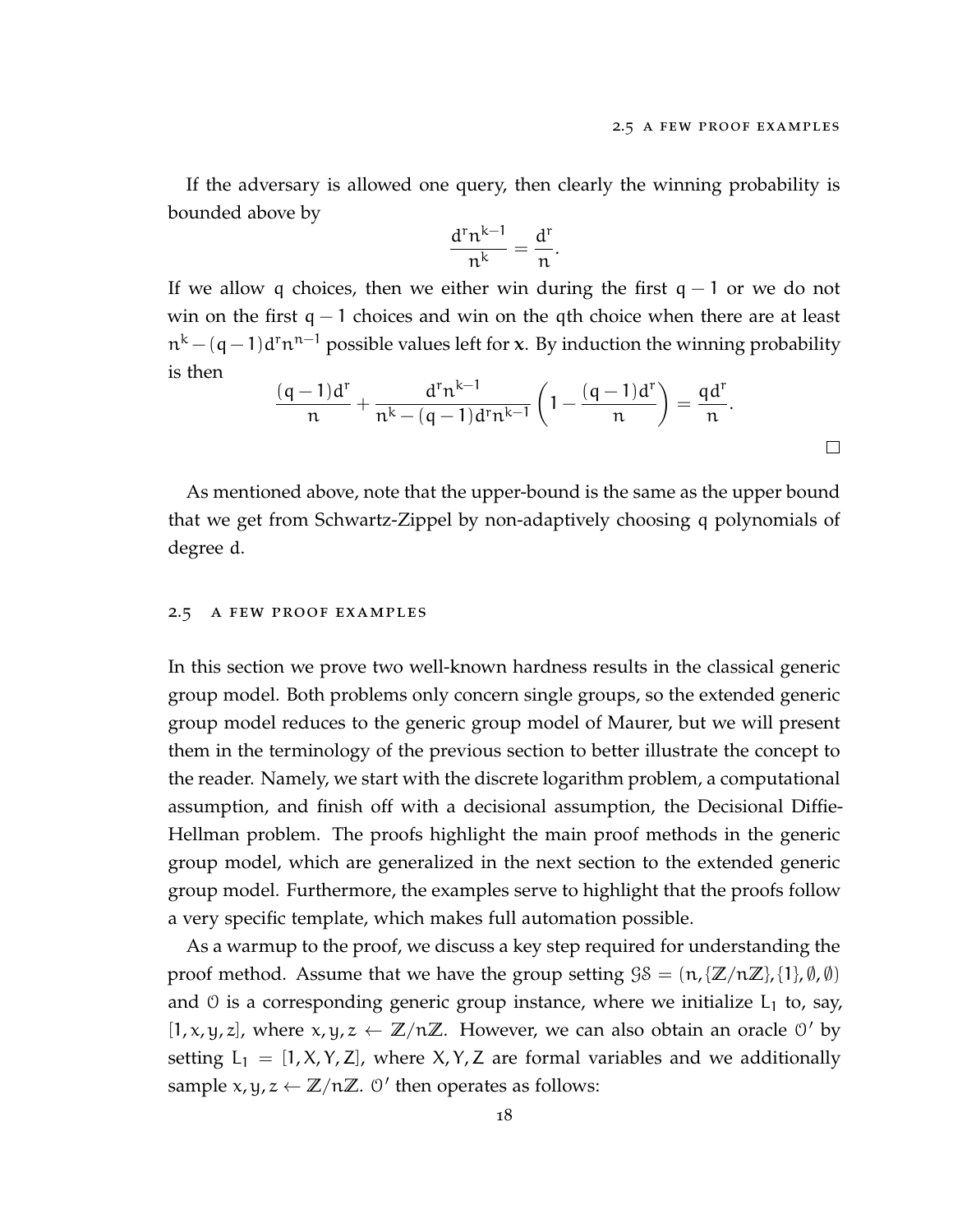If the adversary is allowed one query, then clearly the winning probability is bounded above by

$$\frac{d^r n^{k-1}}{n^k} = \frac{d^r}{n}.$$

If we allow $q$ choices, then we either win during the first $q-1$ or we do not win on the first $q-1$ choices and win on the $q$th choice when there are at least $n^k - (q-1)d^r n^{n-1}$ possible values left for $x$. By induction the winning probability is then

$$\frac{(q-1)d^r}{n} + \frac{d^r n^{k-1}}{n^k - (q-1)d^r n^{k-1}} \left(1 - \frac{(q-1)d^r}{n}\right) = \frac{qd^r}{n}.$$

□

As mentioned above, note that the upper-bound is the same as the upper bound that we get from Schwartz-Zippel by non-adaptively choosing $q$ polynomials of degree $d$.

## 2.5 A few proof examples

In this section we prove two well-known hardness results in the classical generic group model. Both problems only concern single groups, so the extended generic group model reduces to the generic group model of Maurer, but we will present them in the terminology of the previous section to better illustrate the concept to the reader. Namely, we start with the discrete logarithm problem, a computational assumption, and finish off with a decisional assumption, the Decisional Diffie-Hellman problem. The proofs highlight the main proof methods in the generic group model, which are generalized in the next section to the extended generic group model. Furthermore, the examples serve to highlight that the proofs follow a very specific template, which makes full automation possible.

As a warmup to the proof, we discuss a key step required for understanding the proof method. Assume that we have the group setting $\mathcal{GS} = (n, \{\mathbb{Z}/n\mathbb{Z}\}, \{1\}, \emptyset, \emptyset)$ and $\mathcal{O}$ is a corresponding generic group instance, where we initialize $L_1$ to, say, $[1, x, y, z]$, where $x, y, z \leftarrow \mathbb{Z}/n\mathbb{Z}$. However, we can also obtain an oracle $\mathcal{O}'$ by setting $L_1 = [1, X, Y, Z]$, where $X, Y, Z$ are formal variables and we additionally sample $x, y, z \leftarrow \mathbb{Z}/n\mathbb{Z}$. $\mathcal{O}'$ then operates as follows: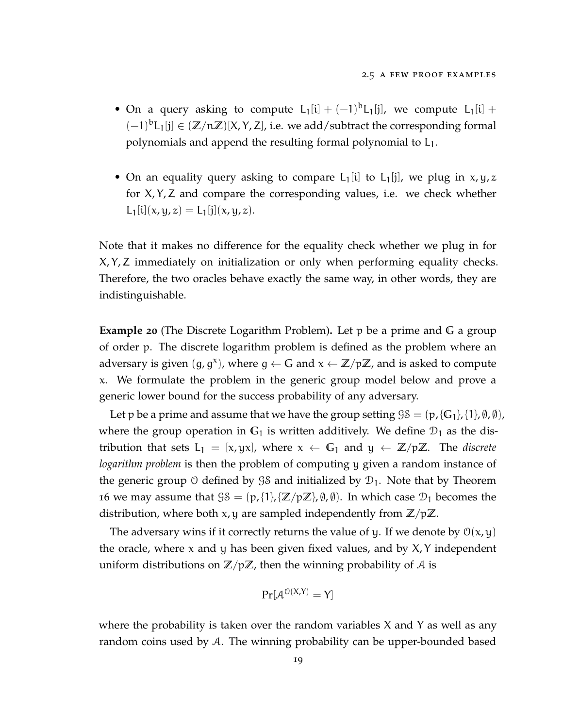- On a query asking to compute $L_1[i] + (-1)^b L_1[j]$, we compute $L_1[i] + (-1)^b L_1[j] \in (\mathbb{Z}/n\mathbb{Z})[X, Y, Z]$, i.e. we add/subtract the corresponding formal polynomials and append the resulting formal polynomial to $L_1$.

- On an equality query asking to compare $L_1[i]$ to $L_1[j]$, we plug in $x, y, z$ for $X, Y, Z$ and compare the corresponding values, i.e. we check whether $L_1[i](x, y, z) = L_1[j](x, y, z)$.

Note that it makes no difference for the equality check whether we plug in for $X, Y, Z$ immediately on initialization or only when performing equality checks. Therefore, the two oracles behave exactly the same way, in other words, they are indistinguishable.

**Example 20** (The Discrete Logarithm Problem)**.** Let $p$ be a prime and $\mathbb{G}$ a group of order $p$. The discrete logarithm problem is defined as the problem where an adversary is given $(g, g^x)$, where $g \leftarrow \mathbb{G}$ and $x \leftarrow \mathbb{Z}/p\mathbb{Z}$, and is asked to compute $x$. We formulate the problem in the generic group model below and prove a generic lower bound for the success probability of any adversary.

Let $p$ be a prime and assume that we have the group setting $\mathcal{GS} = (p, \{\mathbb{G}_1\}, \{1\}, \emptyset, \emptyset)$, where the group operation in $\mathbb{G}_1$ is written additively. We define $\mathcal{D}_1$ as the distribution that sets $L_1 = [x, yx]$, where $x \leftarrow \mathbb{G}_1$ and $y \leftarrow \mathbb{Z}/p\mathbb{Z}$. The *discrete logarithm problem* is then the problem of computing $y$ given a random instance of the generic group $\mathcal{O}$ defined by $\mathcal{GS}$ and initialized by $\mathcal{D}_1$. Note that by Theorem 16 we may assume that $\mathcal{GS} = (p, \{1\}, \{\mathbb{Z}/p\mathbb{Z}\}, \emptyset, \emptyset)$. In which case $\mathcal{D}_1$ becomes the distribution, where both $x, y$ are sampled independently from $\mathbb{Z}/p\mathbb{Z}$.

The adversary wins if it correctly returns the value of $y$. If we denote by $\mathcal{O}(x, y)$ the oracle, where $x$ and $y$ has been given fixed values, and by $X, Y$ independent uniform distributions on $\mathbb{Z}/p\mathbb{Z}$, then the winning probability of $\mathcal{A}$ is

$$\Pr[\mathcal{A}^{\mathcal{O}(X,Y)} = Y]$$

where the probability is taken over the random variables $X$ and $Y$ as well as any random coins used by $\mathcal{A}$. The winning probability can be upper-bounded based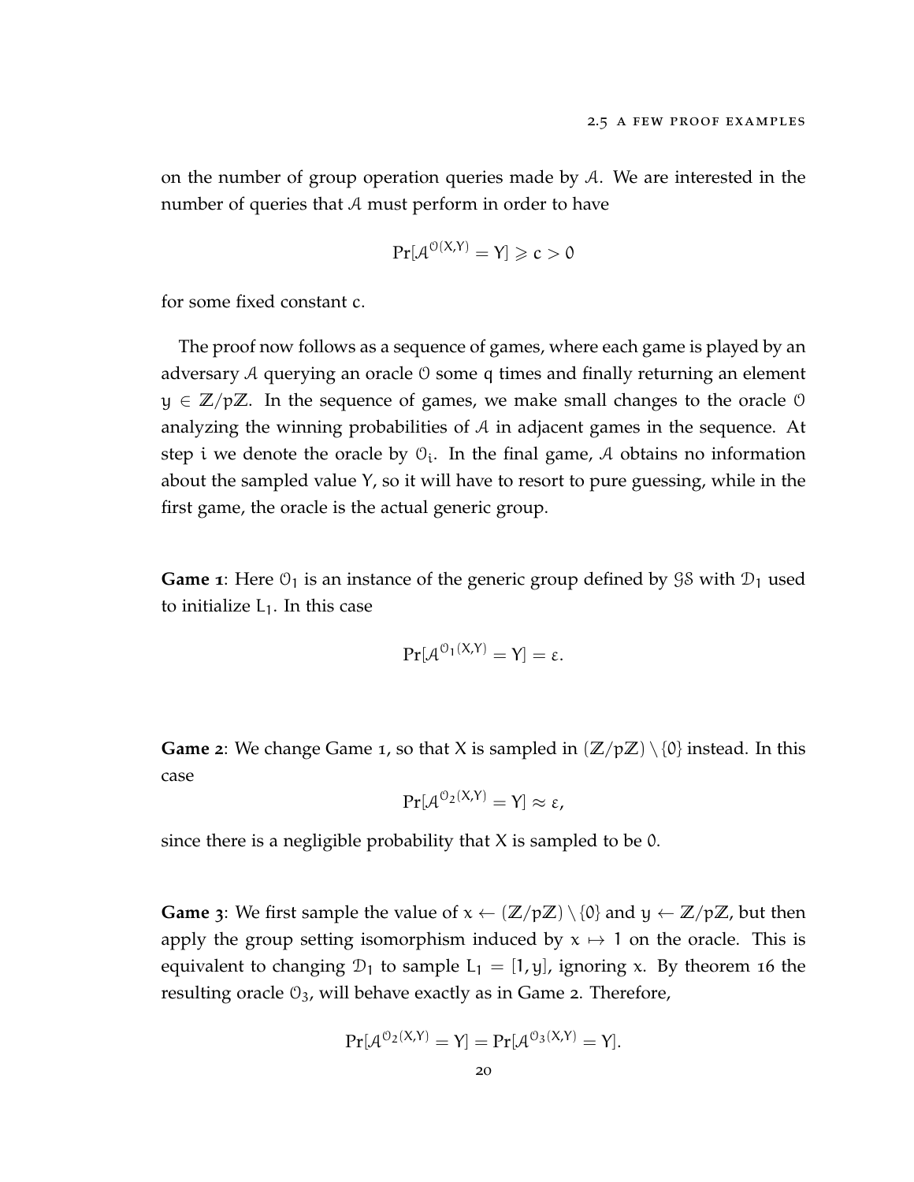on the number of group operation queries made by $\mathcal{A}$. We are interested in the number of queries that $\mathcal{A}$ must perform in order to have

$$\Pr[\mathcal{A}^{\mathcal{O}(X,Y)} = Y] \geqslant c > 0$$

for some fixed constant c.

The proof now follows as a sequence of games, where each game is played by an adversary $\mathcal{A}$ querying an oracle $\mathcal{O}$ some q times and finally returning an element $y \in \mathbb{Z}/p\mathbb{Z}$. In the sequence of games, we make small changes to the oracle $\mathcal{O}$ analyzing the winning probabilities of $\mathcal{A}$ in adjacent games in the sequence. At step i we denote the oracle by $\mathcal{O}_i$. In the final game, $\mathcal{A}$ obtains no information about the sampled value Y, so it will have to resort to pure guessing, while in the first game, the oracle is the actual generic group.

**Game 1**: Here $\mathcal{O}_1$ is an instance of the generic group defined by $\mathcal{GS}$ with $\mathcal{D}_1$ used to initialize $L_1$. In this case

$$\Pr[\mathcal{A}^{\mathcal{O}_1(X,Y)} = Y] = \varepsilon.$$

**Game 2**: We change Game 1, so that X is sampled in $(\mathbb{Z}/p\mathbb{Z}) \setminus \{0\}$ instead. In this case

$$\Pr[\mathcal{A}^{\mathcal{O}_2(X,Y)} = Y] \approx \varepsilon,$$

since there is a negligible probability that X is sampled to be 0.

**Game 3**: We first sample the value of $x \leftarrow (\mathbb{Z}/p\mathbb{Z}) \setminus \{0\}$ and $y \leftarrow \mathbb{Z}/p\mathbb{Z}$, but then apply the group setting isomorphism induced by $x \mapsto 1$ on the oracle. This is equivalent to changing $\mathcal{D}_1$ to sample $L_1 = [1, y]$, ignoring x. By theorem 16 the resulting oracle $\mathcal{O}_3$, will behave exactly as in Game 2. Therefore,

$$\Pr[\mathcal{A}^{\mathcal{O}_2(X,Y)} = Y] = \Pr[\mathcal{A}^{\mathcal{O}_3(X,Y)} = Y].$$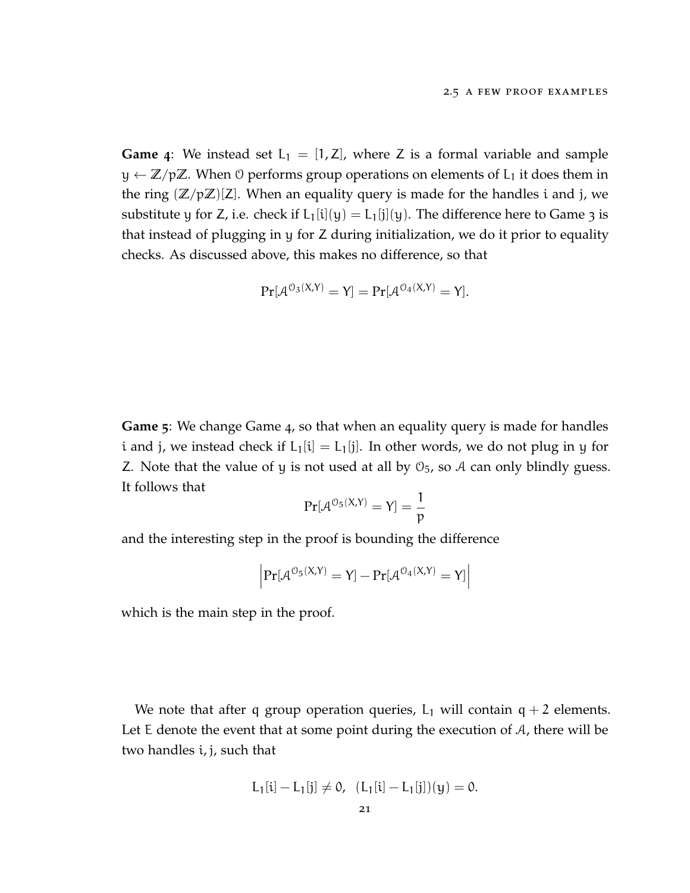**Game 4**: We instead set $L_1 = [1, Z]$, where $Z$ is a formal variable and sample $y \leftarrow \mathbb{Z}/p\mathbb{Z}$. When $\mathcal{O}$ performs group operations on elements of $L_1$ it does them in the ring $(\mathbb{Z}/p\mathbb{Z})[Z]$. When an equality query is made for the handles $i$ and $j$, we substitute $y$ for $Z$, i.e. check if $L_1[i](y) = L_1[j](y)$. The difference here to Game 3 is that instead of plugging in $y$ for $Z$ during initialization, we do it prior to equality checks. As discussed above, this makes no difference, so that

$$\Pr[\mathcal{A}^{\mathcal{O}_3(X,Y)} = Y] = \Pr[\mathcal{A}^{\mathcal{O}_4(X,Y)} = Y].$$

**Game 5**: We change Game 4, so that when an equality query is made for handles $i$ and $j$, we instead check if $L_1[i] = L_1[j]$. In other words, we do not plug in $y$ for $Z$. Note that the value of $y$ is not used at all by $\mathcal{O}_5$, so $\mathcal{A}$ can only blindly guess. It follows that

$$\Pr[\mathcal{A}^{\mathcal{O}_5(X,Y)} = Y] = \frac{1}{p}$$

and the interesting step in the proof is bounding the difference

$$\left|\Pr[\mathcal{A}^{\mathcal{O}_5(X,Y)} = Y] - \Pr[\mathcal{A}^{\mathcal{O}_4(X,Y)} = Y]\right|$$

which is the main step in the proof.

We note that after $q$ group operation queries, $L_1$ will contain $q + 2$ elements. Let $E$ denote the event that at some point during the execution of $\mathcal{A}$, there will be two handles $i, j$, such that

$$L_1[i] - L_1[j] \neq 0, \quad (L_1[i] - L_1[j])(y) = 0.$$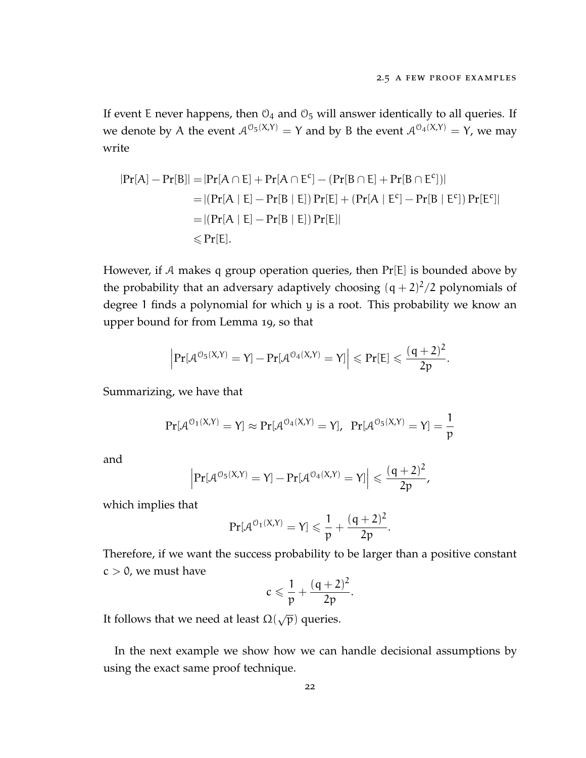If event E never happens, then $\mathcal{O}_4$ and $\mathcal{O}_5$ will answer identically to all queries. If we denote by A the event $\mathcal{A}^{\mathcal{O}_5(X,Y)} = Y$ and by B the event $\mathcal{A}^{\mathcal{O}_4(X,Y)} = Y$, we may write

$$
\begin{aligned}
|\Pr[A] - \Pr[B]| &= |\Pr[A \cap E] + \Pr[A \cap E^c] - (\Pr[B \cap E] + \Pr[B \cap E^c])| \\
&= |(\Pr[A \mid E] - \Pr[B \mid E]) \Pr[E] + (\Pr[A \mid E^c] - \Pr[B \mid E^c]) \Pr[E^c]| \\
&= |(\Pr[A \mid E] - \Pr[B \mid E]) \Pr[E]| \\
&\leqslant \Pr[E].
\end{aligned}
$$

However, if $\mathcal{A}$ makes q group operation queries, then $\Pr[E]$ is bounded above by the probability that an adversary adaptively choosing $(q+2)^2/2$ polynomials of degree 1 finds a polynomial for which y is a root. This probability we know an upper bound for from Lemma 19, so that

$$
\left|\Pr[\mathcal{A}^{\mathcal{O}_5(X,Y)} = Y] - \Pr[\mathcal{A}^{\mathcal{O}_4(X,Y)} = Y]\right| \leqslant \Pr[E] \leqslant \frac{(q+2)^2}{2p}.
$$

Summarizing, we have that

$$
\Pr[\mathcal{A}^{\mathcal{O}_1(X,Y)} = Y] \approx \Pr[\mathcal{A}^{\mathcal{O}_4(X,Y)} = Y], \quad \Pr[\mathcal{A}^{\mathcal{O}_5(X,Y)} = Y] = \frac{1}{p}
$$

and

$$
\left|\Pr[\mathcal{A}^{\mathcal{O}_5(X,Y)} = Y] - \Pr[\mathcal{A}^{\mathcal{O}_4(X,Y)} = Y]\right| \leqslant \frac{(q+2)^2}{2p},
$$

which implies that

$$
\Pr[\mathcal{A}^{\mathcal{O}_1(X,Y)} = Y] \leqslant \frac{1}{p} + \frac{(q+2)^2}{2p}.
$$

Therefore, if we want the success probability to be larger than a positive constant $c > 0$, we must have

$$
c \leqslant \frac{1}{p} + \frac{(q+2)^2}{2p}.
$$

It follows that we need at least $\Omega(\sqrt{p})$ queries.

In the next example we show how we can handle decisional assumptions by using the exact same proof technique.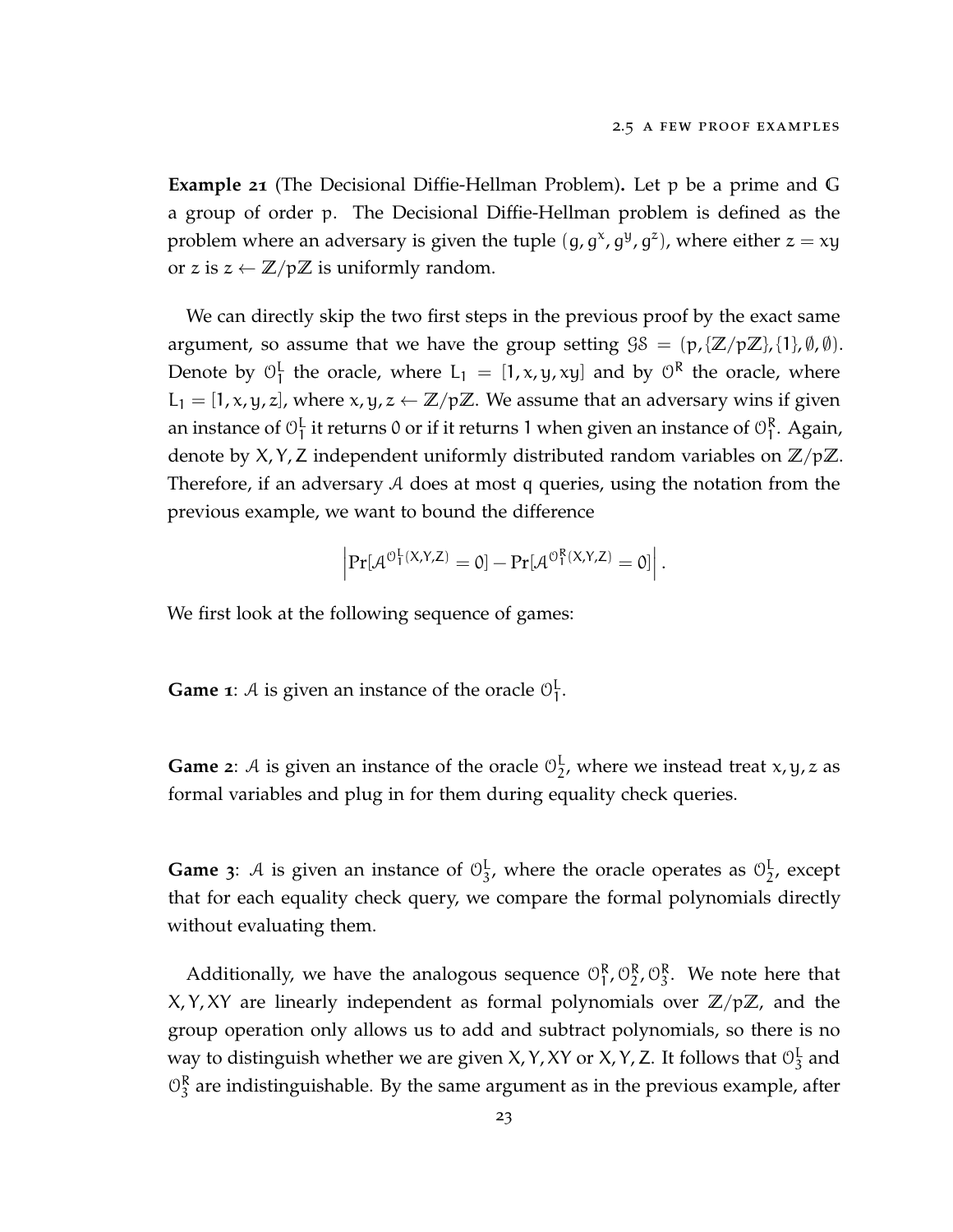**Example 21** (The Decisional Diffie-Hellman Problem)**.** Let $p$ be a prime and $\mathbb{G}$ a group of order $p$. The Decisional Diffie-Hellman problem is defined as the problem where an adversary is given the tuple $(g, g^x, g^y, g^z)$, where either $z = xy$ or $z$ is $z \leftarrow \mathbb{Z}/p\mathbb{Z}$ is uniformly random.

We can directly skip the two first steps in the previous proof by the exact same argument, so assume that we have the group setting $\mathcal{GS} = (p, \{\mathbb{Z}/p\mathbb{Z}\}, \{1\}, \emptyset, \emptyset)$. Denote by $\mathcal{O}_1^L$ the oracle, where $L_1 = [1, x, y, xy]$ and by $\mathcal{O}^R$ the oracle, where $L_1 = [1, x, y, z]$, where $x, y, z \leftarrow \mathbb{Z}/p\mathbb{Z}$. We assume that an adversary wins if given an instance of $\mathcal{O}_1^L$ it returns $0$ or if it returns $1$ when given an instance of $\mathcal{O}_1^R$. Again, denote by $X, Y, Z$ independent uniformly distributed random variables on $\mathbb{Z}/p\mathbb{Z}$. Therefore, if an adversary $\mathcal{A}$ does at most $q$ queries, using the notation from the previous example, we want to bound the difference

$$\left| \Pr[\mathcal{A}^{\mathcal{O}_1^L(X,Y,Z)} = 0] - \Pr[\mathcal{A}^{\mathcal{O}_1^R(X,Y,Z)} = 0] \right|.$$

We first look at the following sequence of games:

**Game 1**: $\mathcal{A}$ is given an instance of the oracle $\mathcal{O}_1^L$.

**Game 2**: $\mathcal{A}$ is given an instance of the oracle $\mathcal{O}_2^L$, where we instead treat $x, y, z$ as formal variables and plug in for them during equality check queries.

**Game 3**: $\mathcal{A}$ is given an instance of $\mathcal{O}_3^L$, where the oracle operates as $\mathcal{O}_2^L$, except that for each equality check query, we compare the formal polynomials directly without evaluating them.

Additionally, we have the analogous sequence $\mathcal{O}_1^R, \mathcal{O}_2^R, \mathcal{O}_3^R$. We note here that $X, Y, XY$ are linearly independent as formal polynomials over $\mathbb{Z}/p\mathbb{Z}$, and the group operation only allows us to add and subtract polynomials, so there is no way to distinguish whether we are given $X, Y, XY$ or $X, Y, Z$. It follows that $\mathcal{O}_3^L$ and $\mathcal{O}_3^R$ are indistinguishable. By the same argument as in the previous example, after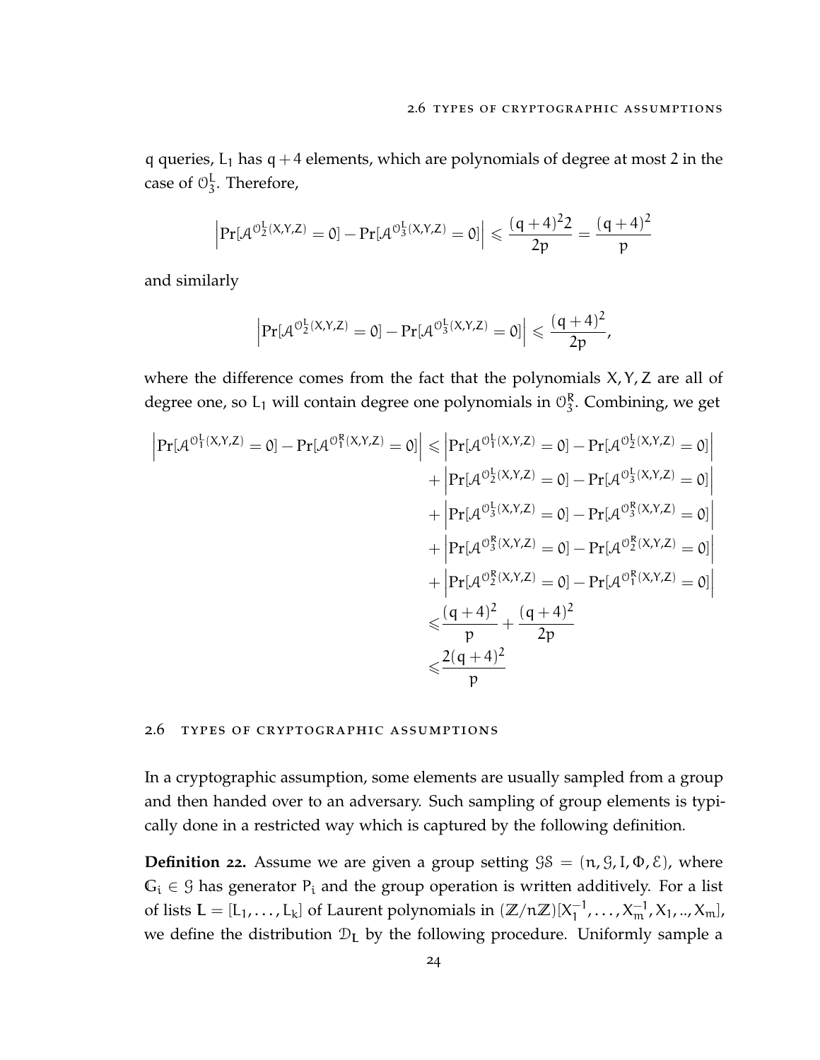q queries, $L_1$ has $q+4$ elements, which are polynomials of degree at most 2 in the case of $\mathcal{O}_3^L$. Therefore,

$$\left|\Pr[\mathcal{A}^{\mathcal{O}_2^L(X,Y,Z)} = 0] - \Pr[\mathcal{A}^{\mathcal{O}_3^L(X,Y,Z)} = 0]\right| \leqslant \frac{(q+4)^2 2}{2p} = \frac{(q+4)^2}{p}$$

and similarly

$$\left|\Pr[\mathcal{A}^{\mathcal{O}_2^L(X,Y,Z)} = 0] - \Pr[\mathcal{A}^{\mathcal{O}_3^L(X,Y,Z)} = 0]\right| \leqslant \frac{(q+4)^2}{2p},$$

where the difference comes from the fact that the polynomials $X, Y, Z$ are all of degree one, so $L_1$ will contain degree one polynomials in $\mathcal{O}_3^R$. Combining, we get

$$\begin{aligned}
\left|\Pr[\mathcal{A}^{\mathcal{O}_1^L(X,Y,Z)} = 0] - \Pr[\mathcal{A}^{\mathcal{O}_1^R(X,Y,Z)} = 0]\right| \leqslant & \left|\Pr[\mathcal{A}^{\mathcal{O}_1^L(X,Y,Z)} = 0] - \Pr[\mathcal{A}^{\mathcal{O}_2^L(X,Y,Z)} = 0]\right| \\
& + \left|\Pr[\mathcal{A}^{\mathcal{O}_2^L(X,Y,Z)} = 0] - \Pr[\mathcal{A}^{\mathcal{O}_3^L(X,Y,Z)} = 0]\right| \\
& + \left|\Pr[\mathcal{A}^{\mathcal{O}_3^L(X,Y,Z)} = 0] - \Pr[\mathcal{A}^{\mathcal{O}_3^R(X,Y,Z)} = 0]\right| \\
& + \left|\Pr[\mathcal{A}^{\mathcal{O}_3^R(X,Y,Z)} = 0] - \Pr[\mathcal{A}^{\mathcal{O}_2^R(X,Y,Z)} = 0]\right| \\
& + \left|\Pr[\mathcal{A}^{\mathcal{O}_2^R(X,Y,Z)} = 0] - \Pr[\mathcal{A}^{\mathcal{O}_1^R(X,Y,Z)} = 0]\right| \\
\leqslant & \frac{(q+4)^2}{p} + \frac{(q+4)^2}{2p} \\
\leqslant & \frac{2(q+4)^2}{p}
\end{aligned}$$

## 2.6 Types of cryptographic assumptions

In a cryptographic assumption, some elements are usually sampled from a group and then handed over to an adversary. Such sampling of group elements is typically done in a restricted way which is captured by the following definition.

**Definition 22.** Assume we are given a group setting $\mathcal{GS} = (n, \mathcal{G}, I, \Phi, \mathcal{E})$, where $\mathbb{G}_i \in \mathcal{G}$ has generator $P_i$ and the group operation is written additively. For a list of lists $\mathbf{L} = [L_1, \ldots, L_k]$ of Laurent polynomials in $(\mathbb{Z}/n\mathbb{Z})[X_1^{-1}, \ldots, X_m^{-1}, X_1, .., X_m]$, we define the distribution $\mathcal{D}_{\mathbf{L}}$ by the following procedure. Uniformly sample a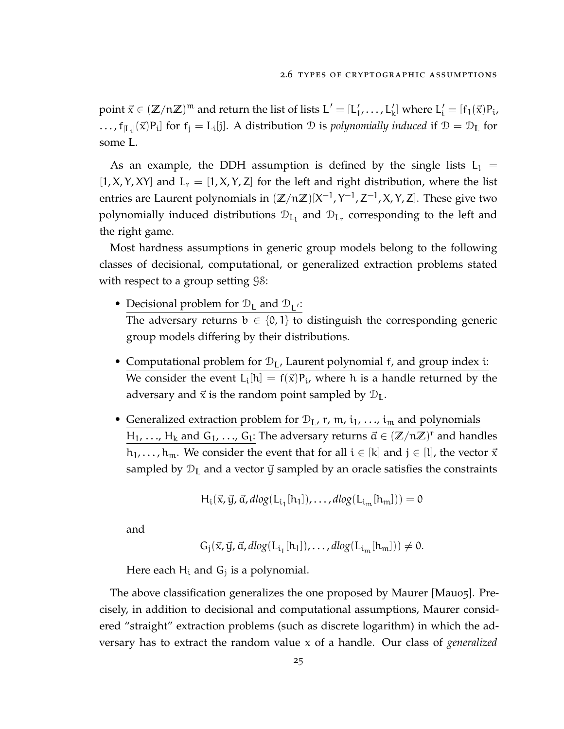point $\vec{x} \in (\mathbb{Z}/n\mathbb{Z})^m$ and return the list of lists $\mathbf{L}' = [L'_1, \ldots, L'_k]$ where $L'_i = [f_1(\vec{x})P_i, \ldots, f_{|L_i|}(\vec{x})P_i]$ for $f_j = L_i[j]$. A distribution $\mathcal{D}$ is *polynomially induced* if $\mathcal{D} = \mathcal{D}_{\mathbf{L}}$ for some $\mathbf{L}$.

As an example, the DDH assumption is defined by the single lists $L_l = [1, X, Y, XY]$ and $L_r = [1, X, Y, Z]$ for the left and right distribution, where the list entries are Laurent polynomials in $(\mathbb{Z}/n\mathbb{Z})[X^{-1}, Y^{-1}, Z^{-1}, X, Y, Z]$. These give two polynomially induced distributions $\mathcal{D}_{L_l}$ and $\mathcal{D}_{L_r}$ corresponding to the left and the right game.

Most hardness assumptions in generic group models belong to the following classes of decisional, computational, or generalized extraction problems stated with respect to a group setting $\mathcal{GS}$:

- <u>Decisional problem for $\mathcal{D}_{\mathbf{L}}$ and $\mathcal{D}_{\mathbf{L}'}$:</u>
  The adversary returns $b \in \{0, 1\}$ to distinguish the corresponding generic group models differing by their distributions.

- <u>Computational problem for $\mathcal{D}_{\mathbf{L}}$, Laurent polynomial $f$, and group index $i$:</u>
  We consider the event $L_i[h] = f(\vec{x})P_i$, where $h$ is a handle returned by the adversary and $\vec{x}$ is the random point sampled by $\mathcal{D}_{\mathbf{L}}$.

- <u>Generalized extraction problem for $\mathcal{D}_{\mathbf{L}}$, $r$, $m$, $i_1$, ..., $i_m$ and polynomials $H_1$, ..., $H_k$ and $G_1$, ..., $G_l$:</u> The adversary returns $\vec{a} \in (\mathbb{Z}/n\mathbb{Z})^r$ and handles $h_1, \ldots, h_m$. We consider the event that for all $i \in [k]$ and $j \in [l]$, the vector $\vec{x}$ sampled by $\mathcal{D}_{\mathbf{L}}$ and a vector $\vec{y}$ sampled by an oracle satisfies the constraints

$$H_i(\vec{x}, \vec{y}, \vec{a}, \mathit{dlog}(L_{i_1}[h_1]), \ldots, \mathit{dlog}(L_{i_m}[h_m])) = 0$$

  and

$$G_j(\vec{x}, \vec{y}, \vec{a}, \mathit{dlog}(L_{i_1}[h_1]), \ldots, \mathit{dlog}(L_{i_m}[h_m])) \neq 0.$$

  Here each $H_i$ and $G_j$ is a polynomial.

The above classification generalizes the one proposed by Maurer [Mau05]. Precisely, in addition to decisional and computational assumptions, Maurer considered "straight" extraction problems (such as discrete logarithm) in which the adversary has to extract the random value $x$ of a handle. Our class of *generalized*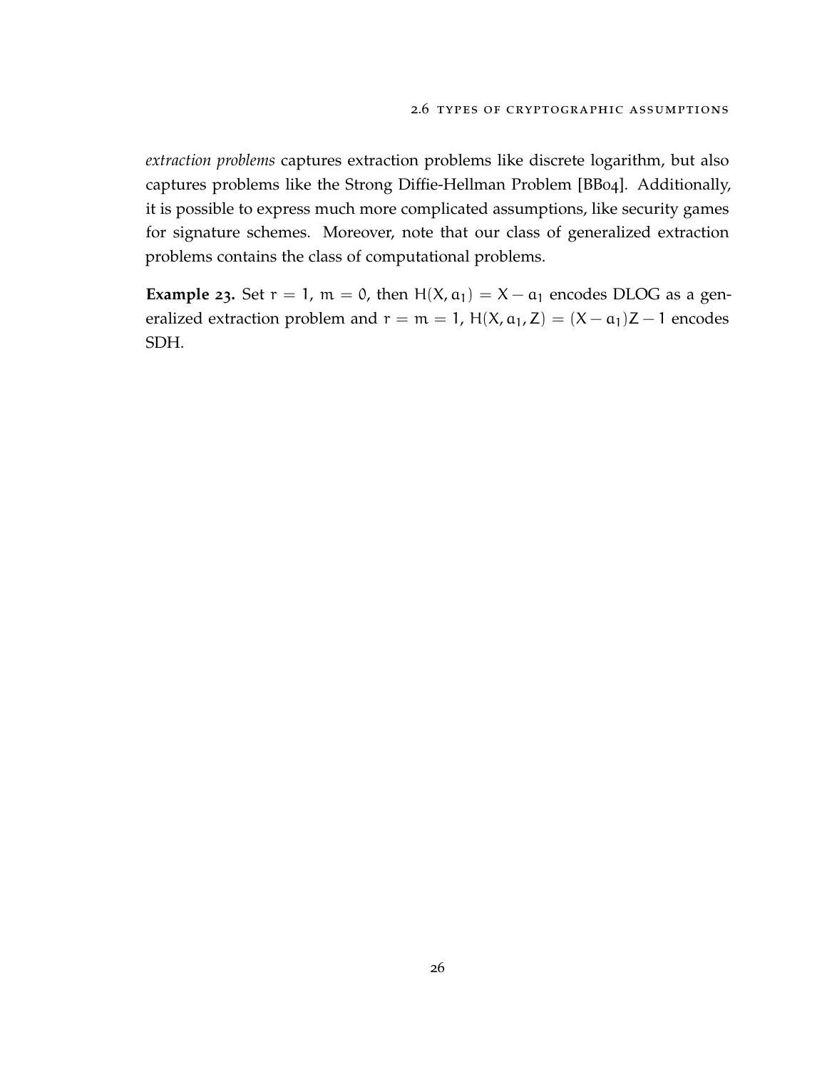*extraction problems* captures extraction problems like discrete logarithm, but also captures problems like the Strong Diffie-Hellman Problem [BB04]. Additionally, it is possible to express much more complicated assumptions, like security games for signature schemes. Moreover, note that our class of generalized extraction problems contains the class of computational problems.

**Example 23.** Set $r = 1$, $m = 0$, then $H(X, a_1) = X - a_1$ encodes DLOG as a generalized extraction problem and $r = m = 1$, $H(X, a_1, Z) = (X - a_1)Z - 1$ encodes SDH.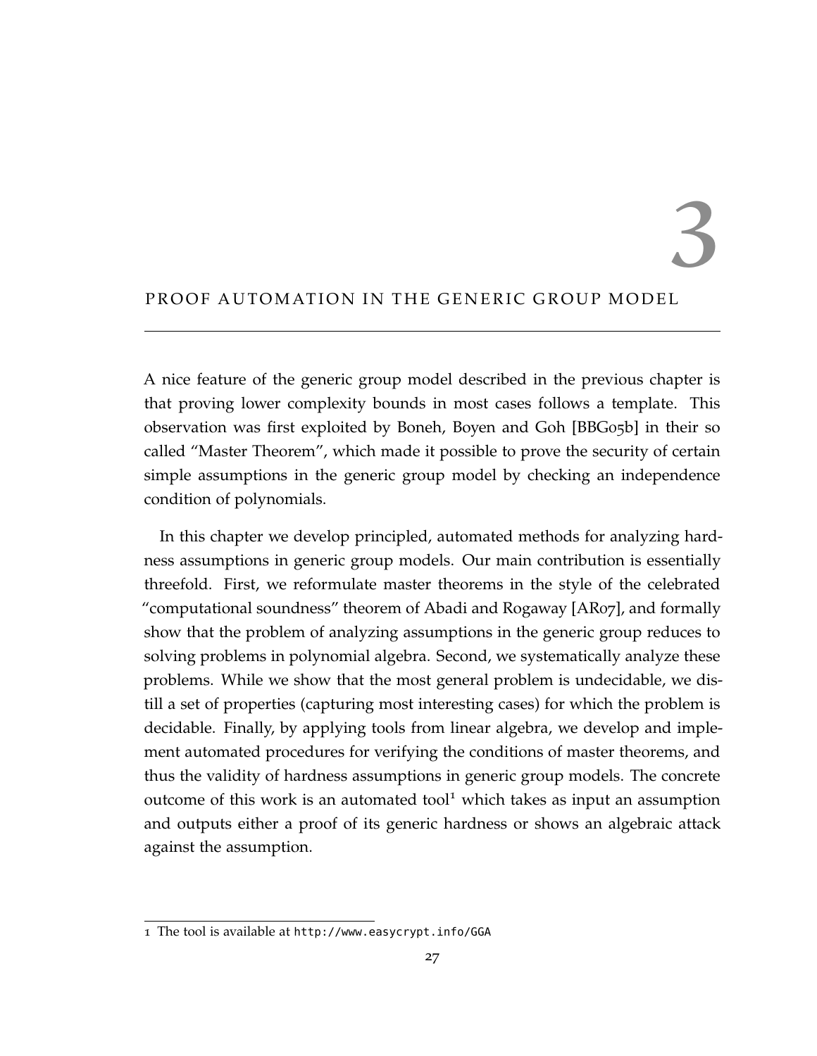# 3 PROOF AUTOMATION IN THE GENERIC GROUP MODEL

A nice feature of the generic group model described in the previous chapter is that proving lower complexity bounds in most cases follows a template. This observation was first exploited by Boneh, Boyen and Goh [BBG05b] in their so called "Master Theorem", which made it possible to prove the security of certain simple assumptions in the generic group model by checking an independence condition of polynomials.

In this chapter we develop principled, automated methods for analyzing hardness assumptions in generic group models. Our main contribution is essentially threefold. First, we reformulate master theorems in the style of the celebrated "computational soundness" theorem of Abadi and Rogaway [AR07], and formally show that the problem of analyzing assumptions in the generic group reduces to solving problems in polynomial algebra. Second, we systematically analyze these problems. While we show that the most general problem is undecidable, we distill a set of properties (capturing most interesting cases) for which the problem is decidable. Finally, by applying tools from linear algebra, we develop and implement automated procedures for verifying the conditions of master theorems, and thus the validity of hardness assumptions in generic group models. The concrete outcome of this work is an automated tool[1] which takes as input an assumption and outputs either a proof of its generic hardness or shows an algebraic attack against the assumption.

[1] The tool is available at http://www.easycrypt.info/GGA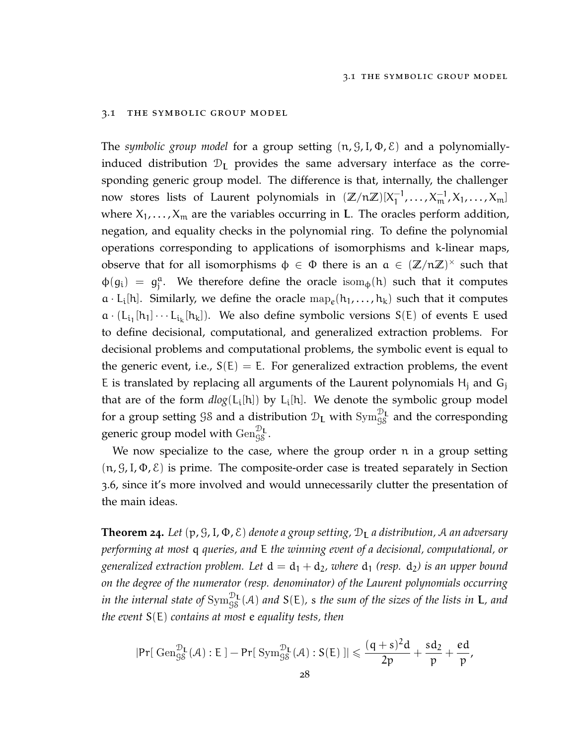## 3.1 The symbolic group model

The *symbolic group model* for a group setting $(n, \mathcal{G}, I, \Phi, \mathcal{E})$ and a polynomially-induced distribution $\mathcal{D}_{\mathbf{L}}$ provides the same adversary interface as the corresponding generic group model. The difference is that, internally, the challenger now stores lists of Laurent polynomials in $(\mathbb{Z}/n\mathbb{Z})[X_1^{-1}, \dots, X_m^{-1}, X_1, \dots, X_m]$ where $X_1, \dots, X_m$ are the variables occurring in $\mathbf{L}$. The oracles perform addition, negation, and equality checks in the polynomial ring. To define the polynomial operations corresponding to applications of isomorphisms and $k$-linear maps, observe that for all isomorphisms $\phi \in \Phi$ there is an $a \in (\mathbb{Z}/n\mathbb{Z})^\times$ such that $\phi(g_i) = g_j^a$. We therefore define the oracle $\mathrm{isom}_\phi(h)$ such that it computes $a \cdot L_i[h]$. Similarly, we define the oracle $\mathrm{map}_e(h_1, \dots, h_k)$ such that it computes $a \cdot (L_{i_1}[h_1] \cdots L_{i_k}[h_k])$. We also define symbolic versions $S(E)$ of events $E$ used to define decisional, computational, and generalized extraction problems. For decisional problems and computational problems, the symbolic event is equal to the generic event, i.e., $S(E) = E$. For generalized extraction problems, the event $E$ is translated by replacing all arguments of the Laurent polynomials $H_j$ and $G_j$ that are of the form *dlog*$(L_i[h])$ by $L_i[h]$. We denote the symbolic group model for a group setting $\mathcal{GS}$ and a distribution $\mathcal{D}_{\mathbf{L}}$ with $\mathrm{Sym}_{\mathcal{GS}}^{\mathcal{D}_{\mathbf{L}}}$ and the corresponding generic group model with $\mathrm{Gen}_{\mathcal{GS}}^{\mathcal{D}_{\mathbf{L}}}$.

We now specialize to the case, where the group order $n$ in a group setting $(n, \mathcal{G}, I, \Phi, \mathcal{E})$ is prime. The composite-order case is treated separately in Section 3.6, since it's more involved and would unnecessarily clutter the presentation of the main ideas.

**Theorem 24.** *Let $(p, \mathcal{G}, I, \Phi, \mathcal{E})$ denote a group setting, $\mathcal{D}_{\mathbf{L}}$ a distribution, $\mathcal{A}$ an adversary performing at most $q$ queries, and $E$ the winning event of a decisional, computational, or generalized extraction problem. Let $d = d_1 + d_2$, where $d_1$ (resp. $d_2$) is an upper bound on the degree of the numerator (resp. denominator) of the Laurent polynomials occurring in the internal state of $\mathrm{Sym}_{\mathcal{GS}}^{\mathcal{D}_{\mathbf{L}}}(\mathcal{A})$ and $S(E)$, $s$ the sum of the sizes of the lists in $\mathbf{L}$, and the event $S(E)$ contains at most $e$ equality tests, then*

$$|\Pr[\, \mathrm{Gen}_{\mathcal{GS}}^{\mathcal{D}_{\mathbf{L}}}(\mathcal{A}) : E \,] - \Pr[\, \mathrm{Sym}_{\mathcal{GS}}^{\mathcal{D}_{\mathbf{L}}}(\mathcal{A}) : S(E) \,]| \leqslant \frac{(q+s)^2 d}{2p} + \frac{s d_2}{p} + \frac{e d}{p},$$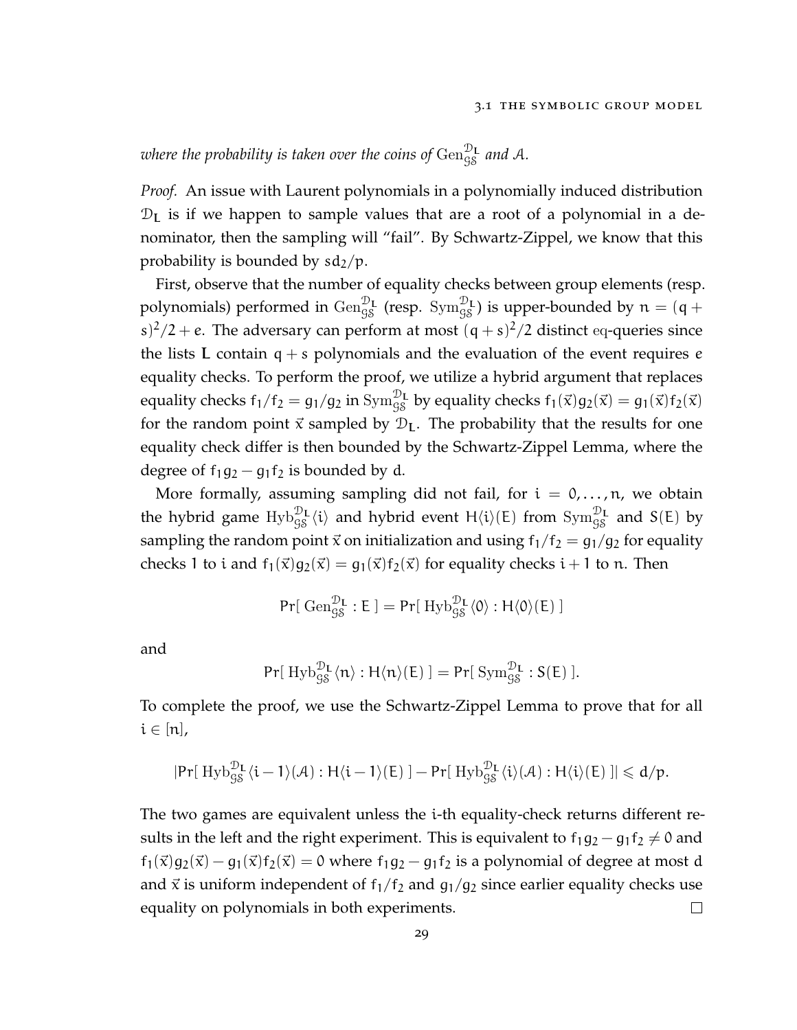*where the probability is taken over the coins of* $\mathrm{Gen}_{\mathcal{GS}}^{\mathcal{D}_L}$ *and* $\mathcal{A}$.

*Proof.* An issue with Laurent polynomials in a polynomially induced distribution $\mathcal{D}_L$ is if we happen to sample values that are a root of a polynomial in a denominator, then the sampling will "fail". By Schwartz-Zippel, we know that this probability is bounded by $sd_2/p$.

First, observe that the number of equality checks between group elements (resp. polynomials) performed in $\mathrm{Gen}_{\mathcal{GS}}^{\mathcal{D}_L}$ (resp. $\mathrm{Sym}_{\mathcal{GS}}^{\mathcal{D}_L}$) is upper-bounded by $n = (q+s)^2/2 + e$. The adversary can perform at most $(q+s)^2/2$ distinct eq-queries since the lists $\mathbf{L}$ contain $q+s$ polynomials and the evaluation of the event requires $e$ equality checks. To perform the proof, we utilize a hybrid argument that replaces equality checks $f_1/f_2 = g_1/g_2$ in $\mathrm{Sym}_{\mathcal{GS}}^{\mathcal{D}_L}$ by equality checks $f_1(\vec{x})g_2(\vec{x}) = g_1(\vec{x})f_2(\vec{x})$ for the random point $\vec{x}$ sampled by $\mathcal{D}_L$. The probability that the results for one equality check differ is then bounded by the Schwartz-Zippel Lemma, where the degree of $f_1 g_2 - g_1 f_2$ is bounded by $d$.

More formally, assuming sampling did not fail, for $i = 0, \ldots, n$, we obtain the hybrid game $\mathrm{Hyb}_{\mathcal{GS}}^{\mathcal{D}_L}\langle i \rangle$ and hybrid event $H\langle i \rangle(E)$ from $\mathrm{Sym}_{\mathcal{GS}}^{\mathcal{D}_L}$ and $S(E)$ by sampling the random point $\vec{x}$ on initialization and using $f_1/f_2 = g_1/g_2$ for equality checks 1 to $i$ and $f_1(\vec{x})g_2(\vec{x}) = g_1(\vec{x})f_2(\vec{x})$ for equality checks $i+1$ to $n$. Then

$$\Pr[\ \mathrm{Gen}_{\mathcal{GS}}^{\mathcal{D}_L} : E\ ] = \Pr[\ \mathrm{Hyb}_{\mathcal{GS}}^{\mathcal{D}_L}\langle 0 \rangle : H\langle 0 \rangle(E)\ ]$$

and

$$\Pr[\ \mathrm{Hyb}_{\mathcal{GS}}^{\mathcal{D}_L}\langle n \rangle : H\langle n \rangle(E)\ ] = \Pr[\ \mathrm{Sym}_{\mathcal{GS}}^{\mathcal{D}_L} : S(E)\ ].$$

To complete the proof, we use the Schwartz-Zippel Lemma to prove that for all $i \in [n]$,

$$|\Pr[\ \mathrm{Hyb}_{\mathcal{GS}}^{\mathcal{D}_L}\langle i-1 \rangle(\mathcal{A}) : H\langle i-1 \rangle(E)\ ] - \Pr[\ \mathrm{Hyb}_{\mathcal{GS}}^{\mathcal{D}_L}\langle i \rangle(\mathcal{A}) : H\langle i \rangle(E)\ ]| \leqslant d/p.$$

The two games are equivalent unless the $i$-th equality-check returns different results in the left and the right experiment. This is equivalent to $f_1 g_2 - g_1 f_2 \neq 0$ and $f_1(\vec{x})g_2(\vec{x}) - g_1(\vec{x})f_2(\vec{x}) = 0$ where $f_1 g_2 - g_1 f_2$ is a polynomial of degree at most $d$ and $\vec{x}$ is uniform independent of $f_1/f_2$ and $g_1/g_2$ since earlier equality checks use equality on polynomials in both experiments. $\square$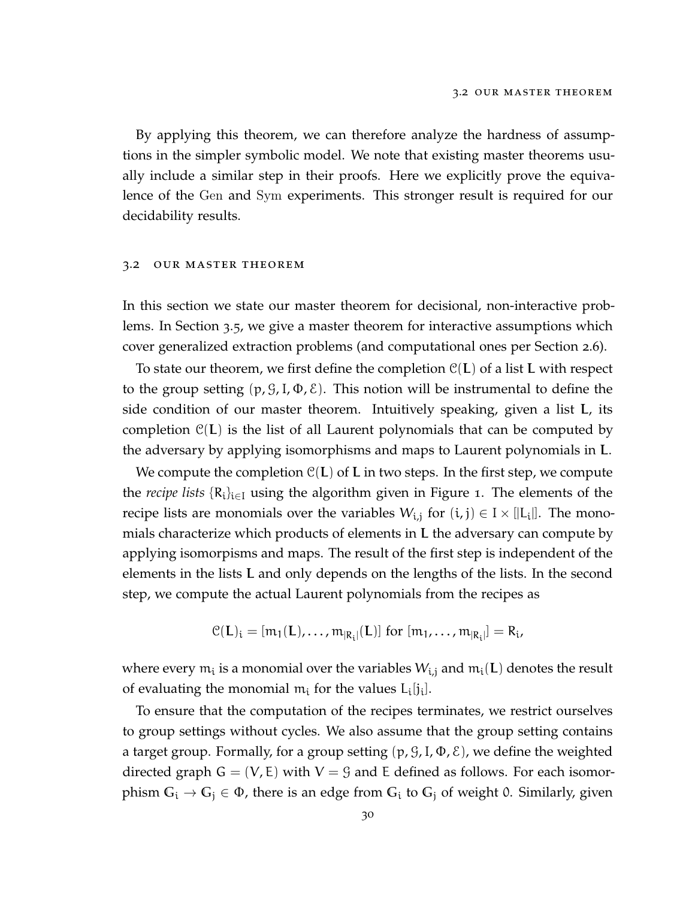By applying this theorem, we can therefore analyze the hardness of assumptions in the simpler symbolic model. We note that existing master theorems usually include a similar step in their proofs. Here we explicitly prove the equivalence of the Gen and Sym experiments. This stronger result is required for our decidability results.

## 3.2 Our master theorem

In this section we state our master theorem for decisional, non-interactive problems. In Section 3.5, we give a master theorem for interactive assumptions which cover generalized extraction problems (and computational ones per Section 2.6).

To state our theorem, we first define the completion $\mathcal{C}(\mathbf{L})$ of a list $\mathbf{L}$ with respect to the group setting $(p, \mathcal{G}, I, \Phi, \mathcal{E})$. This notion will be instrumental to define the side condition of our master theorem. Intuitively speaking, given a list $\mathbf{L}$, its completion $\mathcal{C}(\mathbf{L})$ is the list of all Laurent polynomials that can be computed by the adversary by applying isomorphisms and maps to Laurent polynomials in $\mathbf{L}$.

We compute the completion $\mathcal{C}(\mathbf{L})$ of $\mathbf{L}$ in two steps. In the first step, we compute the *recipe lists* $\{R_i\}_{i \in I}$ using the algorithm given in Figure 1. The elements of the recipe lists are monomials over the variables $W_{i,j}$ for $(i,j) \in I \times [|L_i|]$. The monomials characterize which products of elements in $\mathbf{L}$ the adversary can compute by applying isomorpisms and maps. The result of the first step is independent of the elements in the lists $\mathbf{L}$ and only depends on the lengths of the lists. In the second step, we compute the actual Laurent polynomials from the recipes as

$$\mathcal{C}(\mathbf{L})_i = [m_1(\mathbf{L}), \dots, m_{|R_i|}(\mathbf{L})] \text{ for } [m_1, \dots, m_{|R_i|}] = R_i,$$

where every $m_i$ is a monomial over the variables $W_{i,j}$ and $m_i(\mathbf{L})$ denotes the result of evaluating the monomial $m_i$ for the values $L_i[j_i]$.

To ensure that the computation of the recipes terminates, we restrict ourselves to group settings without cycles. We also assume that the group setting contains a target group. Formally, for a group setting $(p, \mathcal{G}, I, \Phi, \mathcal{E})$, we define the weighted directed graph $G = (V, E)$ with $V = \mathcal{G}$ and $E$ defined as follows. For each isomorphism $\mathbb{G}_i \to \mathbb{G}_j \in \Phi$, there is an edge from $\mathbb{G}_i$ to $\mathbb{G}_j$ of weight $0$. Similarly, given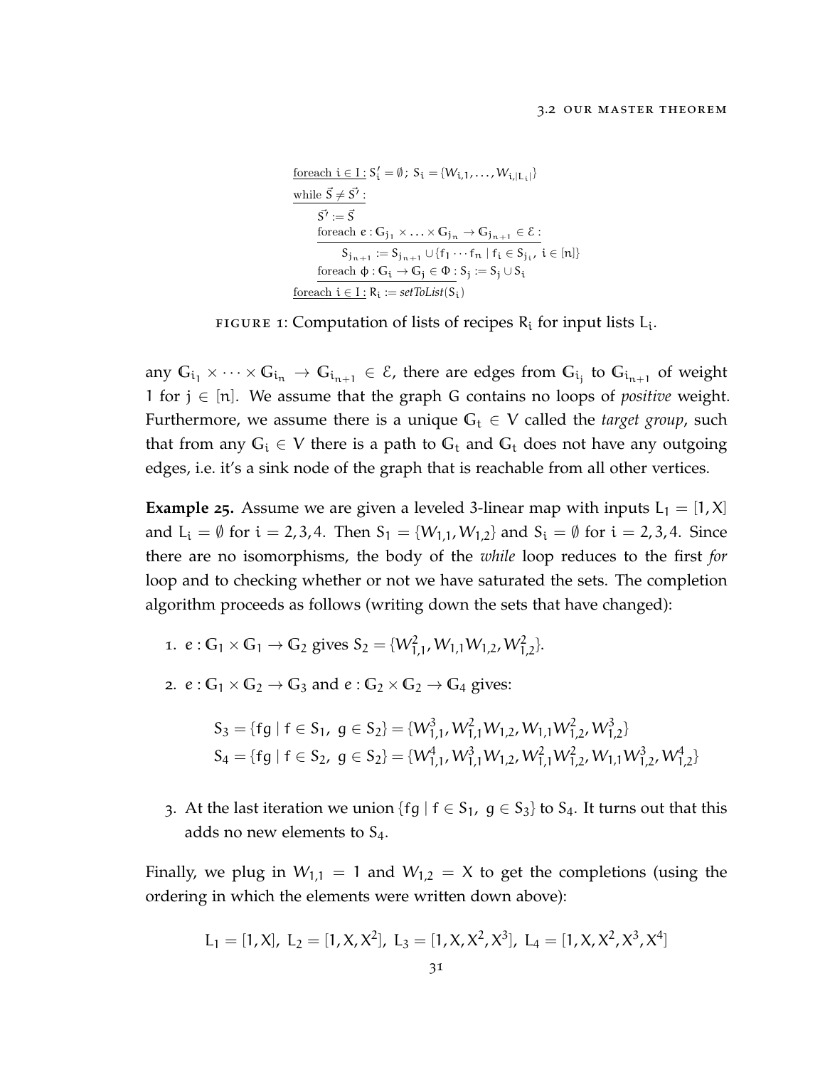$$
\begin{array}{l}
\underline{\text{foreach } i \in I:}\ S_i' = \emptyset;\ S_i = \{W_{i,1}, \ldots, W_{i,|L_i|}\} \\
\underline{\text{while } \vec{S} \neq \vec{S'}:} \\
\quad \vec{S'} := \vec{S} \\
\quad \underline{\text{foreach } e : \mathbb{G}_{j_1} \times \ldots \times \mathbb{G}_{j_n} \to \mathbb{G}_{j_{n+1}} \in \mathcal{E}:} \\
\qquad S_{j_{n+1}} := S_{j_{n+1}} \cup \{f_1 \cdots f_n \mid f_i \in S_{j_i},\ i \in [n]\} \\
\quad \underline{\text{foreach } \phi : \mathbb{G}_i \to \mathbb{G}_j \in \Phi:}\ S_j := S_j \cup S_i \\
\underline{\text{foreach } i \in I:}\ R_i := \mathit{setToList}(S_i)
\end{array}
$$

FIGURE 1: Computation of lists of recipes $R_i$ for input lists $L_i$.

any $\mathbb{G}_{i_1} \times \cdots \times \mathbb{G}_{i_n} \to \mathbb{G}_{i_{n+1}} \in \mathcal{E}$, there are edges from $\mathbb{G}_{i_j}$ to $\mathbb{G}_{i_{n+1}}$ of weight 1 for $j \in [n]$. We assume that the graph $G$ contains no loops of *positive* weight. Furthermore, we assume there is a unique $\mathbb{G}_t \in V$ called the *target group*, such that from any $\mathbb{G}_i \in V$ there is a path to $\mathbb{G}_t$ and $\mathbb{G}_t$ does not have any outgoing edges, i.e. it's a sink node of the graph that is reachable from all other vertices.

**Example 25.** Assume we are given a leveled 3-linear map with inputs $L_1 = [1, X]$ and $L_i = \emptyset$ for $i = 2, 3, 4$. Then $S_1 = \{W_{1,1}, W_{1,2}\}$ and $S_i = \emptyset$ for $i = 2, 3, 4$. Since there are no isomorphisms, the body of the *while* loop reduces to the first *for* loop and to checking whether or not we have saturated the sets. The completion algorithm proceeds as follows (writing down the sets that have changed):

1. $e : \mathbb{G}_1 \times \mathbb{G}_1 \to \mathbb{G}_2$ gives $S_2 = \{W_{1,1}^2, W_{1,1}W_{1,2}, W_{1,2}^2\}$.
2. $e : \mathbb{G}_1 \times \mathbb{G}_2 \to \mathbb{G}_3$ and $e : \mathbb{G}_2 \times \mathbb{G}_2 \to \mathbb{G}_4$ gives:

$$
\begin{aligned}
S_3 &= \{fg \mid f \in S_1,\ g \in S_2\} = \{W_{1,1}^3, W_{1,1}^2 W_{1,2}, W_{1,1}W_{1,2}^2, W_{1,2}^3\} \\
S_4 &= \{fg \mid f \in S_2,\ g \in S_2\} = \{W_{1,1}^4, W_{1,1}^3 W_{1,2}, W_{1,1}^2 W_{1,2}^2, W_{1,1}W_{1,2}^3, W_{1,2}^4\}
\end{aligned}
$$

3. At the last iteration we union $\{fg \mid f \in S_1,\ g \in S_3\}$ to $S_4$. It turns out that this adds no new elements to $S_4$.

Finally, we plug in $W_{1,1} = 1$ and $W_{1,2} = X$ to get the completions (using the ordering in which the elements were written down above):

$$
L_1 = [1, X],\ L_2 = [1, X, X^2],\ L_3 = [1, X, X^2, X^3],\ L_4 = [1, X, X^2, X^3, X^4]
$$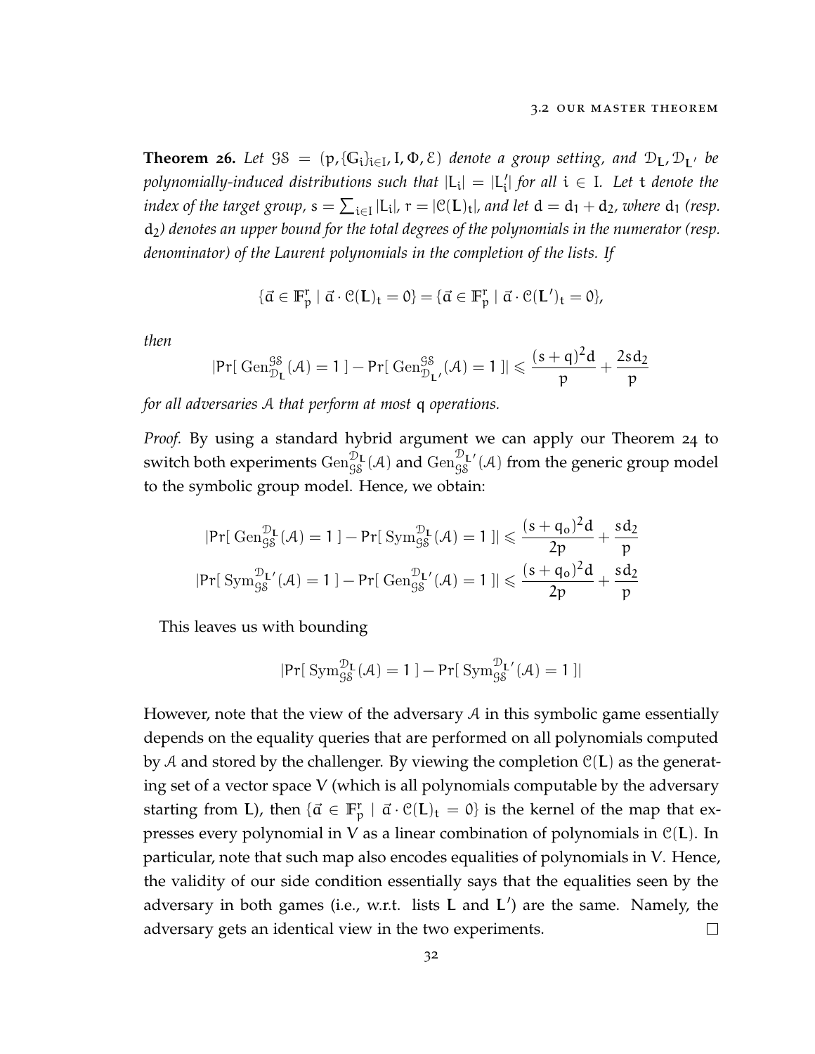**Theorem 26.** *Let $\mathcal{GS} = (p, \{\mathbb{G}_i\}_{i \in I}, I, \Phi, \mathcal{E})$ denote a group setting, and $\mathcal{D}_{\mathbf{L}}, \mathcal{D}_{\mathbf{L}'}$ be polynomially-induced distributions such that $|L_i| = |L'_i|$ for all $i \in I$. Let $t$ denote the index of the target group, $s = \sum_{i \in I} |L_i|$, $r = |\mathcal{C}(\mathbf{L})_t|$, and let $d = d_1 + d_2$, where $d_1$ (resp. $d_2$) denotes an upper bound for the total degrees of the polynomials in the numerator (resp. denominator) of the Laurent polynomials in the completion of the lists. If*

$$\{\vec{a} \in \mathbb{F}_p^r \mid \vec{a} \cdot \mathcal{C}(\mathbf{L})_t = 0\} = \{\vec{a} \in \mathbb{F}_p^r \mid \vec{a} \cdot \mathcal{C}(\mathbf{L}')_t = 0\},$$

*then*

$$|\Pr[\,\mathrm{Gen}_{\mathcal{D}_{\mathbf{L}}}^{\mathcal{GS}}(\mathcal{A}) = 1\,] - \Pr[\,\mathrm{Gen}_{\mathcal{D}_{\mathbf{L}'}}^{\mathcal{GS}}(\mathcal{A}) = 1\,]| \leqslant \frac{(s+q)^2 d}{p} + \frac{2sd_2}{p}$$

*for all adversaries $\mathcal{A}$ that perform at most $q$ operations.*

*Proof.* By using a standard hybrid argument we can apply our Theorem 24 to switch both experiments $\mathrm{Gen}_{\mathcal{GS}}^{\mathcal{D}_{\mathbf{L}}}(\mathcal{A})$ and $\mathrm{Gen}_{\mathcal{GS}}^{\mathcal{D}_{\mathbf{L}'}}(\mathcal{A})$ from the generic group model to the symbolic group model. Hence, we obtain:

$$|\Pr[\,\mathrm{Gen}_{\mathcal{GS}}^{\mathcal{D}_{\mathbf{L}}}(\mathcal{A}) = 1\,] - \Pr[\,\mathrm{Sym}_{\mathcal{GS}}^{\mathcal{D}_{\mathbf{L}}}(\mathcal{A}) = 1\,]| \leqslant \frac{(s+q_o)^2 d}{2p} + \frac{sd_2}{p}$$

$$|\Pr[\,\mathrm{Sym}_{\mathcal{GS}}^{\mathcal{D}_{\mathbf{L}'}}(\mathcal{A}) = 1\,] - \Pr[\,\mathrm{Gen}_{\mathcal{GS}}^{\mathcal{D}_{\mathbf{L}'}}(\mathcal{A}) = 1\,]| \leqslant \frac{(s+q_o)^2 d}{2p} + \frac{sd_2}{p}$$

This leaves us with bounding

$$|\Pr[\,\mathrm{Sym}_{\mathcal{GS}}^{\mathcal{D}_{\mathbf{L}}}(\mathcal{A}) = 1\,] - \Pr[\,\mathrm{Sym}_{\mathcal{GS}}^{\mathcal{D}_{\mathbf{L}'}}(\mathcal{A}) = 1\,]|$$

However, note that the view of the adversary $\mathcal{A}$ in this symbolic game essentially depends on the equality queries that are performed on all polynomials computed by $\mathcal{A}$ and stored by the challenger. By viewing the completion $\mathcal{C}(\mathbf{L})$ as the generating set of a vector space $V$ (which is all polynomials computable by the adversary starting from $\mathbf{L}$), then $\{\vec{a} \in \mathbb{F}_p^r \mid \vec{a} \cdot \mathcal{C}(\mathbf{L})_t = 0\}$ is the kernel of the map that expresses every polynomial in $V$ as a linear combination of polynomials in $\mathcal{C}(\mathbf{L})$. In particular, note that such map also encodes equalities of polynomials in $V$. Hence, the validity of our side condition essentially says that the equalities seen by the adversary in both games (i.e., w.r.t. lists $\mathbf{L}$ and $\mathbf{L}'$) are the same. Namely, the adversary gets an identical view in the two experiments. □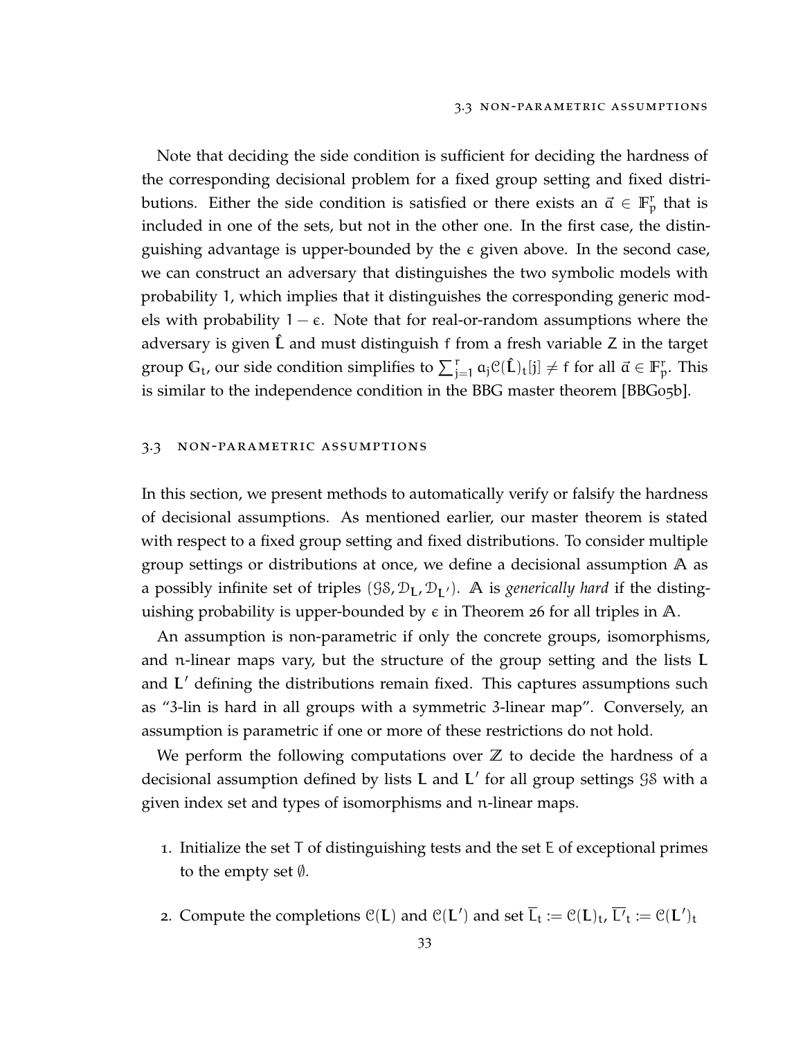Note that deciding the side condition is sufficient for deciding the hardness of the corresponding decisional problem for a fixed group setting and fixed distributions. Either the side condition is satisfied or there exists an $\vec{a} \in \mathbb{F}_p^r$ that is included in one of the sets, but not in the other one. In the first case, the distinguishing advantage is upper-bounded by the $\epsilon$ given above. In the second case, we can construct an adversary that distinguishes the two symbolic models with probability 1, which implies that it distinguishes the corresponding generic models with probability $1 - \epsilon$. Note that for real-or-random assumptions where the adversary is given $\hat{\mathbf{L}}$ and must distinguish $f$ from a fresh variable $Z$ in the target group $\mathbb{G}_t$, our side condition simplifies to $\sum_{j=1}^{r} a_j \mathcal{C}(\hat{\mathbf{L}})_t[j] \neq f$ for all $\vec{a} \in \mathbb{F}_p^r$. This is similar to the independence condition in the BBG master theorem [BBG05b].

## 3.3 Non-parametric assumptions

In this section, we present methods to automatically verify or falsify the hardness of decisional assumptions. As mentioned earlier, our master theorem is stated with respect to a fixed group setting and fixed distributions. To consider multiple group settings or distributions at once, we define a decisional assumption $\mathbb{A}$ as a possibly infinite set of triples $(\mathcal{GS}, \mathcal{D}_{\mathbf{L}}, \mathcal{D}_{\mathbf{L}'})$. $\mathbb{A}$ is *generically hard* if the distinguishing probability is upper-bounded by $\epsilon$ in Theorem 26 for all triples in $\mathbb{A}$.

An assumption is non-parametric if only the concrete groups, isomorphisms, and $n$-linear maps vary, but the structure of the group setting and the lists $\mathbf{L}$ and $\mathbf{L}'$ defining the distributions remain fixed. This captures assumptions such as "3-lin is hard in all groups with a symmetric 3-linear map". Conversely, an assumption is parametric if one or more of these restrictions do not hold.

We perform the following computations over $\mathbb{Z}$ to decide the hardness of a decisional assumption defined by lists $\mathbf{L}$ and $\mathbf{L}'$ for all group settings $\mathcal{GS}$ with a given index set and types of isomorphisms and $n$-linear maps.

1. Initialize the set $T$ of distinguishing tests and the set $E$ of exceptional primes to the empty set $\emptyset$.

2. Compute the completions $\mathcal{C}(\mathbf{L})$ and $\mathcal{C}(\mathbf{L}')$ and set $\overline{\mathbf{L}}_t := \mathcal{C}(\mathbf{L})_t$, $\overline{\mathbf{L}'}_t := \mathcal{C}(\mathbf{L}')_t$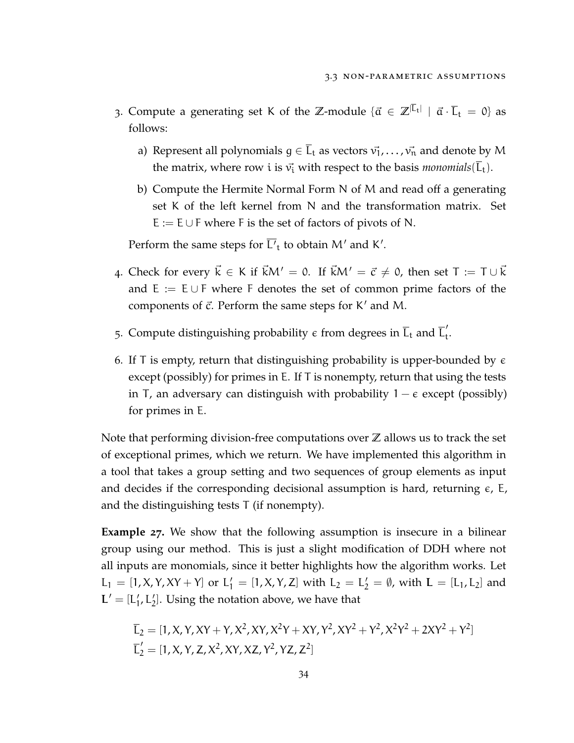3. Compute a generating set K of the $\mathbb{Z}$-module $\{\vec{a} \in \mathbb{Z}^{|\overline{L}_t|} \mid \vec{a} \cdot \overline{L}_t = 0\}$ as follows:

   a) Represent all polynomials $g \in \overline{L}_t$ as vectors $\vec{v_1}, \dots, \vec{v_n}$ and denote by M the matrix, where row i is $\vec{v_i}$ with respect to the basis *monomials*$(\overline{L}_t)$.

   b) Compute the Hermite Normal Form N of M and read off a generating set K of the left kernel from N and the transformation matrix. Set $E := E \cup F$ where F is the set of factors of pivots of N.

   Perform the same steps for $\overline{L'}_t$ to obtain $M'$ and $K'$.

4. Check for every $\vec{k} \in K$ if $\vec{k}M' = 0$. If $\vec{k}M' = \vec{c} \neq 0$, then set $T := T \cup \vec{k}$ and $E := E \cup F$ where F denotes the set of common prime factors of the components of $\vec{c}$. Perform the same steps for $K'$ and M.

5. Compute distinguishing probability $\epsilon$ from degrees in $\overline{L}_t$ and $\overline{L}'_t$.

6. If T is empty, return that distinguishing probability is upper-bounded by $\epsilon$ except (possibly) for primes in E. If T is nonempty, return that using the tests in T, an adversary can distinguish with probability $1 - \epsilon$ except (possibly) for primes in E.

Note that performing division-free computations over $\mathbb{Z}$ allows us to track the set of exceptional primes, which we return. We have implemented this algorithm in a tool that takes a group setting and two sequences of group elements as input and decides if the corresponding decisional assumption is hard, returning $\epsilon$, E, and the distinguishing tests T (if nonempty).

**Example 27.** We show that the following assumption is insecure in a bilinear group using our method. This is just a slight modification of DDH where not all inputs are monomials, since it better highlights how the algorithm works. Let $L_1 = [1, X, Y, XY + Y]$ or $L'_1 = [1, X, Y, Z]$ with $L_2 = L'_2 = \emptyset$, with $\mathbf{L} = [L_1, L_2]$ and $\mathbf{L}' = [L'_1, L'_2]$. Using the notation above, we have that

$$\overline{L}_2 = [1, X, Y, XY + Y, X^2, XY, X^2Y + XY, Y^2, XY^2 + Y^2, X^2Y^2 + 2XY^2 + Y^2]$$
$$\overline{L}'_2 = [1, X, Y, Z, X^2, XY, XZ, Y^2, YZ, Z^2]$$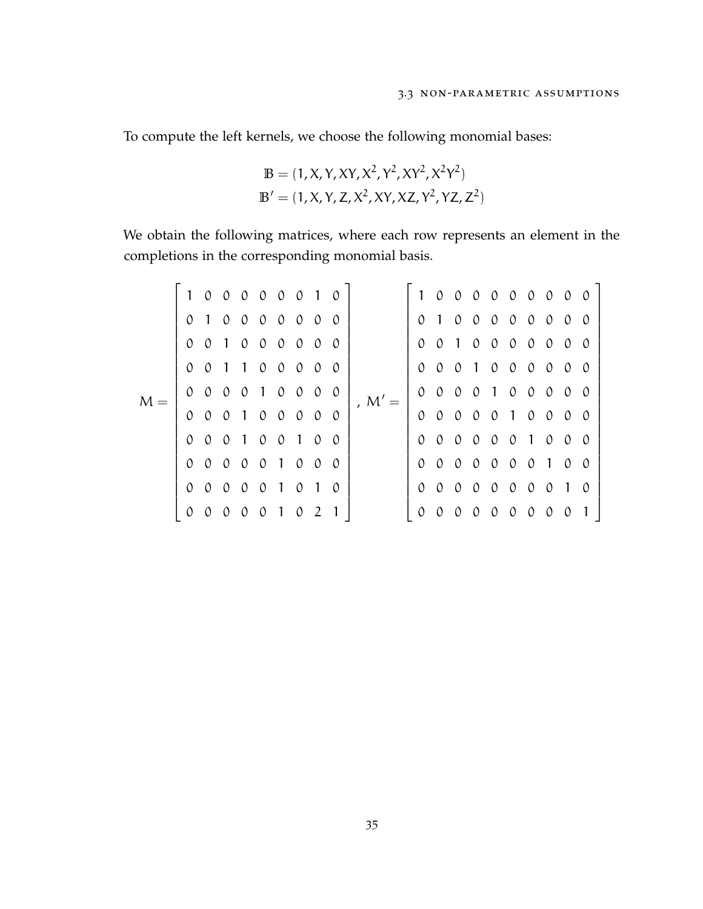To compute the left kernels, we choose the following monomial bases:

$$\mathbb{B} = (1, X, Y, XY, X^2, Y^2, XY^2, X^2Y^2)$$
$$\mathbb{B}' = (1, X, Y, Z, X^2, XY, XZ, Y^2, YZ, Z^2)$$

We obtain the following matrices, where each row represents an element in the completions in the corresponding monomial basis.

$$M = \begin{bmatrix} 1 & 0 & 0 & 0 & 0 & 0 & 0 & 1 & 0 \\ 0 & 1 & 0 & 0 & 0 & 0 & 0 & 0 & 0 \\ 0 & 0 & 1 & 0 & 0 & 0 & 0 & 0 & 0 \\ 0 & 0 & 1 & 1 & 0 & 0 & 0 & 0 & 0 \\ 0 & 0 & 0 & 0 & 1 & 0 & 0 & 0 & 0 \\ 0 & 0 & 0 & 1 & 0 & 0 & 0 & 0 & 0 \\ 0 & 0 & 0 & 1 & 0 & 0 & 1 & 0 & 0 \\ 0 & 0 & 0 & 0 & 0 & 1 & 0 & 0 & 0 \\ 0 & 0 & 0 & 0 & 0 & 1 & 0 & 1 & 0 \\ 0 & 0 & 0 & 0 & 0 & 1 & 0 & 2 & 1 \end{bmatrix}, \; M' = \begin{bmatrix} 1 & 0 & 0 & 0 & 0 & 0 & 0 & 0 & 0 & 0 \\ 0 & 1 & 0 & 0 & 0 & 0 & 0 & 0 & 0 & 0 \\ 0 & 0 & 1 & 0 & 0 & 0 & 0 & 0 & 0 & 0 \\ 0 & 0 & 0 & 1 & 0 & 0 & 0 & 0 & 0 & 0 \\ 0 & 0 & 0 & 0 & 1 & 0 & 0 & 0 & 0 & 0 \\ 0 & 0 & 0 & 0 & 0 & 1 & 0 & 0 & 0 & 0 \\ 0 & 0 & 0 & 0 & 0 & 0 & 1 & 0 & 0 & 0 \\ 0 & 0 & 0 & 0 & 0 & 0 & 0 & 1 & 0 & 0 \\ 0 & 0 & 0 & 0 & 0 & 0 & 0 & 0 & 1 & 0 \\ 0 & 0 & 0 & 0 & 0 & 0 & 0 & 0 & 0 & 1 \end{bmatrix}$$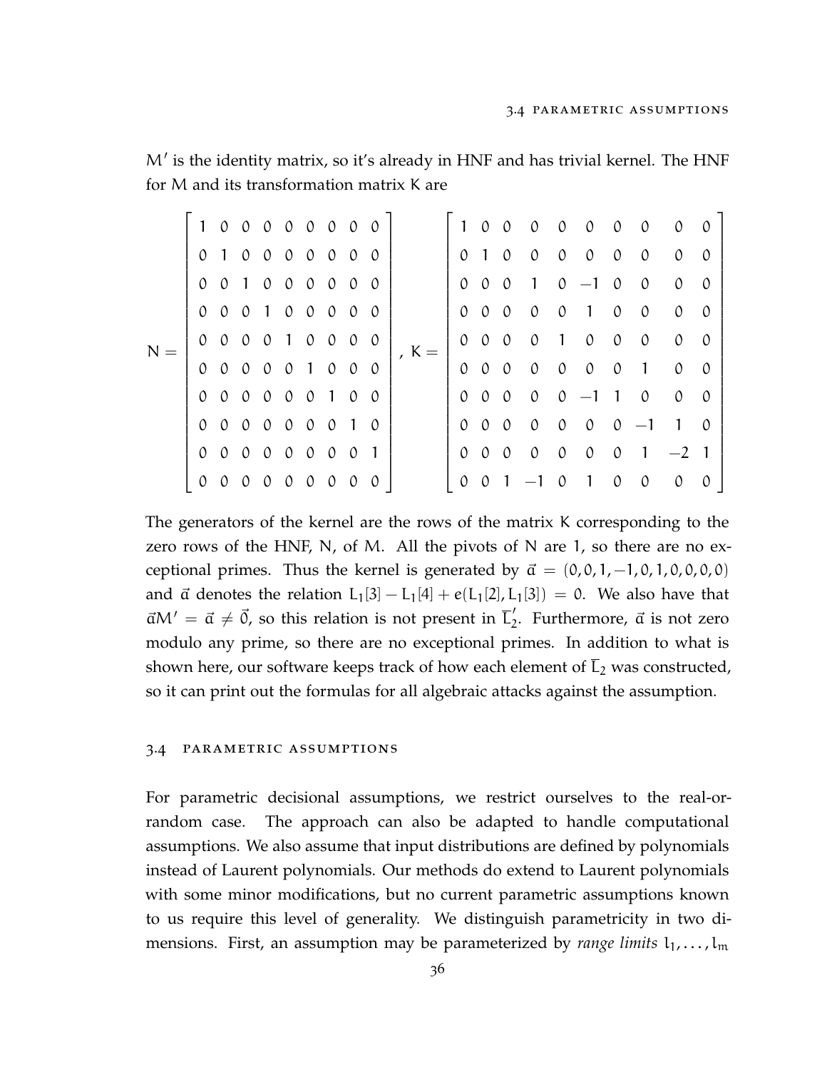$M'$ is the identity matrix, so it's already in HNF and has trivial kernel. The HNF for $M$ and its transformation matrix $K$ are

$$N = \begin{bmatrix} 1 & 0 & 0 & 0 & 0 & 0 & 0 & 0 & 0 \\ 0 & 1 & 0 & 0 & 0 & 0 & 0 & 0 & 0 \\ 0 & 0 & 1 & 0 & 0 & 0 & 0 & 0 & 0 \\ 0 & 0 & 0 & 1 & 0 & 0 & 0 & 0 & 0 \\ 0 & 0 & 0 & 0 & 1 & 0 & 0 & 0 & 0 \\ 0 & 0 & 0 & 0 & 0 & 1 & 0 & 0 & 0 \\ 0 & 0 & 0 & 0 & 0 & 0 & 1 & 0 & 0 \\ 0 & 0 & 0 & 0 & 0 & 0 & 0 & 1 & 0 \\ 0 & 0 & 0 & 0 & 0 & 0 & 0 & 0 & 1 \\ 0 & 0 & 0 & 0 & 0 & 0 & 0 & 0 & 0 \end{bmatrix}, \; K = \begin{bmatrix} 1 & 0 & 0 & 0 & 0 & 0 & 0 & 0 & 0 & 0 \\ 0 & 1 & 0 & 0 & 0 & 0 & 0 & 0 & 0 & 0 \\ 0 & 0 & 0 & 1 & 0 & -1 & 0 & 0 & 0 & 0 \\ 0 & 0 & 0 & 0 & 0 & 1 & 0 & 0 & 0 & 0 \\ 0 & 0 & 0 & 0 & 1 & 0 & 0 & 0 & 0 & 0 \\ 0 & 0 & 0 & 0 & 0 & 0 & 0 & 1 & 0 & 0 \\ 0 & 0 & 0 & 0 & 0 & -1 & 1 & 0 & 0 & 0 \\ 0 & 0 & 0 & 0 & 0 & 0 & 0 & -1 & 1 & 0 \\ 0 & 0 & 0 & 0 & 0 & 0 & 0 & 1 & -2 & 1 \\ 0 & 0 & 1 & -1 & 0 & 1 & 0 & 0 & 0 & 0 \end{bmatrix}$$

The generators of the kernel are the rows of the matrix $K$ corresponding to the zero rows of the HNF, $N$, of $M$. All the pivots of $N$ are 1, so there are no exceptional primes. Thus the kernel is generated by $\vec{a} = (0, 0, 1, -1, 0, 1, 0, 0, 0, 0)$ and $\vec{a}$ denotes the relation $L_1[3] - L_1[4] + e(L_1[2], L_1[3]) = 0$. We also have that $\vec{a}M' = \vec{a} \neq \vec{0}$, so this relation is not present in $\overline{L}'_2$. Furthermore, $\vec{a}$ is not zero modulo any prime, so there are no exceptional primes. In addition to what is shown here, our software keeps track of how each element of $\overline{L}_2$ was constructed, so it can print out the formulas for all algebraic attacks against the assumption.

## 3.4 Parametric Assumptions

For parametric decisional assumptions, we restrict ourselves to the real-or-random case. The approach can also be adapted to handle computational assumptions. We also assume that input distributions are defined by polynomials instead of Laurent polynomials. Our methods do extend to Laurent polynomials with some minor modifications, but no current parametric assumptions known to us require this level of generality. We distinguish parametricity in two dimensions. First, an assumption may be parameterized by *range limits* $l_1, \ldots, l_m$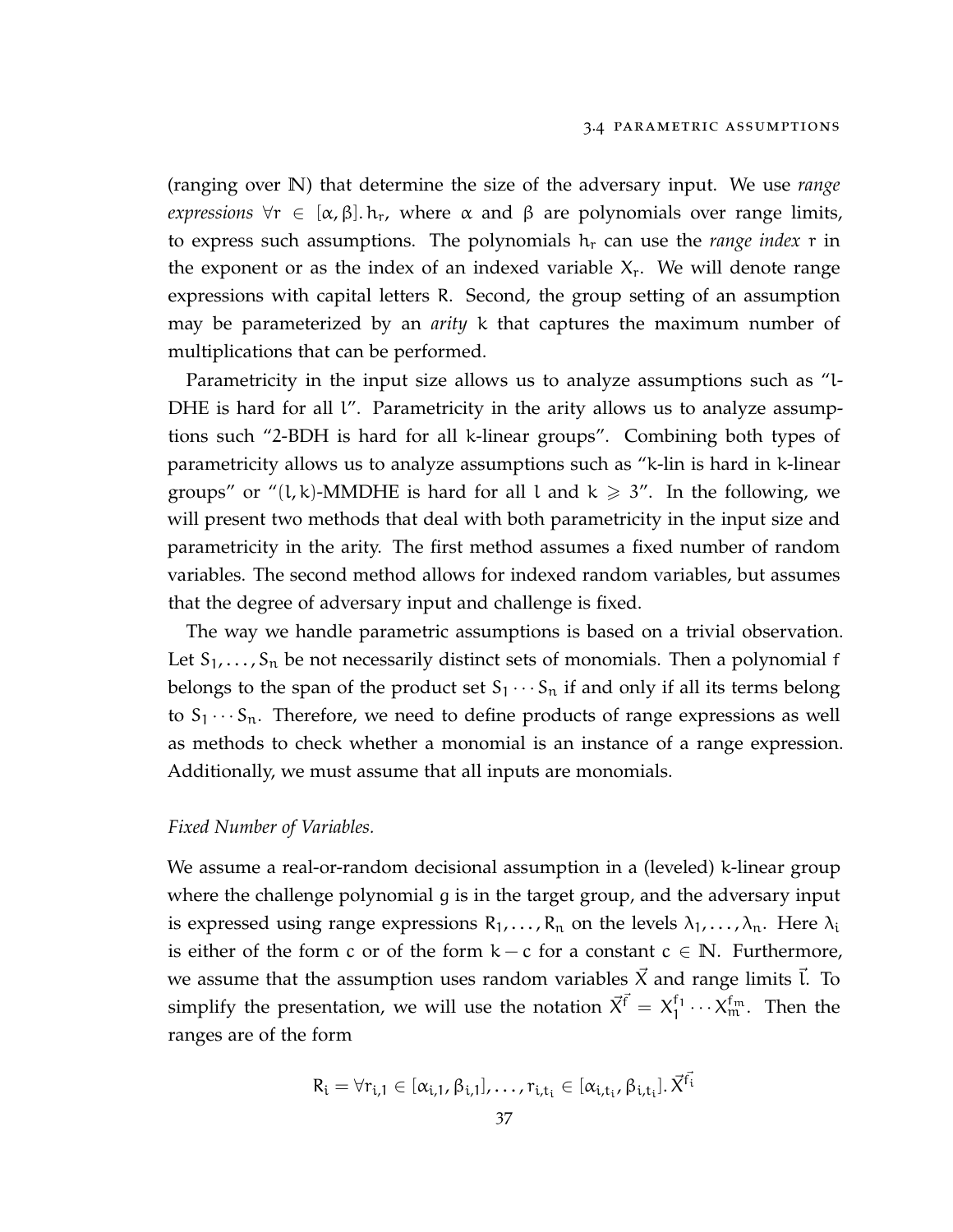(ranging over $\mathbb{N}$) that determine the size of the adversary input. We use *range expressions* $\forall r \in [\alpha, \beta].\, h_r$, where $\alpha$ and $\beta$ are polynomials over range limits, to express such assumptions. The polynomials $h_r$ can use the *range index* $r$ in the exponent or as the index of an indexed variable $X_r$. We will denote range expressions with capital letters $R$. Second, the group setting of an assumption may be parameterized by an *arity* $k$ that captures the maximum number of multiplications that can be performed.

Parametricity in the input size allows us to analyze assumptions such as "$l$-DHE is hard for all $l$". Parametricity in the arity allows us to analyze assumptions such "2-BDH is hard for all $k$-linear groups". Combining both types of parametricity allows us to analyze assumptions such as "$k$-lin is hard in $k$-linear groups" or "$(l,k)$-MMDHE is hard for all $l$ and $k \geqslant 3$". In the following, we will present two methods that deal with both parametricity in the input size and parametricity in the arity. The first method assumes a fixed number of random variables. The second method allows for indexed random variables, but assumes that the degree of adversary input and challenge is fixed.

The way we handle parametric assumptions is based on a trivial observation. Let $S_1, \ldots, S_n$ be not necessarily distinct sets of monomials. Then a polynomial $f$ belongs to the span of the product set $S_1 \cdots S_n$ if and only if all its terms belong to $S_1 \cdots S_n$. Therefore, we need to define products of range expressions as well as methods to check whether a monomial is an instance of a range expression. Additionally, we must assume that all inputs are monomials.

*Fixed Number of Variables.*

We assume a real-or-random decisional assumption in a (leveled) $k$-linear group where the challenge polynomial $g$ is in the target group, and the adversary input is expressed using range expressions $R_1, \ldots, R_n$ on the levels $\lambda_1, \ldots, \lambda_n$. Here $\lambda_i$ is either of the form $c$ or of the form $k - c$ for a constant $c \in \mathbb{N}$. Furthermore, we assume that the assumption uses random variables $\vec{X}$ and range limits $\vec{l}$. To simplify the presentation, we will use the notation $\vec{X}^{\vec{f}} = X_1^{f_1} \cdots X_m^{f_m}$. Then the ranges are of the form

$$R_i = \forall r_{i,1} \in [\alpha_{i,1}, \beta_{i,1}], \ldots, r_{i,t_i} \in [\alpha_{i,t_i}, \beta_{i,t_i}].\, \vec{X}^{\vec{f_i}}$$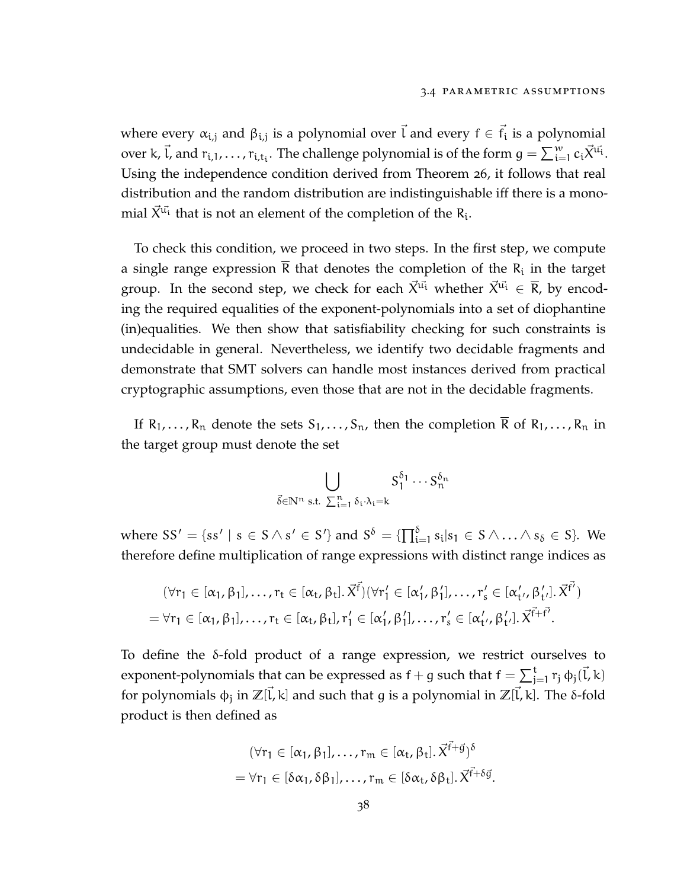where every $\alpha_{i,j}$ and $\beta_{i,j}$ is a polynomial over $\vec{l}$ and every $f \in \vec{f_i}$ is a polynomial over $k$, $\vec{l}$, and $r_{i,1}, \ldots, r_{i,t_i}$. The challenge polynomial is of the form $g = \sum_{i=1}^{w} c_i \vec{X}^{\vec{u_i}}$. Using the independence condition derived from Theorem 26, it follows that real distribution and the random distribution are indistinguishable iff there is a monomial $\vec{X}^{\vec{u_i}}$ that is not an element of the completion of the $R_i$.

To check this condition, we proceed in two steps. In the first step, we compute a single range expression $\overline{R}$ that denotes the completion of the $R_i$ in the target group. In the second step, we check for each $\vec{X}^{\vec{u_i}}$ whether $\vec{X}^{\vec{u_i}} \in \overline{R}$, by encoding the required equalities of the exponent-polynomials into a set of diophantine (in)equalities. We then show that satisfiability checking for such constraints is undecidable in general. Nevertheless, we identify two decidable fragments and demonstrate that SMT solvers can handle most instances derived from practical cryptographic assumptions, even those that are not in the decidable fragments.

If $R_1, \ldots, R_n$ denote the sets $S_1, \ldots, S_n$, then the completion $\overline{R}$ of $R_1, \ldots, R_n$ in the target group must denote the set

$$\bigcup_{\vec{\delta} \in \mathbb{N}^n \text{ s.t. } \sum_{i=1}^{n} \delta_i \cdot \lambda_i = k} S_1^{\delta_1} \cdots S_n^{\delta_n}$$

where $SS' = \{ss' \mid s \in S \wedge s' \in S'\}$ and $S^{\delta} = \{\prod_{i=1}^{\delta} s_i | s_1 \in S \wedge \ldots \wedge s_{\delta} \in S\}$. We therefore define multiplication of range expressions with distinct range indices as

$$\begin{aligned}
&(\forall r_1 \in [\alpha_1, \beta_1], \ldots, r_t \in [\alpha_t, \beta_t]. \vec{X}^{\vec{f}})(\forall r'_1 \in [\alpha'_1, \beta'_1], \ldots, r'_s \in [\alpha'_{t'}, \beta'_{t'}]. \vec{X}^{\vec{f'}}) \\
&= \forall r_1 \in [\alpha_1, \beta_1], \ldots, r_t \in [\alpha_t, \beta_t], r'_1 \in [\alpha'_1, \beta'_1], \ldots, r'_s \in [\alpha'_{t'}, \beta'_{t'}]. \vec{X}^{\vec{f}+\vec{f'}}.
\end{aligned}$$

To define the $\delta$-fold product of a range expression, we restrict ourselves to exponent-polynomials that can be expressed as $f + g$ such that $f = \sum_{j=1}^{t} r_j \, \phi_j(\vec{l}, k)$ for polynomials $\phi_j$ in $\mathbb{Z}[\vec{l}, k]$ and such that $g$ is a polynomial in $\mathbb{Z}[\vec{l}, k]$. The $\delta$-fold product is then defined as

$$\begin{aligned}
&(\forall r_1 \in [\alpha_1, \beta_1], \ldots, r_m \in [\alpha_t, \beta_t]. \vec{X}^{\vec{f}+\vec{g}})^{\delta} \\
&= \forall r_1 \in [\delta\alpha_1, \delta\beta_1], \ldots, r_m \in [\delta\alpha_t, \delta\beta_t]. \vec{X}^{\vec{f}+\delta\vec{g}}.
\end{aligned}$$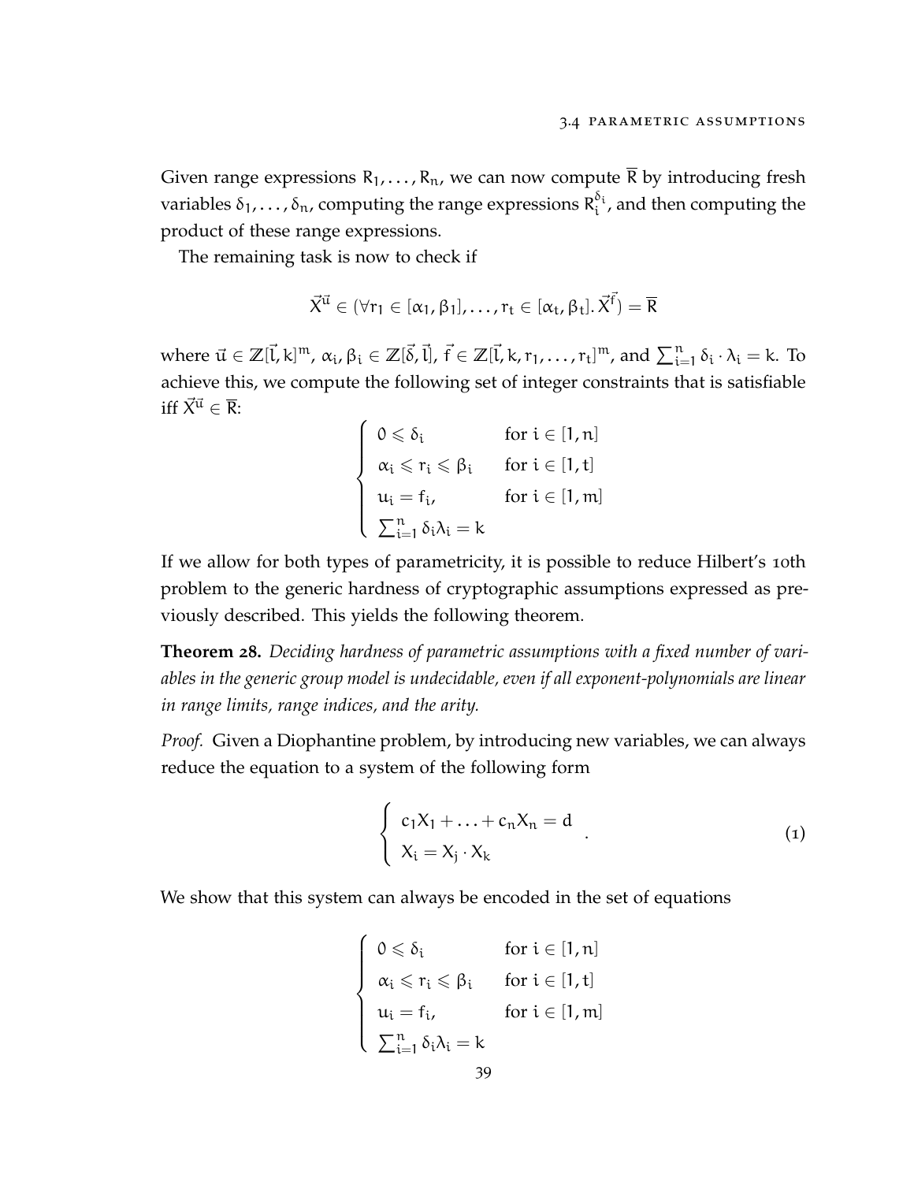Given range expressions $R_1, \ldots, R_n$, we can now compute $\overline{R}$ by introducing fresh variables $\delta_1, \ldots, \delta_n$, computing the range expressions $R_i^{\delta_i}$, and then computing the product of these range expressions.

The remaining task is now to check if

$$\vec{X}^{\vec{u}} \in (\forall r_1 \in [\alpha_1, \beta_1], \ldots, r_t \in [\alpha_t, \beta_t]. \vec{X}^{\vec{f}}) = \overline{R}$$

where $\vec{u} \in \mathbb{Z}[\vec{l}, k]^m$, $\alpha_i, \beta_i \in \mathbb{Z}[\vec{\delta}, \vec{l}]$, $\vec{f} \in \mathbb{Z}[\vec{l}, k, r_1, \ldots, r_t]^m$, and $\sum_{i=1}^n \delta_i \cdot \lambda_i = k$. To achieve this, we compute the following set of integer constraints that is satisfiable iff $\vec{X}^{\vec{u}} \in \overline{R}$:

$$\begin{cases} 0 \leqslant \delta_i & \text{for } i \in [1, n] \\ \alpha_i \leqslant r_i \leqslant \beta_i & \text{for } i \in [1, t] \\ u_i = f_i, & \text{for } i \in [1, m] \\ \sum_{i=1}^n \delta_i \lambda_i = k \end{cases}$$

If we allow for both types of parametricity, it is possible to reduce Hilbert's 10th problem to the generic hardness of cryptographic assumptions expressed as previously described. This yields the following theorem.

**Theorem 28.** *Deciding hardness of parametric assumptions with a fixed number of variables in the generic group model is undecidable, even if all exponent-polynomials are linear in range limits, range indices, and the arity.*

*Proof.* Given a Diophantine problem, by introducing new variables, we can always reduce the equation to a system of the following form

$$\begin{cases} c_1 X_1 + \ldots + c_n X_n = d \\ X_i = X_j \cdot X_k \end{cases} . \tag{1}$$

We show that this system can always be encoded in the set of equations

$$\begin{cases} 0 \leqslant \delta_i & \text{for } i \in [1, n] \\ \alpha_i \leqslant r_i \leqslant \beta_i & \text{for } i \in [1, t] \\ u_i = f_i, & \text{for } i \in [1, m] \\ \sum_{i=1}^n \delta_i \lambda_i = k \end{cases}$$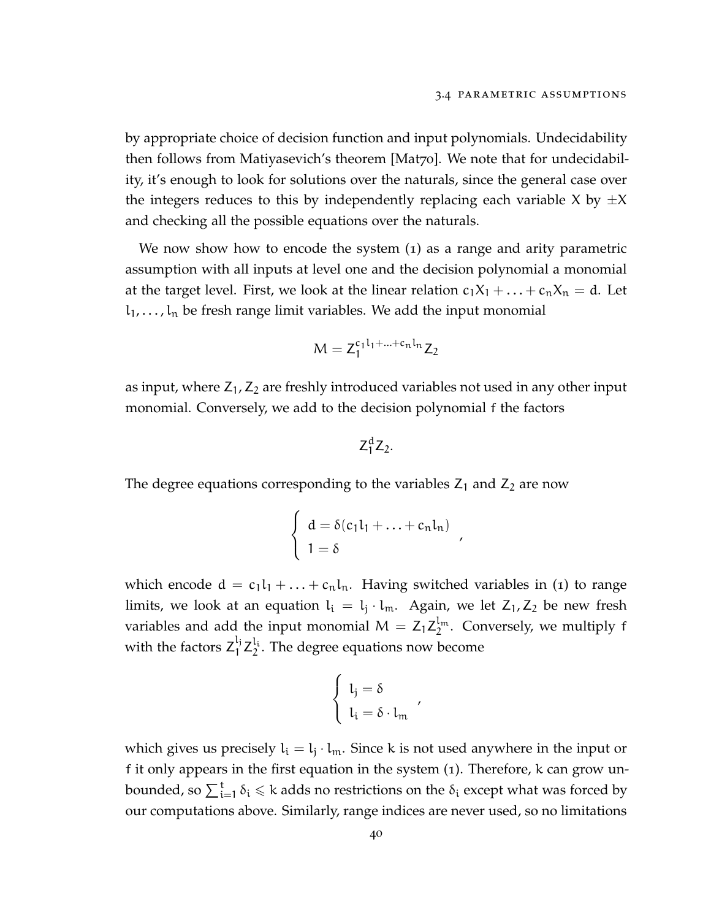by appropriate choice of decision function and input polynomials. Undecidability then follows from Matiyasevich's theorem [Mat70]. We note that for undecidability, it's enough to look for solutions over the naturals, since the general case over the integers reduces to this by independently replacing each variable $X$ by $\pm X$ and checking all the possible equations over the naturals.

We now show how to encode the system (1) as a range and arity parametric assumption with all inputs at level one and the decision polynomial a monomial at the target level. First, we look at the linear relation $c_1X_1 + \ldots + c_nX_n = d$. Let $l_1, \ldots, l_n$ be fresh range limit variables. We add the input monomial

$$M = Z_1^{c_1 l_1 + \ldots + c_n l_n} Z_2$$

as input, where $Z_1, Z_2$ are freshly introduced variables not used in any other input monomial. Conversely, we add to the decision polynomial $f$ the factors

$$Z_1^d Z_2.$$

The degree equations corresponding to the variables $Z_1$ and $Z_2$ are now

$$\begin{cases} d = \delta(c_1 l_1 + \ldots + c_n l_n) \\ 1 = \delta \end{cases},$$

which encode $d = c_1 l_1 + \ldots + c_n l_n$. Having switched variables in (1) to range limits, we look at an equation $l_i = l_j \cdot l_m$. Again, we let $Z_1, Z_2$ be new fresh variables and add the input monomial $M = Z_1 Z_2^{l_m}$. Conversely, we multiply $f$ with the factors $Z_1^{l_j} Z_2^{l_i}$. The degree equations now become

$$\begin{cases} l_j = \delta \\ l_i = \delta \cdot l_m \end{cases},$$

which gives us precisely $l_i = l_j \cdot l_m$. Since $k$ is not used anywhere in the input or $f$ it only appears in the first equation in the system (1). Therefore, $k$ can grow unbounded, so $\sum_{i=1}^{t} \delta_i \leqslant k$ adds no restrictions on the $\delta_i$ except what was forced by our computations above. Similarly, range indices are never used, so no limitations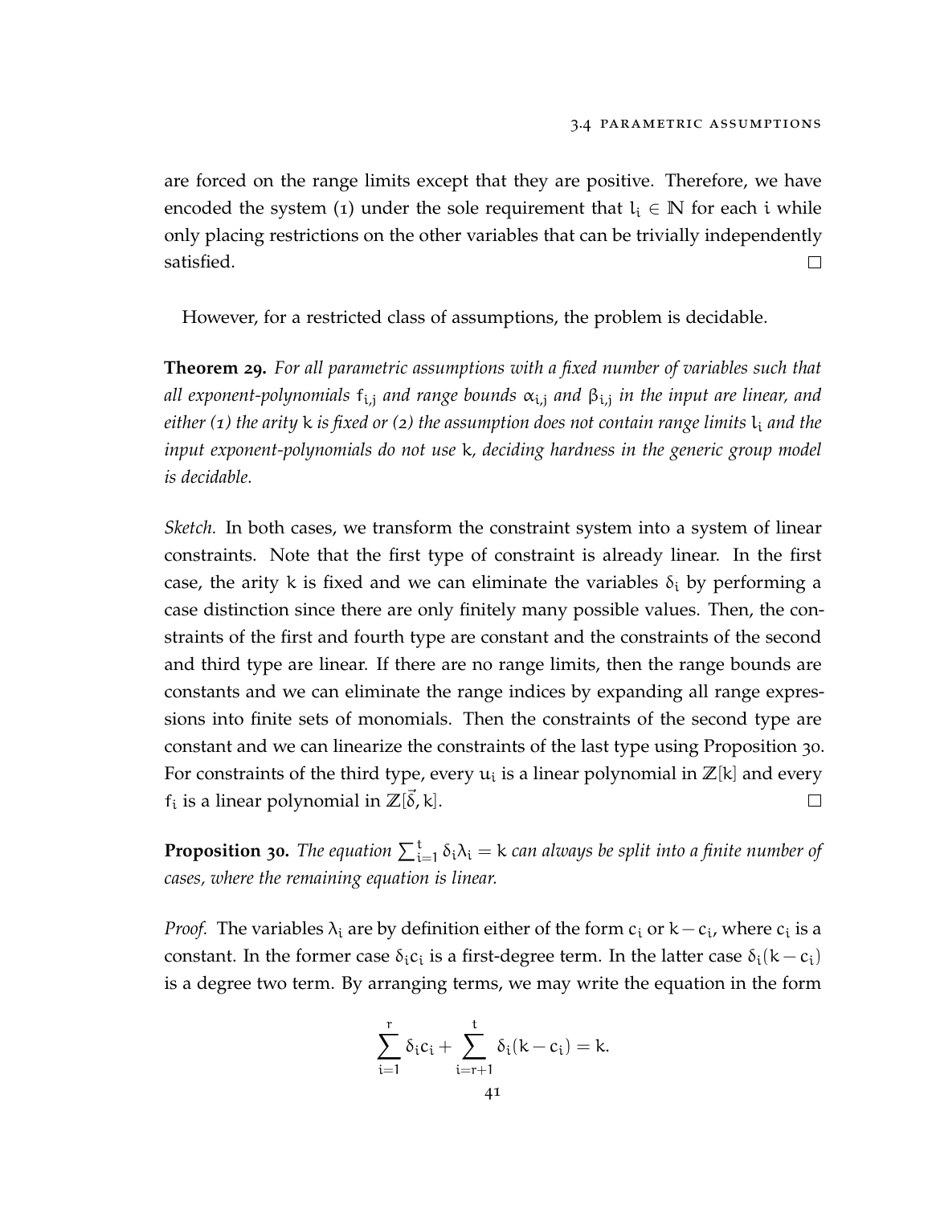are forced on the range limits except that they are positive. Therefore, we have encoded the system (1) under the sole requirement that $l_i \in \mathbb{N}$ for each $i$ while only placing restrictions on the other variables that can be trivially independently satisfied. □

However, for a restricted class of assumptions, the problem is decidable.

**Theorem 29.** *For all parametric assumptions with a fixed number of variables such that all exponent-polynomials $f_{i,j}$ and range bounds $\alpha_{i,j}$ and $\beta_{i,j}$ in the input are linear, and either (1) the arity $k$ is fixed or (2) the assumption does not contain range limits $l_i$ and the input exponent-polynomials do not use $k$, deciding hardness in the generic group model is decidable.*

*Sketch.* In both cases, we transform the constraint system into a system of linear constraints. Note that the first type of constraint is already linear. In the first case, the arity $k$ is fixed and we can eliminate the variables $\delta_i$ by performing a case distinction since there are only finitely many possible values. Then, the constraints of the first and fourth type are constant and the constraints of the second and third type are linear. If there are no range limits, then the range bounds are constants and we can eliminate the range indices by expanding all range expressions into finite sets of monomials. Then the constraints of the second type are constant and we can linearize the constraints of the last type using Proposition 30. For constraints of the third type, every $u_i$ is a linear polynomial in $\mathbb{Z}[k]$ and every $f_i$ is a linear polynomial in $\mathbb{Z}[\vec{\delta}, k]$. □

**Proposition 30.** *The equation $\sum_{i=1}^{t} \delta_i \lambda_i = k$ can always be split into a finite number of cases, where the remaining equation is linear.*

*Proof.* The variables $\lambda_i$ are by definition either of the form $c_i$ or $k - c_i$, where $c_i$ is a constant. In the former case $\delta_i c_i$ is a first-degree term. In the latter case $\delta_i(k - c_i)$ is a degree two term. By arranging terms, we may write the equation in the form

$$\sum_{i=1}^{r} \delta_i c_i + \sum_{i=r+1}^{t} \delta_i (k - c_i) = k.$$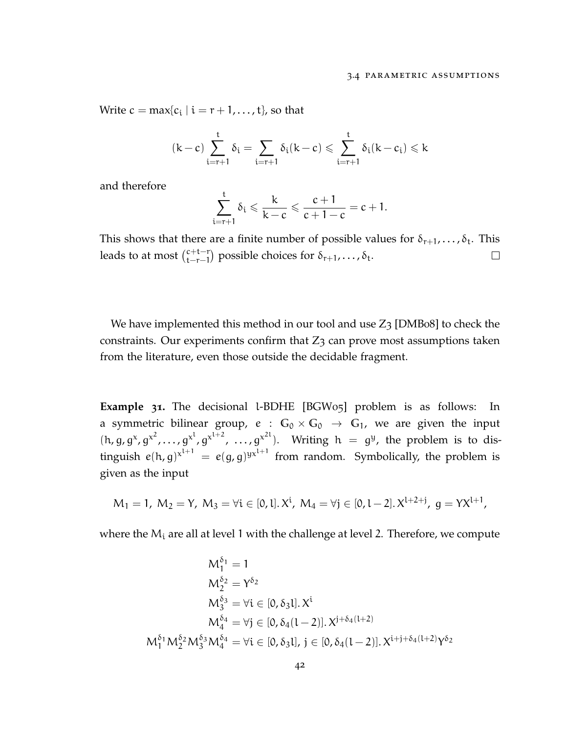Write $c = \max\{c_i \mid i = r+1, \dots, t\}$, so that

$$(k-c)\sum_{i=r+1}^{t} \delta_i = \sum_{i=r+1} \delta_i(k-c) \leqslant \sum_{i=r+1}^{t} \delta_i(k-c_i) \leqslant k$$

and therefore

$$\sum_{i=r+1}^{t} \delta_i \leqslant \frac{k}{k-c} \leqslant \frac{c+1}{c+1-c} = c+1.$$

This shows that there are a finite number of possible values for $\delta_{r+1}, \dots, \delta_t$. This leads to at most $\binom{c+t-r}{t-r-1}$ possible choices for $\delta_{r+1}, \dots, \delta_t$. □

We have implemented this method in our tool and use Z3 [DMB08] to check the constraints. Our experiments confirm that Z3 can prove most assumptions taken from the literature, even those outside the decidable fragment.

**Example 31.** The decisional l-BDHE [BGW05] problem is as follows: In a symmetric bilinear group, $e : \mathbb{G}_0 \times \mathbb{G}_0 \to \mathbb{G}_1$, we are given the input $(h, g, g^x, g^{x^2}, \dots, g^{x^l}, g^{x^{l+2}}, \dots, g^{x^{2l}})$. Writing $h = g^y$, the problem is to distinguish $e(h,g)^{x^{l+1}} = e(g,g)^{yx^{l+1}}$ from random. Symbolically, the problem is given as the input

$$M_1 = 1,\ M_2 = Y,\ M_3 = \forall i \in [0,l].\, X^i,\ M_4 = \forall j \in [0, l-2].\, X^{l+2+j},\ g = YX^{l+1},$$

where the $M_i$ are all at level 1 with the challenge at level 2. Therefore, we compute

$$\begin{aligned}
M_1^{\delta_1} &= 1 \\
M_2^{\delta_2} &= Y^{\delta_2} \\
M_3^{\delta_3} &= \forall i \in [0, \delta_3 l].\, X^i \\
M_4^{\delta_4} &= \forall j \in [0, \delta_4(l-2)].\, X^{j+\delta_4(l+2)} \\
M_1^{\delta_1} M_2^{\delta_2} M_3^{\delta_3} M_4^{\delta_4} &= \forall i \in [0, \delta_3 l],\ j \in [0, \delta_4(l-2)].\, X^{i+j+\delta_4(l+2)} Y^{\delta_2}
\end{aligned}$$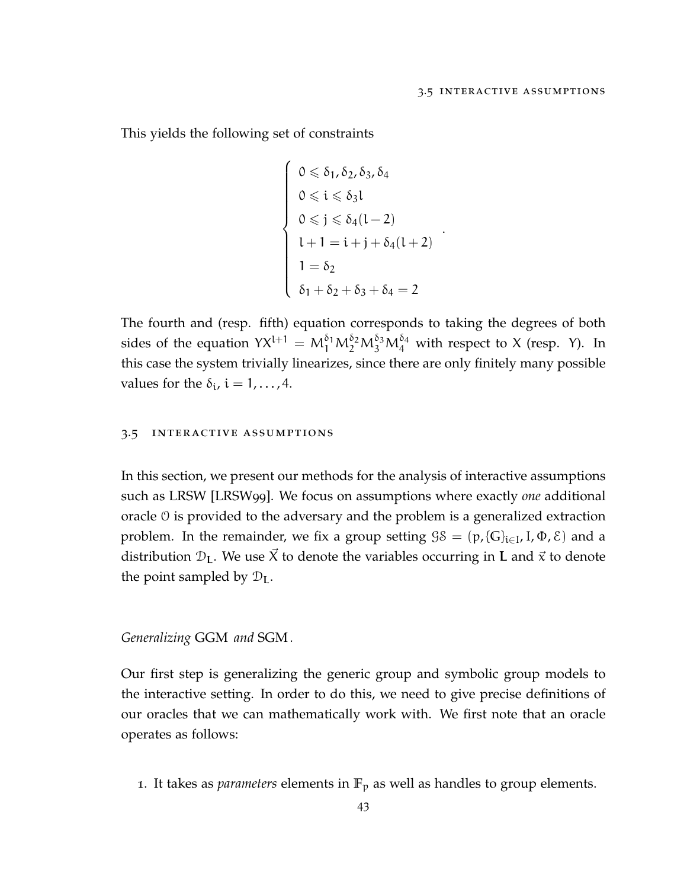This yields the following set of constraints

$$
\begin{cases}
0 \leqslant \delta_1, \delta_2, \delta_3, \delta_4 \\
0 \leqslant i \leqslant \delta_3 l \\
0 \leqslant j \leqslant \delta_4 (l-2) \\
l+1 = i + j + \delta_4(l+2) \\
1 = \delta_2 \\
\delta_1 + \delta_2 + \delta_3 + \delta_4 = 2
\end{cases}
.
$$

The fourth and (resp. fifth) equation corresponds to taking the degrees of both sides of the equation $YX^{l+1} = M_1^{\delta_1} M_2^{\delta_2} M_3^{\delta_3} M_4^{\delta_4}$ with respect to $X$ (resp. $Y$). In this case the system trivially linearizes, since there are only finitely many possible values for the $\delta_i$, $i = 1, \dots, 4$.

## 3.5 Interactive assumptions

In this section, we present our methods for the analysis of interactive assumptions such as LRSW [LRSW99]. We focus on assumptions where exactly *one* additional oracle $\mathcal{O}$ is provided to the adversary and the problem is a generalized extraction problem. In the remainder, we fix a group setting $\mathcal{GS} = (p, \{\mathbb{G}\}_{i \in I}, I, \Phi, \mathcal{E})$ and a distribution $\mathcal{D}_{\mathbf{L}}$. We use $\vec{X}$ to denote the variables occurring in $\mathbf{L}$ and $\vec{x}$ to denote the point sampled by $\mathcal{D}_{\mathbf{L}}$.

*Generalizing* GGM *and* SGM*.*

Our first step is generalizing the generic group and symbolic group models to the interactive setting. In order to do this, we need to give precise definitions of our oracles that we can mathematically work with. We first note that an oracle operates as follows:

1. It takes as *parameters* elements in $\mathbb{F}_p$ as well as handles to group elements.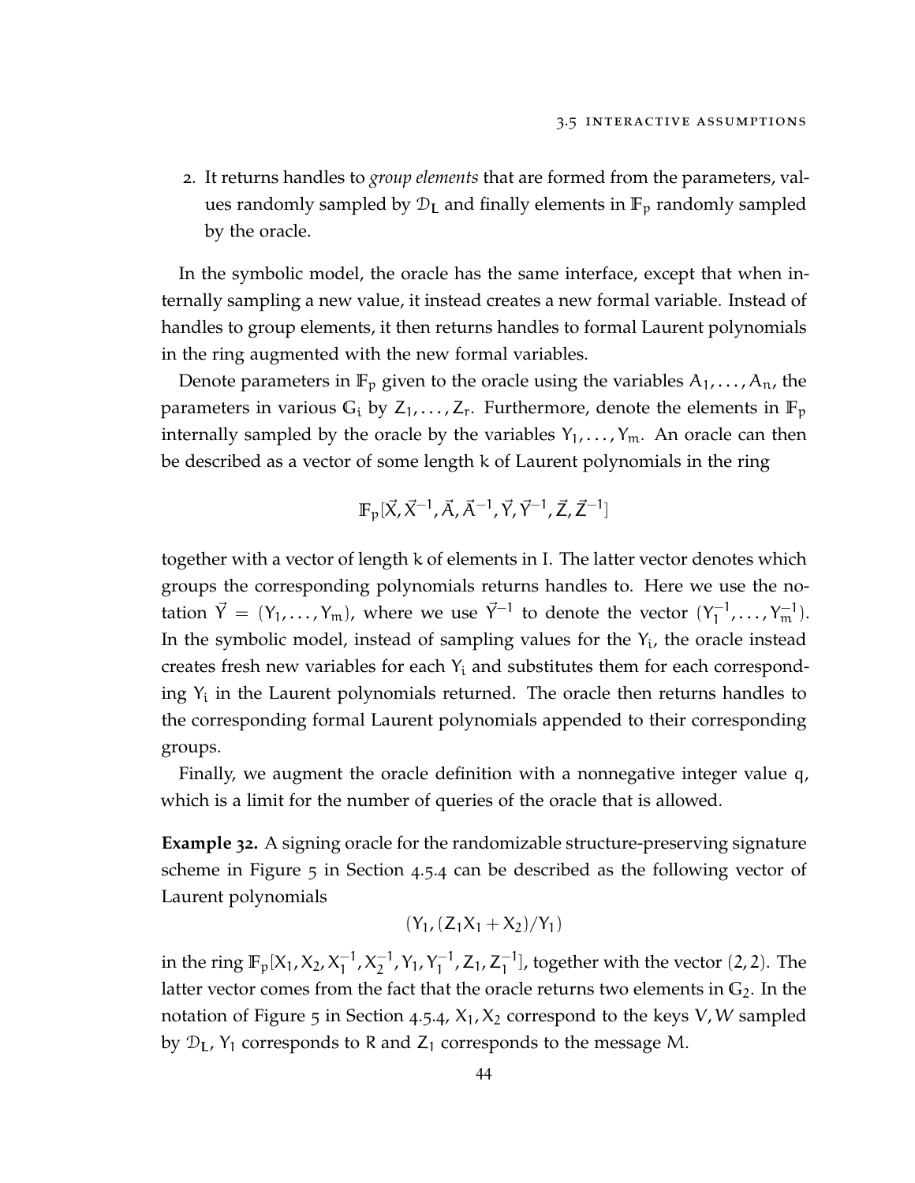2. It returns handles to *group elements* that are formed from the parameters, values randomly sampled by $\mathcal{D}_L$ and finally elements in $\mathbb{F}_p$ randomly sampled by the oracle.

In the symbolic model, the oracle has the same interface, except that when internally sampling a new value, it instead creates a new formal variable. Instead of handles to group elements, it then returns handles to formal Laurent polynomials in the ring augmented with the new formal variables.

Denote parameters in $\mathbb{F}_p$ given to the oracle using the variables $A_1, \ldots, A_n$, the parameters in various $\mathbb{G}_i$ by $Z_1, \ldots, Z_r$. Furthermore, denote the elements in $\mathbb{F}_p$ internally sampled by the oracle by the variables $Y_1, \ldots, Y_m$. An oracle can then be described as a vector of some length k of Laurent polynomials in the ring

$$\mathbb{F}_p[\vec{X}, \vec{X}^{-1}, \vec{A}, \vec{A}^{-1}, \vec{Y}, \vec{Y}^{-1}, \vec{Z}, \vec{Z}^{-1}]$$

together with a vector of length k of elements in I. The latter vector denotes which groups the corresponding polynomials returns handles to. Here we use the notation $\vec{Y} = (Y_1, \ldots, Y_m)$, where we use $\vec{Y}^{-1}$ to denote the vector $(Y_1^{-1}, \ldots, Y_m^{-1})$. In the symbolic model, instead of sampling values for the $Y_i$, the oracle instead creates fresh new variables for each $Y_i$ and substitutes them for each corresponding $Y_i$ in the Laurent polynomials returned. The oracle then returns handles to the corresponding formal Laurent polynomials appended to their corresponding groups.

Finally, we augment the oracle definition with a nonnegative integer value q, which is a limit for the number of queries of the oracle that is allowed.

**Example 32.** A signing oracle for the randomizable structure-preserving signature scheme in Figure 5 in Section 4.5.4 can be described as the following vector of Laurent polynomials

$$(Y_1, (Z_1X_1 + X_2)/Y_1)$$

in the ring $\mathbb{F}_p[X_1, X_2, X_1^{-1}, X_2^{-1}, Y_1, Y_1^{-1}, Z_1, Z_1^{-1}]$, together with the vector $(2, 2)$. The latter vector comes from the fact that the oracle returns two elements in $\mathbb{G}_2$. In the notation of Figure 5 in Section 4.5.4, $X_1, X_2$ correspond to the keys $V, W$ sampled by $\mathcal{D}_L$, $Y_1$ corresponds to $R$ and $Z_1$ corresponds to the message $M$.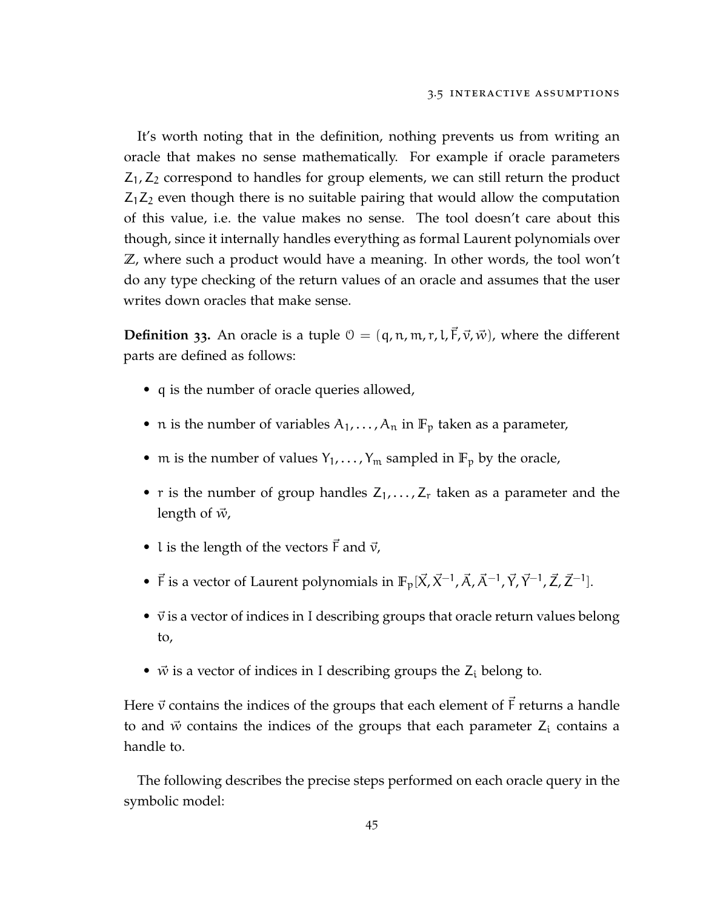It's worth noting that in the definition, nothing prevents us from writing an oracle that makes no sense mathematically. For example if oracle parameters $Z_1, Z_2$ correspond to handles for group elements, we can still return the product $Z_1 Z_2$ even though there is no suitable pairing that would allow the computation of this value, i.e. the value makes no sense. The tool doesn't care about this though, since it internally handles everything as formal Laurent polynomials over $\mathbb{Z}$, where such a product would have a meaning. In other words, the tool won't do any type checking of the return values of an oracle and assumes that the user writes down oracles that make sense.

**Definition 33.** An oracle is a tuple $\mathcal{O} = (q, n, m, r, l, \vec{F}, \vec{v}, \vec{w})$, where the different parts are defined as follows:

- $q$ is the number of oracle queries allowed,
- $n$ is the number of variables $A_1, \ldots, A_n$ in $\mathbb{F}_p$ taken as a parameter,
- $m$ is the number of values $Y_1, \ldots, Y_m$ sampled in $\mathbb{F}_p$ by the oracle,
- $r$ is the number of group handles $Z_1, \ldots, Z_r$ taken as a parameter and the length of $\vec{w}$,
- $l$ is the length of the vectors $\vec{F}$ and $\vec{v}$,
- $\vec{F}$ is a vector of Laurent polynomials in $\mathbb{F}_p[\vec{X}, \vec{X}^{-1}, \vec{A}, \vec{A}^{-1}, \vec{Y}, \vec{Y}^{-1}, \vec{Z}, \vec{Z}^{-1}]$.
- $\vec{v}$ is a vector of indices in I describing groups that oracle return values belong to,
- $\vec{w}$ is a vector of indices in I describing groups the $Z_i$ belong to.

Here $\vec{v}$ contains the indices of the groups that each element of $\vec{F}$ returns a handle to and $\vec{w}$ contains the indices of the groups that each parameter $Z_i$ contains a handle to.

The following describes the precise steps performed on each oracle query in the symbolic model: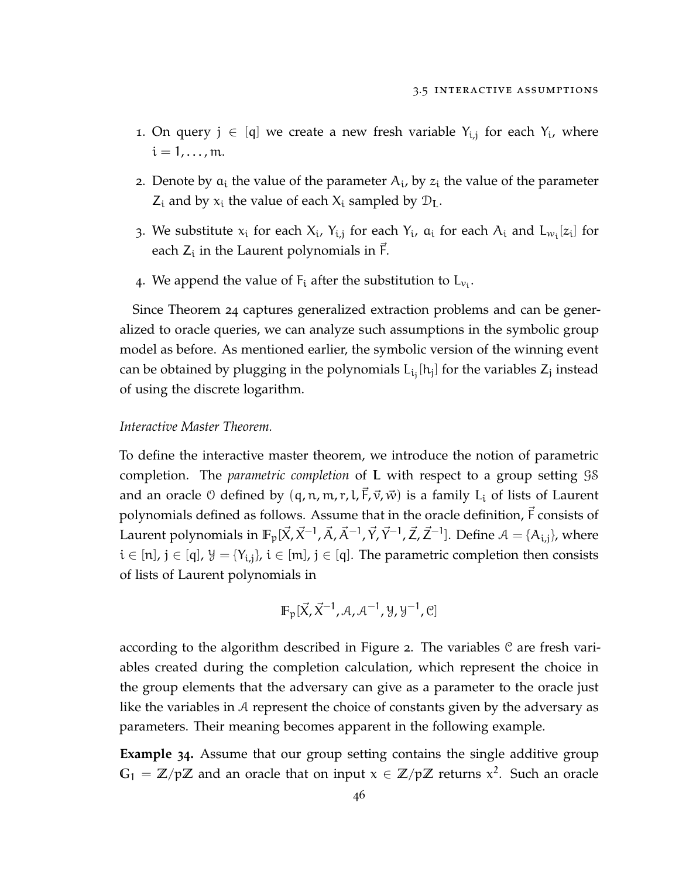1. On query $j \in [q]$ we create a new fresh variable $Y_{i,j}$ for each $Y_i$, where $i = 1, \ldots, m$.
2. Denote by $a_i$ the value of the parameter $A_i$, by $z_i$ the value of the parameter $Z_i$ and by $x_i$ the value of each $X_i$ sampled by $\mathcal{D}_{\mathbf{L}}$.
3. We substitute $x_i$ for each $X_i$, $Y_{i,j}$ for each $Y_i$, $a_i$ for each $A_i$ and $L_{w_i}[z_i]$ for each $Z_i$ in the Laurent polynomials in $\vec{F}$.
4. We append the value of $F_i$ after the substitution to $L_{v_i}$.

Since Theorem 24 captures generalized extraction problems and can be generalized to oracle queries, we can analyze such assumptions in the symbolic group model as before. As mentioned earlier, the symbolic version of the winning event can be obtained by plugging in the polynomials $L_{i_j}[h_j]$ for the variables $Z_j$ instead of using the discrete logarithm.

*Interactive Master Theorem.*

To define the interactive master theorem, we introduce the notion of parametric completion. The *parametric completion* of $\mathbf{L}$ with respect to a group setting $\mathcal{GS}$ and an oracle $\mathcal{O}$ defined by $(q, n, m, r, l, \vec{F}, \vec{v}, \vec{w})$ is a family $L_i$ of lists of Laurent polynomials defined as follows. Assume that in the oracle definition, $\vec{F}$ consists of Laurent polynomials in $\mathbb{F}_p[\vec{X}, \vec{X}^{-1}, \vec{A}, \vec{A}^{-1}, \vec{Y}, \vec{Y}^{-1}, \vec{Z}, \vec{Z}^{-1}]$. Define $\mathcal{A} = \{A_{i,j}\}$, where $i \in [n]$, $j \in [q]$, $\mathcal{Y} = \{Y_{i,j}\}$, $i \in [m]$, $j \in [q]$. The parametric completion then consists of lists of Laurent polynomials in

$$\mathbb{F}_p[\vec{X}, \vec{X}^{-1}, \mathcal{A}, \mathcal{A}^{-1}, \mathcal{Y}, \mathcal{Y}^{-1}, \mathcal{C}]$$

according to the algorithm described in Figure 2. The variables $\mathcal{C}$ are fresh variables created during the completion calculation, which represent the choice in the group elements that the adversary can give as a parameter to the oracle just like the variables in $\mathcal{A}$ represent the choice of constants given by the adversary as parameters. Their meaning becomes apparent in the following example.

**Example 34.** Assume that our group setting contains the single additive group $\mathbb{G}_1 = \mathbb{Z}/p\mathbb{Z}$ and an oracle that on input $x \in \mathbb{Z}/p\mathbb{Z}$ returns $x^2$. Such an oracle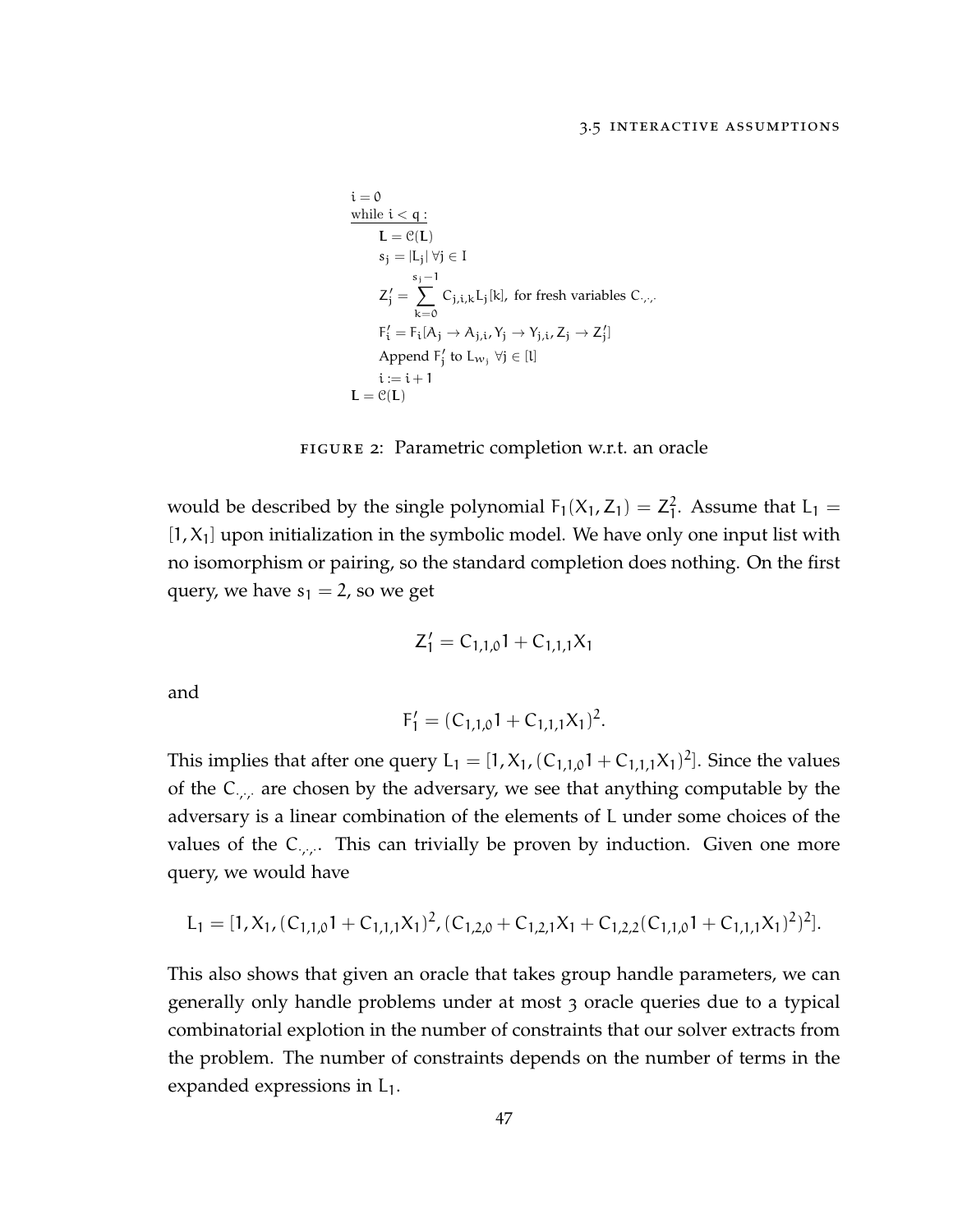```
i = 0
while i < q :
    L = C(L)
    s_j = |L_j| ∀j ∈ I
    Z'_j = Σ_{k=0}^{s_j−1} C_{j,i,k} L_j[k], for fresh variables C_{·,·,·}
    F'_i = F_i[A_j → A_{j,i}, Y_j → Y_{j,i}, Z_j → Z'_j]
    Append F'_j to L_{w_j} ∀j ∈ [l]
    i := i + 1
L = C(L)
```

Figure 2: Parametric completion w.r.t. an oracle

would be described by the single polynomial $F_1(X_1, Z_1) = Z_1^2$. Assume that $L_1 = [1, X_1]$ upon initialization in the symbolic model. We have only one input list with no isomorphism or pairing, so the standard completion does nothing. On the first query, we have $s_1 = 2$, so we get

$$Z_1' = C_{1,1,0}1 + C_{1,1,1}X_1$$

and

$$F_1' = (C_{1,1,0}1 + C_{1,1,1}X_1)^2.$$

This implies that after one query $L_1 = [1, X_1, (C_{1,1,0}1 + C_{1,1,1}X_1)^2]$. Since the values of the $C_{\cdot,\cdot,\cdot}$ are chosen by the adversary, we see that anything computable by the adversary is a linear combination of the elements of L under some choices of the values of the $C_{\cdot,\cdot,\cdot}$. This can trivially be proven by induction. Given one more query, we would have

$$L_1 = [1, X_1, (C_{1,1,0}1 + C_{1,1,1}X_1)^2, (C_{1,2,0} + C_{1,2,1}X_1 + C_{1,2,2}(C_{1,1,0}1 + C_{1,1,1}X_1)^2)^2].$$

This also shows that given an oracle that takes group handle parameters, we can generally only handle problems under at most 3 oracle queries due to a typical combinatorial explotion in the number of constraints that our solver extracts from the problem. The number of constraints depends on the number of terms in the expanded expressions in $L_1$.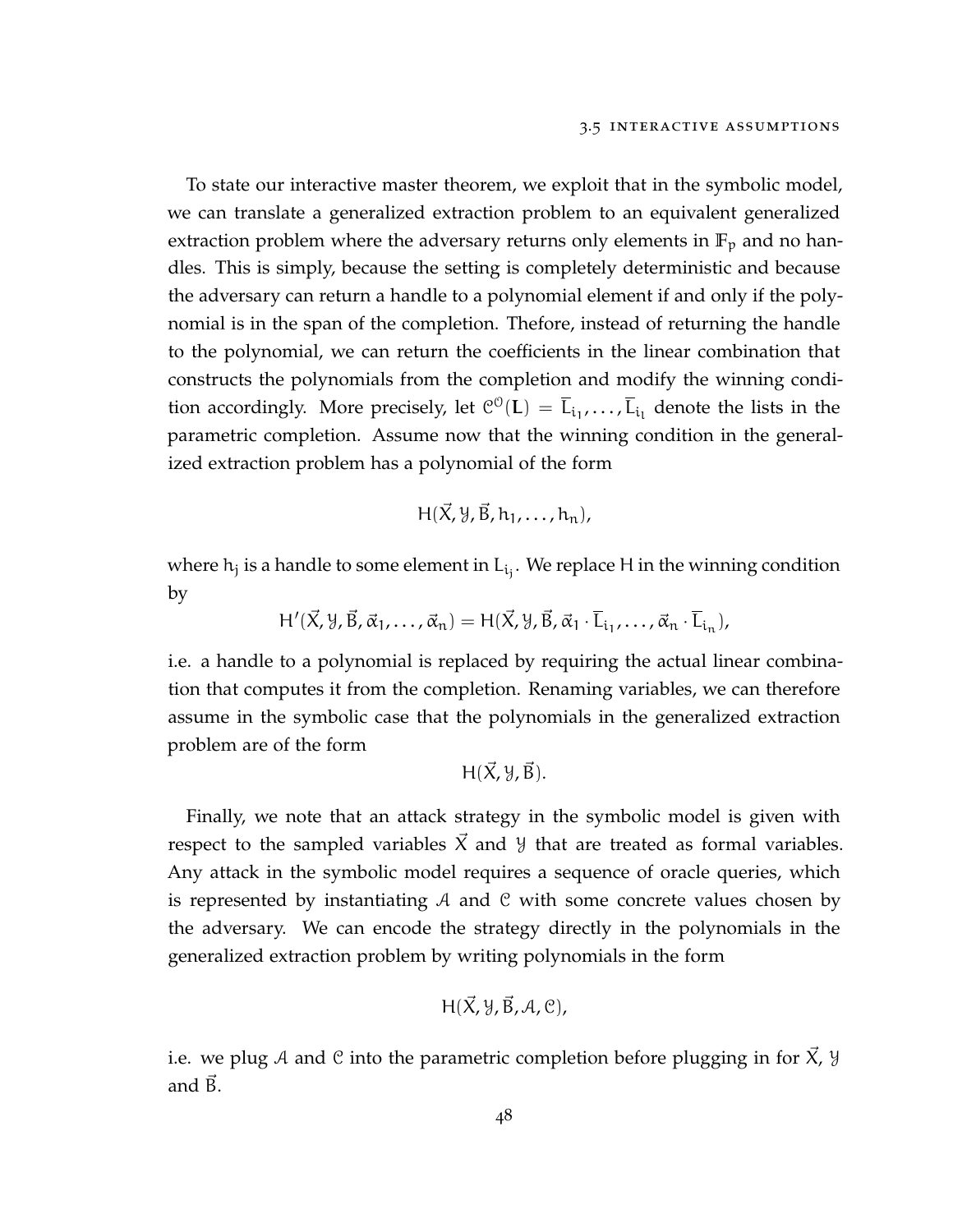To state our interactive master theorem, we exploit that in the symbolic model, we can translate a generalized extraction problem to an equivalent generalized extraction problem where the adversary returns only elements in $\mathbb{F}_p$ and no handles. This is simply, because the setting is completely deterministic and because the adversary can return a handle to a polynomial element if and only if the polynomial is in the span of the completion. Thefore, instead of returning the handle to the polynomial, we can return the coefficients in the linear combination that constructs the polynomials from the completion and modify the winning condition accordingly. More precisely, let $\mathcal{C}^{\mathcal{O}}(\mathbf{L}) = \overline{L}_{i_1}, \ldots, \overline{L}_{i_l}$ denote the lists in the parametric completion. Assume now that the winning condition in the generalized extraction problem has a polynomial of the form

$$H(\vec{X}, \mathcal{Y}, \vec{B}, h_1, \ldots, h_n),$$

where $h_j$ is a handle to some element in $L_{i_j}$. We replace $H$ in the winning condition by

$$H'(\vec{X}, \mathcal{Y}, \vec{B}, \vec{\alpha}_1, \ldots, \vec{\alpha}_n) = H(\vec{X}, \mathcal{Y}, \vec{B}, \vec{\alpha}_1 \cdot \overline{L}_{i_1}, \ldots, \vec{\alpha}_n \cdot \overline{L}_{i_n}),$$

i.e. a handle to a polynomial is replaced by requiring the actual linear combination that computes it from the completion. Renaming variables, we can therefore assume in the symbolic case that the polynomials in the generalized extraction problem are of the form

$$H(\vec{X}, \mathcal{Y}, \vec{B}).$$

Finally, we note that an attack strategy in the symbolic model is given with respect to the sampled variables $\vec{X}$ and $\mathcal{Y}$ that are treated as formal variables. Any attack in the symbolic model requires a sequence of oracle queries, which is represented by instantiating $\mathcal{A}$ and $\mathcal{C}$ with some concrete values chosen by the adversary. We can encode the strategy directly in the polynomials in the generalized extraction problem by writing polynomials in the form

$$H(\vec{X}, \mathcal{Y}, \vec{B}, \mathcal{A}, \mathcal{C}),$$

i.e. we plug $\mathcal{A}$ and $\mathcal{C}$ into the parametric completion before plugging in for $\vec{X}$, $\mathcal{Y}$ and $\vec{B}$.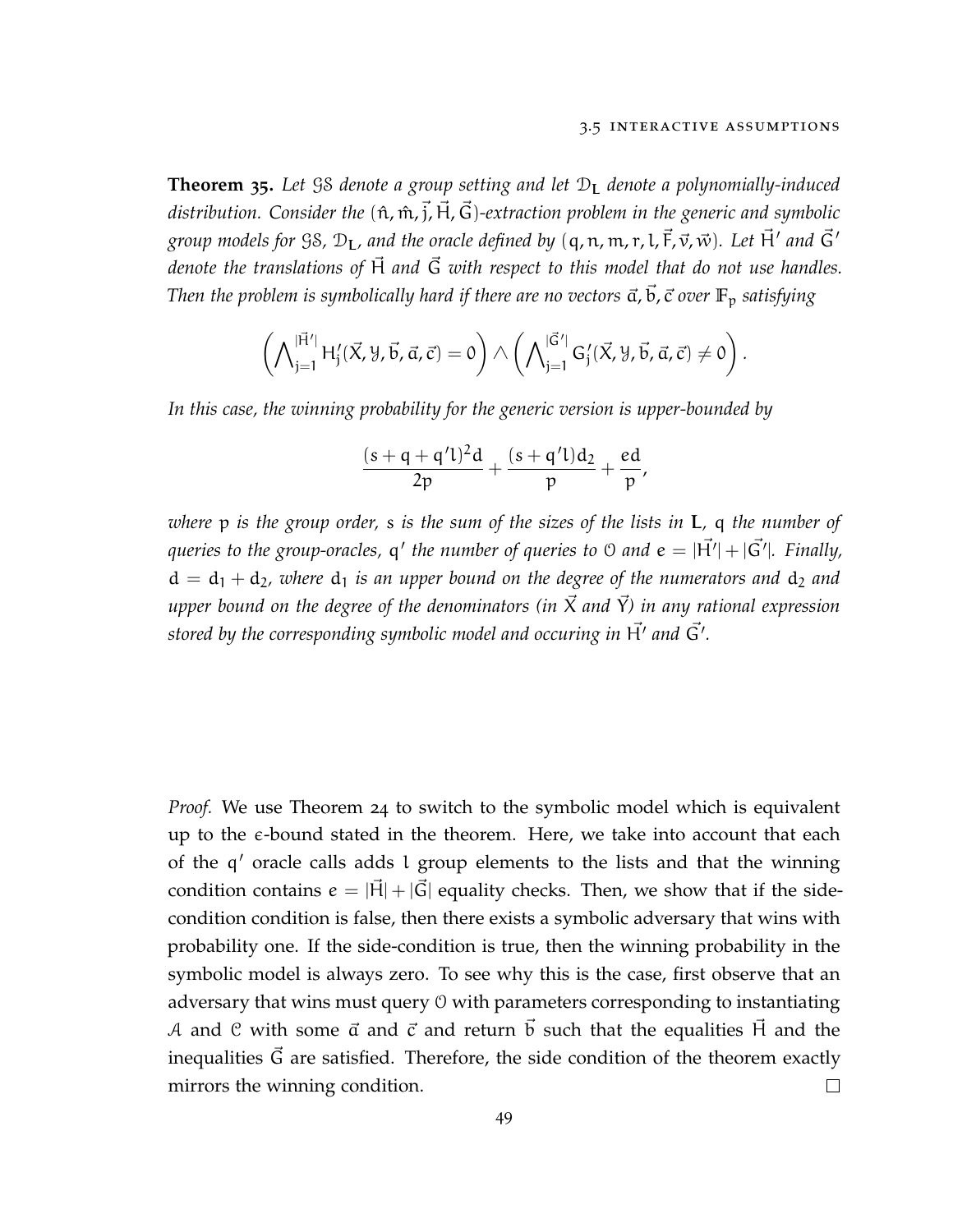**Theorem 35.** *Let $\mathcal{GS}$ denote a group setting and let $\mathcal{D}_{\mathbf{L}}$ denote a polynomially-induced distribution. Consider the $(\hat{n}, \hat{m}, \vec{j}, \vec{H}, \vec{G})$-extraction problem in the generic and symbolic group models for $\mathcal{GS}$, $\mathcal{D}_{\mathbf{L}}$, and the oracle defined by $(q, n, m, r, l, \vec{F}, \vec{v}, \vec{w})$. Let $\vec{H}'$ and $\vec{G}'$ denote the translations of $\vec{H}$ and $\vec{G}$ with respect to this model that do not use handles. Then the problem is symbolically hard if there are no vectors $\vec{a}, \vec{b}, \vec{c}$ over $\mathbb{F}_p$ satisfying*

$$\left( \bigwedge_{j=1}^{|\vec{H}'|} H'_j(\vec{X}, \mathcal{Y}, \vec{b}, \vec{a}, \vec{c}) = 0 \right) \wedge \left( \bigwedge_{j=1}^{|\vec{G}'|} G'_j(\vec{X}, \mathcal{Y}, \vec{b}, \vec{a}, \vec{c}) \neq 0 \right).$$

*In this case, the winning probability for the generic version is upper-bounded by*

$$\frac{(s + q + q'l)^2 d}{2p} + \frac{(s + q'l) d_2}{p} + \frac{ed}{p},$$

*where $p$ is the group order, $s$ is the sum of the sizes of the lists in $\mathbf{L}$, $q$ the number of queries to the group-oracles, $q'$ the number of queries to $\mathcal{O}$ and $e = |\vec{H}'| + |\vec{G}'|$. Finally, $d = d_1 + d_2$, where $d_1$ is an upper bound on the degree of the numerators and $d_2$ and upper bound on the degree of the denominators (in $\vec{X}$ and $\vec{Y}$) in any rational expression stored by the corresponding symbolic model and occuring in $\vec{H}'$ and $\vec{G}'$.*

*Proof.* We use Theorem 24 to switch to the symbolic model which is equivalent up to the $\epsilon$-bound stated in the theorem. Here, we take into account that each of the $q'$ oracle calls adds $l$ group elements to the lists and that the winning condition contains $e = |\vec{H}| + |\vec{G}|$ equality checks. Then, we show that if the side-condition condition is false, then there exists a symbolic adversary that wins with probability one. If the side-condition is true, then the winning probability in the symbolic model is always zero. To see why this is the case, first observe that an adversary that wins must query $\mathcal{O}$ with parameters corresponding to instantiating $\mathcal{A}$ and $\mathcal{C}$ with some $\vec{a}$ and $\vec{c}$ and return $\vec{b}$ such that the equalities $\vec{H}$ and the inequalities $\vec{G}$ are satisfied. Therefore, the side condition of the theorem exactly mirrors the winning condition. □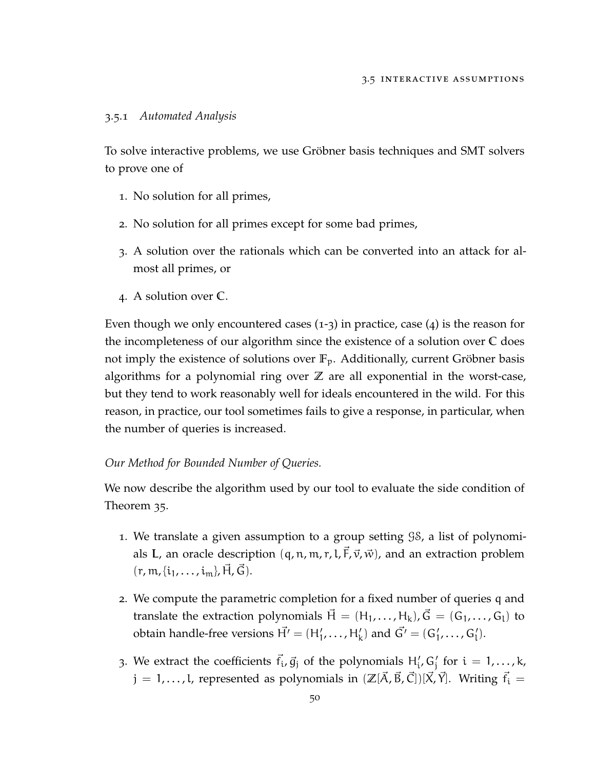### 3.5.1 *Automated Analysis*

To solve interactive problems, we use Gröbner basis techniques and SMT solvers to prove one of

1. No solution for all primes,
2. No solution for all primes except for some bad primes,
3. A solution over the rationals which can be converted into an attack for almost all primes, or
4. A solution over $\mathbb{C}$.

Even though we only encountered cases (1-3) in practice, case (4) is the reason for the incompleteness of our algorithm since the existence of a solution over $\mathbb{C}$ does not imply the existence of solutions over $\mathbb{F}_p$. Additionally, current Gröbner basis algorithms for a polynomial ring over $\mathbb{Z}$ are all exponential in the worst-case, but they tend to work reasonably well for ideals encountered in the wild. For this reason, in practice, our tool sometimes fails to give a response, in particular, when the number of queries is increased.

*Our Method for Bounded Number of Queries.*

We now describe the algorithm used by our tool to evaluate the side condition of Theorem 35.

1. We translate a given assumption to a group setting $\mathcal{GS}$, a list of polynomials $\mathbf{L}$, an oracle description $(q, n, m, r, l, \vec{F}, \vec{v}, \vec{w})$, and an extraction problem $(r, m, \{i_1, \dots, i_m\}, \vec{H}, \vec{G})$.
2. We compute the parametric completion for a fixed number of queries $q$ and translate the extraction polynomials $\vec{H} = (H_1, \dots, H_k), \vec{G} = (G_1, \dots, G_l)$ to obtain handle-free versions $\vec{H}' = (H_1', \dots, H_k')$ and $\vec{G}' = (G_1', \dots, G_l')$.
3. We extract the coefficients $\vec{f}_i, \vec{g}_j$ of the polynomials $H_i', G_j'$ for $i = 1, \dots, k$, $j = 1, \dots, l$, represented as polynomials in $(\mathbb{Z}[\vec{A}, \vec{B}, \vec{C}])[\vec{X}, \vec{Y}]$. Writing $\vec{f}_i =$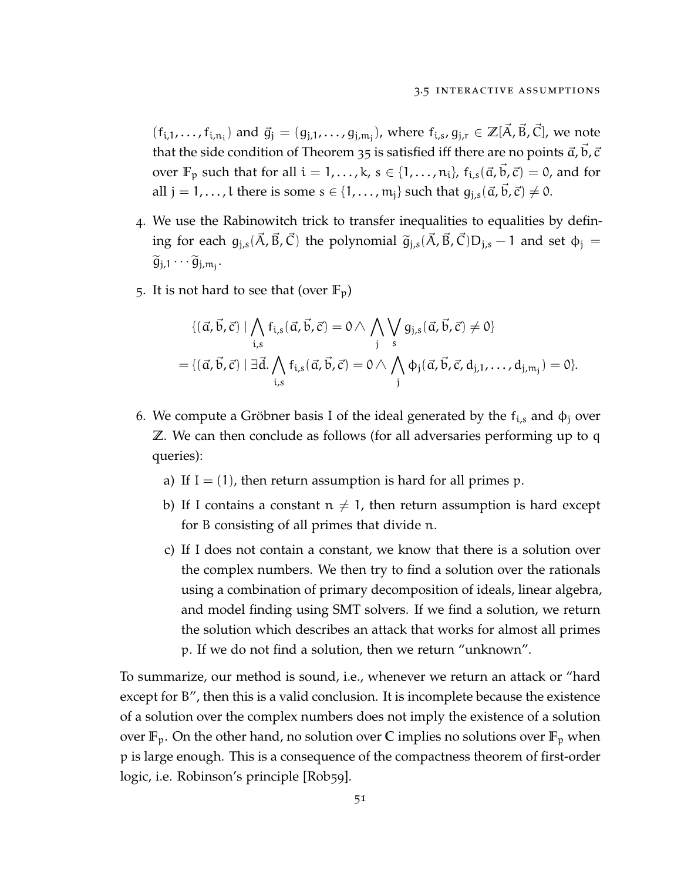$(f_{i,1}, \ldots, f_{i,n_i})$ and $\vec{g}_j = (g_{j,1}, \ldots, g_{j,m_j})$, where $f_{i,s}, g_{j,r} \in \mathbb{Z}[\vec{A}, \vec{B}, \vec{C}]$, we note that the side condition of Theorem 35 is satisfied iff there are no points $\vec{a}, \vec{b}, \vec{c}$ over $\mathbb{F}_p$ such that for all $i = 1, \ldots, k$, $s \in \{1, \ldots, n_i\}$, $f_{i,s}(\vec{a}, \vec{b}, \vec{c}) = 0$, and for all $j = 1, \ldots, l$ there is some $s \in \{1, \ldots, m_j\}$ such that $g_{j,s}(\vec{a}, \vec{b}, \vec{c}) \neq 0$.

4. We use the Rabinowitch trick to transfer inequalities to equalities by defining for each $g_{j,s}(\vec{A}, \vec{B}, \vec{C})$ the polynomial $\widetilde{g}_{j,s}(\vec{A}, \vec{B}, \vec{C})D_{j,s} - 1$ and set $\phi_j = \widetilde{g}_{j,1} \cdots \widetilde{g}_{j,m_j}$.

5. It is not hard to see that (over $\mathbb{F}_p$)

$$\begin{aligned}
&\{(\vec{a}, \vec{b}, \vec{c}) \mid \bigwedge_{i,s} f_{i,s}(\vec{a}, \vec{b}, \vec{c}) = 0 \wedge \bigwedge_{j} \bigvee_{s} g_{j,s}(\vec{a}, \vec{b}, \vec{c}) \neq 0\} \\
&= \{(\vec{a}, \vec{b}, \vec{c}) \mid \exists \vec{d}. \bigwedge_{i,s} f_{i,s}(\vec{a}, \vec{b}, \vec{c}) = 0 \wedge \bigwedge_{j} \phi_j(\vec{a}, \vec{b}, \vec{c}, d_{j,1}, \ldots, d_{j,m_j}) = 0\}.
\end{aligned}$$

6. We compute a Gröbner basis I of the ideal generated by the $f_{i,s}$ and $\phi_j$ over $\mathbb{Z}$. We can then conclude as follows (for all adversaries performing up to q queries):
   a) If $I = (1)$, then return assumption is hard for all primes p.
   b) If I contains a constant $n \neq 1$, then return assumption is hard except for B consisting of all primes that divide n.
   c) If I does not contain a constant, we know that there is a solution over the complex numbers. We then try to find a solution over the rationals using a combination of primary decomposition of ideals, linear algebra, and model finding using SMT solvers. If we find a solution, we return the solution which describes an attack that works for almost all primes p. If we do not find a solution, then we return "unknown".

To summarize, our method is sound, i.e., whenever we return an attack or "hard except for B", then this is a valid conclusion. It is incomplete because the existence of a solution over the complex numbers does not imply the existence of a solution over $\mathbb{F}_p$. On the other hand, no solution over $\mathbb{C}$ implies no solutions over $\mathbb{F}_p$ when p is large enough. This is a consequence of the compactness theorem of first-order logic, i.e. Robinson's principle [Rob59].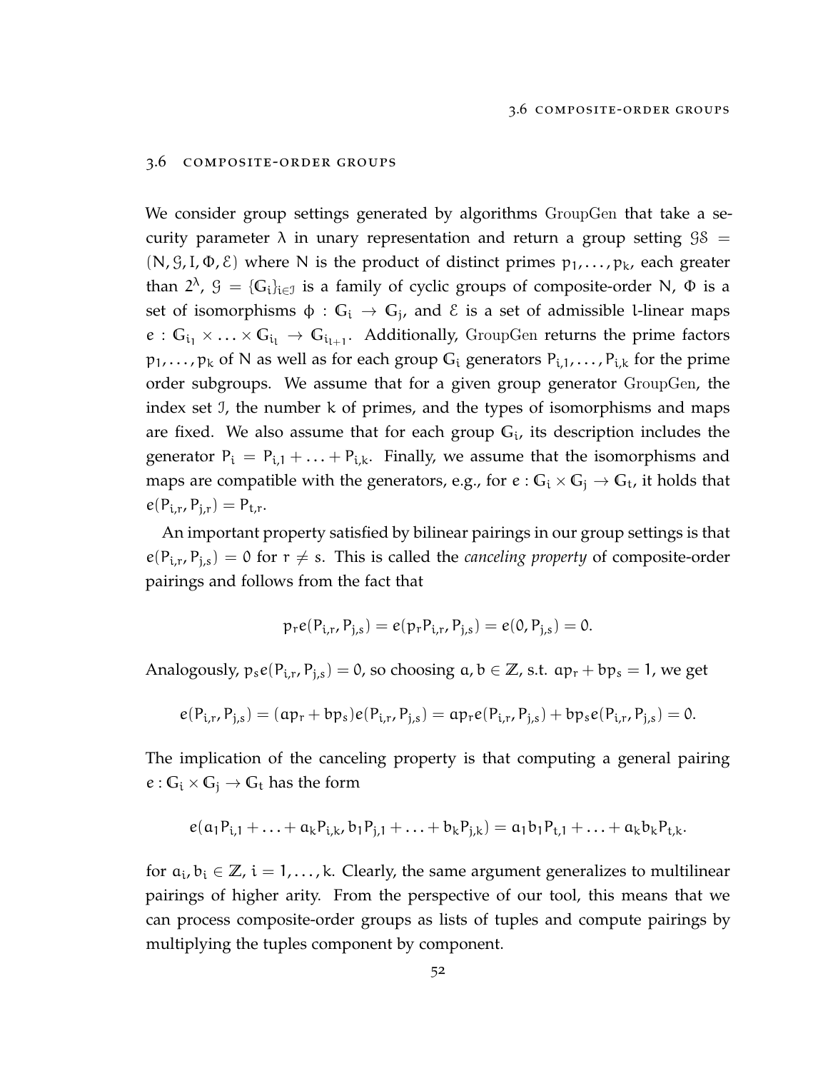## 3.6 composite-order groups

We consider group settings generated by algorithms GroupGen that take a security parameter $\lambda$ in unary representation and return a group setting $\mathcal{GS} = (N, \mathcal{G}, I, \Phi, \mathcal{E})$ where $N$ is the product of distinct primes $p_1, \ldots, p_k$, each greater than $2^\lambda$, $\mathcal{G} = \{\mathbb{G}_i\}_{i \in \mathcal{I}}$ is a family of cyclic groups of composite-order $N$, $\Phi$ is a set of isomorphisms $\phi : \mathbb{G}_i \to \mathbb{G}_j$, and $\mathcal{E}$ is a set of admissible $l$-linear maps $e : \mathbb{G}_{i_1} \times \ldots \times \mathbb{G}_{i_l} \to \mathbb{G}_{i_{l+1}}$. Additionally, GroupGen returns the prime factors $p_1, \ldots, p_k$ of $N$ as well as for each group $\mathbb{G}_i$ generators $P_{i,1}, \ldots, P_{i,k}$ for the prime order subgroups. We assume that for a given group generator GroupGen, the index set $\mathcal{I}$, the number $k$ of primes, and the types of isomorphisms and maps are fixed. We also assume that for each group $\mathbb{G}_i$, its description includes the generator $P_i = P_{i,1} + \ldots + P_{i,k}$. Finally, we assume that the isomorphisms and maps are compatible with the generators, e.g., for $e : \mathbb{G}_i \times \mathbb{G}_j \to \mathbb{G}_t$, it holds that $e(P_{i,r}, P_{j,r}) = P_{t,r}$.

An important property satisfied by bilinear pairings in our group settings is that $e(P_{i,r}, P_{j,s}) = 0$ for $r \neq s$. This is called the *canceling property* of composite-order pairings and follows from the fact that

$$p_r e(P_{i,r}, P_{j,s}) = e(p_r P_{i,r}, P_{j,s}) = e(0, P_{j,s}) = 0.$$

Analogously, $p_s e(P_{i,r}, P_{j,s}) = 0$, so choosing $a, b \in \mathbb{Z}$, s.t. $ap_r + bp_s = 1$, we get

$$e(P_{i,r}, P_{j,s}) = (ap_r + bp_s) e(P_{i,r}, P_{j,s}) = ap_r e(P_{i,r}, P_{j,s}) + bp_s e(P_{i,r}, P_{j,s}) = 0.$$

The implication of the canceling property is that computing a general pairing $e : \mathbb{G}_i \times \mathbb{G}_j \to \mathbb{G}_t$ has the form

$$e(a_1 P_{i,1} + \ldots + a_k P_{i,k}, b_1 P_{j,1} + \ldots + b_k P_{j,k}) = a_1 b_1 P_{t,1} + \ldots + a_k b_k P_{t,k}.$$

for $a_i, b_i \in \mathbb{Z}$, $i = 1, \ldots, k$. Clearly, the same argument generalizes to multilinear pairings of higher arity. From the perspective of our tool, this means that we can process composite-order groups as lists of tuples and compute pairings by multiplying the tuples component by component.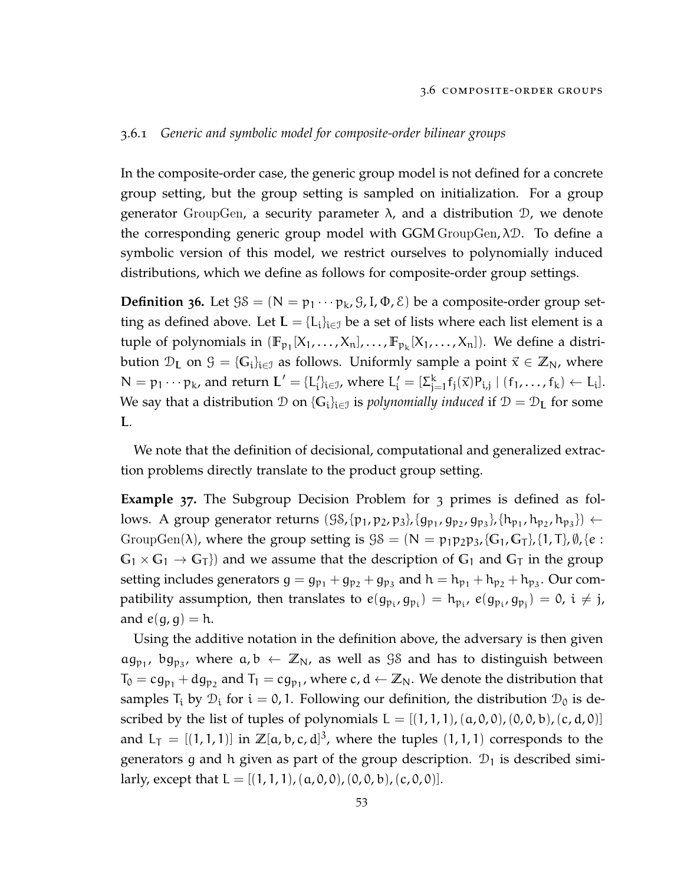### 3.6.1 *Generic and symbolic model for composite-order bilinear groups*

In the composite-order case, the generic group model is not defined for a concrete group setting, but the group setting is sampled on initialization. For a group generator GroupGen, a security parameter $\lambda$, and a distribution $\mathcal{D}$, we denote the corresponding generic group model with GGM GroupGen, $\lambda\mathcal{D}$. To define a symbolic version of this model, we restrict ourselves to polynomially induced distributions, which we define as follows for composite-order group settings.

**Definition 36.** Let $\mathcal{GS} = (N = p_1 \cdots p_k, \mathcal{G}, I, \Phi, \mathcal{E})$ be a composite-order group setting as defined above. Let $\mathbf{L} = \{L_i\}_{i \in \mathcal{I}}$ be a set of lists where each list element is a tuple of polynomials in $(\mathbb{F}_{p_1}[X_1, \ldots, X_n], \ldots, \mathbb{F}_{p_k}[X_1, \ldots, X_n])$. We define a distribution $\mathcal{D}_\mathbf{L}$ on $\mathcal{G} = \{\mathbb{G}_i\}_{i \in \mathcal{I}}$ as follows. Uniformly sample a point $\vec{x} \in \mathbb{Z}_N$, where $N = p_1 \cdots p_k$, and return $\mathbf{L}' = \{L'_i\}_{i \in \mathcal{I}}$, where $L'_i = [\Sigma_{j=1}^{k} f_j(\vec{x}) P_{i,j} \mid (f_1, \ldots, f_k) \leftarrow L_i]$. We say that a distribution $\mathcal{D}$ on $\{\mathbb{G}_i\}_{i \in \mathcal{I}}$ is *polynomially induced* if $\mathcal{D} = \mathcal{D}_\mathbf{L}$ for some $\mathbf{L}$.

We note that the definition of decisional, computational and generalized extraction problems directly translate to the product group setting.

**Example 37.** The Subgroup Decision Problem for 3 primes is defined as follows. A group generator returns $(\mathcal{GS}, \{p_1, p_2, p_3\}, \{g_{p_1}, g_{p_2}, g_{p_3}\}, \{h_{p_1}, h_{p_2}, h_{p_3}\}) \leftarrow$ GroupGen($\lambda$), where the group setting is $\mathcal{GS} = (N = p_1 p_2 p_3, \{\mathbb{G}_1, \mathbb{G}_T\}, \{1, T\}, \emptyset, \{e : \mathbb{G}_1 \times \mathbb{G}_1 \to \mathbb{G}_T\})$ and we assume that the description of $\mathbb{G}_1$ and $\mathbb{G}_T$ in the group setting includes generators $g = g_{p_1} + g_{p_2} + g_{p_3}$ and $h = h_{p_1} + h_{p_2} + h_{p_3}$. Our compatibility assumption, then translates to $e(g_{p_i}, g_{p_i}) = h_{p_i}$, $e(g_{p_i}, g_{p_j}) = 0$, $i \neq j$, and $e(g, g) = h$.

Using the additive notation in the definition above, the adversary is then given $a g_{p_1}$, $b g_{p_3}$, where $a, b \leftarrow \mathbb{Z}_N$, as well as $\mathcal{GS}$ and has to distinguish between $T_0 = c g_{p_1} + d g_{p_2}$ and $T_1 = c g_{p_1}$, where $c, d \leftarrow \mathbb{Z}_N$. We denote the distribution that samples $T_i$ by $\mathcal{D}_i$ for $i = 0, 1$. Following our definition, the distribution $\mathcal{D}_0$ is described by the list of tuples of polynomials $L = [(1, 1, 1), (a, 0, 0), (0, 0, b), (c, d, 0)]$ and $L_T = [(1, 1, 1)]$ in $\mathbb{Z}[a, b, c, d]^3$, where the tuples $(1, 1, 1)$ corresponds to the generators $g$ and $h$ given as part of the group description. $\mathcal{D}_1$ is described similarly, except that $L = [(1, 1, 1), (a, 0, 0), (0, 0, b), (c, 0, 0)]$.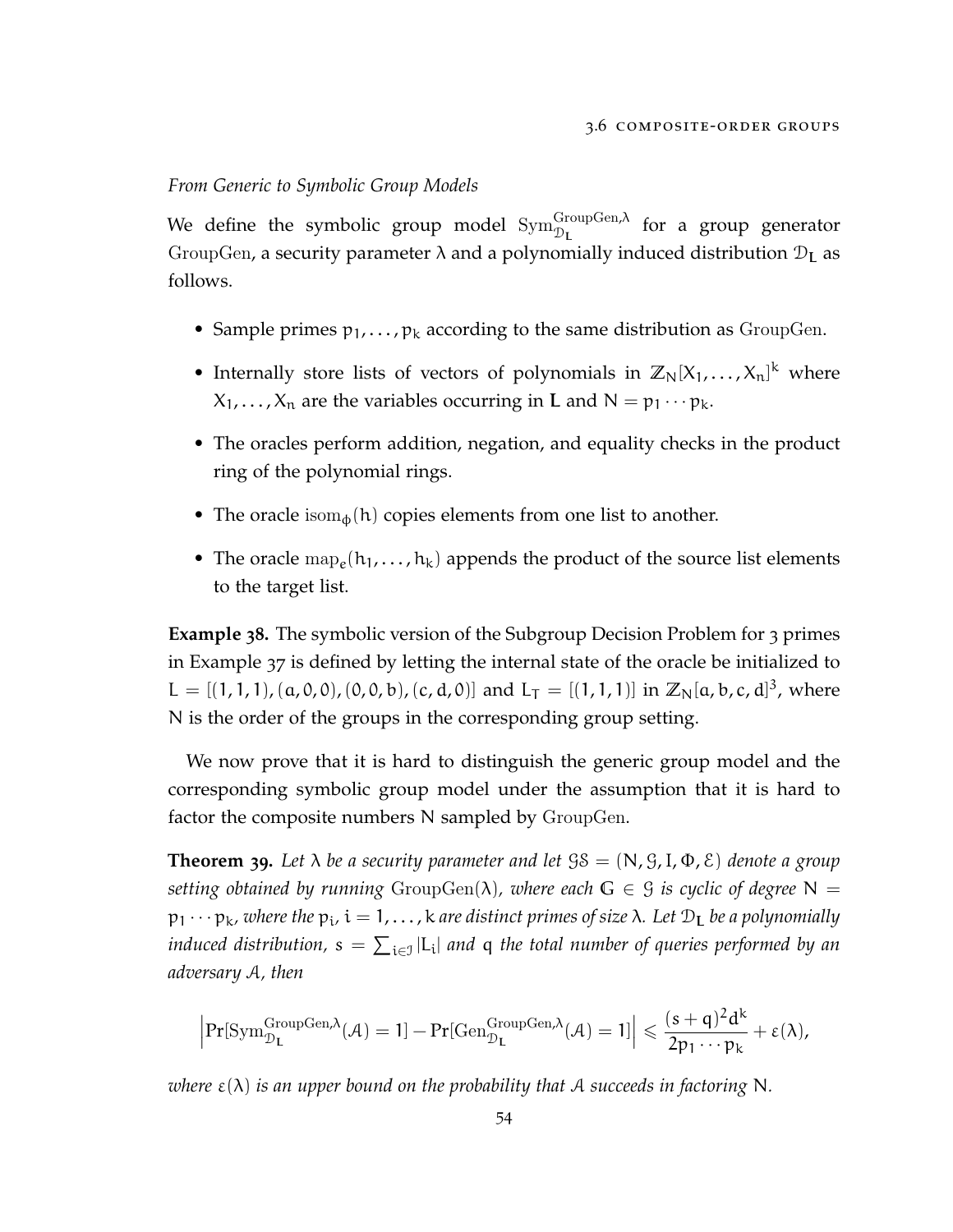*From Generic to Symbolic Group Models*

We define the symbolic group model $\mathrm{Sym}_{\mathcal{D}_\mathbf{L}}^{\mathrm{GroupGen},\lambda}$ for a group generator GroupGen, a security parameter $\lambda$ and a polynomially induced distribution $\mathcal{D}_\mathbf{L}$ as follows.

- Sample primes $p_1, \ldots, p_k$ according to the same distribution as GroupGen.
- Internally store lists of vectors of polynomials in $\mathbb{Z}_N[X_1, \ldots, X_n]^k$ where $X_1, \ldots, X_n$ are the variables occurring in $\mathbf{L}$ and $N = p_1 \cdots p_k$.
- The oracles perform addition, negation, and equality checks in the product ring of the polynomial rings.
- The oracle $\mathrm{isom}_\phi(h)$ copies elements from one list to another.
- The oracle $\mathrm{map}_e(h_1, \ldots, h_k)$ appends the product of the source list elements to the target list.

**Example 38.** The symbolic version of the Subgroup Decision Problem for 3 primes in Example 37 is defined by letting the internal state of the oracle be initialized to $L = [(1,1,1), (a,0,0), (0,0,b), (c,d,0)]$ and $L_T = [(1,1,1)]$ in $\mathbb{Z}_N[a,b,c,d]^3$, where $N$ is the order of the groups in the corresponding group setting.

We now prove that it is hard to distinguish the generic group model and the corresponding symbolic group model under the assumption that it is hard to factor the composite numbers $N$ sampled by GroupGen.

**Theorem 39.** *Let $\lambda$ be a security parameter and let $\mathcal{GS} = (N, \mathcal{G}, I, \Phi, \mathcal{E})$ denote a group setting obtained by running $\mathrm{GroupGen}(\lambda)$, where each $\mathbb{G} \in \mathcal{G}$ is cyclic of degree $N = p_1 \cdots p_k$, where the $p_i$, $i = 1, \ldots, k$ are distinct primes of size $\lambda$. Let $\mathcal{D}_\mathbf{L}$ be a polynomially induced distribution, $s = \sum_{i \in \mathcal{I}} |L_i|$ and $q$ the total number of queries performed by an adversary $\mathcal{A}$, then*

$$\left| \Pr[\mathrm{Sym}_{\mathcal{D}_\mathbf{L}}^{\mathrm{GroupGen},\lambda}(\mathcal{A}) = 1] - \Pr[\mathrm{Gen}_{\mathcal{D}_\mathbf{L}}^{\mathrm{GroupGen},\lambda}(\mathcal{A}) = 1] \right| \leqslant \frac{(s+q)^2 d^k}{2 p_1 \cdots p_k} + \varepsilon(\lambda),$$

*where $\varepsilon(\lambda)$ is an upper bound on the probability that $\mathcal{A}$ succeeds in factoring $N$.*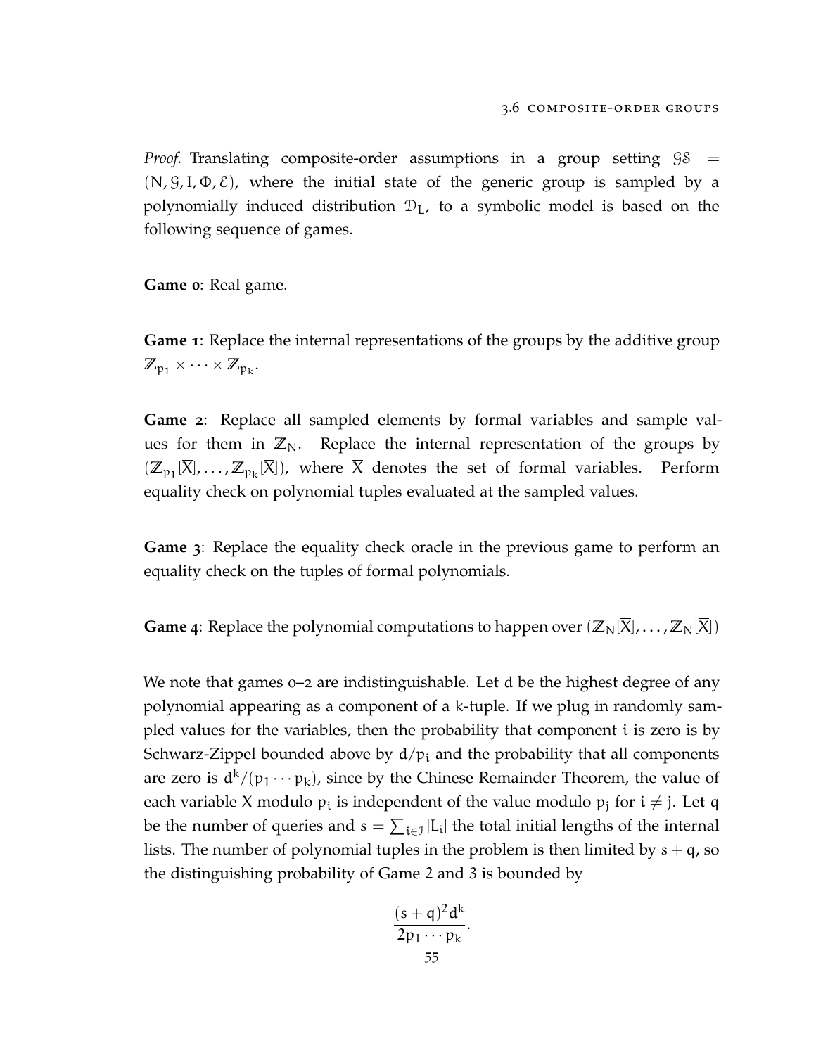*Proof.* Translating composite-order assumptions in a group setting $\mathcal{GS} = (N, \mathcal{G}, I, \Phi, \mathcal{E})$, where the initial state of the generic group is sampled by a polynomially induced distribution $\mathcal{D}_L$, to a symbolic model is based on the following sequence of games.

**Game 0**: Real game.

**Game 1**: Replace the internal representations of the groups by the additive group $\mathbb{Z}_{p_1} \times \cdots \times \mathbb{Z}_{p_k}$.

**Game 2**: Replace all sampled elements by formal variables and sample values for them in $\mathbb{Z}_N$. Replace the internal representation of the groups by $(\mathbb{Z}_{p_1}[\overline{X}], \ldots, \mathbb{Z}_{p_k}[\overline{X}])$, where $\overline{X}$ denotes the set of formal variables. Perform equality check on polynomial tuples evaluated at the sampled values.

**Game 3**: Replace the equality check oracle in the previous game to perform an equality check on the tuples of formal polynomials.

**Game 4**: Replace the polynomial computations to happen over $(\mathbb{Z}_N[\overline{X}], \ldots, \mathbb{Z}_N[\overline{X}])$

We note that games 0–2 are indistinguishable. Let $d$ be the highest degree of any polynomial appearing as a component of a $k$-tuple. If we plug in randomly sampled values for the variables, then the probability that component $i$ is zero is by Schwarz-Zippel bounded above by $d/p_i$ and the probability that all components are zero is $d^k/(p_1 \cdots p_k)$, since by the Chinese Remainder Theorem, the value of each variable $X$ modulo $p_i$ is independent of the value modulo $p_j$ for $i \neq j$. Let $q$ be the number of queries and $s = \sum_{i \in \mathcal{I}} |L_i|$ the total initial lengths of the internal lists. The number of polynomial tuples in the problem is then limited by $s + q$, so the distinguishing probability of Game 2 and 3 is bounded by

$$\frac{(s+q)^2 d^k}{2 p_1 \cdots p_k}.$$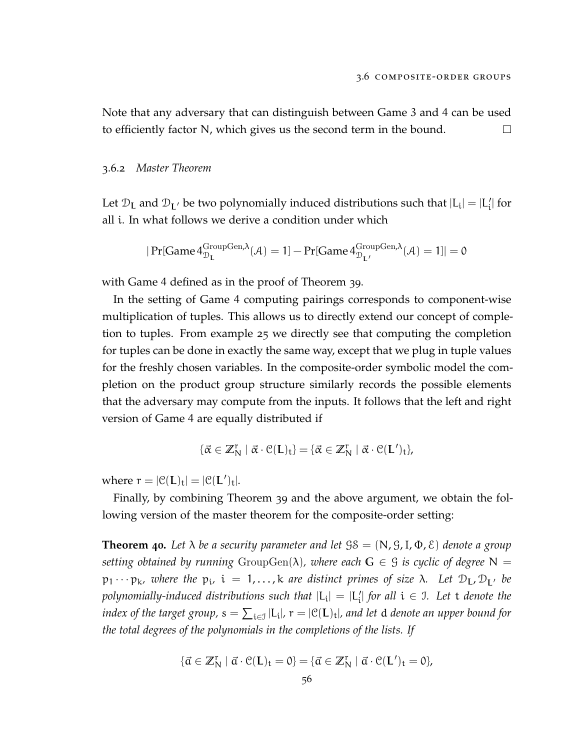Note that any adversary that can distinguish between Game 3 and 4 can be used to efficiently factor N, which gives us the second term in the bound. □

### 3.6.2 *Master Theorem*

Let $\mathcal{D}_\mathbf{L}$ and $\mathcal{D}_{\mathbf{L}'}$ be two polynomially induced distributions such that $|L_i| = |L'_i|$ for all i. In what follows we derive a condition under which

$$|\Pr[\text{Game } 4^{\text{GroupGen},\lambda}_{\mathcal{D}_\mathbf{L}}(\mathcal{A}) = 1] - \Pr[\text{Game } 4^{\text{GroupGen},\lambda}_{\mathcal{D}_{\mathbf{L}'}}(\mathcal{A}) = 1]| = 0$$

with Game 4 defined as in the proof of Theorem 39.

In the setting of Game 4 computing pairings corresponds to component-wise multiplication of tuples. This allows us to directly extend our concept of completion to tuples. From example 25 we directly see that computing the completion for tuples can be done in exactly the same way, except that we plug in tuple values for the freshly chosen variables. In the composite-order symbolic model the completion on the product group structure similarly records the possible elements that the adversary may compute from the inputs. It follows that the left and right version of Game 4 are equally distributed if

$$\{\vec{\alpha} \in \mathbb{Z}_N^r \mid \vec{\alpha} \cdot \mathcal{C}(\mathbf{L})_t\} = \{\vec{\alpha} \in \mathbb{Z}_N^r \mid \vec{\alpha} \cdot \mathcal{C}(\mathbf{L}')_t\},$$

where $r = |\mathcal{C}(\mathbf{L})_t| = |\mathcal{C}(\mathbf{L}')_t|$.

Finally, by combining Theorem 39 and the above argument, we obtain the following version of the master theorem for the composite-order setting:

**Theorem 40.** *Let $\lambda$ be a security parameter and let $\mathcal{GS} = (N, \mathcal{G}, I, \Phi, \mathcal{E})$ denote a group setting obtained by running* GroupGen($\lambda$)*, where each $\mathbb{G} \in \mathcal{G}$ is cyclic of degree $N = p_1 \cdots p_k$, where the $p_i$, $i = 1, \ldots, k$ are distinct primes of size $\lambda$. Let $\mathcal{D}_\mathbf{L}, \mathcal{D}_{\mathbf{L}'}$ be polynomially-induced distributions such that $|L_i| = |L'_i|$ for all $i \in \mathcal{I}$. Let t denote the index of the target group, $s = \sum_{i \in \mathcal{I}} |L_i|$, $r = |\mathcal{C}(\mathbf{L})_t|$, and let d denote an upper bound for the total degrees of the polynomials in the completions of the lists. If*

$$\{\vec{\alpha} \in \mathbb{Z}_N^r \mid \vec{\alpha} \cdot \mathcal{C}(\mathbf{L})_t = 0\} = \{\vec{\alpha} \in \mathbb{Z}_N^r \mid \vec{\alpha} \cdot \mathcal{C}(\mathbf{L}')_t = 0\},$$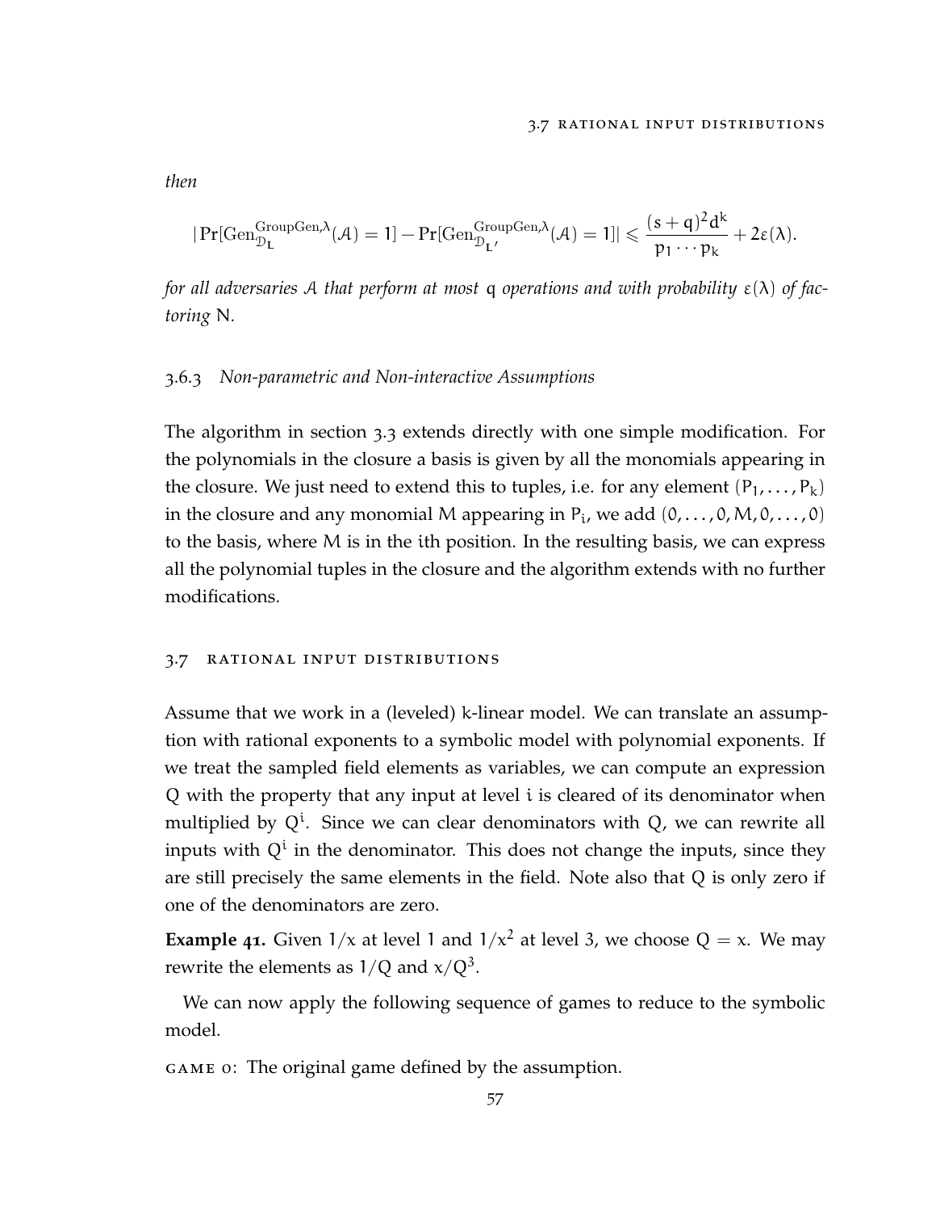*then*

$$|\Pr[\mathrm{Gen}_{\mathcal{D}_{\mathbf{L}}}^{\mathrm{GroupGen},\lambda}(\mathcal{A}) = 1] - \Pr[\mathrm{Gen}_{\mathcal{D}_{\mathbf{L}'}}^{\mathrm{GroupGen},\lambda}(\mathcal{A}) = 1]| \leqslant \frac{(s+q)^2 d^k}{p_1 \cdots p_k} + 2\varepsilon(\lambda).$$

*for all adversaries $\mathcal{A}$ that perform at most $q$ operations and with probability $\varepsilon(\lambda)$ of factoring $N$.*

### 3.6.3 *Non-parametric and Non-interactive Assumptions*

The algorithm in section 3.3 extends directly with one simple modification. For the polynomials in the closure a basis is given by all the monomials appearing in the closure. We just need to extend this to tuples, i.e. for any element $(P_1, \dots, P_k)$ in the closure and any monomial $M$ appearing in $P_i$, we add $(0, \dots, 0, M, 0, \dots, 0)$ to the basis, where $M$ is in the $i$th position. In the resulting basis, we can express all the polynomial tuples in the closure and the algorithm extends with no further modifications.

## 3.7 Rational Input Distributions

Assume that we work in a (leveled) $k$-linear model. We can translate an assumption with rational exponents to a symbolic model with polynomial exponents. If we treat the sampled field elements as variables, we can compute an expression $Q$ with the property that any input at level $i$ is cleared of its denominator when multiplied by $Q^i$. Since we can clear denominators with $Q$, we can rewrite all inputs with $Q^i$ in the denominator. This does not change the inputs, since they are still precisely the same elements in the field. Note also that $Q$ is only zero if one of the denominators are zero.

**Example 41.** Given $1/x$ at level 1 and $1/x^2$ at level 3, we choose $Q = x$. We may rewrite the elements as $1/Q$ and $x/Q^3$.

We can now apply the following sequence of games to reduce to the symbolic model.

Game 0: The original game defined by the assumption.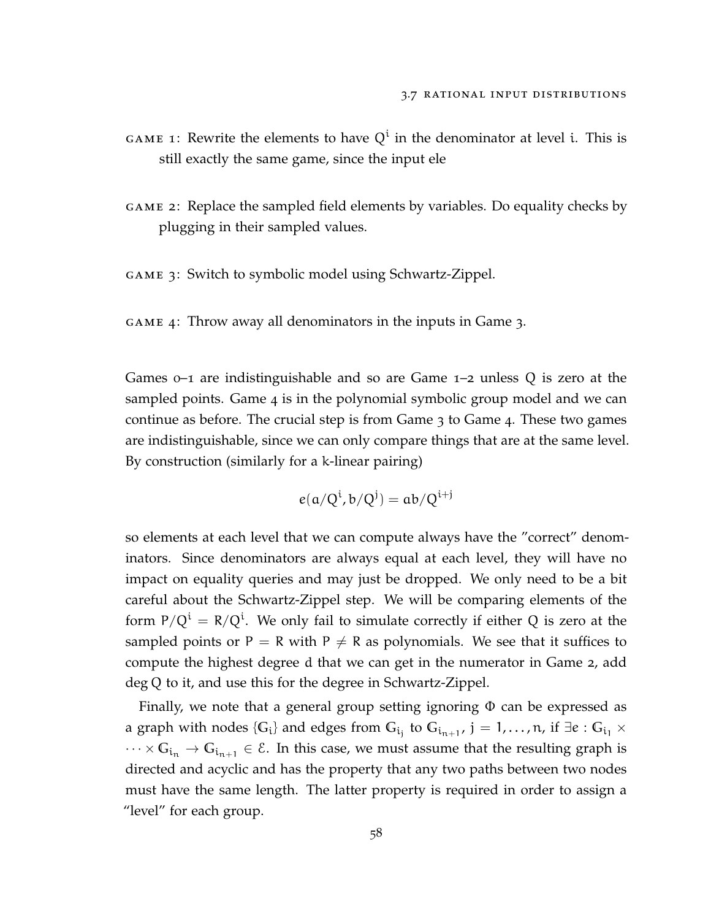**Game 1**: Rewrite the elements to have $Q^i$ in the denominator at level $i$. This is still exactly the same game, since the input ele

**Game 2**: Replace the sampled field elements by variables. Do equality checks by plugging in their sampled values.

**Game 3**: Switch to symbolic model using Schwartz-Zippel.

**Game 4**: Throw away all denominators in the inputs in Game 3.

Games 0–1 are indistinguishable and so are Game 1–2 unless $Q$ is zero at the sampled points. Game 4 is in the polynomial symbolic group model and we can continue as before. The crucial step is from Game 3 to Game 4. These two games are indistinguishable, since we can only compare things that are at the same level. By construction (similarly for a $k$-linear pairing)

$$e(a/Q^i, b/Q^j) = ab/Q^{i+j}$$

so elements at each level that we can compute always have the "correct" denominators. Since denominators are always equal at each level, they will have no impact on equality queries and may just be dropped. We only need to be a bit careful about the Schwartz-Zippel step. We will be comparing elements of the form $P/Q^i = R/Q^i$. We only fail to simulate correctly if either $Q$ is zero at the sampled points or $P = R$ with $P \neq R$ as polynomials. We see that it suffices to compute the highest degree $d$ that we can get in the numerator in Game 2, add $\deg Q$ to it, and use this for the degree in Schwartz-Zippel.

Finally, we note that a general group setting ignoring $\Phi$ can be expressed as a graph with nodes $\{\mathbb{G}_i\}$ and edges from $\mathbb{G}_{i_j}$ to $\mathbb{G}_{i_{n+1}}$, $j = 1, \ldots, n$, if $\exists e : \mathbb{G}_{i_1} \times \cdots \times \mathbb{G}_{i_n} \to \mathbb{G}_{i_{n+1}} \in \mathcal{E}$. In this case, we must assume that the resulting graph is directed and acyclic and has the property that any two paths between two nodes must have the same length. The latter property is required in order to assign a "level" for each group.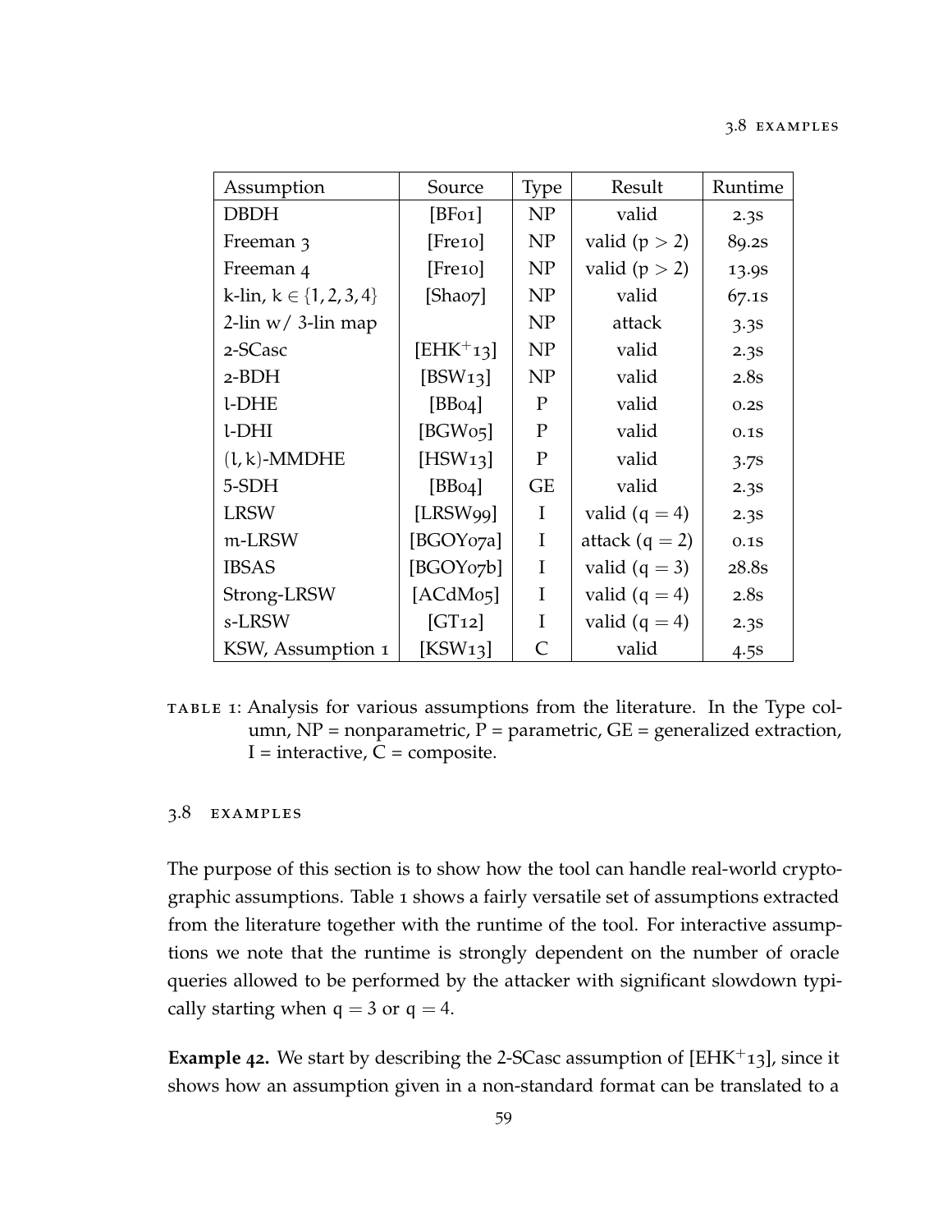| Assumption | Source | Type | Result | Runtime |
| --- | --- | --- | --- | --- |
| DBDH | [BF01] | NP | valid | 2.3s |
| Freeman 3 | [Fre10] | NP | valid ($p > 2$) | 89.2s |
| Freeman 4 | [Fre10] | NP | valid ($p > 2$) | 13.9s |
| k-lin, $k \in \{1, 2, 3, 4\}$ | [Sha07] | NP | valid | 67.1s |
| 2-lin w/ 3-lin map | | NP | attack | 3.3s |
| 2-SCasc | [EHK+13] | NP | valid | 2.3s |
| 2-BDH | [BSW13] | NP | valid | 2.8s |
| l-DHE | [BB04] | P | valid | 0.2s |
| l-DHI | [BGW05] | P | valid | 0.1s |
| $(l, k)$-MMDHE | [HSW13] | P | valid | 3.7s |
| 5-SDH | [BB04] | GE | valid | 2.3s |
| LRSW | [LRSW99] | I | valid ($q = 4$) | 2.3s |
| m-LRSW | [BGOY07a] | I | attack ($q = 2$) | 0.1s |
| IBSAS | [BGOY07b] | I | valid ($q = 3$) | 28.8s |
| Strong-LRSW | [ACdM05] | I | valid ($q = 4$) | 2.8s |
| s-LRSW | [GT12] | I | valid ($q = 4$) | 2.3s |
| KSW, Assumption 1 | [KSW13] | C | valid | 4.5s |

TABLE 1: Analysis for various assumptions from the literature. In the Type column, NP = nonparametric, P = parametric, GE = generalized extraction, I = interactive, C = composite.

## 3.8 EXAMPLES

The purpose of this section is to show how the tool can handle real-world cryptographic assumptions. Table 1 shows a fairly versatile set of assumptions extracted from the literature together with the runtime of the tool. For interactive assumptions we note that the runtime is strongly dependent on the number of oracle queries allowed to be performed by the attacker with significant slowdown typically starting when $q = 3$ or $q = 4$.

**Example 42.** We start by describing the 2-SCasc assumption of [EHK+13], since it shows how an assumption given in a non-standard format can be translated to a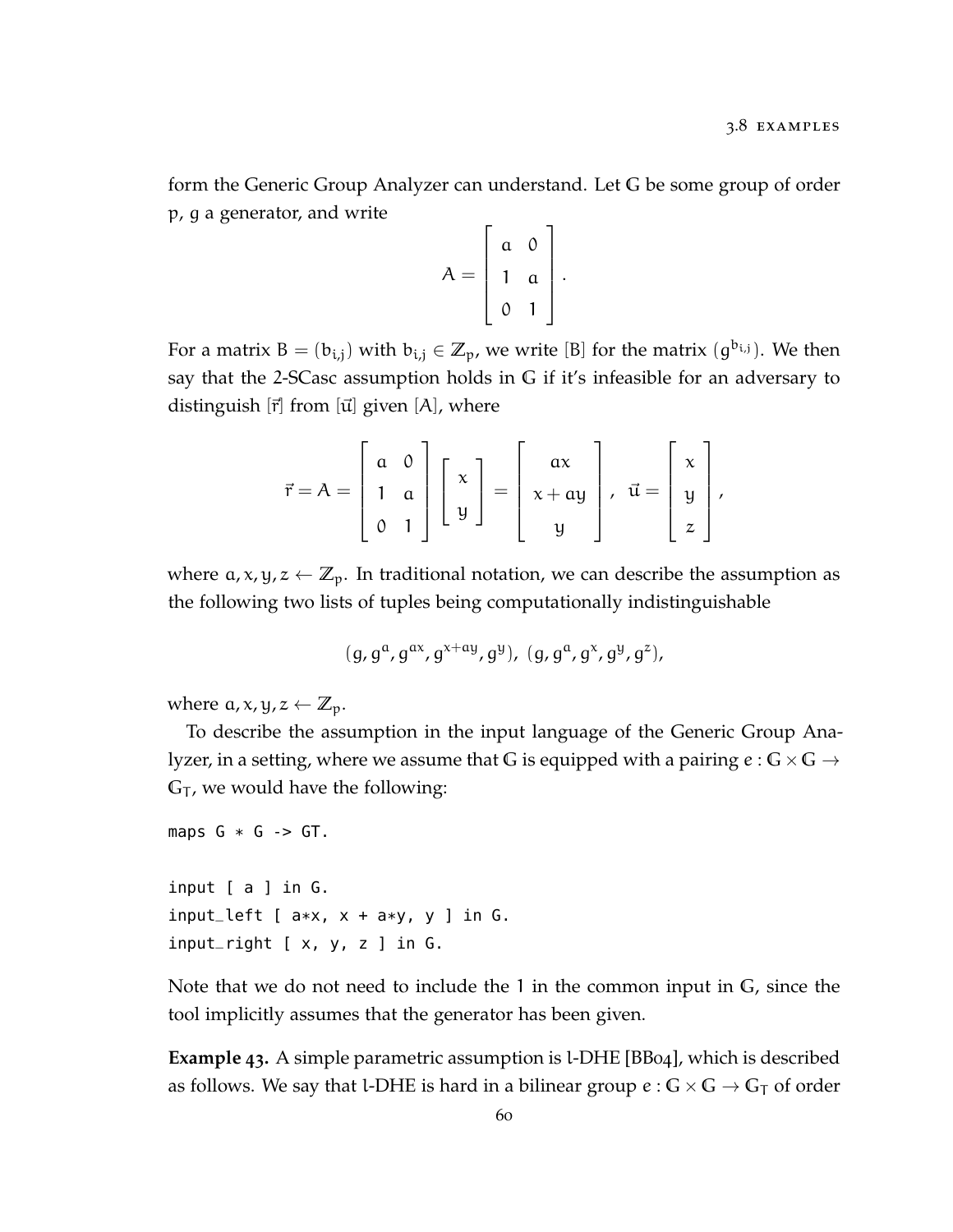form the Generic Group Analyzer can understand. Let $\mathbb{G}$ be some group of order $p$, $g$ a generator, and write

$$A = \begin{bmatrix} a & 0 \\ 1 & a \\ 0 & 1 \end{bmatrix}.$$

For a matrix $B = (b_{i,j})$ with $b_{i,j} \in \mathbb{Z}_p$, we write $[B]$ for the matrix $(g^{b_{i,j}})$. We then say that the 2-SCasc assumption holds in $\mathbb{G}$ if it's infeasible for an adversary to distinguish $[\vec{r}]$ from $[\vec{u}]$ given $[A]$, where

$$\vec{r} = A = \begin{bmatrix} a & 0 \\ 1 & a \\ 0 & 1 \end{bmatrix} \begin{bmatrix} x \\ y \end{bmatrix} = \begin{bmatrix} ax \\ x + ay \\ y \end{bmatrix}, \quad \vec{u} = \begin{bmatrix} x \\ y \\ z \end{bmatrix},$$

where $a, x, y, z \leftarrow \mathbb{Z}_p$. In traditional notation, we can describe the assumption as the following two lists of tuples being computationally indistinguishable

$$(g, g^a, g^{ax}, g^{x+ay}, g^y), \ (g, g^a, g^x, g^y, g^z),$$

where $a, x, y, z \leftarrow \mathbb{Z}_p$.

To describe the assumption in the input language of the Generic Group Analyzer, in a setting, where we assume that $\mathbb{G}$ is equipped with a pairing $e : \mathbb{G} \times \mathbb{G} \to \mathbb{G}_T$, we would have the following:

```
maps G * G -> GT.

input [ a ] in G.
input_left [ a*x, x + a*y, y ] in G.
input_right [ x, y, z ] in G.
```

Note that we do not need to include the 1 in the common input in $\mathbb{G}$, since the tool implicitly assumes that the generator has been given.

**Example 43.** A simple parametric assumption is $l$-DHE [BB04], which is described as follows. We say that $l$-DHE is hard in a bilinear group $e : \mathbb{G} \times \mathbb{G} \to \mathbb{G}_T$ of order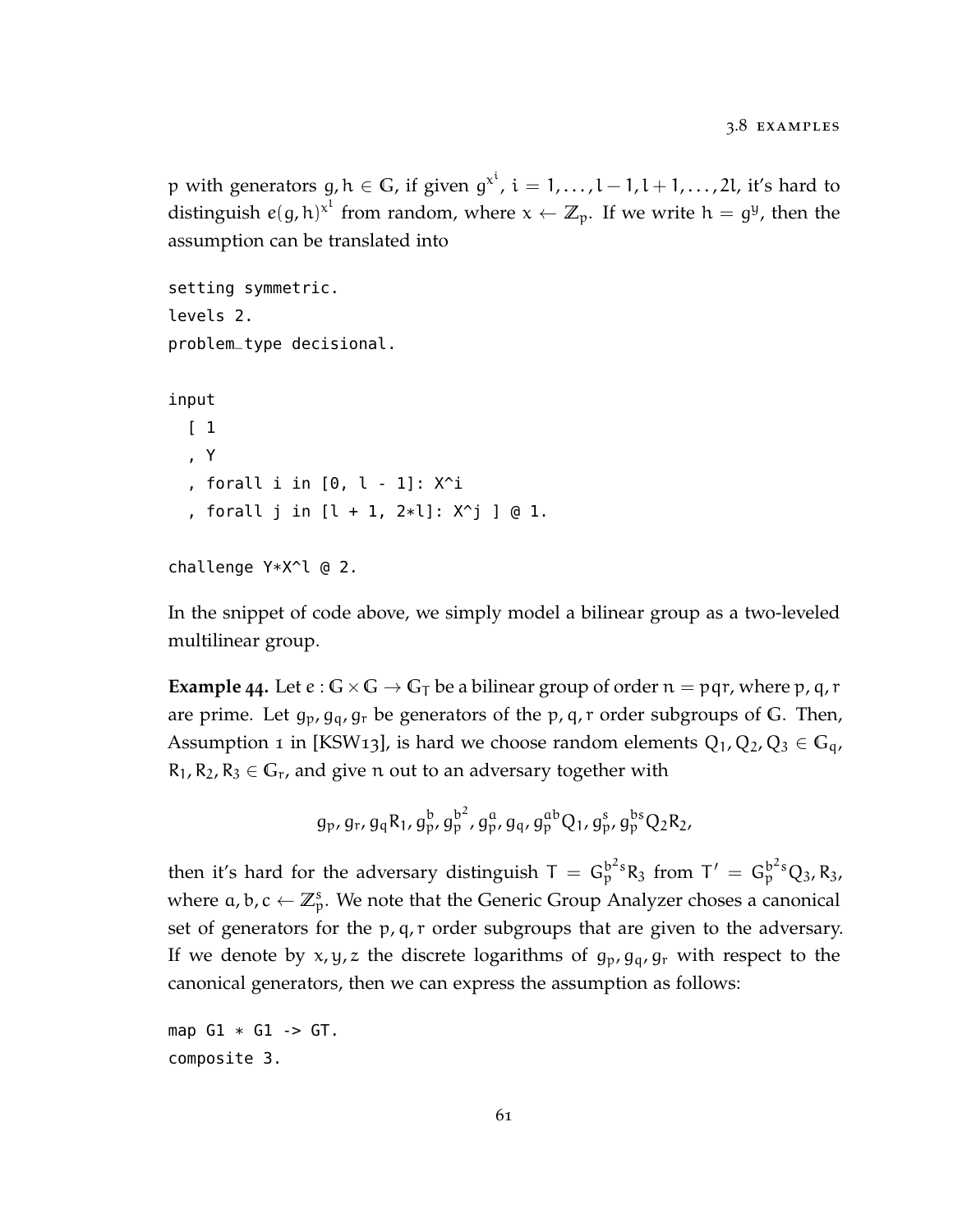$p$ with generators $g, h \in \mathbb{G}$, if given $g^{x^i}$, $i = 1, \ldots, l-1, l+1, \ldots, 2l$, it's hard to distinguish $e(g,h)^{x^l}$ from random, where $x \leftarrow \mathbb{Z}_p$. If we write $h = g^y$, then the assumption can be translated into

```
setting symmetric.
levels 2.
problem_type decisional.

input
  [ 1
  , Y
  , forall i in [0, l - 1]: X^i
  , forall j in [l + 1, 2*l]: X^j ] @ 1.

challenge Y*X^l @ 2.
```

In the snippet of code above, we simply model a bilinear group as a two-leveled multilinear group.

**Example 44.** Let $e : \mathbb{G} \times \mathbb{G} \to \mathbb{G}_T$ be a bilinear group of order $n = pqr$, where $p, q, r$ are prime. Let $g_p, g_q, g_r$ be generators of the $p, q, r$ order subgroups of $\mathbb{G}$. Then, Assumption 1 in [KSW13], is hard we choose random elements $Q_1, Q_2, Q_3 \in \mathbb{G}_q$, $R_1, R_2, R_3 \in \mathbb{G}_r$, and give $n$ out to an adversary together with

$$g_p, g_r, g_q R_1, g_p^b, g_p^{b^2}, g_p^a, g_q, g_p^{ab} Q_1, g_p^s, g_p^{bs} Q_2 R_2,$$

then it's hard for the adversary distinguish $T = G_p^{b^2 s} R_3$ from $T' = G_p^{b^2 s} Q_3, R_3$, where $a, b, c \leftarrow \mathbb{Z}_p^s$. We note that the Generic Group Analyzer choses a canonical set of generators for the $p, q, r$ order subgroups that are given to the adversary. If we denote by $x, y, z$ the discrete logarithms of $g_p, g_q, g_r$ with respect to the canonical generators, then we can express the assumption as follows:

```
map G1 * G1 -> GT.
composite 3.
```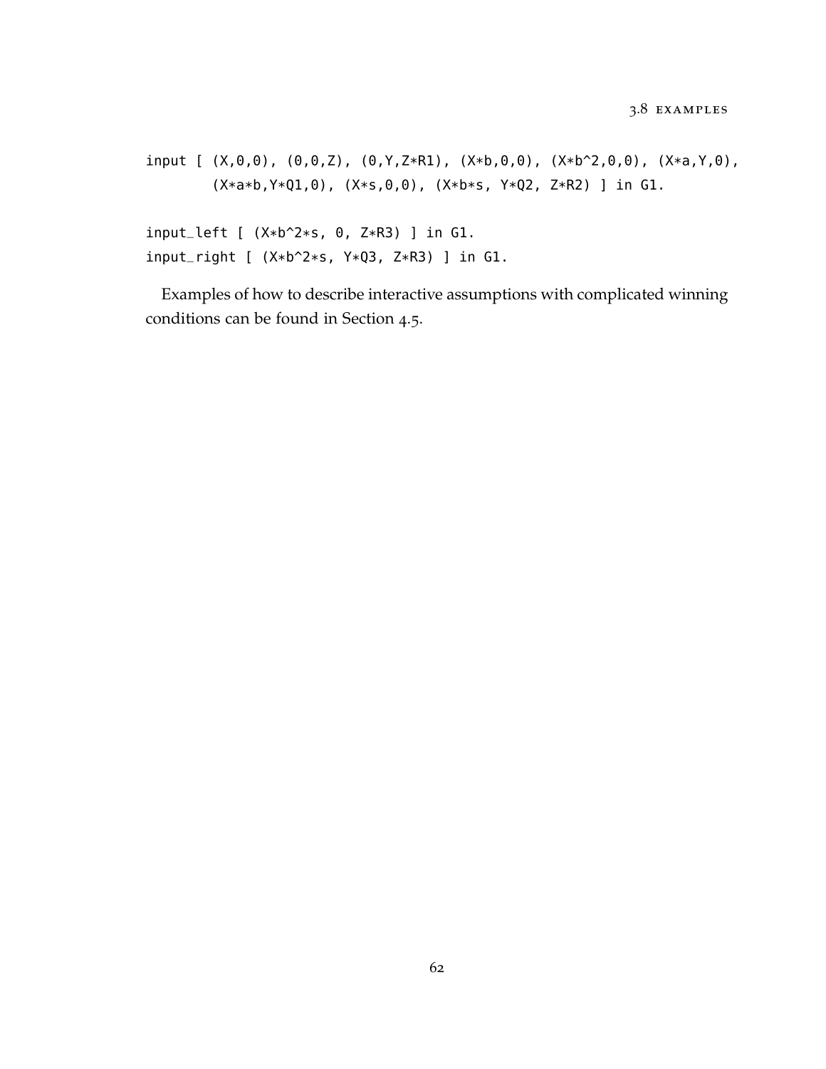```
input [ (X,0,0), (0,0,Z), (0,Y,Z*R1), (X*b,0,0), (X*b^2,0,0), (X*a,Y,0),
        (X*a*b,Y*Q1,0), (X*s,0,0), (X*b*s, Y*Q2, Z*R2) ] in G1.

input_left [ (X*b^2*s, 0, Z*R3) ] in G1.
input_right [ (X*b^2*s, Y*Q3, Z*R3) ] in G1.
```

Examples of how to describe interactive assumptions with complicated winning conditions can be found in Section 4.5.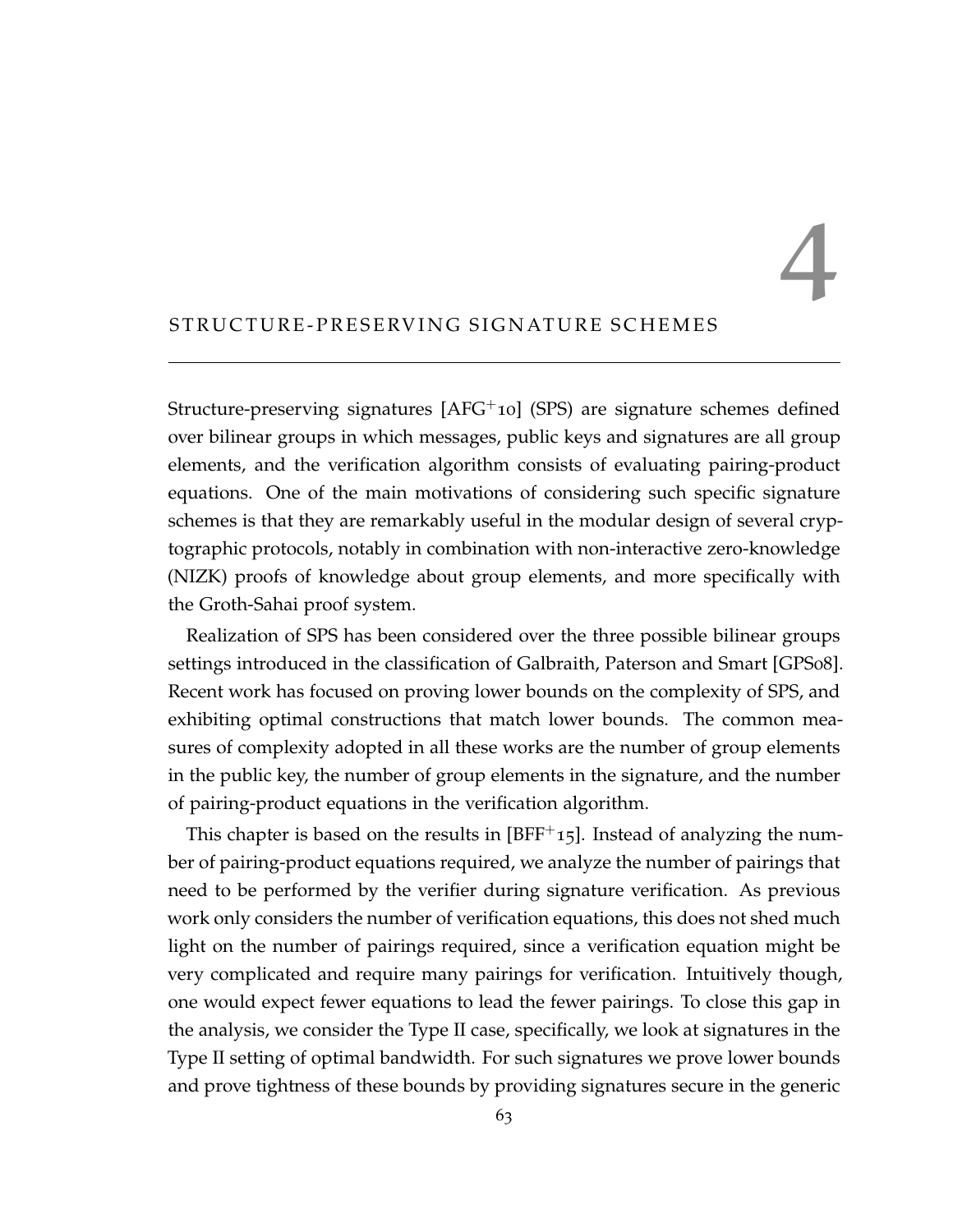# 4 STRUCTURE-PRESERVING SIGNATURE SCHEMES

Structure-preserving signatures [AFG+10] (SPS) are signature schemes defined over bilinear groups in which messages, public keys and signatures are all group elements, and the verification algorithm consists of evaluating pairing-product equations. One of the main motivations of considering such specific signature schemes is that they are remarkably useful in the modular design of several cryptographic protocols, notably in combination with non-interactive zero-knowledge (NIZK) proofs of knowledge about group elements, and more specifically with the Groth-Sahai proof system.

Realization of SPS has been considered over the three possible bilinear groups settings introduced in the classification of Galbraith, Paterson and Smart [GPS08]. Recent work has focused on proving lower bounds on the complexity of SPS, and exhibiting optimal constructions that match lower bounds. The common measures of complexity adopted in all these works are the number of group elements in the public key, the number of group elements in the signature, and the number of pairing-product equations in the verification algorithm.

This chapter is based on the results in [BFF+15]. Instead of analyzing the number of pairing-product equations required, we analyze the number of pairings that need to be performed by the verifier during signature verification. As previous work only considers the number of verification equations, this does not shed much light on the number of pairings required, since a verification equation might be very complicated and require many pairings for verification. Intuitively though, one would expect fewer equations to lead the fewer pairings. To close this gap in the analysis, we consider the Type II case, specifically, we look at signatures in the Type II setting of optimal bandwidth. For such signatures we prove lower bounds and prove tightness of these bounds by providing signatures secure in the generic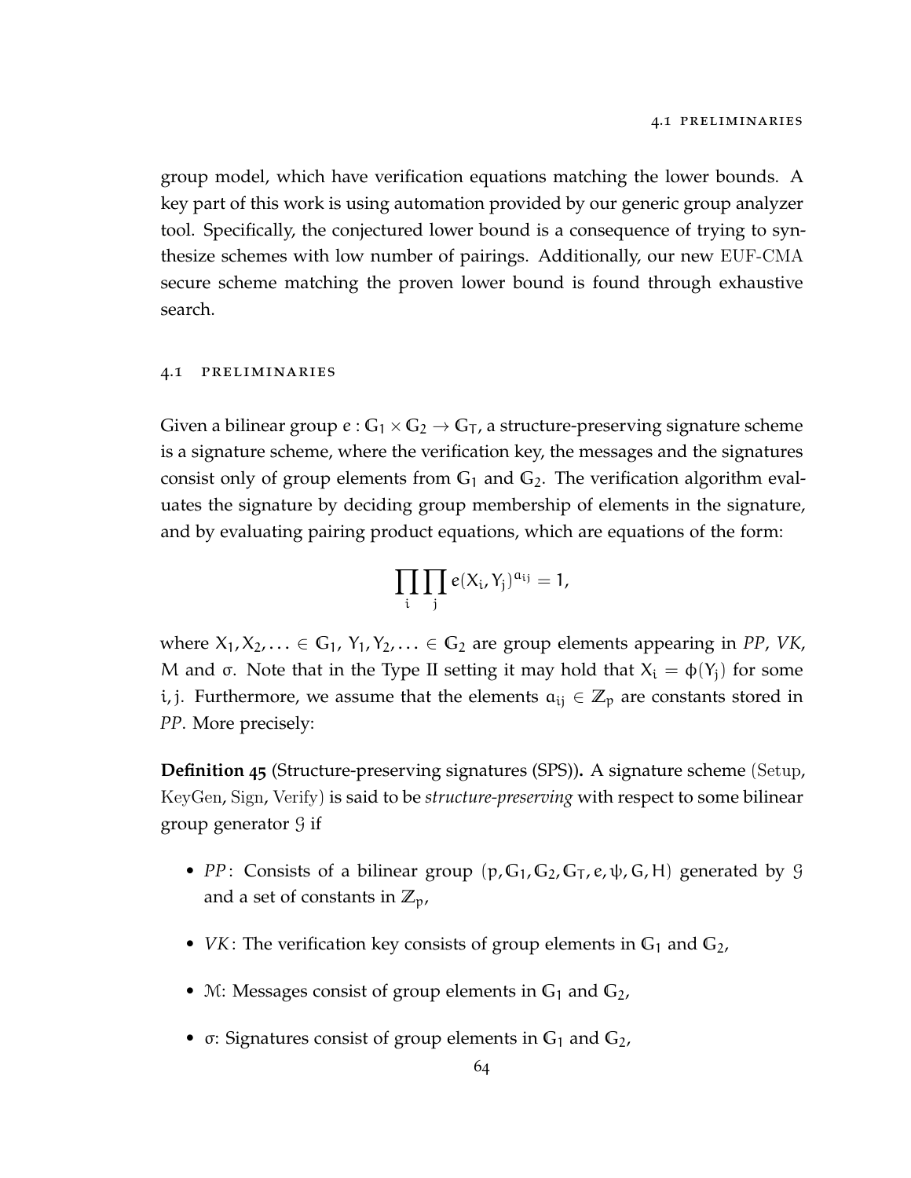group model, which have verification equations matching the lower bounds. A key part of this work is using automation provided by our generic group analyzer tool. Specifically, the conjectured lower bound is a consequence of trying to synthesize schemes with low number of pairings. Additionally, our new EUF-CMA secure scheme matching the proven lower bound is found through exhaustive search.

## 4.1 Preliminaries

Given a bilinear group $e : \mathbb{G}_1 \times \mathbb{G}_2 \to \mathbb{G}_T$, a structure-preserving signature scheme is a signature scheme, where the verification key, the messages and the signatures consist only of group elements from $\mathbb{G}_1$ and $\mathbb{G}_2$. The verification algorithm evaluates the signature by deciding group membership of elements in the signature, and by evaluating pairing product equations, which are equations of the form:

$$\prod_i \prod_j e(X_i, Y_j)^{a_{ij}} = 1,$$

where $X_1, X_2, \ldots \in \mathbb{G}_1$, $Y_1, Y_2, \ldots \in \mathbb{G}_2$ are group elements appearing in *PP*, *VK*, $M$ and $\sigma$. Note that in the Type II setting it may hold that $X_i = \phi(Y_j)$ for some $i, j$. Furthermore, we assume that the elements $a_{ij} \in \mathbb{Z}_p$ are constants stored in *PP*. More precisely:

**Definition 45** (Structure-preserving signatures (SPS))**.** A signature scheme (Setup, KeyGen, Sign, Verify) is said to be *structure-preserving* with respect to some bilinear group generator $\mathcal{G}$ if

- *PP*: Consists of a bilinear group $(p, \mathbb{G}_1, \mathbb{G}_2, \mathbb{G}_T, e, \psi, G, H)$ generated by $\mathcal{G}$ and a set of constants in $\mathbb{Z}_p$,
- *VK*: The verification key consists of group elements in $\mathbb{G}_1$ and $\mathbb{G}_2$,
- $\mathcal{M}$: Messages consist of group elements in $\mathbb{G}_1$ and $\mathbb{G}_2$,
- $\sigma$: Signatures consist of group elements in $\mathbb{G}_1$ and $\mathbb{G}_2$,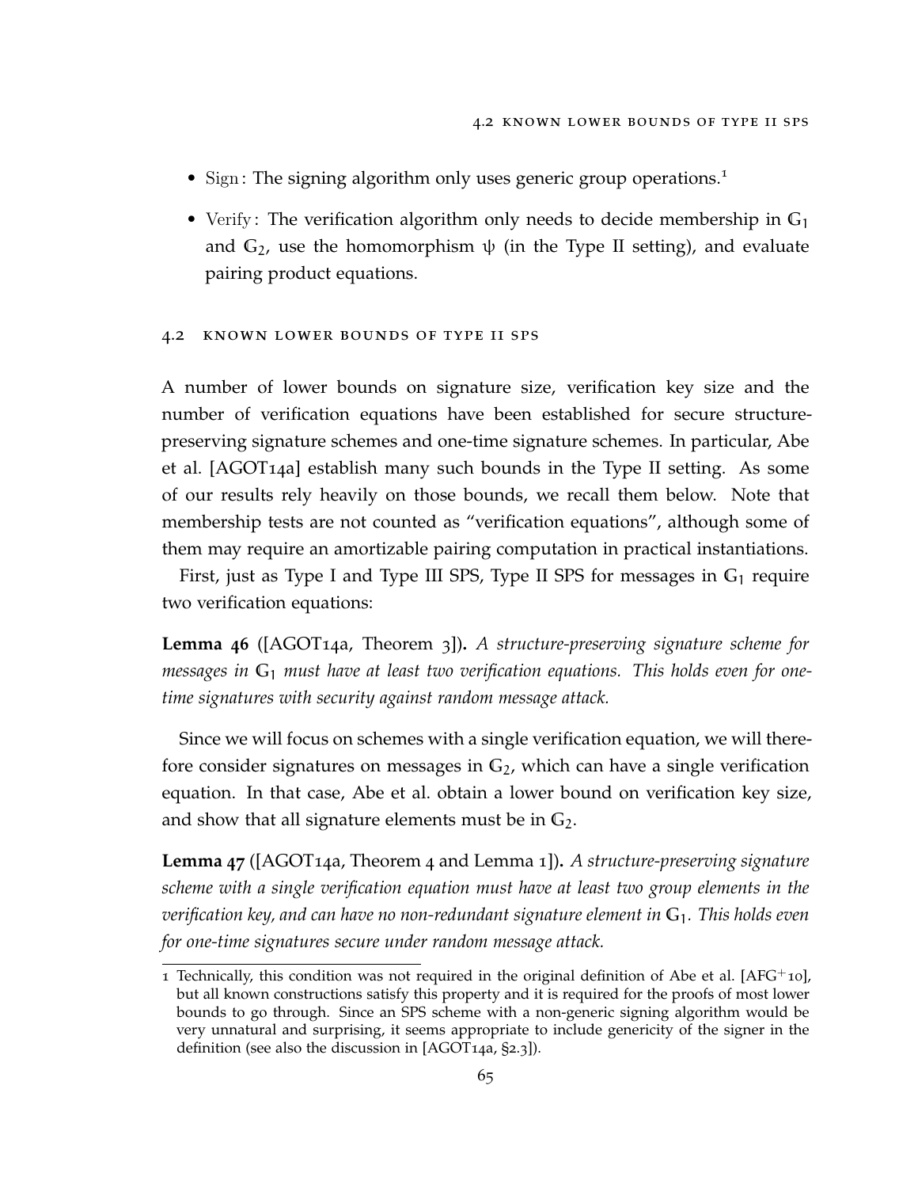- Sign : The signing algorithm only uses generic group operations.[1]
- Verify : The verification algorithm only needs to decide membership in $\mathbb{G}_1$ and $\mathbb{G}_2$, use the homomorphism $\psi$ (in the Type II setting), and evaluate pairing product equations.

## 4.2 Known lower bounds of Type II SPS

A number of lower bounds on signature size, verification key size and the number of verification equations have been established for secure structure-preserving signature schemes and one-time signature schemes. In particular, Abe et al. [AGOT14a] establish many such bounds in the Type II setting. As some of our results rely heavily on those bounds, we recall them below. Note that membership tests are not counted as "verification equations", although some of them may require an amortizable pairing computation in practical instantiations.

First, just as Type I and Type III SPS, Type II SPS for messages in $\mathbb{G}_1$ require two verification equations:

**Lemma 46** ([AGOT14a, Theorem 3])**.** *A structure-preserving signature scheme for messages in $\mathbb{G}_1$ must have at least two verification equations. This holds even for one-time signatures with security against random message attack.*

Since we will focus on schemes with a single verification equation, we will therefore consider signatures on messages in $\mathbb{G}_2$, which can have a single verification equation. In that case, Abe et al. obtain a lower bound on verification key size, and show that all signature elements must be in $\mathbb{G}_2$.

**Lemma 47** ([AGOT14a, Theorem 4 and Lemma 1])**.** *A structure-preserving signature scheme with a single verification equation must have at least two group elements in the verification key, and can have no non-redundant signature element in $\mathbb{G}_1$. This holds even for one-time signatures secure under random message attack.*

[1] Technically, this condition was not required in the original definition of Abe et al. [AFG+10], but all known constructions satisfy this property and it is required for the proofs of most lower bounds to go through. Since an SPS scheme with a non-generic signing algorithm would be very unnatural and surprising, it seems appropriate to include genericity of the signer in the definition (see also the discussion in [AGOT14a, §2.3]).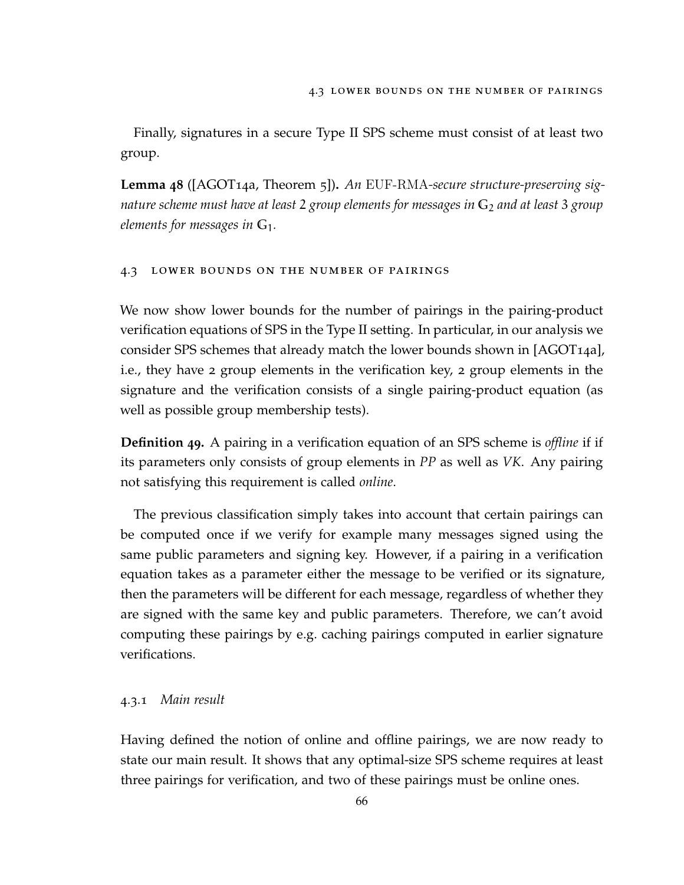Finally, signatures in a secure Type II SPS scheme must consist of at least two group.

**Lemma 48** ([AGOT14a, Theorem 5])**.** *An* EUF-RMA*-secure structure-preserving signature scheme must have at least* 2 *group elements for messages in* $\mathbb{G}_2$ *and at least* 3 *group elements for messages in* $\mathbb{G}_1$*.*

## 4.3 Lower bounds on the number of pairings

We now show lower bounds for the number of pairings in the pairing-product verification equations of SPS in the Type II setting. In particular, in our analysis we consider SPS schemes that already match the lower bounds shown in [AGOT14a], i.e., they have 2 group elements in the verification key, 2 group elements in the signature and the verification consists of a single pairing-product equation (as well as possible group membership tests).

**Definition 49.** A pairing in a verification equation of an SPS scheme is *offline* if if its parameters only consists of group elements in *PP* as well as *VK*. Any pairing not satisfying this requirement is called *online*.

The previous classification simply takes into account that certain pairings can be computed once if we verify for example many messages signed using the same public parameters and signing key. However, if a pairing in a verification equation takes as a parameter either the message to be verified or its signature, then the parameters will be different for each message, regardless of whether they are signed with the same key and public parameters. Therefore, we can't avoid computing these pairings by e.g. caching pairings computed in earlier signature verifications.

### 4.3.1 *Main result*

Having defined the notion of online and offline pairings, we are now ready to state our main result. It shows that any optimal-size SPS scheme requires at least three pairings for verification, and two of these pairings must be online ones.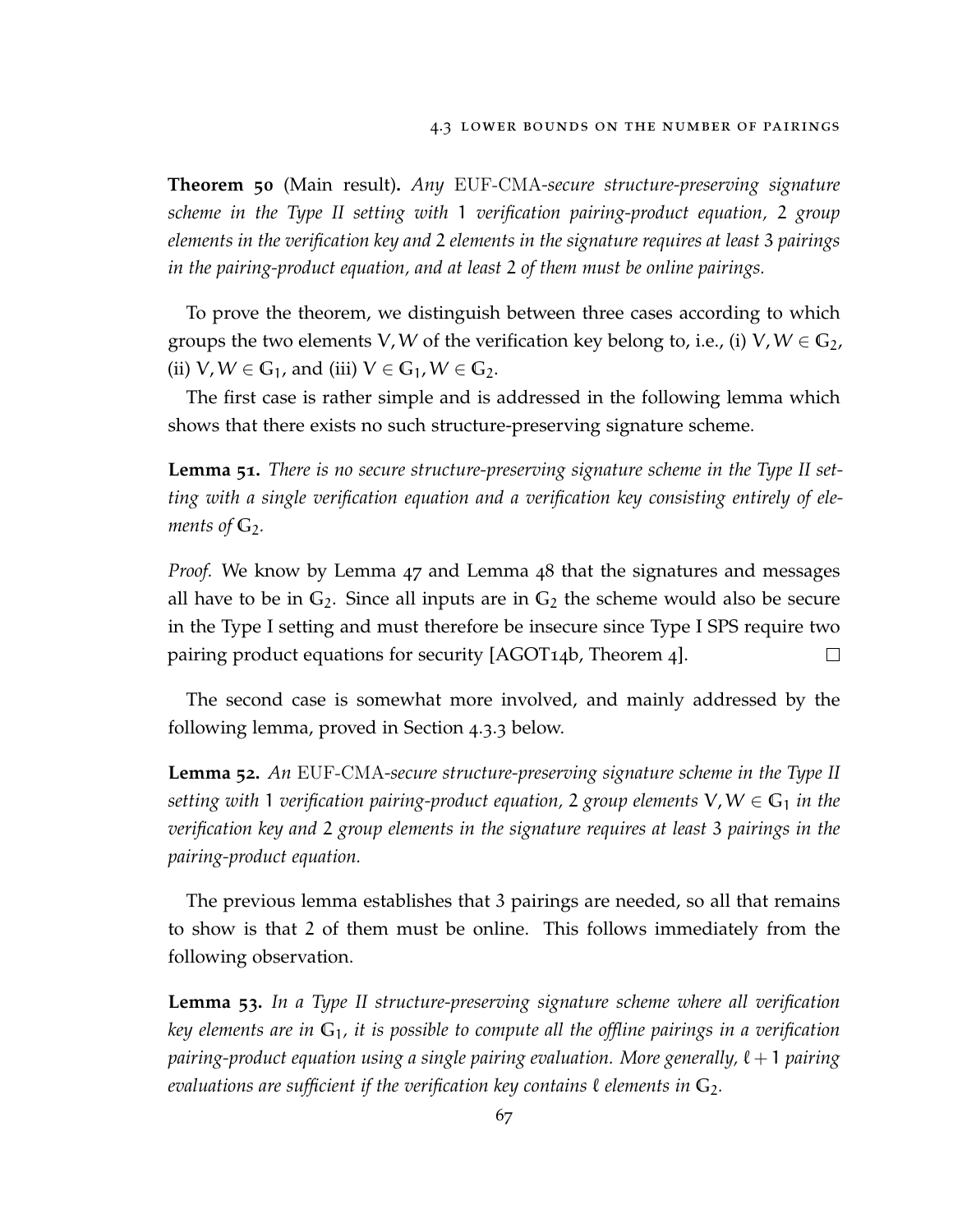**Theorem 50** (Main result)**.** *Any* EUF-CMA*-secure structure-preserving signature scheme in the Type II setting with* 1 *verification pairing-product equation,* 2 *group elements in the verification key and* 2 *elements in the signature requires at least* 3 *pairings in the pairing-product equation, and at least* 2 *of them must be online pairings.*

To prove the theorem, we distinguish between three cases according to which groups the two elements $V, W$ of the verification key belong to, i.e., (i) $V, W \in \mathbb{G}_2$, (ii) $V, W \in \mathbb{G}_1$, and (iii) $V \in \mathbb{G}_1, W \in \mathbb{G}_2$.

The first case is rather simple and is addressed in the following lemma which shows that there exists no such structure-preserving signature scheme.

**Lemma 51.** *There is no secure structure-preserving signature scheme in the Type II setting with a single verification equation and a verification key consisting entirely of elements of* $\mathbb{G}_2$*.*

*Proof.* We know by Lemma 47 and Lemma 48 that the signatures and messages all have to be in $\mathbb{G}_2$. Since all inputs are in $\mathbb{G}_2$ the scheme would also be secure in the Type I setting and must therefore be insecure since Type I SPS require two pairing product equations for security [AGOT14b, Theorem 4]. □

The second case is somewhat more involved, and mainly addressed by the following lemma, proved in Section 4.3.3 below.

**Lemma 52.** *An* EUF-CMA*-secure structure-preserving signature scheme in the Type II setting with* 1 *verification pairing-product equation,* 2 *group elements* $V, W \in \mathbb{G}_1$ *in the verification key and* 2 *group elements in the signature requires at least* 3 *pairings in the pairing-product equation.*

The previous lemma establishes that 3 pairings are needed, so all that remains to show is that 2 of them must be online. This follows immediately from the following observation.

**Lemma 53.** *In a Type II structure-preserving signature scheme where all verification key elements are in* $\mathbb{G}_1$*, it is possible to compute all the offline pairings in a verification pairing-product equation using a single pairing evaluation. More generally,* $\ell + 1$ *pairing evaluations are sufficient if the verification key contains* $\ell$ *elements in* $\mathbb{G}_2$*.*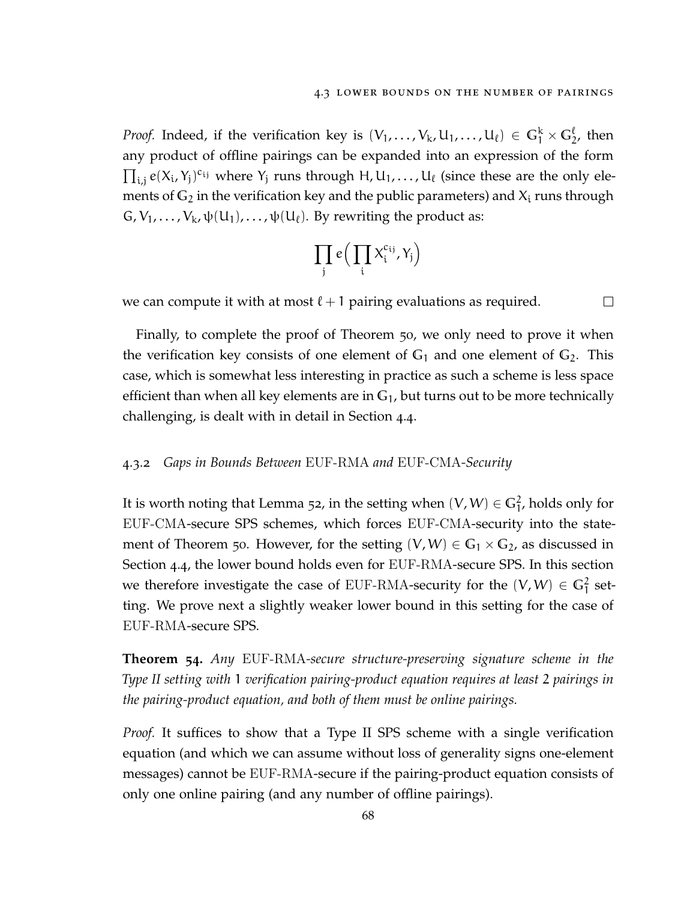*Proof.* Indeed, if the verification key is $(V_1, \dots, V_k, U_1, \dots, U_\ell) \in \mathbb{G}_1^k \times \mathbb{G}_2^\ell$, then any product of offline pairings can be expanded into an expression of the form $\prod_{i,j} e(X_i, Y_j)^{c_{ij}}$ where $Y_j$ runs through $H, U_1, \dots, U_\ell$ (since these are the only elements of $\mathbb{G}_2$ in the verification key and the public parameters) and $X_i$ runs through $G, V_1, \dots, V_k, \psi(U_1), \dots, \psi(U_\ell)$. By rewriting the product as:

$$\prod_j e\Big(\prod_i X_i^{c_{ij}}, Y_j\Big)$$

we can compute it with at most $\ell + 1$ pairing evaluations as required. □

Finally, to complete the proof of Theorem 50, we only need to prove it when the verification key consists of one element of $\mathbb{G}_1$ and one element of $\mathbb{G}_2$. This case, which is somewhat less interesting in practice as such a scheme is less space efficient than when all key elements are in $\mathbb{G}_1$, but turns out to be more technically challenging, is dealt with in detail in Section 4.4.

### 4.3.2 *Gaps in Bounds Between* EUF-RMA *and* EUF-CMA*-Security*

It is worth noting that Lemma 52, in the setting when $(V, W) \in \mathbb{G}_1^2$, holds only for EUF-CMA-secure SPS schemes, which forces EUF-CMA-security into the statement of Theorem 50. However, for the setting $(V, W) \in \mathbb{G}_1 \times \mathbb{G}_2$, as discussed in Section 4.4, the lower bound holds even for EUF-RMA-secure SPS. In this section we therefore investigate the case of EUF-RMA-security for the $(V, W) \in \mathbb{G}_1^2$ setting. We prove next a slightly weaker lower bound in this setting for the case of EUF-RMA-secure SPS.

**Theorem 54.** *Any* EUF-RMA*-secure structure-preserving signature scheme in the Type II setting with* 1 *verification pairing-product equation requires at least* 2 *pairings in the pairing-product equation, and both of them must be online pairings.*

*Proof.* It suffices to show that a Type II SPS scheme with a single verification equation (and which we can assume without loss of generality signs one-element messages) cannot be EUF-RMA-secure if the pairing-product equation consists of only one online pairing (and any number of offline pairings).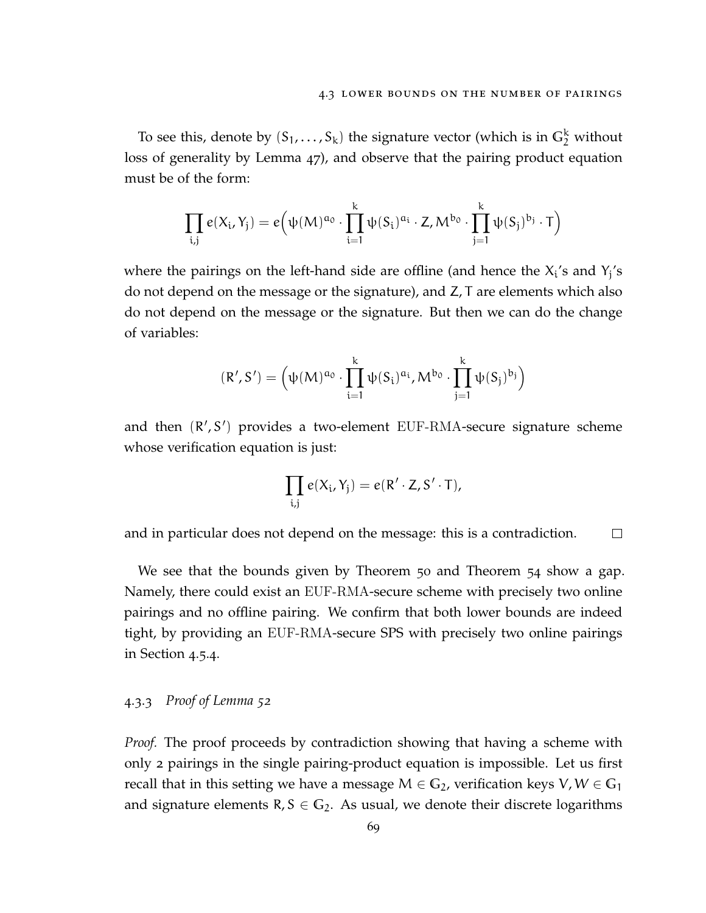To see this, denote by $(S_1, \dots, S_k)$ the signature vector (which is in $\mathbb{G}_2^k$ without loss of generality by Lemma 47), and observe that the pairing product equation must be of the form:

$$\prod_{i,j} e(X_i, Y_j) = e\Big(\psi(M)^{a_0} \cdot \prod_{i=1}^{k} \psi(S_i)^{a_i} \cdot Z, M^{b_0} \cdot \prod_{j=1}^{k} \psi(S_j)^{b_j} \cdot T\Big)$$

where the pairings on the left-hand side are offline (and hence the $X_i$'s and $Y_j$'s do not depend on the message or the signature), and $Z, T$ are elements which also do not depend on the message or the signature. But then we can do the change of variables:

$$(R', S') = \Big(\psi(M)^{a_0} \cdot \prod_{i=1}^{k} \psi(S_i)^{a_i}, M^{b_0} \cdot \prod_{j=1}^{k} \psi(S_j)^{b_j}\Big)$$

and then $(R', S')$ provides a two-element EUF-RMA-secure signature scheme whose verification equation is just:

$$\prod_{i,j} e(X_i, Y_j) = e(R' \cdot Z, S' \cdot T),$$

and in particular does not depend on the message: this is a contradiction. □

We see that the bounds given by Theorem 50 and Theorem 54 show a gap. Namely, there could exist an EUF-RMA-secure scheme with precisely two online pairings and no offline pairing. We confirm that both lower bounds are indeed tight, by providing an EUF-RMA-secure SPS with precisely two online pairings in Section 4.5.4.

### 4.3.3 *Proof of Lemma 52*

*Proof.* The proof proceeds by contradiction showing that having a scheme with only 2 pairings in the single pairing-product equation is impossible. Let us first recall that in this setting we have a message $M \in \mathbb{G}_2$, verification keys $V, W \in \mathbb{G}_1$ and signature elements $R, S \in \mathbb{G}_2$. As usual, we denote their discrete logarithms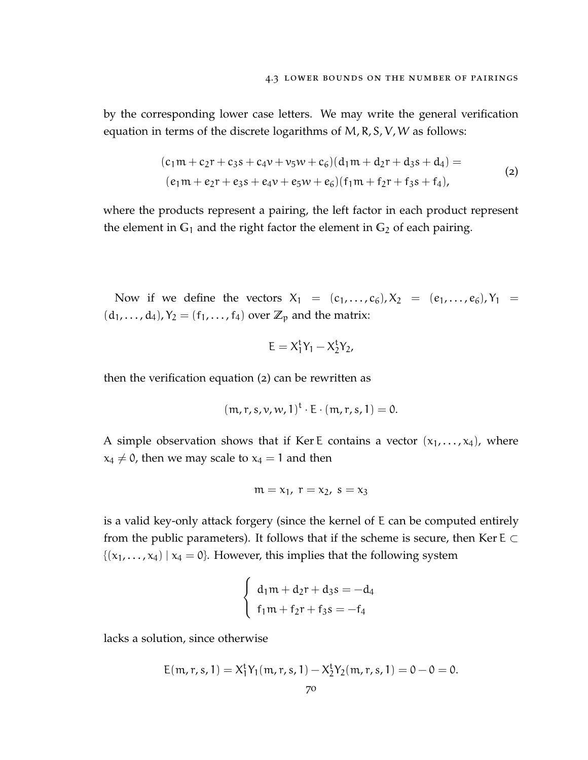by the corresponding lower case letters. We may write the general verification equation in terms of the discrete logarithms of $M, R, S, V, W$ as follows:

$$
\begin{aligned}
&(c_1 m + c_2 r + c_3 s + c_4 v + v_5 w + c_6)(d_1 m + d_2 r + d_3 s + d_4) = \\
&(e_1 m + e_2 r + e_3 s + e_4 v + e_5 w + e_6)(f_1 m + f_2 r + f_3 s + f_4),
\end{aligned}
\tag{2}
$$

where the products represent a pairing, the left factor in each product represent the element in $\mathbb{G}_1$ and the right factor the element in $\mathbb{G}_2$ of each pairing.

Now if we define the vectors $X_1 = (c_1, \ldots, c_6), X_2 = (e_1, \ldots, e_6), Y_1 = (d_1, \ldots, d_4), Y_2 = (f_1, \ldots, f_4)$ over $\mathbb{Z}_p$ and the matrix:

$$
E = X_1^t Y_1 - X_2^t Y_2,
$$

then the verification equation (2) can be rewritten as

$$
(m, r, s, v, w, 1)^t \cdot E \cdot (m, r, s, 1) = 0.
$$

A simple observation shows that if $\operatorname{Ker} E$ contains a vector $(x_1, \ldots, x_4)$, where $x_4 \neq 0$, then we may scale to $x_4 = 1$ and then

$$
m = x_1, \; r = x_2, \; s = x_3
$$

is a valid key-only attack forgery (since the kernel of $E$ can be computed entirely from the public parameters). It follows that if the scheme is secure, then $\operatorname{Ker} E \subset \{(x_1, \ldots, x_4) \mid x_4 = 0\}$. However, this implies that the following system

$$
\begin{cases}
d_1 m + d_2 r + d_3 s = -d_4 \\
f_1 m + f_2 r + f_3 s = -f_4
\end{cases}
$$

lacks a solution, since otherwise

$$
E(m, r, s, 1) = X_1^t Y_1 (m, r, s, 1) - X_2^t Y_2 (m, r, s, 1) = 0 - 0 = 0.
$$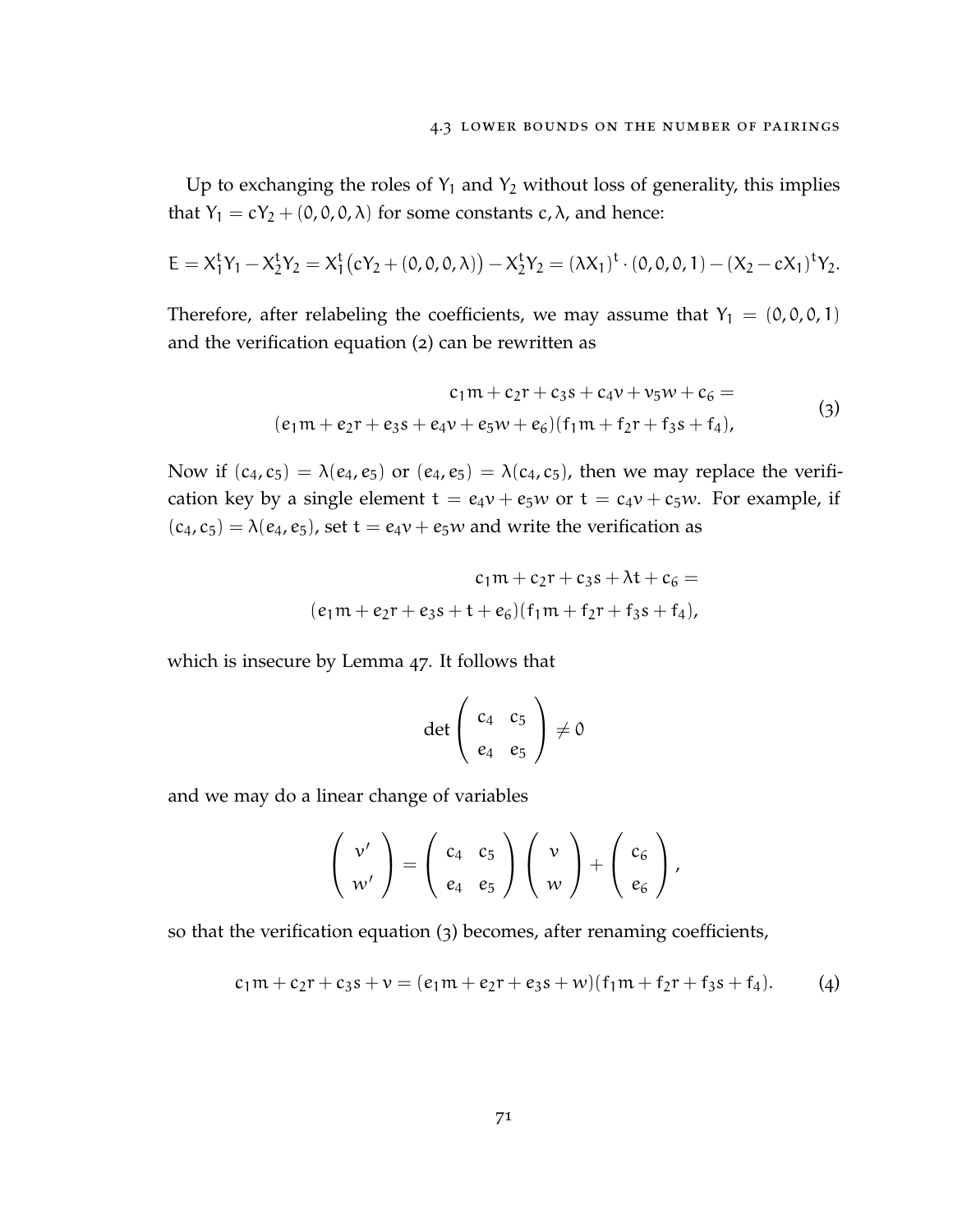Up to exchanging the roles of $Y_1$ and $Y_2$ without loss of generality, this implies that $Y_1 = cY_2 + (0,0,0,\lambda)$ for some constants $c, \lambda$, and hence:

$$E = X_1^t Y_1 - X_2^t Y_2 = X_1^t\big(cY_2 + (0,0,0,\lambda)\big) - X_2^t Y_2 = (\lambda X_1)^t \cdot (0,0,0,1) - (X_2 - cX_1)^t Y_2.$$

Therefore, after relabeling the coefficients, we may assume that $Y_1 = (0,0,0,1)$ and the verification equation (2) can be rewritten as

$$\begin{aligned} c_1 m + c_2 r + c_3 s + c_4 v + v_5 w + c_6 = \\ (e_1 m + e_2 r + e_3 s + e_4 v + e_5 w + e_6)(f_1 m + f_2 r + f_3 s + f_4), \end{aligned} \tag{3}$$

Now if $(c_4, c_5) = \lambda(e_4, e_5)$ or $(e_4, e_5) = \lambda(c_4, c_5)$, then we may replace the verification key by a single element $t = e_4 v + e_5 w$ or $t = c_4 v + c_5 w$. For example, if $(c_4, c_5) = \lambda(e_4, e_5)$, set $t = e_4 v + e_5 w$ and write the verification as

$$\begin{aligned} c_1 m + c_2 r + c_3 s + \lambda t + c_6 = \\ (e_1 m + e_2 r + e_3 s + t + e_6)(f_1 m + f_2 r + f_3 s + f_4), \end{aligned}$$

which is insecure by Lemma 47. It follows that

$$\det \begin{pmatrix} c_4 & c_5 \\ e_4 & e_5 \end{pmatrix} \neq 0$$

and we may do a linear change of variables

$$\begin{pmatrix} v' \\ w' \end{pmatrix} = \begin{pmatrix} c_4 & c_5 \\ e_4 & e_5 \end{pmatrix} \begin{pmatrix} v \\ w \end{pmatrix} + \begin{pmatrix} c_6 \\ e_6 \end{pmatrix},$$

so that the verification equation (3) becomes, after renaming coefficients,

$$c_1 m + c_2 r + c_3 s + v = (e_1 m + e_2 r + e_3 s + w)(f_1 m + f_2 r + f_3 s + f_4). \tag{4}$$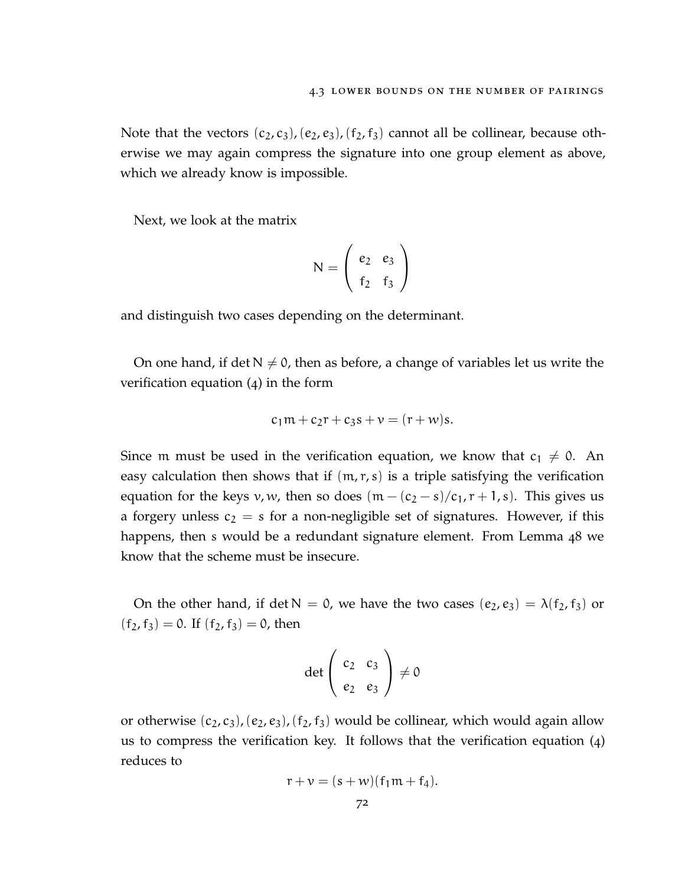Note that the vectors $(c_2, c_3), (e_2, e_3), (f_2, f_3)$ cannot all be collinear, because otherwise we may again compress the signature into one group element as above, which we already know is impossible.

Next, we look at the matrix

$$N = \begin{pmatrix} e_2 & e_3 \\ f_2 & f_3 \end{pmatrix}$$

and distinguish two cases depending on the determinant.

On one hand, if $\det N \neq 0$, then as before, a change of variables let us write the verification equation (4) in the form

$$c_1 m + c_2 r + c_3 s + v = (r + w)s.$$

Since $m$ must be used in the verification equation, we know that $c_1 \neq 0$. An easy calculation then shows that if $(m, r, s)$ is a triple satisfying the verification equation for the keys $v, w$, then so does $(m - (c_2 - s)/c_1, r + 1, s)$. This gives us a forgery unless $c_2 = s$ for a non-negligible set of signatures. However, if this happens, then $s$ would be a redundant signature element. From Lemma 48 we know that the scheme must be insecure.

On the other hand, if $\det N = 0$, we have the two cases $(e_2, e_3) = \lambda(f_2, f_3)$ or $(f_2, f_3) = 0$. If $(f_2, f_3) = 0$, then

$$\det \begin{pmatrix} c_2 & c_3 \\ e_2 & e_3 \end{pmatrix} \neq 0$$

or otherwise $(c_2, c_3), (e_2, e_3), (f_2, f_3)$ would be collinear, which would again allow us to compress the verification key. It follows that the verification equation (4) reduces to

$$r + v = (s + w)(f_1 m + f_4).$$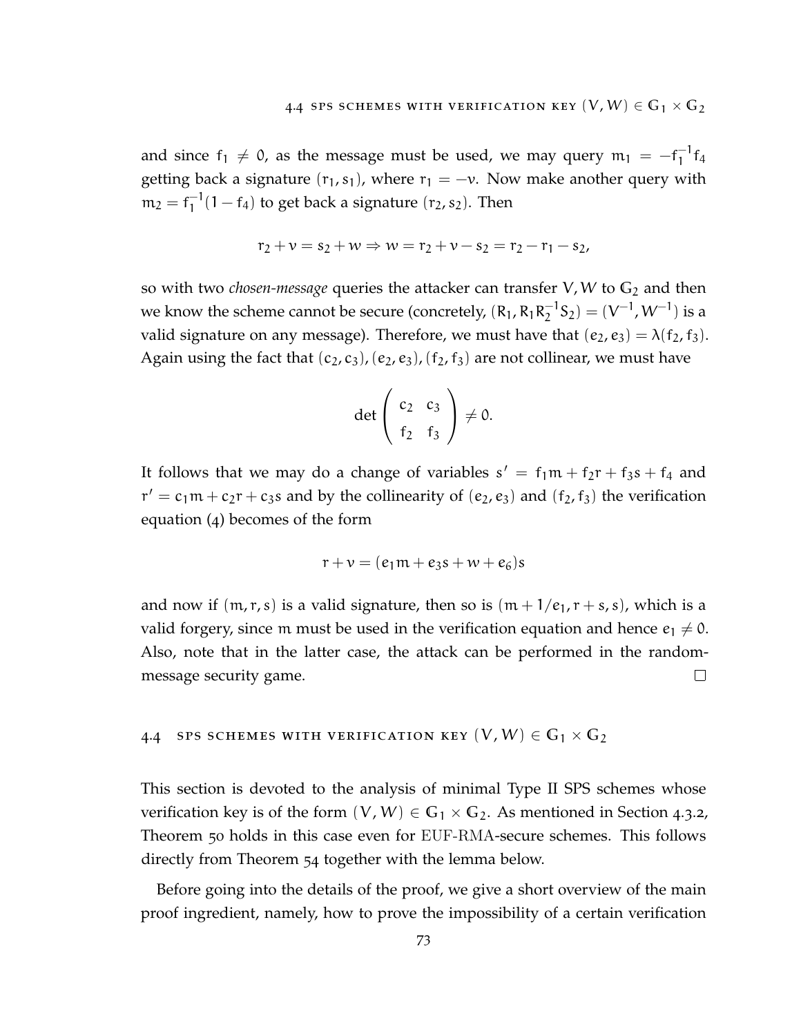and since $f_1 \neq 0$, as the message must be used, we may query $m_1 = -f_1^{-1} f_4$ getting back a signature $(r_1, s_1)$, where $r_1 = -v$. Now make another query with $m_2 = f_1^{-1}(1 - f_4)$ to get back a signature $(r_2, s_2)$. Then

$$r_2 + v = s_2 + w \Rightarrow w = r_2 + v - s_2 = r_2 - r_1 - s_2,$$

so with two *chosen-message* queries the attacker can transfer $V, W$ to $\mathbb{G}_2$ and then we know the scheme cannot be secure (concretely, $(R_1, R_1 R_2^{-1} S_2) = (V^{-1}, W^{-1})$ is a valid signature on any message). Therefore, we must have that $(e_2, e_3) = \lambda(f_2, f_3)$. Again using the fact that $(c_2, c_3), (e_2, e_3), (f_2, f_3)$ are not collinear, we must have

$$\det \begin{pmatrix} c_2 & c_3 \\ f_2 & f_3 \end{pmatrix} \neq 0.$$

It follows that we may do a change of variables $s' = f_1 m + f_2 r + f_3 s + f_4$ and $r' = c_1 m + c_2 r + c_3 s$ and by the collinearity of $(e_2, e_3)$ and $(f_2, f_3)$ the verification equation (4) becomes of the form

$$r + v = (e_1 m + e_3 s + w + e_6) s$$

and now if $(m, r, s)$ is a valid signature, then so is $(m + 1/e_1, r + s, s)$, which is a valid forgery, since $m$ must be used in the verification equation and hence $e_1 \neq 0$. Also, note that in the latter case, the attack can be performed in the random-message security game. □

## 4.4 SPS SCHEMES WITH VERIFICATION KEY $(V, W) \in \mathbb{G}_1 \times \mathbb{G}_2$

This section is devoted to the analysis of minimal Type II SPS schemes whose verification key is of the form $(V, W) \in \mathbb{G}_1 \times \mathbb{G}_2$. As mentioned in Section 4.3.2, Theorem 50 holds in this case even for EUF-RMA-secure schemes. This follows directly from Theorem 54 together with the lemma below.

Before going into the details of the proof, we give a short overview of the main proof ingredient, namely, how to prove the impossibility of a certain verification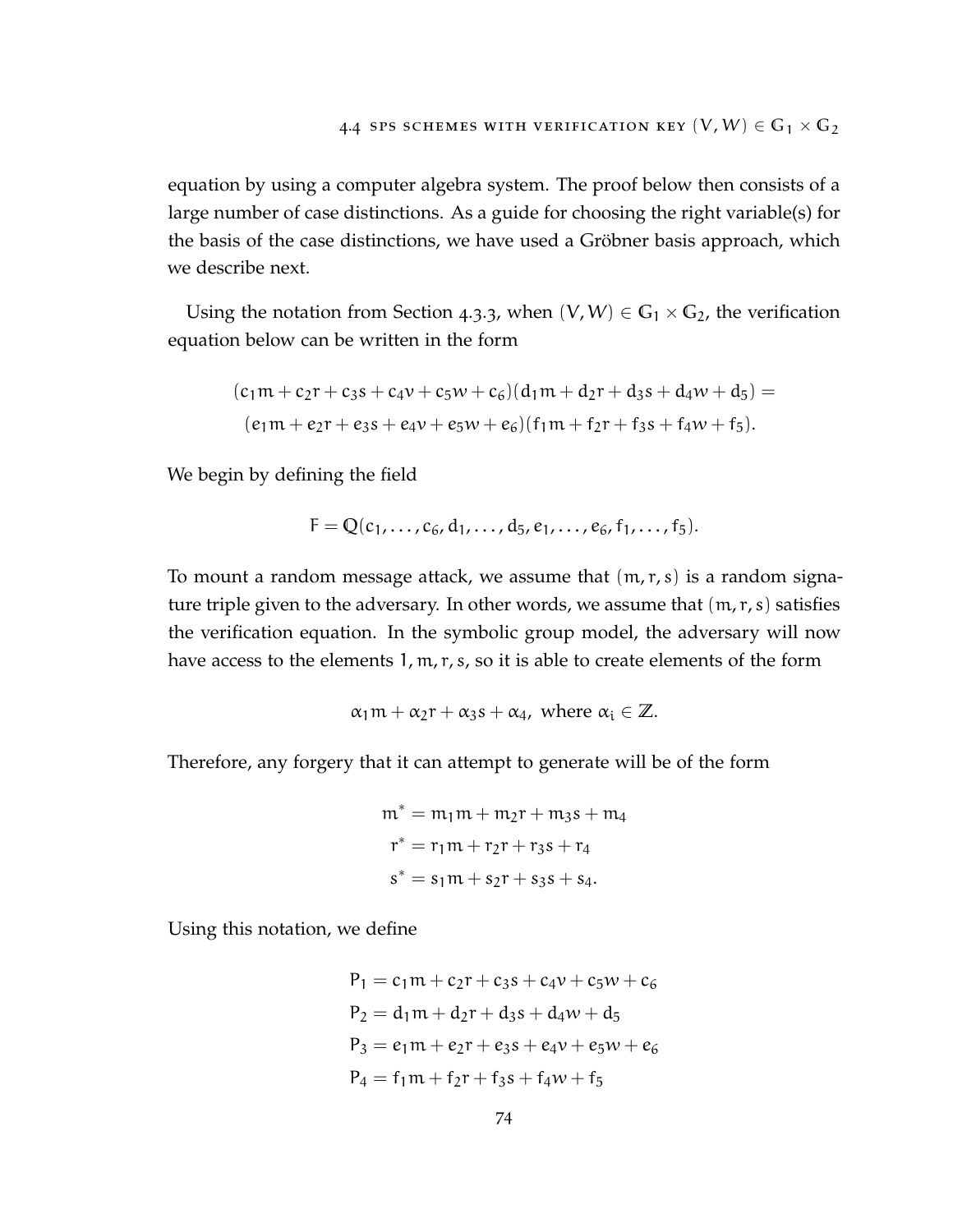equation by using a computer algebra system. The proof below then consists of a large number of case distinctions. As a guide for choosing the right variable(s) for the basis of the case distinctions, we have used a Gröbner basis approach, which we describe next.

Using the notation from Section 4.3.3, when $(V, W) \in \mathbb{G}_1 \times \mathbb{G}_2$, the verification equation below can be written in the form

$$(c_1 m + c_2 r + c_3 s + c_4 v + c_5 w + c_6)(d_1 m + d_2 r + d_3 s + d_4 w + d_5) =$$
$$(e_1 m + e_2 r + e_3 s + e_4 v + e_5 w + e_6)(f_1 m + f_2 r + f_3 s + f_4 w + f_5).$$

We begin by defining the field

$$F = \mathbb{Q}(c_1, \ldots, c_6, d_1, \ldots, d_5, e_1, \ldots, e_6, f_1, \ldots, f_5).$$

To mount a random message attack, we assume that $(m, r, s)$ is a random signature triple given to the adversary. In other words, we assume that $(m, r, s)$ satisfies the verification equation. In the symbolic group model, the adversary will now have access to the elements $1, m, r, s$, so it is able to create elements of the form

$$\alpha_1 m + \alpha_2 r + \alpha_3 s + \alpha_4, \text{ where } \alpha_i \in \mathbb{Z}.$$

Therefore, any forgery that it can attempt to generate will be of the form

$$\begin{aligned}
m^* &= m_1 m + m_2 r + m_3 s + m_4 \\
r^* &= r_1 m + r_2 r + r_3 s + r_4 \\
s^* &= s_1 m + s_2 r + s_3 s + s_4.
\end{aligned}$$

Using this notation, we define

$$\begin{aligned}
P_1 &= c_1 m + c_2 r + c_3 s + c_4 v + c_5 w + c_6 \\
P_2 &= d_1 m + d_2 r + d_3 s + d_4 w + d_5 \\
P_3 &= e_1 m + e_2 r + e_3 s + e_4 v + e_5 w + e_6 \\
P_4 &= f_1 m + f_2 r + f_3 s + f_4 w + f_5
\end{aligned}$$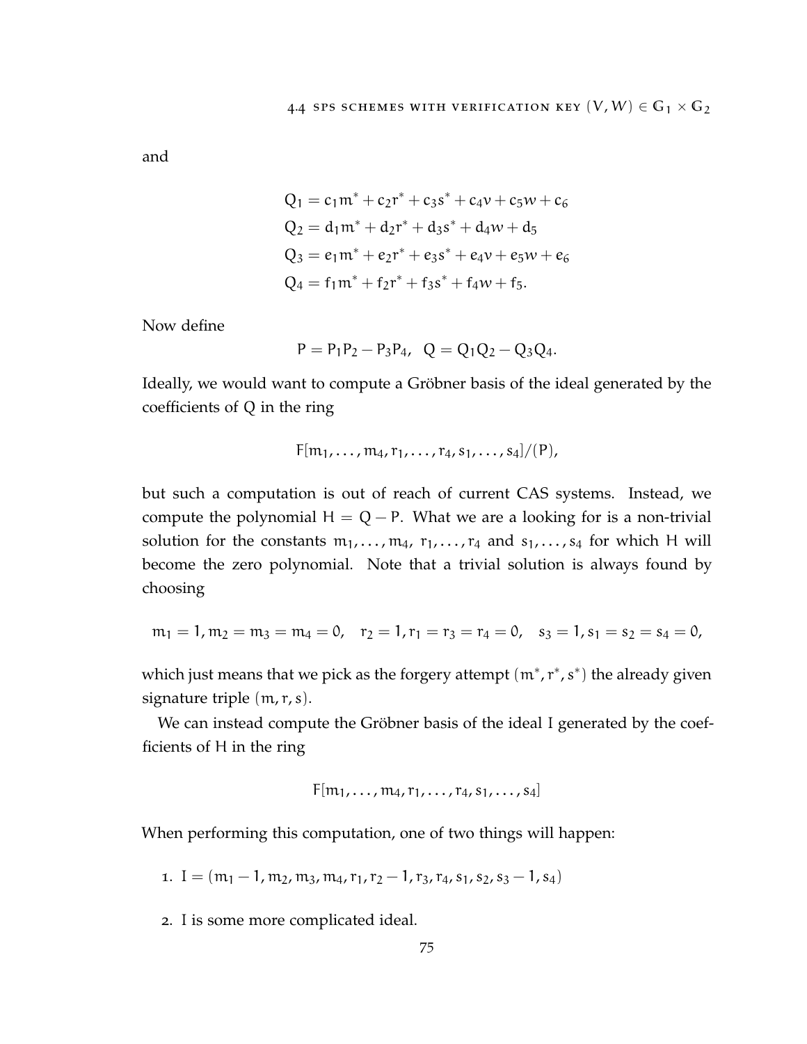and

$$
\begin{aligned}
Q_1 &= c_1 m^* + c_2 r^* + c_3 s^* + c_4 v + c_5 w + c_6 \\
Q_2 &= d_1 m^* + d_2 r^* + d_3 s^* + d_4 w + d_5 \\
Q_3 &= e_1 m^* + e_2 r^* + e_3 s^* + e_4 v + e_5 w + e_6 \\
Q_4 &= f_1 m^* + f_2 r^* + f_3 s^* + f_4 w + f_5.
\end{aligned}
$$

Now define

$$P = P_1 P_2 - P_3 P_4, \quad Q = Q_1 Q_2 - Q_3 Q_4.$$

Ideally, we would want to compute a Gröbner basis of the ideal generated by the coefficients of Q in the ring

$$F[m_1, \dots, m_4, r_1, \dots, r_4, s_1, \dots, s_4]/(P),$$

but such a computation is out of reach of current CAS systems. Instead, we compute the polynomial $H = Q - P$. What we are a looking for is a non-trivial solution for the constants $m_1, \dots, m_4$, $r_1, \dots, r_4$ and $s_1, \dots, s_4$ for which H will become the zero polynomial. Note that a trivial solution is always found by choosing

$$m_1 = 1, m_2 = m_3 = m_4 = 0, \quad r_2 = 1, r_1 = r_3 = r_4 = 0, \quad s_3 = 1, s_1 = s_2 = s_4 = 0,$$

which just means that we pick as the forgery attempt $(m^*, r^*, s^*)$ the already given signature triple $(m, r, s)$.

We can instead compute the Gröbner basis of the ideal I generated by the coefficients of H in the ring

$$F[m_1, \dots, m_4, r_1, \dots, r_4, s_1, \dots, s_4]$$

When performing this computation, one of two things will happen:

1. $I = (m_1 - 1, m_2, m_3, m_4, r_1, r_2 - 1, r_3, r_4, s_1, s_2, s_3 - 1, s_4)$

2. I is some more complicated ideal.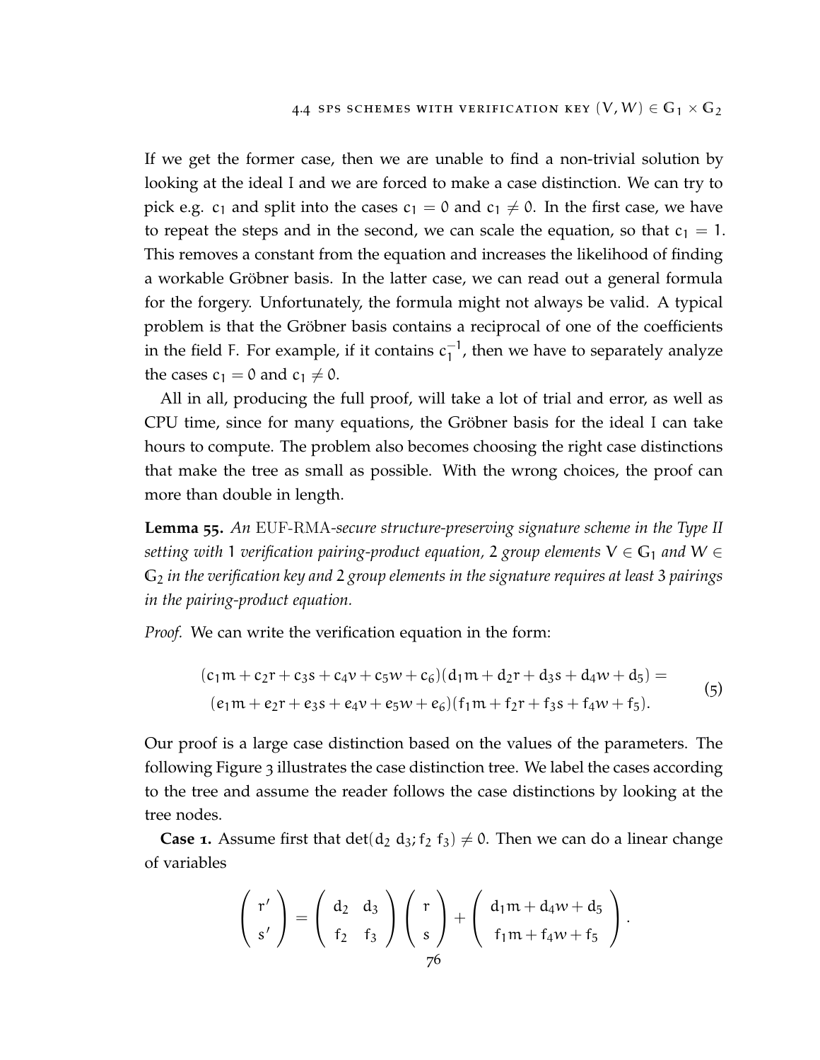If we get the former case, then we are unable to find a non-trivial solution by looking at the ideal I and we are forced to make a case distinction. We can try to pick e.g. $c_1$ and split into the cases $c_1 = 0$ and $c_1 \neq 0$. In the first case, we have to repeat the steps and in the second, we can scale the equation, so that $c_1 = 1$. This removes a constant from the equation and increases the likelihood of finding a workable Gröbner basis. In the latter case, we can read out a general formula for the forgery. Unfortunately, the formula might not always be valid. A typical problem is that the Gröbner basis contains a reciprocal of one of the coefficients in the field F. For example, if it contains $c_1^{-1}$, then we have to separately analyze the cases $c_1 = 0$ and $c_1 \neq 0$.

All in all, producing the full proof, will take a lot of trial and error, as well as CPU time, since for many equations, the Gröbner basis for the ideal I can take hours to compute. The problem also becomes choosing the right case distinctions that make the tree as small as possible. With the wrong choices, the proof can more than double in length.

**Lemma 55.** *An* EUF-RMA*-secure structure-preserving signature scheme in the Type II setting with* 1 *verification pairing-product equation,* 2 *group elements* $V \in \mathbb{G}_1$ *and* $W \in \mathbb{G}_2$ *in the verification key and* 2 *group elements in the signature requires at least* 3 *pairings in the pairing-product equation.*

*Proof.* We can write the verification equation in the form:

$$(c_1 m + c_2 r + c_3 s + c_4 v + c_5 w + c_6)(d_1 m + d_2 r + d_3 s + d_4 w + d_5) =$$
$$(e_1 m + e_2 r + e_3 s + e_4 v + e_5 w + e_6)(f_1 m + f_2 r + f_3 s + f_4 w + f_5). \tag{5}$$

Our proof is a large case distinction based on the values of the parameters. The following Figure 3 illustrates the case distinction tree. We label the cases according to the tree and assume the reader follows the case distinctions by looking at the tree nodes.

**Case 1.** Assume first that $\det(d_2\ d_3; f_2\ f_3) \neq 0$. Then we can do a linear change of variables

$$\begin{pmatrix} r' \\ s' \end{pmatrix} = \begin{pmatrix} d_2 & d_3 \\ f_2 & f_3 \end{pmatrix} \begin{pmatrix} r \\ s \end{pmatrix} + \begin{pmatrix} d_1 m + d_4 w + d_5 \\ f_1 m + f_4 w + f_5 \end{pmatrix}.$$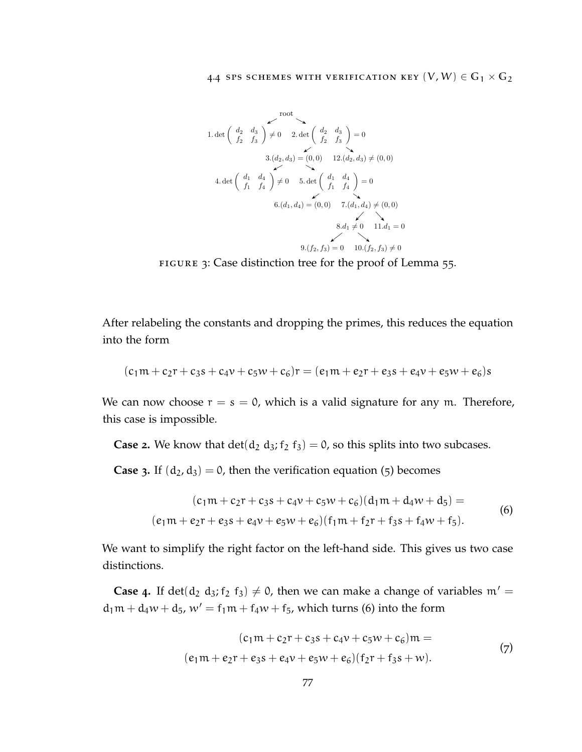- root
  - 1. $\det\begin{pmatrix} d_2 & d_3 \\ f_2 & f_3 \end{pmatrix} \neq 0$
  - 2. $\det\begin{pmatrix} d_2 & d_3 \\ f_2 & f_3 \end{pmatrix} = 0$
    - 3. $(d_2, d_3) = (0,0)$
      - 4. $\det\begin{pmatrix} d_1 & d_4 \\ f_1 & f_4 \end{pmatrix} \neq 0$
      - 5. $\det\begin{pmatrix} d_1 & d_4 \\ f_1 & f_4 \end{pmatrix} = 0$
        - 6. $(d_1, d_4) = (0,0)$
        - 7. $(d_1, d_4) \neq (0,0)$
          - 8. $d_1 \neq 0$
            - 9. $(f_2, f_3) = 0$
            - 10. $(f_2, f_3) \neq 0$
          - 11. $d_1 = 0$
    - 12. $(d_2, d_3) \neq (0,0)$

FIGURE 3: Case distinction tree for the proof of Lemma 55.

After relabeling the constants and dropping the primes, this reduces the equation into the form

$$(c_1 m + c_2 r + c_3 s + c_4 v + c_5 w + c_6) r = (e_1 m + e_2 r + e_3 s + e_4 v + e_5 w + e_6) s$$

We can now choose $r = s = 0$, which is a valid signature for any $m$. Therefore, this case is impossible.

**Case 2.** We know that $\det(d_2\ d_3; f_2\ f_3) = 0$, so this splits into two subcases.

**Case 3.** If $(d_2, d_3) = 0$, then the verification equation (5) becomes

$$\begin{aligned}(c_1 m + c_2 r + c_3 s + c_4 v + c_5 w + c_6)(d_1 m + d_4 w + d_5) = \\ (e_1 m + e_2 r + e_3 s + e_4 v + e_5 w + e_6)(f_1 m + f_2 r + f_3 s + f_4 w + f_5).\end{aligned} \tag{6}$$

We want to simplify the right factor on the left-hand side. This gives us two case distinctions.

**Case 4.** If $\det(d_2\ d_3; f_2\ f_3) \neq 0$, then we can make a change of variables $m' = d_1 m + d_4 w + d_5$, $w' = f_1 m + f_4 w + f_5$, which turns (6) into the form

$$\begin{aligned}(c_1 m + c_2 r + c_3 s + c_4 v + c_5 w + c_6) m = \\ (e_1 m + e_2 r + e_3 s + e_4 v + e_5 w + e_6)(f_2 r + f_3 s + w).\end{aligned} \tag{7}$$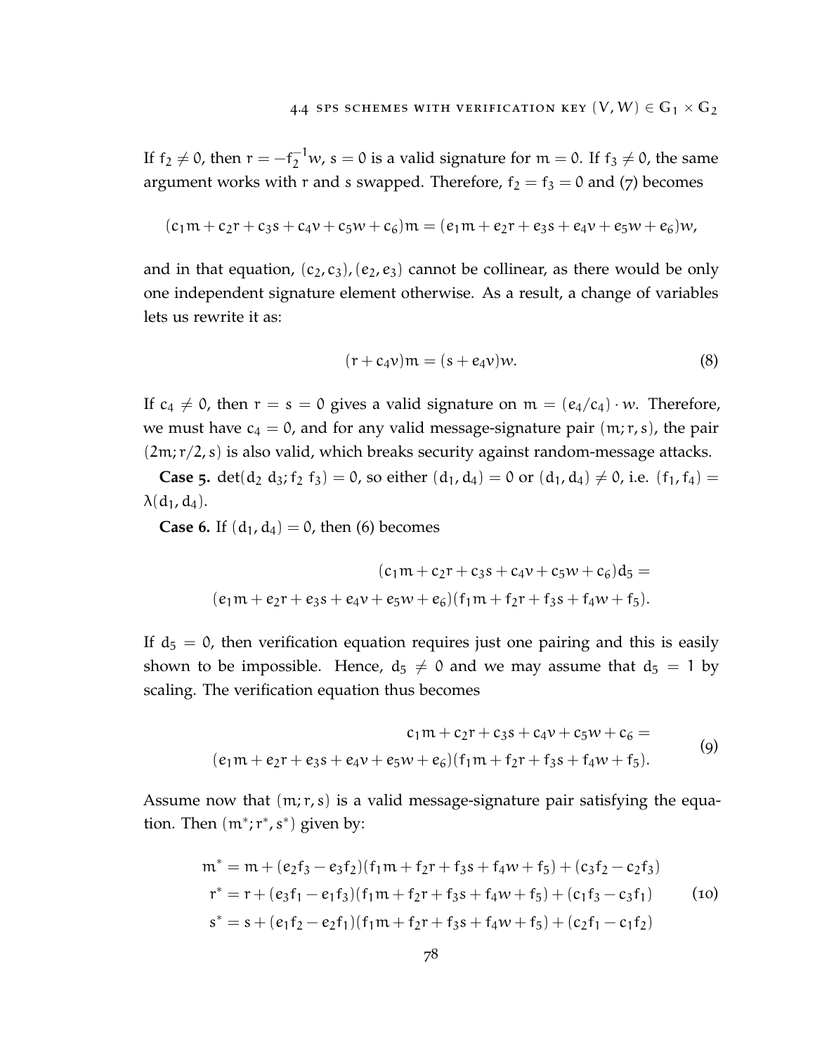If $f_2 \neq 0$, then $r = -f_2^{-1}w$, $s = 0$ is a valid signature for $m = 0$. If $f_3 \neq 0$, the same argument works with $r$ and $s$ swapped. Therefore, $f_2 = f_3 = 0$ and (7) becomes

$$(c_1m + c_2r + c_3s + c_4v + c_5w + c_6)m = (e_1m + e_2r + e_3s + e_4v + e_5w + e_6)w,$$

and in that equation, $(c_2, c_3), (e_2, e_3)$ cannot be collinear, as there would be only one independent signature element otherwise. As a result, a change of variables lets us rewrite it as:

$$(r + c_4v)m = (s + e_4v)w. \tag{8}$$

If $c_4 \neq 0$, then $r = s = 0$ gives a valid signature on $m = (e_4/c_4) \cdot w$. Therefore, we must have $c_4 = 0$, and for any valid message-signature pair $(m; r, s)$, the pair $(2m; r/2, s)$ is also valid, which breaks security against random-message attacks.

**Case 5.** $\det(d_2\ d_3; f_2\ f_3) = 0$, so either $(d_1, d_4) = 0$ or $(d_1, d_4) \neq 0$, i.e. $(f_1, f_4) = \lambda(d_1, d_4)$.

**Case 6.** If $(d_1, d_4) = 0$, then (6) becomes

$$\begin{aligned}(c_1m + c_2r + c_3s + c_4v + c_5w + c_6)d_5 &= \\ (e_1m + e_2r + e_3s + e_4v + e_5w + e_6)&(f_1m + f_2r + f_3s + f_4w + f_5).\end{aligned}$$

If $d_5 = 0$, then verification equation requires just one pairing and this is easily shown to be impossible. Hence, $d_5 \neq 0$ and we may assume that $d_5 = 1$ by scaling. The verification equation thus becomes

$$\begin{aligned}c_1m + c_2r + c_3s + c_4v + c_5w + c_6 &= \\ (e_1m + e_2r + e_3s + e_4v + e_5w + e_6)&(f_1m + f_2r + f_3s + f_4w + f_5).\end{aligned} \tag{9}$$

Assume now that $(m; r, s)$ is a valid message-signature pair satisfying the equation. Then $(m^*; r^*, s^*)$ given by:

$$\begin{aligned}m^* &= m + (e_2f_3 - e_3f_2)(f_1m + f_2r + f_3s + f_4w + f_5) + (c_3f_2 - c_2f_3) \\ r^* &= r + (e_3f_1 - e_1f_3)(f_1m + f_2r + f_3s + f_4w + f_5) + (c_1f_3 - c_3f_1) \\ s^* &= s + (e_1f_2 - e_2f_1)(f_1m + f_2r + f_3s + f_4w + f_5) + (c_2f_1 - c_1f_2)\end{aligned} \tag{10}$$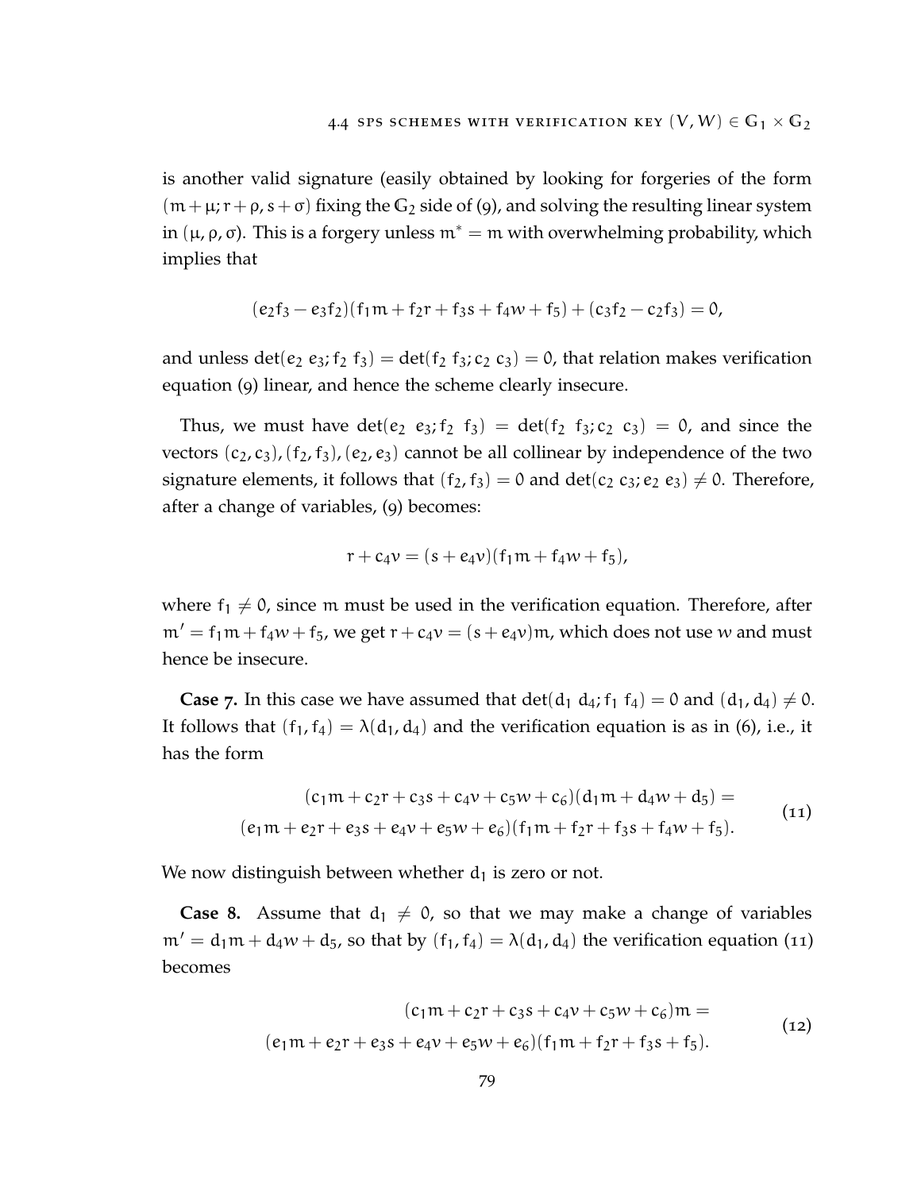is another valid signature (easily obtained by looking for forgeries of the form $(m + \mu; r + \rho, s + \sigma)$ fixing the $\mathbb{G}_2$ side of (9), and solving the resulting linear system in $(\mu, \rho, \sigma)$. This is a forgery unless $m^* = m$ with overwhelming probability, which implies that

$$(e_2 f_3 - e_3 f_2)(f_1 m + f_2 r + f_3 s + f_4 w + f_5) + (c_3 f_2 - c_2 f_3) = 0,$$

and unless $\det(e_2\ e_3; f_2\ f_3) = \det(f_2\ f_3; c_2\ c_3) = 0$, that relation makes verification equation (9) linear, and hence the scheme clearly insecure.

Thus, we must have $\det(e_2\ e_3; f_2\ f_3) = \det(f_2\ f_3; c_2\ c_3) = 0$, and since the vectors $(c_2, c_3), (f_2, f_3), (e_2, e_3)$ cannot be all collinear by independence of the two signature elements, it follows that $(f_2, f_3) = 0$ and $\det(c_2\ c_3; e_2\ e_3) \neq 0$. Therefore, after a change of variables, (9) becomes:

$$r + c_4 v = (s + e_4 v)(f_1 m + f_4 w + f_5),$$

where $f_1 \neq 0$, since $m$ must be used in the verification equation. Therefore, after $m' = f_1 m + f_4 w + f_5$, we get $r + c_4 v = (s + e_4 v)m$, which does not use $w$ and must hence be insecure.

**Case 7.** In this case we have assumed that $\det(d_1\ d_4; f_1\ f_4) = 0$ and $(d_1, d_4) \neq 0$. It follows that $(f_1, f_4) = \lambda(d_1, d_4)$ and the verification equation is as in (6), i.e., it has the form

$$\begin{aligned}(c_1 m + c_2 r + c_3 s + c_4 v + c_5 w + c_6)(d_1 m + d_4 w + d_5) =\\ (e_1 m + e_2 r + e_3 s + e_4 v + e_5 w + e_6)(f_1 m + f_2 r + f_3 s + f_4 w + f_5).\end{aligned} \tag{11}$$

We now distinguish between whether $d_1$ is zero or not.

**Case 8.** Assume that $d_1 \neq 0$, so that we may make a change of variables $m' = d_1 m + d_4 w + d_5$, so that by $(f_1, f_4) = \lambda(d_1, d_4)$ the verification equation (11) becomes

$$\begin{aligned}(c_1 m + c_2 r + c_3 s + c_4 v + c_5 w + c_6)m =\\ (e_1 m + e_2 r + e_3 s + e_4 v + e_5 w + e_6)(f_1 m + f_2 r + f_3 s + f_5).\end{aligned} \tag{12}$$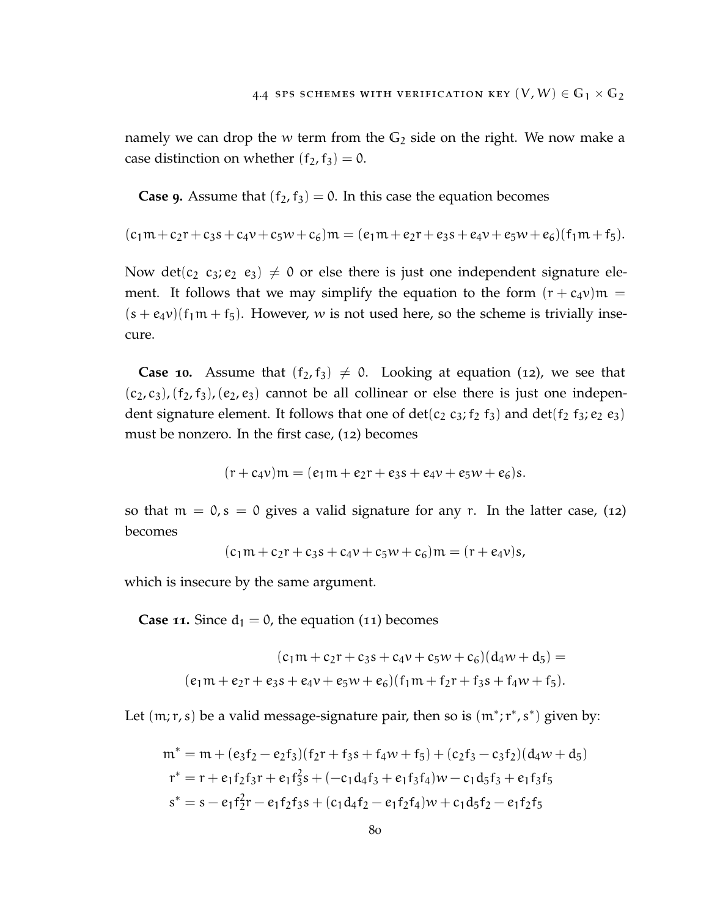namely we can drop the $w$ term from the $\mathbb{G}_2$ side on the right. We now make a case distinction on whether $(f_2, f_3) = 0$.

**Case 9.** Assume that $(f_2, f_3) = 0$. In this case the equation becomes

$$(c_1 m + c_2 r + c_3 s + c_4 v + c_5 w + c_6) m = (e_1 m + e_2 r + e_3 s + e_4 v + e_5 w + e_6)(f_1 m + f_5).$$

Now $\det(c_2\ c_3; e_2\ e_3) \neq 0$ or else there is just one independent signature element. It follows that we may simplify the equation to the form $(r + c_4 v)m = (s + e_4 v)(f_1 m + f_5)$. However, $w$ is not used here, so the scheme is trivially insecure.

**Case 10.** Assume that $(f_2, f_3) \neq 0$. Looking at equation (12), we see that $(c_2, c_3), (f_2, f_3), (e_2, e_3)$ cannot be all collinear or else there is just one independent signature element. It follows that one of $\det(c_2\ c_3; f_2\ f_3)$ and $\det(f_2\ f_3; e_2\ e_3)$ must be nonzero. In the first case, (12) becomes

$$(r + c_4 v)m = (e_1 m + e_2 r + e_3 s + e_4 v + e_5 w + e_6)s.$$

so that $m = 0, s = 0$ gives a valid signature for any $r$. In the latter case, (12) becomes

$$(c_1 m + c_2 r + c_3 s + c_4 v + c_5 w + c_6) m = (r + e_4 v)s,$$

which is insecure by the same argument.

**Case 11.** Since $d_1 = 0$, the equation (11) becomes

$$\begin{aligned}(c_1 m + c_2 r + c_3 s + c_4 v + c_5 w + c_6)(d_4 w + d_5) = \\ (e_1 m + e_2 r + e_3 s + e_4 v + e_5 w + e_6)(f_1 m + f_2 r + f_3 s + f_4 w + f_5).\end{aligned}$$

Let $(m; r, s)$ be a valid message-signature pair, then so is $(m^*; r^*, s^*)$ given by:

$$\begin{aligned}
m^* &= m + (e_3 f_2 - e_2 f_3)(f_2 r + f_3 s + f_4 w + f_5) + (c_2 f_3 - c_3 f_2)(d_4 w + d_5) \\
r^* &= r + e_1 f_2 f_3 r + e_1 f_3^2 s + (-c_1 d_4 f_3 + e_1 f_3 f_4) w - c_1 d_5 f_3 + e_1 f_3 f_5 \\
s^* &= s - e_1 f_2^2 r - e_1 f_2 f_3 s + (c_1 d_4 f_2 - e_1 f_2 f_4) w + c_1 d_5 f_2 - e_1 f_2 f_5
\end{aligned}$$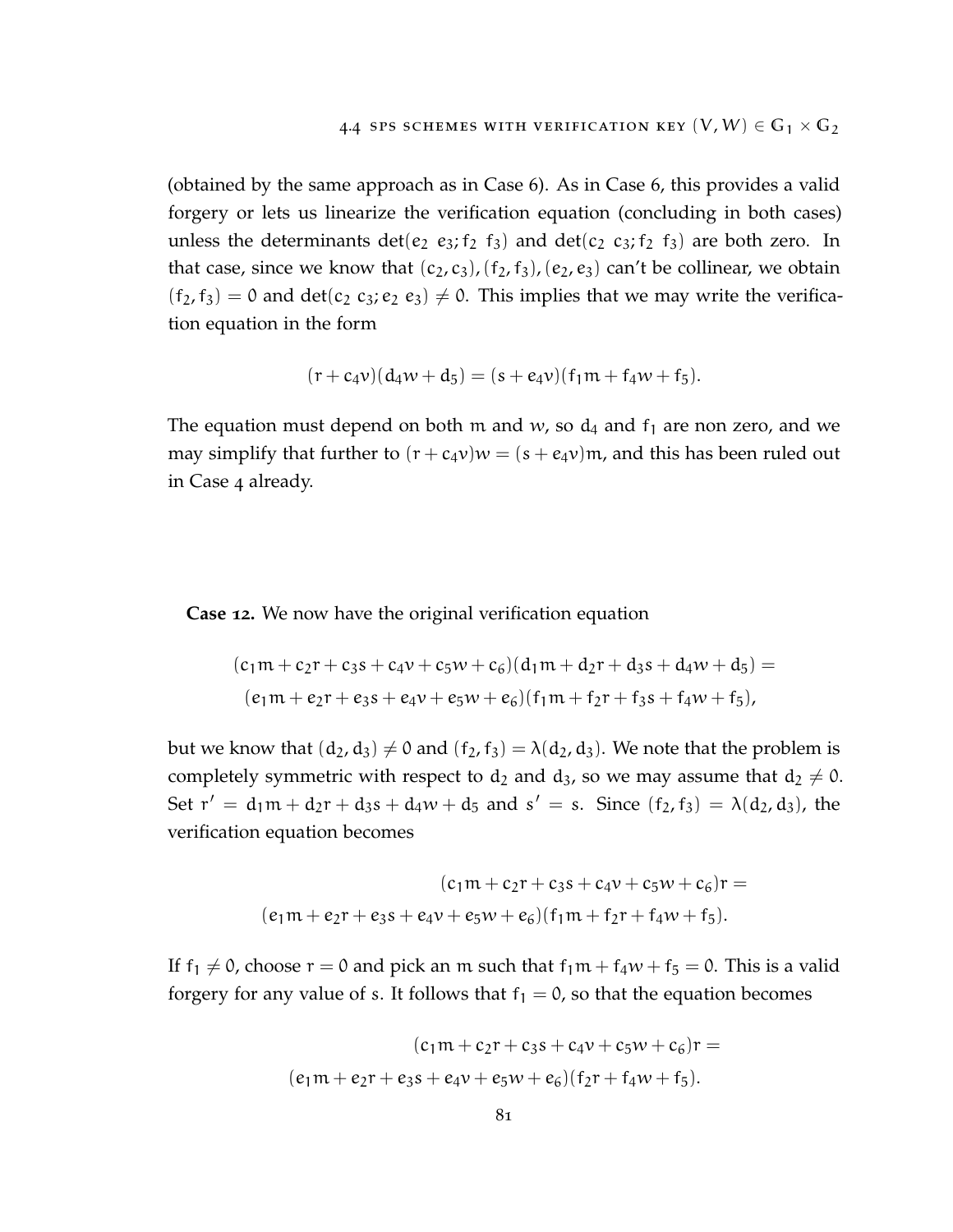(obtained by the same approach as in Case 6). As in Case 6, this provides a valid forgery or lets us linearize the verification equation (concluding in both cases) unless the determinants $\det(e_2\ e_3; f_2\ f_3)$ and $\det(c_2\ c_3; f_2\ f_3)$ are both zero. In that case, since we know that $(c_2, c_3), (f_2, f_3), (e_2, e_3)$ can't be collinear, we obtain $(f_2, f_3) = 0$ and $\det(c_2\ c_3; e_2\ e_3) \neq 0$. This implies that we may write the verification equation in the form

$$(r + c_4 v)(d_4 w + d_5) = (s + e_4 v)(f_1 m + f_4 w + f_5).$$

The equation must depend on both $m$ and $w$, so $d_4$ and $f_1$ are non zero, and we may simplify that further to $(r + c_4 v)w = (s + e_4 v)m$, and this has been ruled out in Case 4 already.

**Case 12.** We now have the original verification equation

$$\begin{aligned}(c_1 m + c_2 r + c_3 s + c_4 v + c_5 w + c_6)(d_1 m + d_2 r + d_3 s + d_4 w + d_5) &= \\ (e_1 m + e_2 r + e_3 s + e_4 v + e_5 w + e_6)(f_1 m + f_2 r + f_3 s + f_4 w + f_5),&\end{aligned}$$

but we know that $(d_2, d_3) \neq 0$ and $(f_2, f_3) = \lambda(d_2, d_3)$. We note that the problem is completely symmetric with respect to $d_2$ and $d_3$, so we may assume that $d_2 \neq 0$. Set $r' = d_1 m + d_2 r + d_3 s + d_4 w + d_5$ and $s' = s$. Since $(f_2, f_3) = \lambda(d_2, d_3)$, the verification equation becomes

$$\begin{aligned}(c_1 m + c_2 r + c_3 s + c_4 v + c_5 w + c_6)r &= \\ (e_1 m + e_2 r + e_3 s + e_4 v + e_5 w + e_6)(f_1 m + f_2 r + f_4 w + f_5).&\end{aligned}$$

If $f_1 \neq 0$, choose $r = 0$ and pick an $m$ such that $f_1 m + f_4 w + f_5 = 0$. This is a valid forgery for any value of $s$. It follows that $f_1 = 0$, so that the equation becomes

$$\begin{aligned}(c_1 m + c_2 r + c_3 s + c_4 v + c_5 w + c_6)r &= \\ (e_1 m + e_2 r + e_3 s + e_4 v + e_5 w + e_6)(f_2 r + f_4 w + f_5).&\end{aligned}$$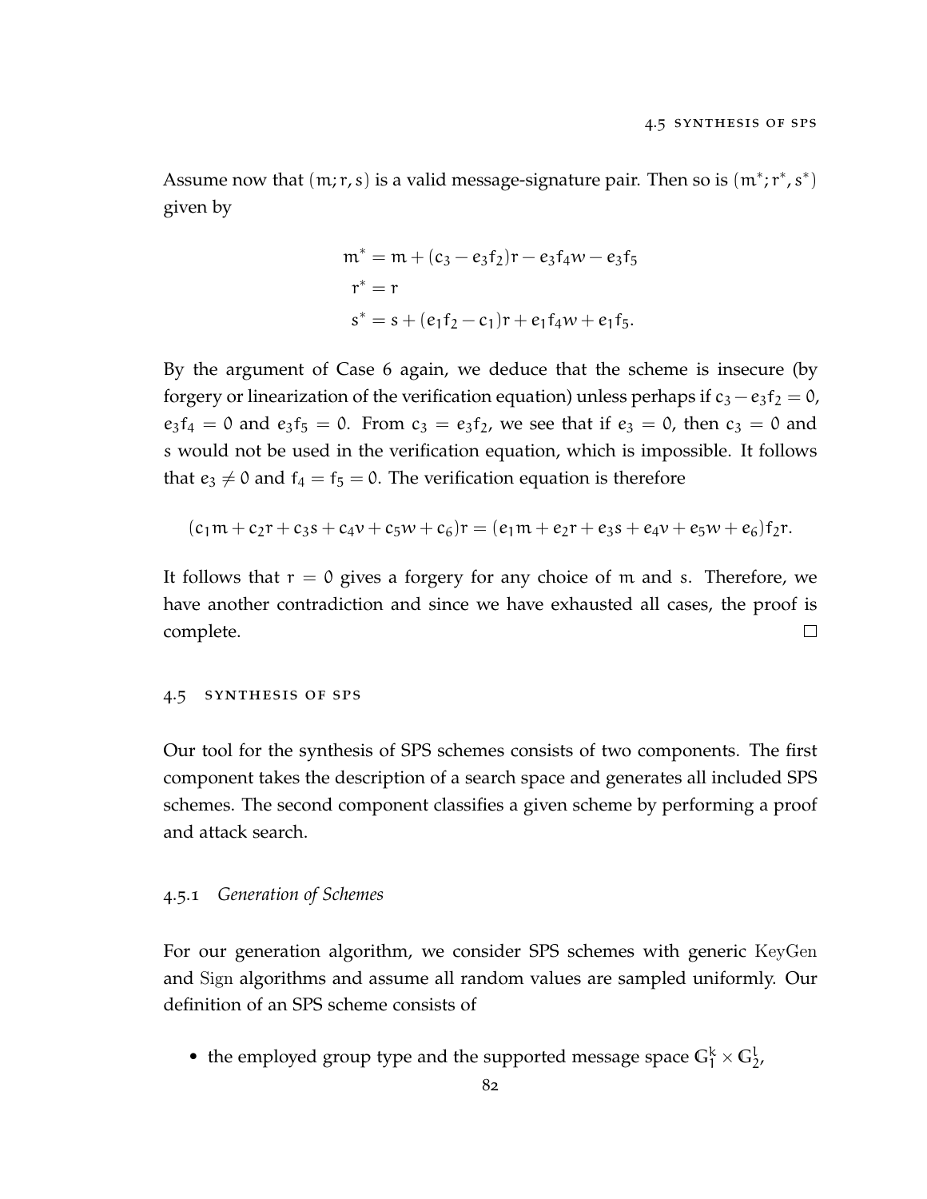Assume now that $(m; r, s)$ is a valid message-signature pair. Then so is $(m^*; r^*, s^*)$ given by

$$
\begin{aligned}
m^* &= m + (c_3 - e_3 f_2) r - e_3 f_4 w - e_3 f_5 \\
r^* &= r \\
s^* &= s + (e_1 f_2 - c_1) r + e_1 f_4 w + e_1 f_5.
\end{aligned}
$$

By the argument of Case 6 again, we deduce that the scheme is insecure (by forgery or linearization of the verification equation) unless perhaps if $c_3 - e_3 f_2 = 0$, $e_3 f_4 = 0$ and $e_3 f_5 = 0$. From $c_3 = e_3 f_2$, we see that if $e_3 = 0$, then $c_3 = 0$ and $s$ would not be used in the verification equation, which is impossible. It follows that $e_3 \neq 0$ and $f_4 = f_5 = 0$. The verification equation is therefore

$$
(c_1 m + c_2 r + c_3 s + c_4 v + c_5 w + c_6) r = (e_1 m + e_2 r + e_3 s + e_4 v + e_5 w + e_6) f_2 r.
$$

It follows that $r = 0$ gives a forgery for any choice of $m$ and $s$. Therefore, we have another contradiction and since we have exhausted all cases, the proof is complete. □

## 4.5 Synthesis of SPS

Our tool for the synthesis of SPS schemes consists of two components. The first component takes the description of a search space and generates all included SPS schemes. The second component classifies a given scheme by performing a proof and attack search.

### 4.5.1 *Generation of Schemes*

For our generation algorithm, we consider SPS schemes with generic KeyGen and Sign algorithms and assume all random values are sampled uniformly. Our definition of an SPS scheme consists of

- the employed group type and the supported message space $\mathbb{G}_1^k \times \mathbb{G}_2^l$,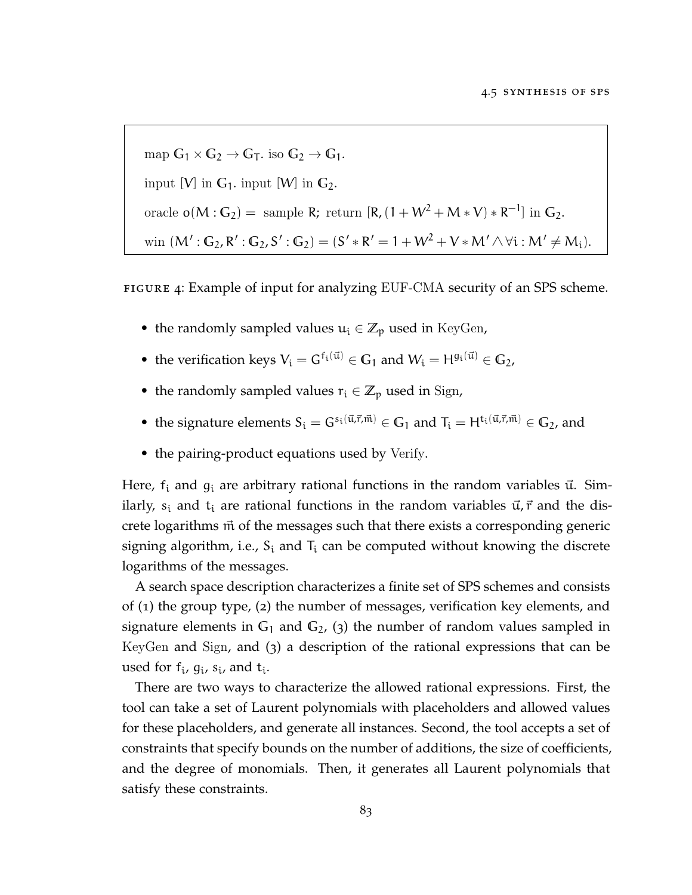```
map G_1 × G_2 → G_T. iso G_2 → G_1.
input [V] in G_1. input [W] in G_2.
oracle o(M : G_2) = sample R; return [R, (1 + W^2 + M * V) * R^-1] in G_2.
win (M' : G_2, R' : G_2, S' : G_2) = (S' * R' = 1 + W^2 + V * M' ∧ ∀i : M' ≠ M_i).
```

FIGURE 4: Example of input for analyzing EUF-CMA security of an SPS scheme.

- the randomly sampled values $u_i \in \mathbb{Z}_p$ used in KeyGen,
- the verification keys $V_i = G^{f_i(\vec{u})} \in \mathbb{G}_1$ and $W_i = H^{g_i(\vec{u})} \in \mathbb{G}_2$,
- the randomly sampled values $r_i \in \mathbb{Z}_p$ used in Sign,
- the signature elements $S_i = G^{s_i(\vec{u},\vec{r},\vec{m})} \in \mathbb{G}_1$ and $T_i = H^{t_i(\vec{u},\vec{r},\vec{m})} \in \mathbb{G}_2$, and
- the pairing-product equations used by Verify.

Here, $f_i$ and $g_i$ are arbitrary rational functions in the random variables $\vec{u}$. Similarly, $s_i$ and $t_i$ are rational functions in the random variables $\vec{u}, \vec{r}$ and the discrete logarithms $\vec{m}$ of the messages such that there exists a corresponding generic signing algorithm, i.e., $S_i$ and $T_i$ can be computed without knowing the discrete logarithms of the messages.

A search space description characterizes a finite set of SPS schemes and consists of (1) the group type, (2) the number of messages, verification key elements, and signature elements in $\mathbb{G}_1$ and $\mathbb{G}_2$, (3) the number of random values sampled in KeyGen and Sign, and (3) a description of the rational expressions that can be used for $f_i$, $g_i$, $s_i$, and $t_i$.

There are two ways to characterize the allowed rational expressions. First, the tool can take a set of Laurent polynomials with placeholders and allowed values for these placeholders, and generate all instances. Second, the tool accepts a set of constraints that specify bounds on the number of additions, the size of coefficients, and the degree of monomials. Then, it generates all Laurent polynomials that satisfy these constraints.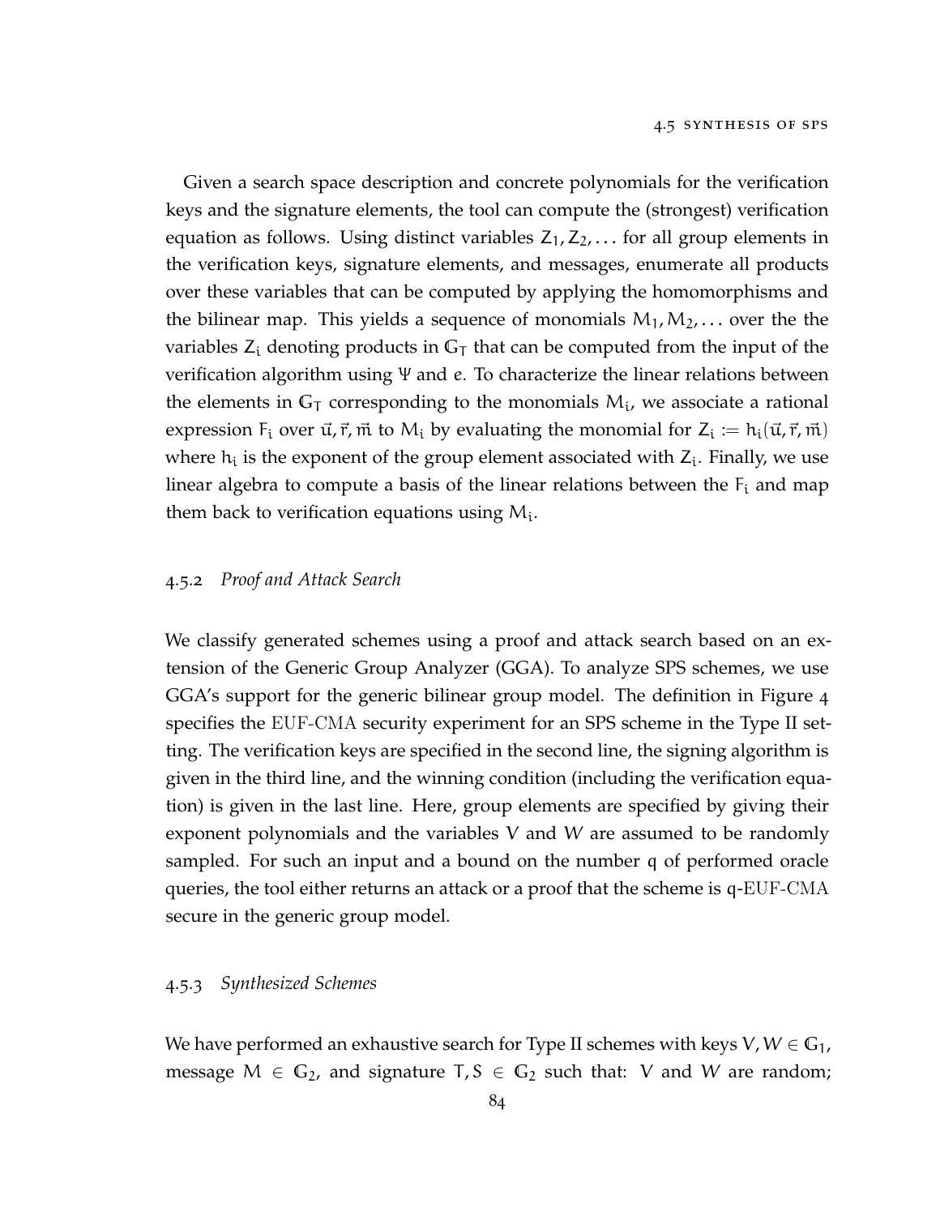Given a search space description and concrete polynomials for the verification keys and the signature elements, the tool can compute the (strongest) verification equation as follows. Using distinct variables $Z_1, Z_2, \dots$ for all group elements in the verification keys, signature elements, and messages, enumerate all products over these variables that can be computed by applying the homomorphisms and the bilinear map. This yields a sequence of monomials $M_1, M_2, \dots$ over the the variables $Z_i$ denoting products in $\mathbb{G}_T$ that can be computed from the input of the verification algorithm using $\Psi$ and $e$. To characterize the linear relations between the elements in $\mathbb{G}_T$ corresponding to the monomials $M_i$, we associate a rational expression $F_i$ over $\vec{u}, \vec{r}, \vec{m}$ to $M_i$ by evaluating the monomial for $Z_i := h_i(\vec{u}, \vec{r}, \vec{m})$ where $h_i$ is the exponent of the group element associated with $Z_i$. Finally, we use linear algebra to compute a basis of the linear relations between the $F_i$ and map them back to verification equations using $M_i$.

### 4.5.2 *Proof and Attack Search*

We classify generated schemes using a proof and attack search based on an extension of the Generic Group Analyzer (GGA). To analyze SPS schemes, we use GGA's support for the generic bilinear group model. The definition in Figure 4 specifies the EUF-CMA security experiment for an SPS scheme in the Type II setting. The verification keys are specified in the second line, the signing algorithm is given in the third line, and the winning condition (including the verification equation) is given in the last line. Here, group elements are specified by giving their exponent polynomials and the variables $V$ and $W$ are assumed to be randomly sampled. For such an input and a bound on the number $q$ of performed oracle queries, the tool either returns an attack or a proof that the scheme is $q$-EUF-CMA secure in the generic group model.

### 4.5.3 *Synthesized Schemes*

We have performed an exhaustive search for Type II schemes with keys $V, W \in \mathbb{G}_1$, message $M \in \mathbb{G}_2$, and signature $T, S \in \mathbb{G}_2$ such that: $V$ and $W$ are random;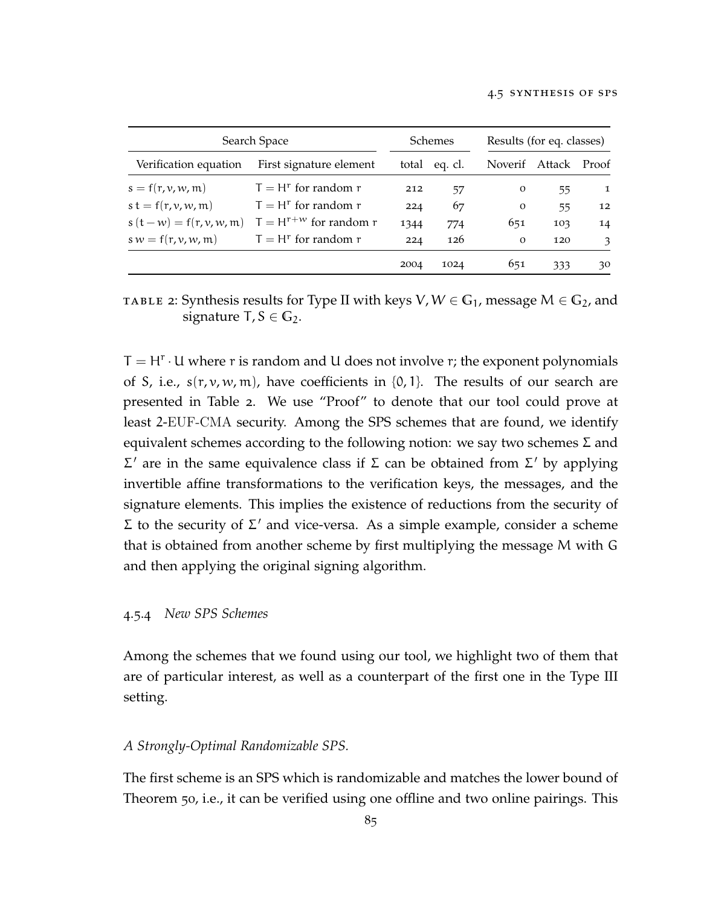| Search Space | | Schemes | | Results (for eq. classes) | | |
|---|---|---|---|---|---|---|
| Verification equation | First signature element | total | eq. cl. | Noverif | Attack | Proof |
| $s = f(r, v, w, m)$ | $T = H^r$ for random $r$ | 212 | 57 | 0 | 55 | 1 |
| $s\,t = f(r, v, w, m)$ | $T = H^r$ for random $r$ | 224 | 67 | 0 | 55 | 12 |
| $s\,(t - w) = f(r, v, w, m)$ | $T = H^{r+w}$ for random $r$ | 1344 | 774 | 651 | 103 | 14 |
| $s\,w = f(r, v, w, m)$ | $T = H^r$ for random $r$ | 224 | 126 | 0 | 120 | 3 |
| | | 2004 | 1024 | 651 | 333 | 30 |

TABLE 2: Synthesis results for Type II with keys $V, W \in \mathbb{G}_1$, message $M \in \mathbb{G}_2$, and signature $T, S \in \mathbb{G}_2$.

$T = H^r \cdot U$ where $r$ is random and $U$ does not involve $r$; the exponent polynomials of $S$, i.e., $s(r, v, w, m)$, have coefficients in $\{0, 1\}$. The results of our search are presented in Table 2. We use "Proof" to denote that our tool could prove at least 2-EUF-CMA security. Among the SPS schemes that are found, we identify equivalent schemes according to the following notion: we say two schemes $\Sigma$ and $\Sigma'$ are in the same equivalence class if $\Sigma$ can be obtained from $\Sigma'$ by applying invertible affine transformations to the verification keys, the messages, and the signature elements. This implies the existence of reductions from the security of $\Sigma$ to the security of $\Sigma'$ and vice-versa. As a simple example, consider a scheme that is obtained from another scheme by first multiplying the message $M$ with $G$ and then applying the original signing algorithm.

### 4.5.4 *New SPS Schemes*

Among the schemes that we found using our tool, we highlight two of them that are of particular interest, as well as a counterpart of the first one in the Type III setting.

#### *A Strongly-Optimal Randomizable SPS.*

The first scheme is an SPS which is randomizable and matches the lower bound of Theorem 50, i.e., it can be verified using one offline and two online pairings. This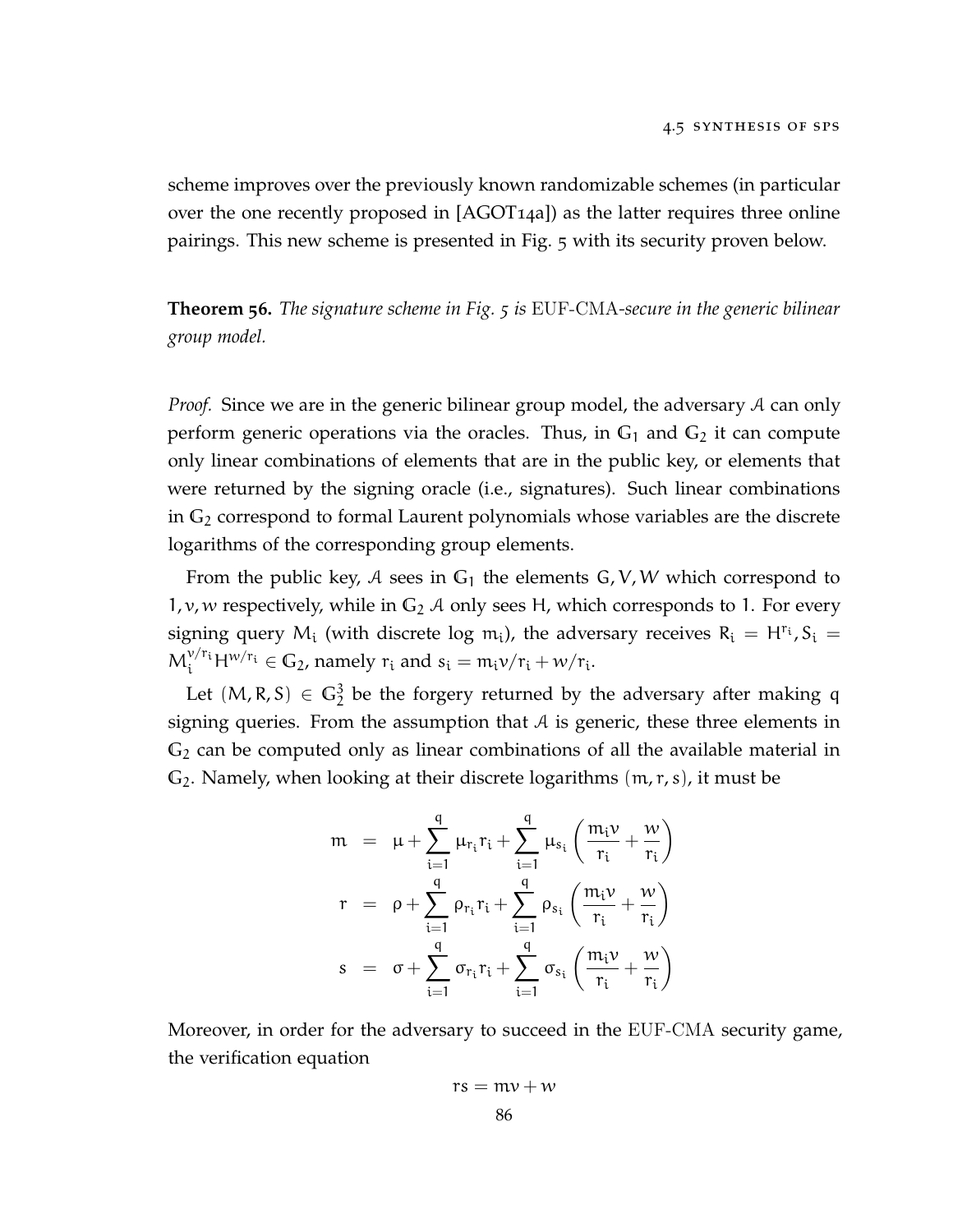scheme improves over the previously known randomizable schemes (in particular over the one recently proposed in [AGOT14a]) as the latter requires three online pairings. This new scheme is presented in Fig. 5 with its security proven below.

**Theorem 56.** *The signature scheme in Fig. 5 is* EUF-CMA*-secure in the generic bilinear group model.*

*Proof.* Since we are in the generic bilinear group model, the adversary $\mathcal{A}$ can only perform generic operations via the oracles. Thus, in $\mathbb{G}_1$ and $\mathbb{G}_2$ it can compute only linear combinations of elements that are in the public key, or elements that were returned by the signing oracle (i.e., signatures). Such linear combinations in $\mathbb{G}_2$ correspond to formal Laurent polynomials whose variables are the discrete logarithms of the corresponding group elements.

From the public key, $\mathcal{A}$ sees in $\mathbb{G}_1$ the elements $G, V, W$ which correspond to $1, v, w$ respectively, while in $\mathbb{G}_2$ $\mathcal{A}$ only sees $H$, which corresponds to 1. For every signing query $M_i$ (with discrete log $m_i$), the adversary receives $R_i = H^{r_i}, S_i = M_i^{v/r_i} H^{w/r_i} \in \mathbb{G}_2$, namely $r_i$ and $s_i = m_i v / r_i + w / r_i$.

Let $(M, R, S) \in \mathbb{G}_2^3$ be the forgery returned by the adversary after making $q$ signing queries. From the assumption that $\mathcal{A}$ is generic, these three elements in $\mathbb{G}_2$ can be computed only as linear combinations of all the available material in $\mathbb{G}_2$. Namely, when looking at their discrete logarithms $(m, r, s)$, it must be

$$
\begin{aligned}
m &= \mu + \sum_{i=1}^{q} \mu_{r_i} r_i + \sum_{i=1}^{q} \mu_{s_i} \left( \frac{m_i v}{r_i} + \frac{w}{r_i} \right) \\
r &= \rho + \sum_{i=1}^{q} \rho_{r_i} r_i + \sum_{i=1}^{q} \rho_{s_i} \left( \frac{m_i v}{r_i} + \frac{w}{r_i} \right) \\
s &= \sigma + \sum_{i=1}^{q} \sigma_{r_i} r_i + \sum_{i=1}^{q} \sigma_{s_i} \left( \frac{m_i v}{r_i} + \frac{w}{r_i} \right)
\end{aligned}
$$

Moreover, in order for the adversary to succeed in the EUF-CMA security game, the verification equation

$$rs = mv + w$$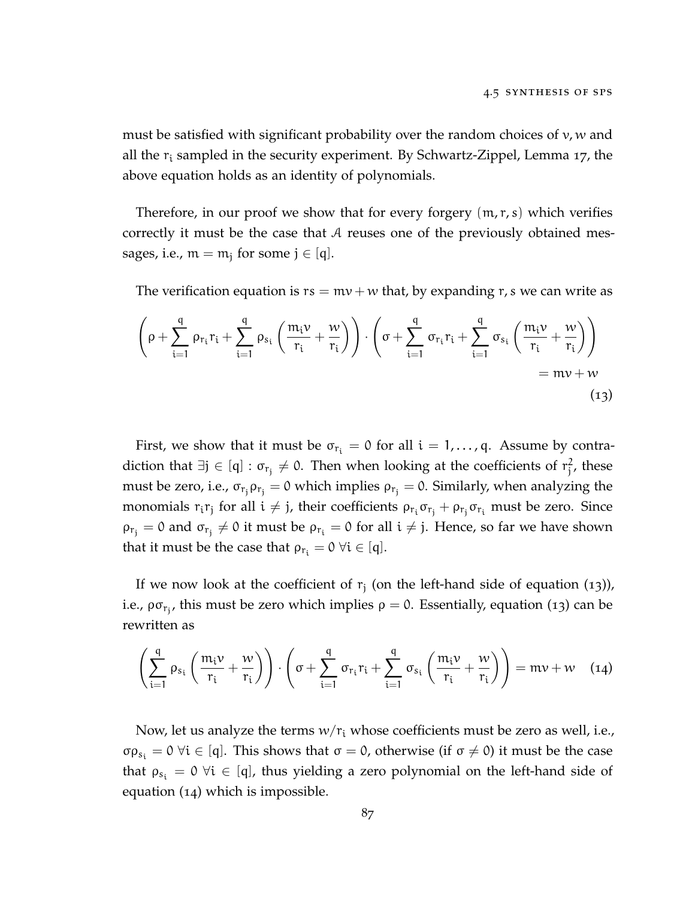must be satisfied with significant probability over the random choices of $v, w$ and all the $r_i$ sampled in the security experiment. By Schwartz-Zippel, Lemma 17, the above equation holds as an identity of polynomials.

Therefore, in our proof we show that for every forgery $(m, r, s)$ which verifies correctly it must be the case that $\mathcal{A}$ reuses one of the previously obtained messages, i.e., $m = m_j$ for some $j \in [q]$.

The verification equation is $rs = mv + w$ that, by expanding $r, s$ we can write as

$$\left(\rho + \sum_{i=1}^{q} \rho_{r_i} r_i + \sum_{i=1}^{q} \rho_{s_i} \left(\frac{m_i v}{r_i} + \frac{w}{r_i}\right)\right) \cdot \left(\sigma + \sum_{i=1}^{q} \sigma_{r_i} r_i + \sum_{i=1}^{q} \sigma_{s_i} \left(\frac{m_i v}{r_i} + \frac{w}{r_i}\right)\right) = mv + w \tag{13}$$

First, we show that it must be $\sigma_{r_i} = 0$ for all $i = 1, \ldots, q$. Assume by contradiction that $\exists j \in [q] : \sigma_{r_j} \neq 0$. Then when looking at the coefficients of $r_j^2$, these must be zero, i.e., $\sigma_{r_j} \rho_{r_j} = 0$ which implies $\rho_{r_j} = 0$. Similarly, when analyzing the monomials $r_i r_j$ for all $i \neq j$, their coefficients $\rho_{r_i} \sigma_{r_j} + \rho_{r_j} \sigma_{r_i}$ must be zero. Since $\rho_{r_j} = 0$ and $\sigma_{r_j} \neq 0$ it must be $\rho_{r_i} = 0$ for all $i \neq j$. Hence, so far we have shown that it must be the case that $\rho_{r_i} = 0 \ \forall i \in [q]$.

If we now look at the coefficient of $r_j$ (on the left-hand side of equation (13)), i.e., $\rho \sigma_{r_j}$, this must be zero which implies $\rho = 0$. Essentially, equation (13) can be rewritten as

$$\left(\sum_{i=1}^{q} \rho_{s_i} \left(\frac{m_i v}{r_i} + \frac{w}{r_i}\right)\right) \cdot \left(\sigma + \sum_{i=1}^{q} \sigma_{r_i} r_i + \sum_{i=1}^{q} \sigma_{s_i} \left(\frac{m_i v}{r_i} + \frac{w}{r_i}\right)\right) = mv + w \tag{14}$$

Now, let us analyze the terms $w/r_i$ whose coefficients must be zero as well, i.e., $\sigma \rho_{s_i} = 0 \ \forall i \in [q]$. This shows that $\sigma = 0$, otherwise (if $\sigma \neq 0$) it must be the case that $\rho_{s_i} = 0 \ \forall i \in [q]$, thus yielding a zero polynomial on the left-hand side of equation (14) which is impossible.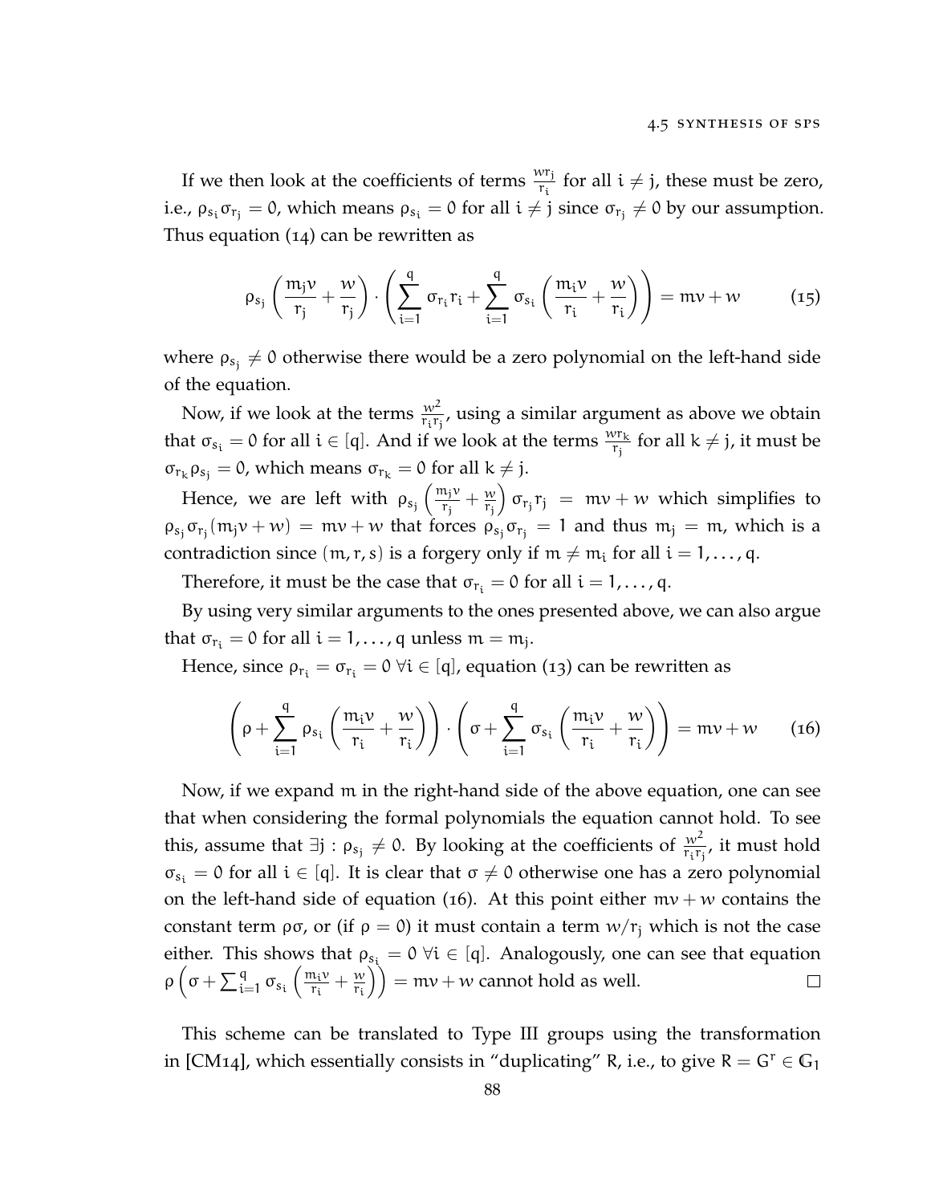If we then look at the coefficients of terms $\frac{wr_j}{r_i}$ for all $i \neq j$, these must be zero, i.e., $\rho_{s_i}\sigma_{r_j} = 0$, which means $\rho_{s_i} = 0$ for all $i \neq j$ since $\sigma_{r_j} \neq 0$ by our assumption. Thus equation (14) can be rewritten as

$$\rho_{s_j}\left(\frac{m_j v}{r_j} + \frac{w}{r_j}\right) \cdot \left(\sum_{i=1}^{q} \sigma_{r_i} r_i + \sum_{i=1}^{q} \sigma_{s_i}\left(\frac{m_i v}{r_i} + \frac{w}{r_i}\right)\right) = mv + w \tag{15}$$

where $\rho_{s_j} \neq 0$ otherwise there would be a zero polynomial on the left-hand side of the equation.

Now, if we look at the terms $\frac{w^2}{r_i r_j}$, using a similar argument as above we obtain that $\sigma_{s_i} = 0$ for all $i \in [q]$. And if we look at the terms $\frac{wr_k}{r_j}$ for all $k \neq j$, it must be $\sigma_{r_k}\rho_{s_j} = 0$, which means $\sigma_{r_k} = 0$ for all $k \neq j$.

Hence, we are left with $\rho_{s_j}\left(\frac{m_j v}{r_j} + \frac{w}{r_j}\right)\sigma_{r_j} r_j = mv + w$ which simplifies to $\rho_{s_j}\sigma_{r_j}(m_j v + w) = mv + w$ that forces $\rho_{s_j}\sigma_{r_j} = 1$ and thus $m_j = m$, which is a contradiction since $(m, r, s)$ is a forgery only if $m \neq m_i$ for all $i = 1, \ldots, q$.

Therefore, it must be the case that $\sigma_{r_i} = 0$ for all $i = 1, \ldots, q$.

By using very similar arguments to the ones presented above, we can also argue that $\sigma_{r_i} = 0$ for all $i = 1, \ldots, q$ unless $m = m_j$.

Hence, since $\rho_{r_i} = \sigma_{r_i} = 0 \; \forall i \in [q]$, equation (13) can be rewritten as

$$\left(\rho + \sum_{i=1}^{q} \rho_{s_i}\left(\frac{m_i v}{r_i} + \frac{w}{r_i}\right)\right) \cdot \left(\sigma + \sum_{i=1}^{q} \sigma_{s_i}\left(\frac{m_i v}{r_i} + \frac{w}{r_i}\right)\right) = mv + w \tag{16}$$

Now, if we expand $m$ in the right-hand side of the above equation, one can see that when considering the formal polynomials the equation cannot hold. To see this, assume that $\exists j : \rho_{s_j} \neq 0$. By looking at the coefficients of $\frac{w^2}{r_i r_j}$, it must hold $\sigma_{s_i} = 0$ for all $i \in [q]$. It is clear that $\sigma \neq 0$ otherwise one has a zero polynomial on the left-hand side of equation (16). At this point either $mv + w$ contains the constant term $\rho\sigma$, or (if $\rho = 0$) it must contain a term $w/r_j$ which is not the case either. This shows that $\rho_{s_i} = 0 \; \forall i \in [q]$. Analogously, one can see that equation $\rho\left(\sigma + \sum_{i=1}^{q} \sigma_{s_i}\left(\frac{m_i v}{r_i} + \frac{w}{r_i}\right)\right) = mv + w$ cannot hold as well. □

This scheme can be translated to Type III groups using the transformation in [CM14], which essentially consists in "duplicating" $R$, i.e., to give $R = G^r \in \mathbb{G}_1$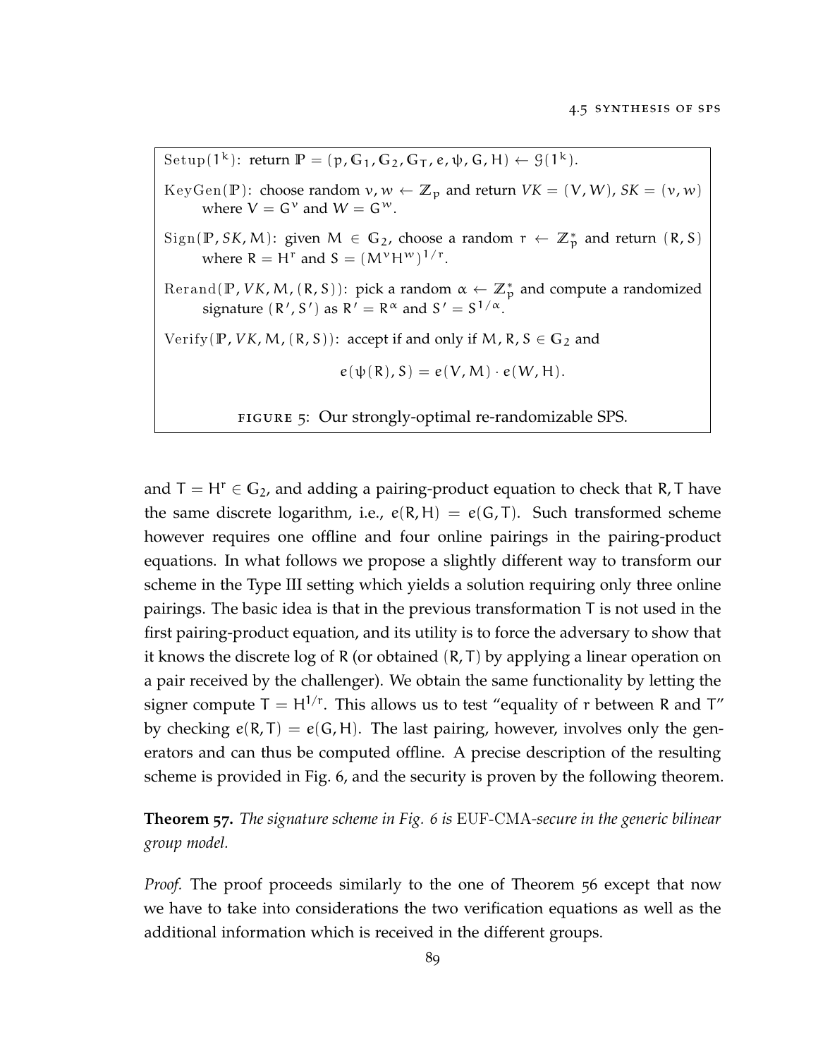Setup($1^k$): return $\mathbb{P} = (p, \mathbb{G}_1, \mathbb{G}_2, \mathbb{G}_T, e, \psi, G, H) \leftarrow \mathcal{G}(1^k)$.

KeyGen($\mathbb{P}$): choose random $v, w \leftarrow \mathbb{Z}_p$ and return $VK = (V, W)$, $SK = (v, w)$ where $V = G^v$ and $W = G^w$.

Sign($\mathbb{P}, SK, M$): given $M \in \mathbb{G}_2$, choose a random $r \leftarrow \mathbb{Z}_p^*$ and return $(R, S)$ where $R = H^r$ and $S = (M^v H^w)^{1/r}$.

Rerand($\mathbb{P}, VK, M, (R, S)$): pick a random $\alpha \leftarrow \mathbb{Z}_p^*$ and compute a randomized signature $(R', S')$ as $R' = R^\alpha$ and $S' = S^{1/\alpha}$.

Verify($\mathbb{P}, VK, M, (R, S)$): accept if and only if $M, R, S \in \mathbb{G}_2$ and

$$e(\psi(R), S) = e(V, M) \cdot e(W, H).$$

Figure 5: Our strongly-optimal re-randomizable SPS.

and $T = H^r \in \mathbb{G}_2$, and adding a pairing-product equation to check that $R, T$ have the same discrete logarithm, i.e., $e(R, H) = e(G, T)$. Such transformed scheme however requires one offline and four online pairings in the pairing-product equations. In what follows we propose a slightly different way to transform our scheme in the Type III setting which yields a solution requiring only three online pairings. The basic idea is that in the previous transformation $T$ is not used in the first pairing-product equation, and its utility is to force the adversary to show that it knows the discrete log of $R$ (or obtained $(R, T)$ by applying a linear operation on a pair received by the challenger). We obtain the same functionality by letting the signer compute $T = H^{1/r}$. This allows us to test "equality of $r$ between $R$ and $T$" by checking $e(R, T) = e(G, H)$. The last pairing, however, involves only the generators and can thus be computed offline. A precise description of the resulting scheme is provided in Fig. 6, and the security is proven by the following theorem.

**Theorem 57.** *The signature scheme in Fig. 6 is* EUF-CMA*-secure in the generic bilinear group model.*

*Proof.* The proof proceeds similarly to the one of Theorem 56 except that now we have to take into considerations the two verification equations as well as the additional information which is received in the different groups.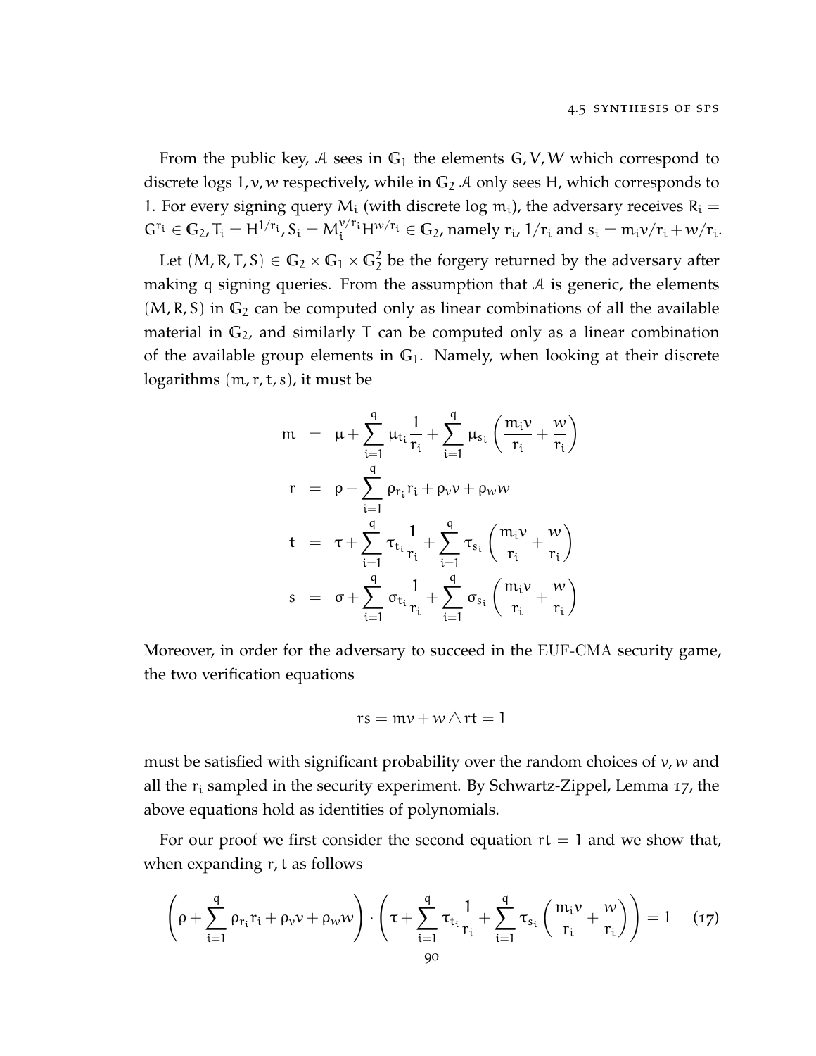From the public key, $\mathcal{A}$ sees in $\mathbb{G}_1$ the elements $G, V, W$ which correspond to discrete logs $1, v, w$ respectively, while in $\mathbb{G}_2$ $\mathcal{A}$ only sees $H$, which corresponds to 1. For every signing query $M_i$ (with discrete log $m_i$), the adversary receives $R_i = G^{r_i} \in \mathbb{G}_2, T_i = H^{1/r_i}, S_i = M_i^{v/r_i} H^{w/r_i} \in \mathbb{G}_2$, namely $r_i$, $1/r_i$ and $s_i = m_i v/r_i + w/r_i$.

Let $(M, R, T, S) \in \mathbb{G}_2 \times \mathbb{G}_1 \times \mathbb{G}_2^2$ be the forgery returned by the adversary after making $q$ signing queries. From the assumption that $\mathcal{A}$ is generic, the elements $(M, R, S)$ in $\mathbb{G}_2$ can be computed only as linear combinations of all the available material in $\mathbb{G}_2$, and similarly $T$ can be computed only as a linear combination of the available group elements in $\mathbb{G}_1$. Namely, when looking at their discrete logarithms $(m, r, t, s)$, it must be

$$
\begin{aligned}
m &= \mu + \sum_{i=1}^{q} \mu_{t_i} \frac{1}{r_i} + \sum_{i=1}^{q} \mu_{s_i} \left( \frac{m_i v}{r_i} + \frac{w}{r_i} \right) \\
r &= \rho + \sum_{i=1}^{q} \rho_{r_i} r_i + \rho_v v + \rho_w w \\
t &= \tau + \sum_{i=1}^{q} \tau_{t_i} \frac{1}{r_i} + \sum_{i=1}^{q} \tau_{s_i} \left( \frac{m_i v}{r_i} + \frac{w}{r_i} \right) \\
s &= \sigma + \sum_{i=1}^{q} \sigma_{t_i} \frac{1}{r_i} + \sum_{i=1}^{q} \sigma_{s_i} \left( \frac{m_i v}{r_i} + \frac{w}{r_i} \right)
\end{aligned}
$$

Moreover, in order for the adversary to succeed in the EUF-CMA security game, the two verification equations

$$
rs = mv + w \wedge rt = 1
$$

must be satisfied with significant probability over the random choices of $v, w$ and all the $r_i$ sampled in the security experiment. By Schwartz-Zippel, Lemma 17, the above equations hold as identities of polynomials.

For our proof we first consider the second equation $rt = 1$ and we show that, when expanding $r, t$ as follows

$$
\left( \rho + \sum_{i=1}^{q} \rho_{r_i} r_i + \rho_v v + \rho_w w \right) \cdot \left( \tau + \sum_{i=1}^{q} \tau_{t_i} \frac{1}{r_i} + \sum_{i=1}^{q} \tau_{s_i} \left( \frac{m_i v}{r_i} + \frac{w}{r_i} \right) \right) = 1 \qquad (17)
$$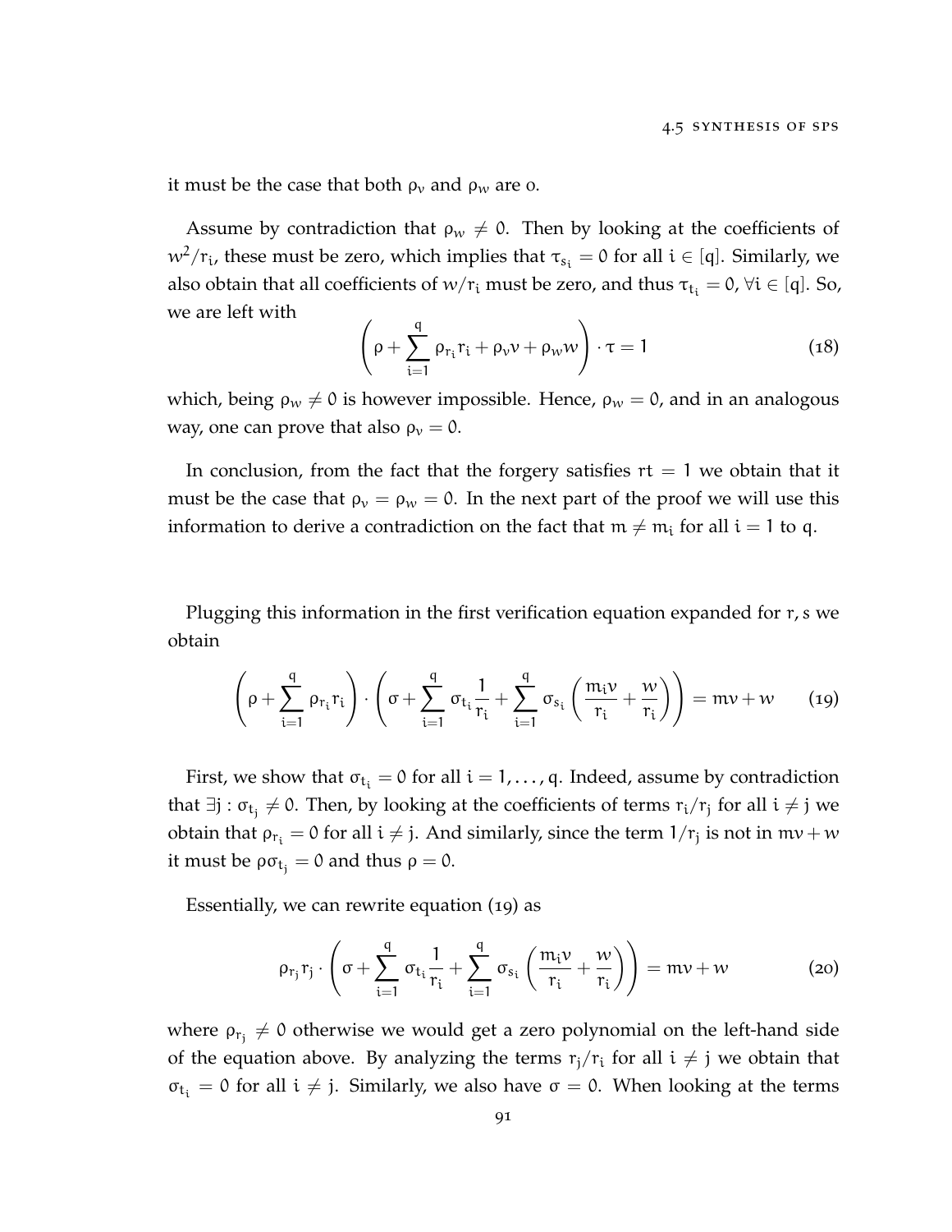it must be the case that both $\rho_v$ and $\rho_w$ are 0.

Assume by contradiction that $\rho_w \neq 0$. Then by looking at the coefficients of $w^2/r_i$, these must be zero, which implies that $\tau_{s_i} = 0$ for all $i \in [q]$. Similarly, we also obtain that all coefficients of $w/r_i$ must be zero, and thus $\tau_{t_i} = 0, \forall i \in [q]$. So, we are left with

$$\left(\rho + \sum_{i=1}^{q} \rho_{r_i} r_i + \rho_v v + \rho_w w\right) \cdot \tau = 1 \tag{18}$$

which, being $\rho_w \neq 0$ is however impossible. Hence, $\rho_w = 0$, and in an analogous way, one can prove that also $\rho_v = 0$.

In conclusion, from the fact that the forgery satisfies $rt = 1$ we obtain that it must be the case that $\rho_v = \rho_w = 0$. In the next part of the proof we will use this information to derive a contradiction on the fact that $m \neq m_i$ for all $i = 1$ to $q$.

Plugging this information in the first verification equation expanded for $r, s$ we obtain

$$\left(\rho + \sum_{i=1}^{q} \rho_{r_i} r_i\right) \cdot \left(\sigma + \sum_{i=1}^{q} \sigma_{t_i} \frac{1}{r_i} + \sum_{i=1}^{q} \sigma_{s_i} \left(\frac{m_i v}{r_i} + \frac{w}{r_i}\right)\right) = mv + w \tag{19}$$

First, we show that $\sigma_{t_i} = 0$ for all $i = 1, \ldots, q$. Indeed, assume by contradiction that $\exists j : \sigma_{t_j} \neq 0$. Then, by looking at the coefficients of terms $r_i/r_j$ for all $i \neq j$ we obtain that $\rho_{r_i} = 0$ for all $i \neq j$. And similarly, since the term $1/r_j$ is not in $mv + w$ it must be $\rho\sigma_{t_j} = 0$ and thus $\rho = 0$.

Essentially, we can rewrite equation (19) as

$$\rho_{r_j} r_j \cdot \left(\sigma + \sum_{i=1}^{q} \sigma_{t_i} \frac{1}{r_i} + \sum_{i=1}^{q} \sigma_{s_i} \left(\frac{m_i v}{r_i} + \frac{w}{r_i}\right)\right) = mv + w \tag{20}$$

where $\rho_{r_j} \neq 0$ otherwise we would get a zero polynomial on the left-hand side of the equation above. By analyzing the terms $r_j/r_i$ for all $i \neq j$ we obtain that $\sigma_{t_i} = 0$ for all $i \neq j$. Similarly, we also have $\sigma = 0$. When looking at the terms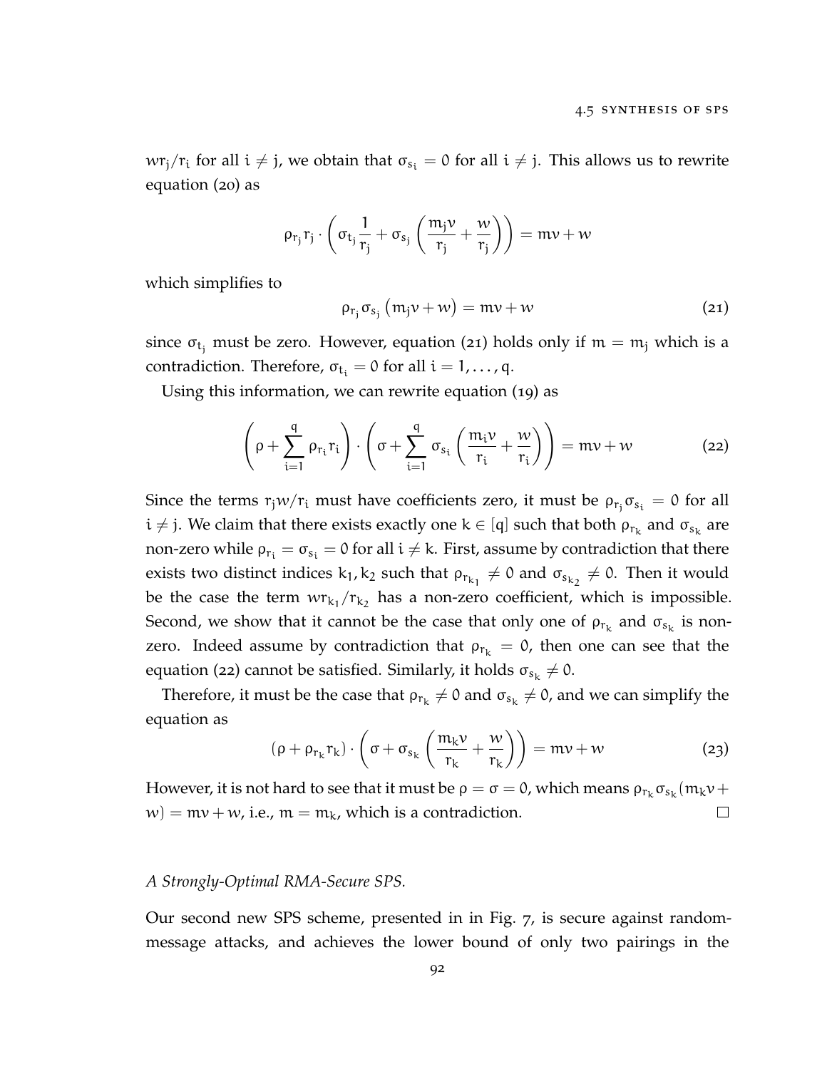$wr_j/r_i$ for all $i \neq j$, we obtain that $\sigma_{s_i} = 0$ for all $i \neq j$. This allows us to rewrite equation (20) as

$$\rho_{r_j} r_j \cdot \left( \sigma_{t_j} \frac{1}{r_j} + \sigma_{s_j} \left( \frac{m_j v}{r_j} + \frac{w}{r_j} \right) \right) = mv + w$$

which simplifies to

$$\rho_{r_j} \sigma_{s_j} \left( m_j v + w \right) = mv + w \tag{21}$$

since $\sigma_{t_j}$ must be zero. However, equation (21) holds only if $m = m_j$ which is a contradiction. Therefore, $\sigma_{t_i} = 0$ for all $i = 1, \ldots, q$.

Using this information, we can rewrite equation (19) as

$$\left( \rho + \sum_{i=1}^{q} \rho_{r_i} r_i \right) \cdot \left( \sigma + \sum_{i=1}^{q} \sigma_{s_i} \left( \frac{m_i v}{r_i} + \frac{w}{r_i} \right) \right) = mv + w \tag{22}$$

Since the terms $r_j w/r_i$ must have coefficients zero, it must be $\rho_{r_j} \sigma_{s_i} = 0$ for all $i \neq j$. We claim that there exists exactly one $k \in [q]$ such that both $\rho_{r_k}$ and $\sigma_{s_k}$ are non-zero while $\rho_{r_i} = \sigma_{s_i} = 0$ for all $i \neq k$. First, assume by contradiction that there exists two distinct indices $k_1, k_2$ such that $\rho_{r_{k_1}} \neq 0$ and $\sigma_{s_{k_2}} \neq 0$. Then it would be the case the term $wr_{k_1}/r_{k_2}$ has a non-zero coefficient, which is impossible. Second, we show that it cannot be the case that only one of $\rho_{r_k}$ and $\sigma_{s_k}$ is non-zero. Indeed assume by contradiction that $\rho_{r_k} = 0$, then one can see that the equation (22) cannot be satisfied. Similarly, it holds $\sigma_{s_k} \neq 0$.

Therefore, it must be the case that $\rho_{r_k} \neq 0$ and $\sigma_{s_k} \neq 0$, and we can simplify the equation as

$$(\rho + \rho_{r_k} r_k) \cdot \left( \sigma + \sigma_{s_k} \left( \frac{m_k v}{r_k} + \frac{w}{r_k} \right) \right) = mv + w \tag{23}$$

However, it is not hard to see that it must be $\rho = \sigma = 0$, which means $\rho_{r_k} \sigma_{s_k} (m_k v + w) = mv + w$, i.e., $m = m_k$, which is a contradiction. □

*A Strongly-Optimal RMA-Secure SPS.*

Our second new SPS scheme, presented in in Fig. 7, is secure against random-message attacks, and achieves the lower bound of only two pairings in the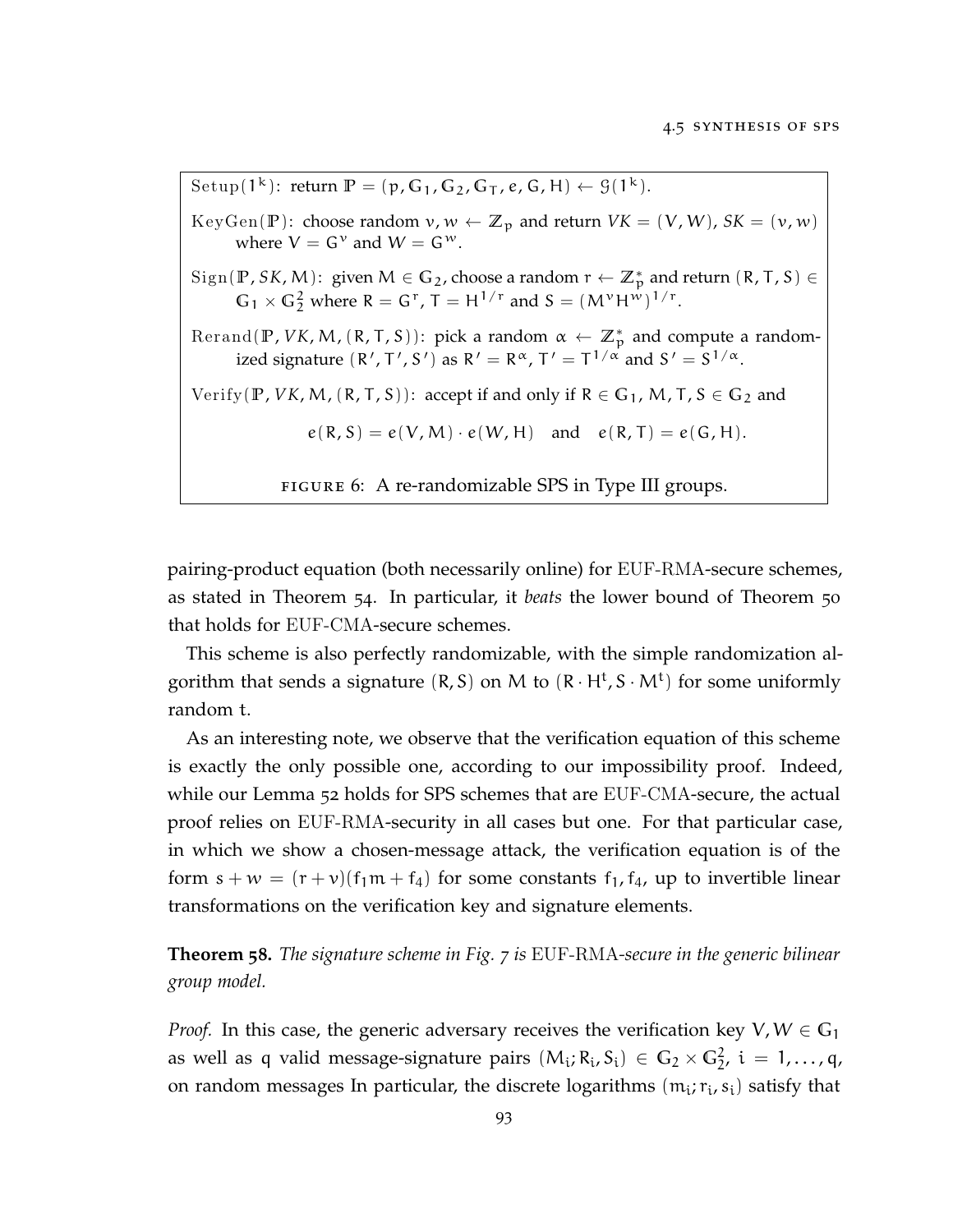Setup($1^k$): return $\mathbb{P} = (p, \mathbb{G}_1, \mathbb{G}_2, \mathbb{G}_T, e, G, H) \leftarrow \mathcal{G}(1^k)$.

KeyGen($\mathbb{P}$): choose random $v, w \leftarrow \mathbb{Z}_p$ and return $VK = (V, W)$, $SK = (v, w)$ where $V = G^v$ and $W = G^w$.

Sign($\mathbb{P}, SK, M$): given $M \in \mathbb{G}_2$, choose a random $r \leftarrow \mathbb{Z}_p^*$ and return $(R, T, S) \in \mathbb{G}_1 \times \mathbb{G}_2^2$ where $R = G^r$, $T = H^{1/r}$ and $S = (M^v H^w)^{1/r}$.

Rerand($\mathbb{P}, VK, M, (R, T, S)$): pick a random $\alpha \leftarrow \mathbb{Z}_p^*$ and compute a randomized signature $(R', T', S')$ as $R' = R^\alpha$, $T' = T^{1/\alpha}$ and $S' = S^{1/\alpha}$.

Verify($\mathbb{P}, VK, M, (R, T, S)$): accept if and only if $R \in \mathbb{G}_1$, $M, T, S \in \mathbb{G}_2$ and

$$e(R, S) = e(V, M) \cdot e(W, H) \quad \text{and} \quad e(R, T) = e(G, H).$$

FIGURE 6: A re-randomizable SPS in Type III groups.

pairing-product equation (both necessarily online) for EUF-RMA-secure schemes, as stated in Theorem 54. In particular, it *beats* the lower bound of Theorem 50 that holds for EUF-CMA-secure schemes.

This scheme is also perfectly randomizable, with the simple randomization algorithm that sends a signature $(R, S)$ on $M$ to $(R \cdot H^t, S \cdot M^t)$ for some uniformly random $t$.

As an interesting note, we observe that the verification equation of this scheme is exactly the only possible one, according to our impossibility proof. Indeed, while our Lemma 52 holds for SPS schemes that are EUF-CMA-secure, the actual proof relies on EUF-RMA-security in all cases but one. For that particular case, in which we show a chosen-message attack, the verification equation is of the form $s + w = (r + v)(f_1 m + f_4)$ for some constants $f_1, f_4$, up to invertible linear transformations on the verification key and signature elements.

**Theorem 58.** *The signature scheme in Fig. 7 is* EUF-RMA*-secure in the generic bilinear group model.*

*Proof.* In this case, the generic adversary receives the verification key $V, W \in \mathbb{G}_1$ as well as $q$ valid message-signature pairs $(M_i; R_i, S_i) \in \mathbb{G}_2 \times \mathbb{G}_2^2$, $i = 1, \ldots, q$, on random messages In particular, the discrete logarithms $(m_i; r_i, s_i)$ satisfy that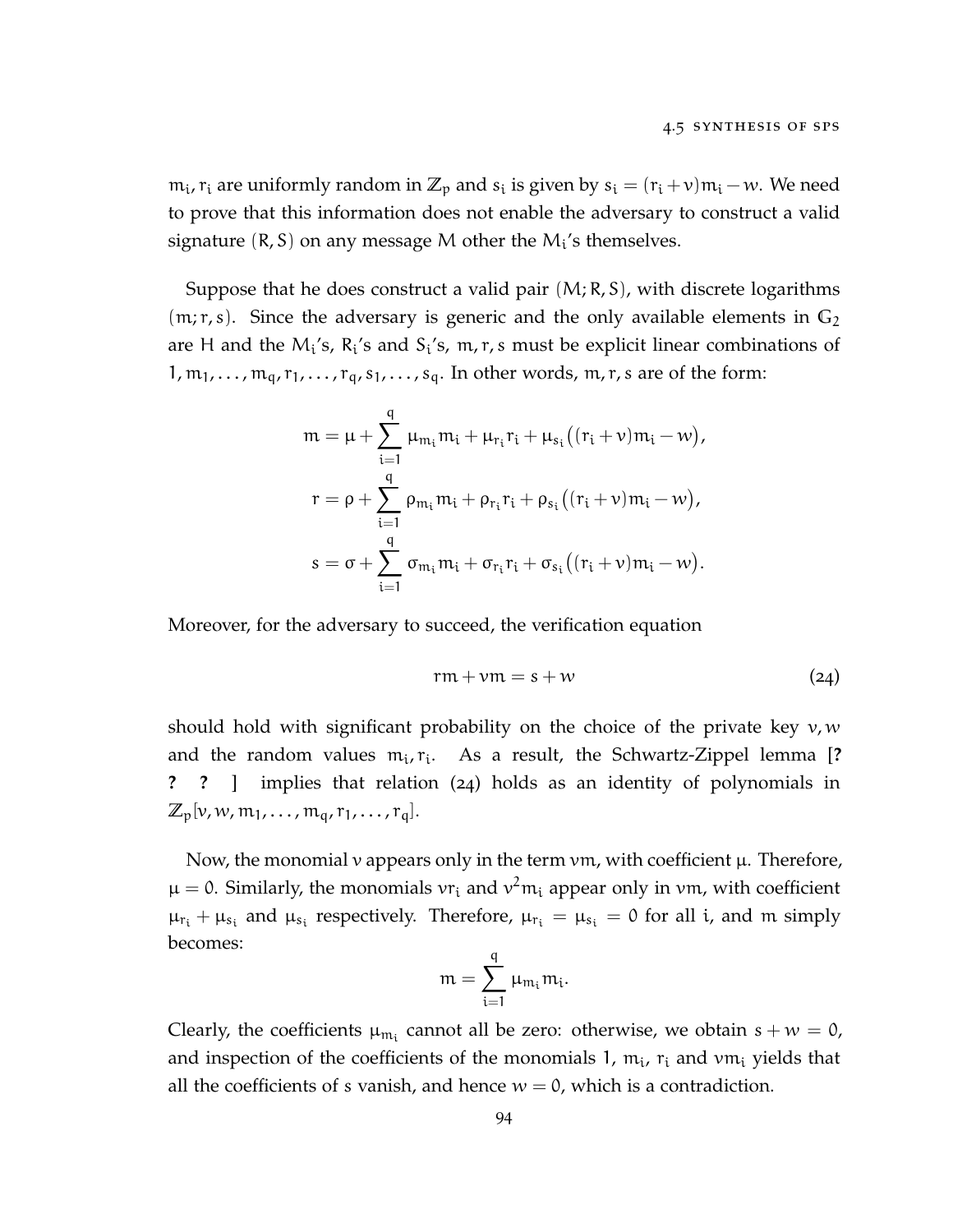$m_i, r_i$ are uniformly random in $\mathbb{Z}_p$ and $s_i$ is given by $s_i = (r_i + v)m_i - w$. We need to prove that this information does not enable the adversary to construct a valid signature $(R, S)$ on any message $M$ other the $M_i$'s themselves.

Suppose that he does construct a valid pair $(M; R, S)$, with discrete logarithms $(m; r, s)$. Since the adversary is generic and the only available elements in $\mathbb{G}_2$ are $H$ and the $M_i$'s, $R_i$'s and $S_i$'s, $m, r, s$ must be explicit linear combinations of $1, m_1, \dots, m_q, r_1, \dots, r_q, s_1, \dots, s_q$. In other words, $m, r, s$ are of the form:

$$
\begin{aligned}
m &= \mu + \sum_{i=1}^{q} \mu_{m_i} m_i + \mu_{r_i} r_i + \mu_{s_i}\big((r_i + v)m_i - w\big), \\
r &= \rho + \sum_{i=1}^{q} \rho_{m_i} m_i + \rho_{r_i} r_i + \rho_{s_i}\big((r_i + v)m_i - w\big), \\
s &= \sigma + \sum_{i=1}^{q} \sigma_{m_i} m_i + \sigma_{r_i} r_i + \sigma_{s_i}\big((r_i + v)m_i - w\big).
\end{aligned}
$$

Moreover, for the adversary to succeed, the verification equation

$$
rm + vm = s + w \tag{24}
$$

should hold with significant probability on the choice of the private key $v, w$ and the random values $m_i, r_i$. As a result, the Schwartz-Zippel lemma [? ? ? ] implies that relation (24) holds as an identity of polynomials in $\mathbb{Z}_p[v, w, m_1, \dots, m_q, r_1, \dots, r_q]$.

Now, the monomial $v$ appears only in the term $vm$, with coefficient $\mu$. Therefore, $\mu = 0$. Similarly, the monomials $vr_i$ and $v^2 m_i$ appear only in $vm$, with coefficient $\mu_{r_i} + \mu_{s_i}$ and $\mu_{s_i}$ respectively. Therefore, $\mu_{r_i} = \mu_{s_i} = 0$ for all $i$, and $m$ simply becomes:

$$
m = \sum_{i=1}^{q} \mu_{m_i} m_i.
$$

Clearly, the coefficients $\mu_{m_i}$ cannot all be zero: otherwise, we obtain $s + w = 0$, and inspection of the coefficients of the monomials $1$, $m_i$, $r_i$ and $vm_i$ yields that all the coefficients of $s$ vanish, and hence $w = 0$, which is a contradiction.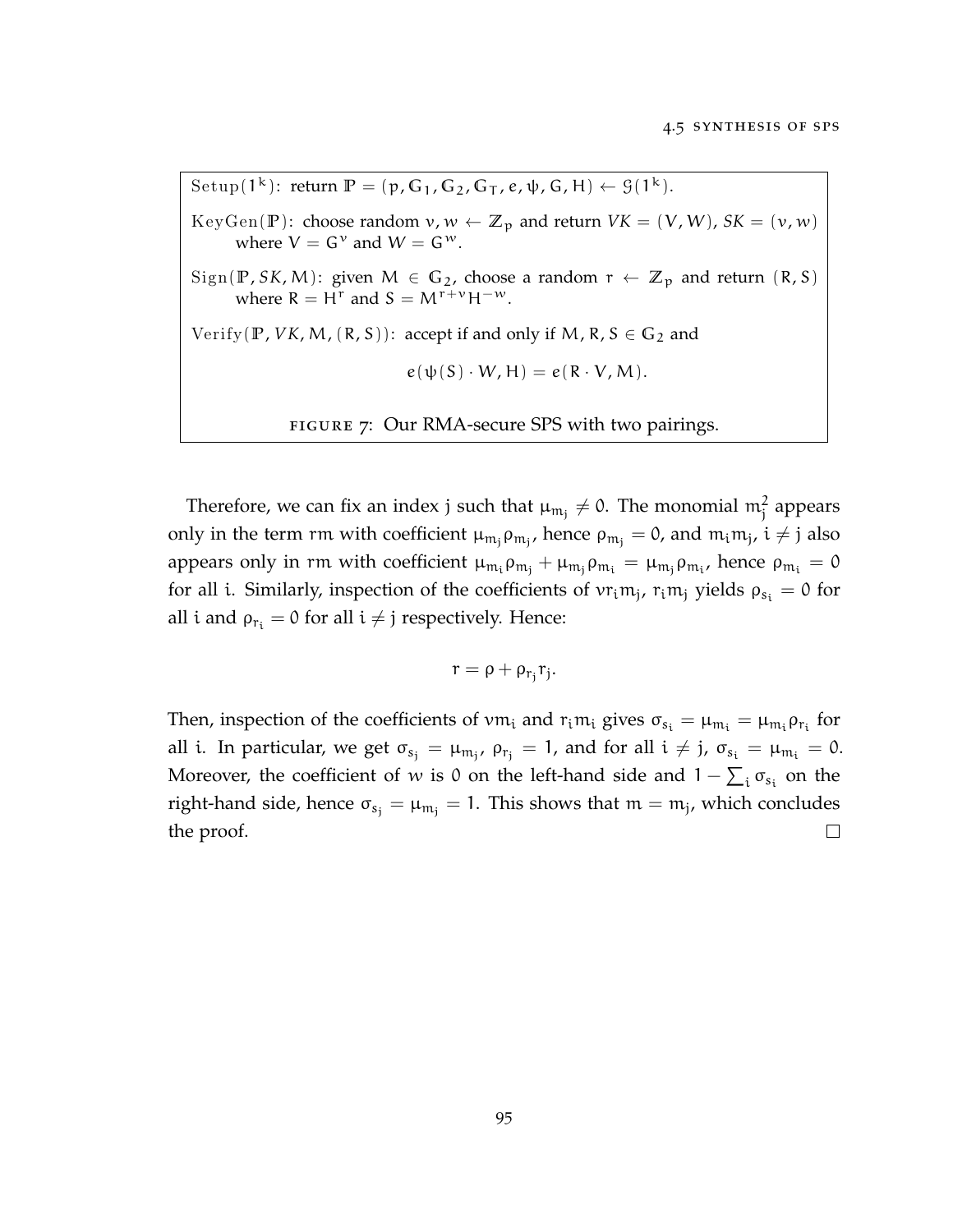Setup$(1^k)$: return $\mathbb{P} = (p, \mathbb{G}_1, \mathbb{G}_2, \mathbb{G}_T, e, \psi, G, H) \leftarrow \mathcal{G}(1^k)$.

KeyGen$(\mathbb{P})$: choose random $v, w \leftarrow \mathbb{Z}_p$ and return $VK = (V, W)$, $SK = (v, w)$ where $V = G^v$ and $W = G^w$.

Sign$(\mathbb{P}, SK, M)$: given $M \in \mathbb{G}_2$, choose a random $r \leftarrow \mathbb{Z}_p$ and return $(R, S)$ where $R = H^r$ and $S = M^{r+v}H^{-w}$.

Verify$(\mathbb{P}, VK, M, (R, S))$: accept if and only if $M, R, S \in \mathbb{G}_2$ and

$$e(\psi(S) \cdot W, H) = e(R \cdot V, M).$$

FIGURE 7: Our RMA-secure SPS with two pairings.

Therefore, we can fix an index $j$ such that $\mu_{m_j} \neq 0$. The monomial $m_j^2$ appears only in the term $rm$ with coefficient $\mu_{m_j}\rho_{m_j}$, hence $\rho_{m_j} = 0$, and $m_i m_j$, $i \neq j$ also appears only in $rm$ with coefficient $\mu_{m_i}\rho_{m_j} + \mu_{m_j}\rho_{m_i} = \mu_{m_j}\rho_{m_i}$, hence $\rho_{m_i} = 0$ for all $i$. Similarly, inspection of the coefficients of $vr_i m_j$, $r_i m_j$ yields $\rho_{s_i} = 0$ for all $i$ and $\rho_{r_i} = 0$ for all $i \neq j$ respectively. Hence:

$$r = \rho + \rho_{r_j} r_j.$$

Then, inspection of the coefficients of $vm_i$ and $r_i m_i$ gives $\sigma_{s_i} = \mu_{m_i} = \mu_{m_i}\rho_{r_i}$ for all $i$. In particular, we get $\sigma_{s_j} = \mu_{m_j}$, $\rho_{r_j} = 1$, and for all $i \neq j$, $\sigma_{s_i} = \mu_{m_i} = 0$. Moreover, the coefficient of $w$ is $0$ on the left-hand side and $1 - \sum_i \sigma_{s_i}$ on the right-hand side, hence $\sigma_{s_j} = \mu_{m_j} = 1$. This shows that $m = m_j$, which concludes the proof. □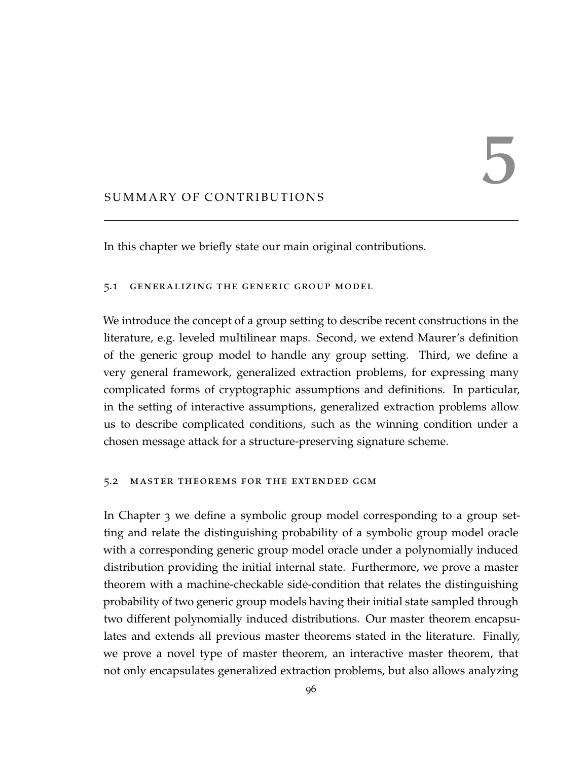# 5 SUMMARY OF CONTRIBUTIONS

In this chapter we briefly state our main original contributions.

## 5.1 GENERALIZING THE GENERIC GROUP MODEL

We introduce the concept of a group setting to describe recent constructions in the literature, e.g. leveled multilinear maps. Second, we extend Maurer's definition of the generic group model to handle any group setting. Third, we define a very general framework, generalized extraction problems, for expressing many complicated forms of cryptographic assumptions and definitions. In particular, in the setting of interactive assumptions, generalized extraction problems allow us to describe complicated conditions, such as the winning condition under a chosen message attack for a structure-preserving signature scheme.

## 5.2 MASTER THEOREMS FOR THE EXTENDED GGM

In Chapter 3 we define a symbolic group model corresponding to a group setting and relate the distinguishing probability of a symbolic group model oracle with a corresponding generic group model oracle under a polynomially induced distribution providing the initial internal state. Furthermore, we prove a master theorem with a machine-checkable side-condition that relates the distinguishing probability of two generic group models having their initial state sampled through two different polynomially induced distributions. Our master theorem encapsulates and extends all previous master theorems stated in the literature. Finally, we prove a novel type of master theorem, an interactive master theorem, that not only encapsulates generalized extraction problems, but also allows analyzing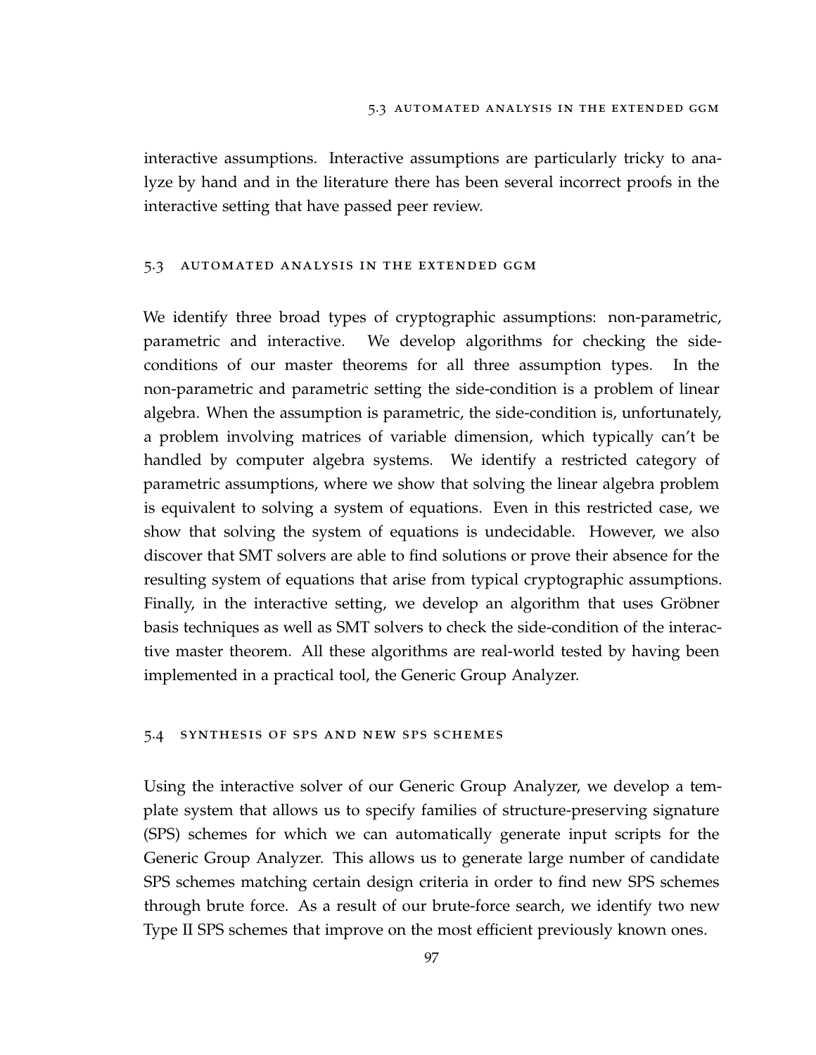interactive assumptions. Interactive assumptions are particularly tricky to analyze by hand and in the literature there has been several incorrect proofs in the interactive setting that have passed peer review.

## 5.3 Automated analysis in the extended GGM

We identify three broad types of cryptographic assumptions: non-parametric, parametric and interactive. We develop algorithms for checking the side-conditions of our master theorems for all three assumption types. In the non-parametric and parametric setting the side-condition is a problem of linear algebra. When the assumption is parametric, the side-condition is, unfortunately, a problem involving matrices of variable dimension, which typically can't be handled by computer algebra systems. We identify a restricted category of parametric assumptions, where we show that solving the linear algebra problem is equivalent to solving a system of equations. Even in this restricted case, we show that solving the system of equations is undecidable. However, we also discover that SMT solvers are able to find solutions or prove their absence for the resulting system of equations that arise from typical cryptographic assumptions. Finally, in the interactive setting, we develop an algorithm that uses Gröbner basis techniques as well as SMT solvers to check the side-condition of the interactive master theorem. All these algorithms are real-world tested by having been implemented in a practical tool, the Generic Group Analyzer.

## 5.4 Synthesis of SPS and new SPS schemes

Using the interactive solver of our Generic Group Analyzer, we develop a template system that allows us to specify families of structure-preserving signature (SPS) schemes for which we can automatically generate input scripts for the Generic Group Analyzer. This allows us to generate large number of candidate SPS schemes matching certain design criteria in order to find new SPS schemes through brute force. As a result of our brute-force search, we identify two new Type II SPS schemes that improve on the most efficient previously known ones.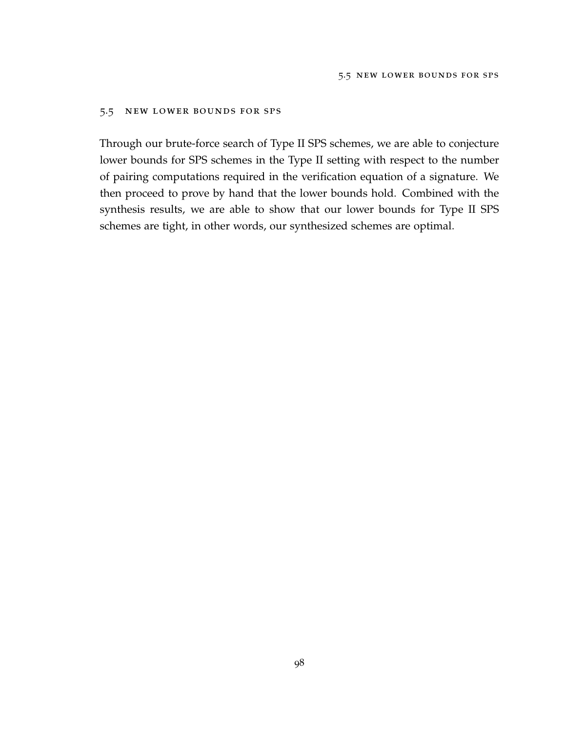## 5.5 New Lower Bounds for SPS

Through our brute-force search of Type II SPS schemes, we are able to conjecture lower bounds for SPS schemes in the Type II setting with respect to the number of pairing computations required in the verification equation of a signature. We then proceed to prove by hand that the lower bounds hold. Combined with the synthesis results, we are able to show that our lower bounds for Type II SPS schemes are tight, in other words, our synthesized schemes are optimal.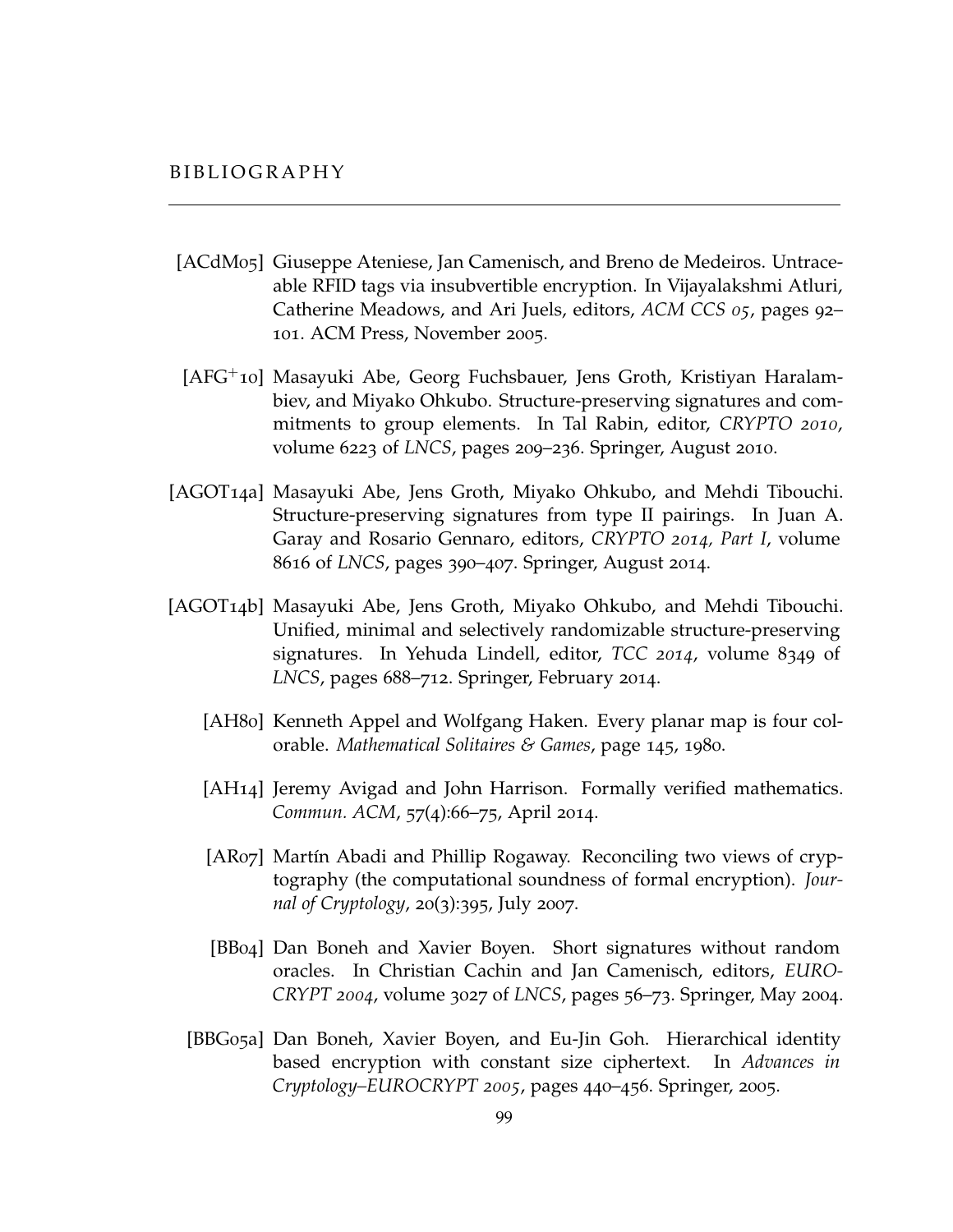# BIBLIOGRAPHY

[ACdM05] Giuseppe Ateniese, Jan Camenisch, and Breno de Medeiros. Untraceable RFID tags via insubvertible encryption. In Vijayalakshmi Atluri, Catherine Meadows, and Ari Juels, editors, *ACM CCS 05*, pages 92–101. ACM Press, November 2005.

[AFG+10] Masayuki Abe, Georg Fuchsbauer, Jens Groth, Kristiyan Haralambiev, and Miyako Ohkubo. Structure-preserving signatures and commitments to group elements. In Tal Rabin, editor, *CRYPTO 2010*, volume 6223 of *LNCS*, pages 209–236. Springer, August 2010.

[AGOT14a] Masayuki Abe, Jens Groth, Miyako Ohkubo, and Mehdi Tibouchi. Structure-preserving signatures from type II pairings. In Juan A. Garay and Rosario Gennaro, editors, *CRYPTO 2014, Part I*, volume 8616 of *LNCS*, pages 390–407. Springer, August 2014.

[AGOT14b] Masayuki Abe, Jens Groth, Miyako Ohkubo, and Mehdi Tibouchi. Unified, minimal and selectively randomizable structure-preserving signatures. In Yehuda Lindell, editor, *TCC 2014*, volume 8349 of *LNCS*, pages 688–712. Springer, February 2014.

[AH80] Kenneth Appel and Wolfgang Haken. Every planar map is four colorable. *Mathematical Solitaires & Games*, page 145, 1980.

[AH14] Jeremy Avigad and John Harrison. Formally verified mathematics. *Commun. ACM*, 57(4):66–75, April 2014.

[AR07] Martín Abadi and Phillip Rogaway. Reconciling two views of cryptography (the computational soundness of formal encryption). *Journal of Cryptology*, 20(3):395, July 2007.

[BB04] Dan Boneh and Xavier Boyen. Short signatures without random oracles. In Christian Cachin and Jan Camenisch, editors, *EUROCRYPT 2004*, volume 3027 of *LNCS*, pages 56–73. Springer, May 2004.

[BBG05a] Dan Boneh, Xavier Boyen, and Eu-Jin Goh. Hierarchical identity based encryption with constant size ciphertext. In *Advances in Cryptology–EUROCRYPT 2005*, pages 440–456. Springer, 2005.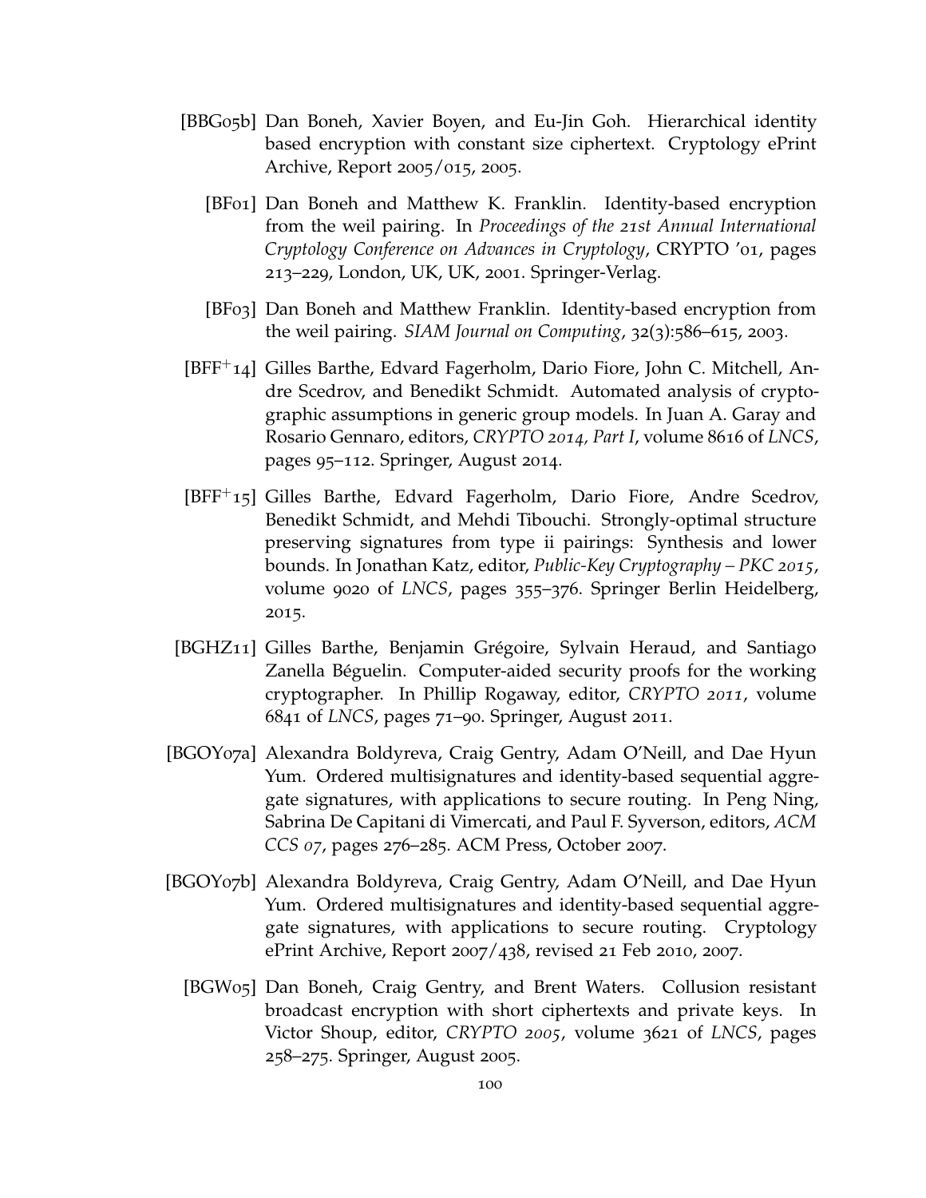[BBG05b] Dan Boneh, Xavier Boyen, and Eu-Jin Goh. Hierarchical identity based encryption with constant size ciphertext. Cryptology ePrint Archive, Report 2005/015, 2005.

[BF01] Dan Boneh and Matthew K. Franklin. Identity-based encryption from the weil pairing. In *Proceedings of the 21st Annual International Cryptology Conference on Advances in Cryptology*, CRYPTO '01, pages 213–229, London, UK, UK, 2001. Springer-Verlag.

[BF03] Dan Boneh and Matthew Franklin. Identity-based encryption from the weil pairing. *SIAM Journal on Computing*, 32(3):586–615, 2003.

[BFF+14] Gilles Barthe, Edvard Fagerholm, Dario Fiore, John C. Mitchell, Andre Scedrov, and Benedikt Schmidt. Automated analysis of cryptographic assumptions in generic group models. In Juan A. Garay and Rosario Gennaro, editors, *CRYPTO 2014, Part I*, volume 8616 of *LNCS*, pages 95–112. Springer, August 2014.

[BFF+15] Gilles Barthe, Edvard Fagerholm, Dario Fiore, Andre Scedrov, Benedikt Schmidt, and Mehdi Tibouchi. Strongly-optimal structure preserving signatures from type ii pairings: Synthesis and lower bounds. In Jonathan Katz, editor, *Public-Key Cryptography – PKC 2015*, volume 9020 of *LNCS*, pages 355–376. Springer Berlin Heidelberg, 2015.

[BGHZ11] Gilles Barthe, Benjamin Grégoire, Sylvain Heraud, and Santiago Zanella Béguelin. Computer-aided security proofs for the working cryptographer. In Phillip Rogaway, editor, *CRYPTO 2011*, volume 6841 of *LNCS*, pages 71–90. Springer, August 2011.

[BGOY07a] Alexandra Boldyreva, Craig Gentry, Adam O'Neill, and Dae Hyun Yum. Ordered multisignatures and identity-based sequential aggregate signatures, with applications to secure routing. In Peng Ning, Sabrina De Capitani di Vimercati, and Paul F. Syverson, editors, *ACM CCS 07*, pages 276–285. ACM Press, October 2007.

[BGOY07b] Alexandra Boldyreva, Craig Gentry, Adam O'Neill, and Dae Hyun Yum. Ordered multisignatures and identity-based sequential aggregate signatures, with applications to secure routing. Cryptology ePrint Archive, Report 2007/438, revised 21 Feb 2010, 2007.

[BGW05] Dan Boneh, Craig Gentry, and Brent Waters. Collusion resistant broadcast encryption with short ciphertexts and private keys. In Victor Shoup, editor, *CRYPTO 2005*, volume 3621 of *LNCS*, pages 258–275. Springer, August 2005.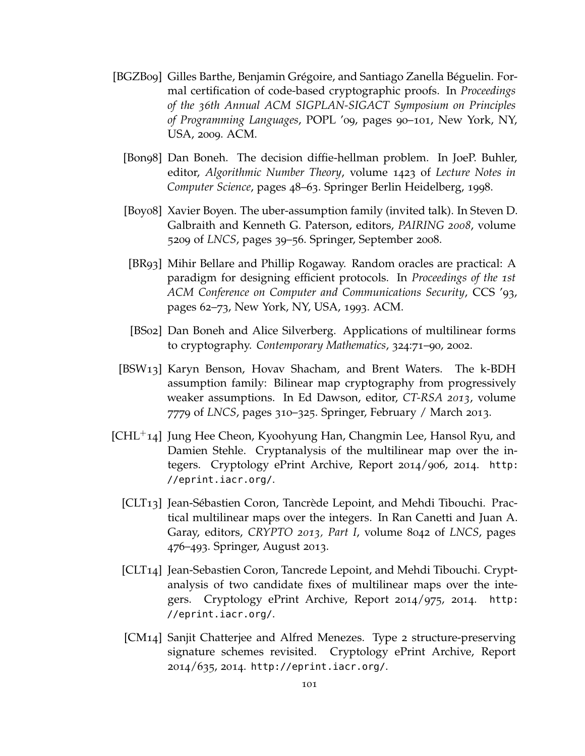[BGZB09] Gilles Barthe, Benjamin Grégoire, and Santiago Zanella Béguelin. Formal certification of code-based cryptographic proofs. In *Proceedings of the 36th Annual ACM SIGPLAN-SIGACT Symposium on Principles of Programming Languages*, POPL '09, pages 90–101, New York, NY, USA, 2009. ACM.

[Bon98] Dan Boneh. The decision diffie-hellman problem. In JoeP. Buhler, editor, *Algorithmic Number Theory*, volume 1423 of *Lecture Notes in Computer Science*, pages 48–63. Springer Berlin Heidelberg, 1998.

[Boy08] Xavier Boyen. The uber-assumption family (invited talk). In Steven D. Galbraith and Kenneth G. Paterson, editors, *PAIRING 2008*, volume 5209 of *LNCS*, pages 39–56. Springer, September 2008.

[BR93] Mihir Bellare and Phillip Rogaway. Random oracles are practical: A paradigm for designing efficient protocols. In *Proceedings of the 1st ACM Conference on Computer and Communications Security*, CCS '93, pages 62–73, New York, NY, USA, 1993. ACM.

[BS02] Dan Boneh and Alice Silverberg. Applications of multilinear forms to cryptography. *Contemporary Mathematics*, 324:71–90, 2002.

[BSW13] Karyn Benson, Hovav Shacham, and Brent Waters. The k-BDH assumption family: Bilinear map cryptography from progressively weaker assumptions. In Ed Dawson, editor, *CT-RSA 2013*, volume 7779 of *LNCS*, pages 310–325. Springer, February / March 2013.

[CHL+14] Jung Hee Cheon, Kyoohyung Han, Changmin Lee, Hansol Ryu, and Damien Stehle. Cryptanalysis of the multilinear map over the integers. Cryptology ePrint Archive, Report 2014/906, 2014. http://eprint.iacr.org/.

[CLT13] Jean-Sébastien Coron, Tancrède Lepoint, and Mehdi Tibouchi. Practical multilinear maps over the integers. In Ran Canetti and Juan A. Garay, editors, *CRYPTO 2013, Part I*, volume 8042 of *LNCS*, pages 476–493. Springer, August 2013.

[CLT14] Jean-Sebastien Coron, Tancrede Lepoint, and Mehdi Tibouchi. Cryptanalysis of two candidate fixes of multilinear maps over the integers. Cryptology ePrint Archive, Report 2014/975, 2014. http://eprint.iacr.org/.

[CM14] Sanjit Chatterjee and Alfred Menezes. Type 2 structure-preserving signature schemes revisited. Cryptology ePrint Archive, Report 2014/635, 2014. http://eprint.iacr.org/.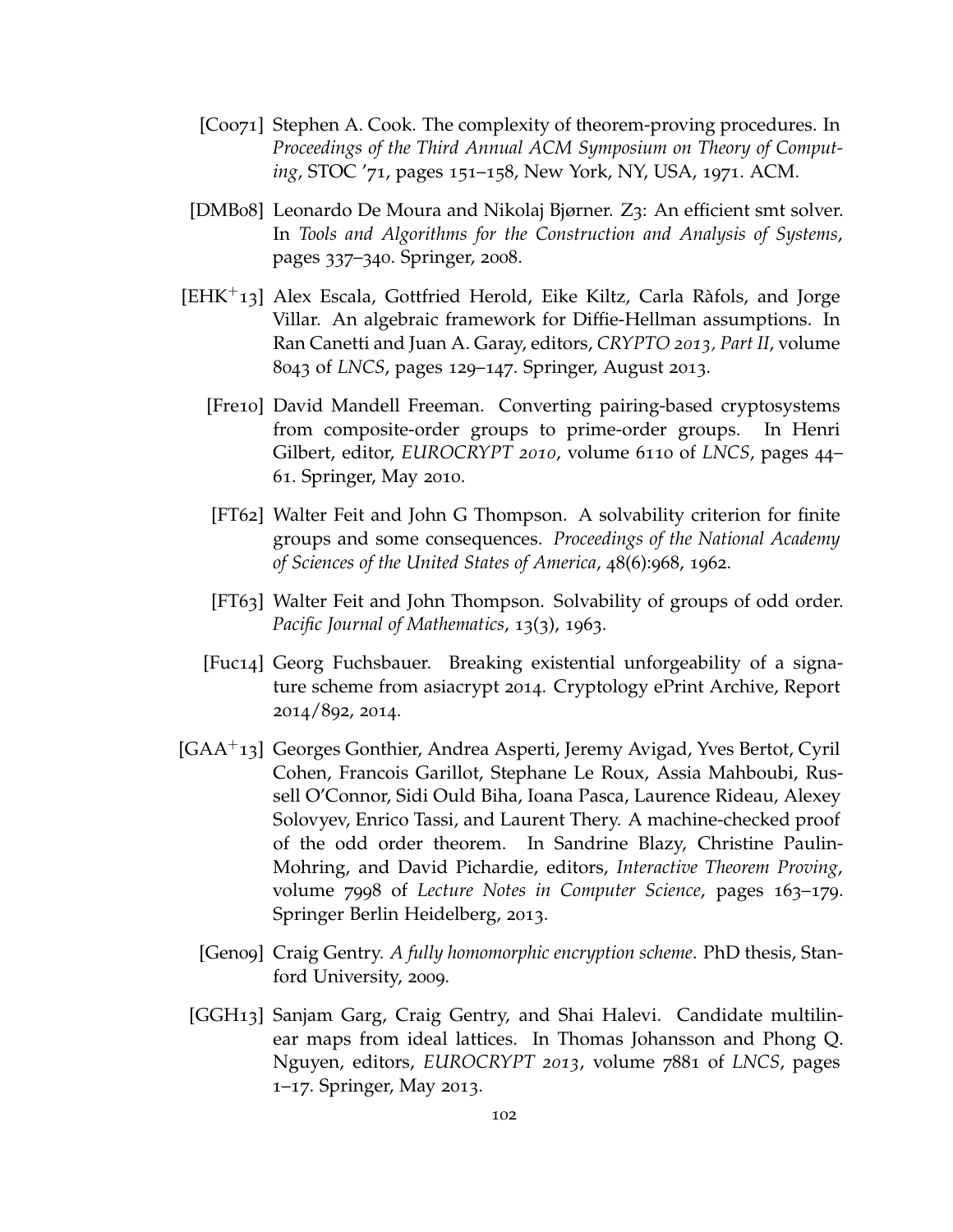[Coo71] Stephen A. Cook. The complexity of theorem-proving procedures. In *Proceedings of the Third Annual ACM Symposium on Theory of Computing*, STOC '71, pages 151–158, New York, NY, USA, 1971. ACM.

[DMB08] Leonardo De Moura and Nikolaj Bjørner. Z3: An efficient smt solver. In *Tools and Algorithms for the Construction and Analysis of Systems*, pages 337–340. Springer, 2008.

[EHK+13] Alex Escala, Gottfried Herold, Eike Kiltz, Carla Ràfols, and Jorge Villar. An algebraic framework for Diffie-Hellman assumptions. In Ran Canetti and Juan A. Garay, editors, *CRYPTO 2013, Part II*, volume 8043 of *LNCS*, pages 129–147. Springer, August 2013.

[Fre10] David Mandell Freeman. Converting pairing-based cryptosystems from composite-order groups to prime-order groups. In Henri Gilbert, editor, *EUROCRYPT 2010*, volume 6110 of *LNCS*, pages 44–61. Springer, May 2010.

[FT62] Walter Feit and John G Thompson. A solvability criterion for finite groups and some consequences. *Proceedings of the National Academy of Sciences of the United States of America*, 48(6):968, 1962.

[FT63] Walter Feit and John Thompson. Solvability of groups of odd order. *Pacific Journal of Mathematics*, 13(3), 1963.

[Fuc14] Georg Fuchsbauer. Breaking existential unforgeability of a signature scheme from asiacrypt 2014. Cryptology ePrint Archive, Report 2014/892, 2014.

[GAA+13] Georges Gonthier, Andrea Asperti, Jeremy Avigad, Yves Bertot, Cyril Cohen, Francois Garillot, Stephane Le Roux, Assia Mahboubi, Russell O'Connor, Sidi Ould Biha, Ioana Pasca, Laurence Rideau, Alexey Solovyev, Enrico Tassi, and Laurent Thery. A machine-checked proof of the odd order theorem. In Sandrine Blazy, Christine Paulin-Mohring, and David Pichardie, editors, *Interactive Theorem Proving*, volume 7998 of *Lecture Notes in Computer Science*, pages 163–179. Springer Berlin Heidelberg, 2013.

[Gen09] Craig Gentry. *A fully homomorphic encryption scheme*. PhD thesis, Stanford University, 2009.

[GGH13] Sanjam Garg, Craig Gentry, and Shai Halevi. Candidate multilinear maps from ideal lattices. In Thomas Johansson and Phong Q. Nguyen, editors, *EUROCRYPT 2013*, volume 7881 of *LNCS*, pages 1–17. Springer, May 2013.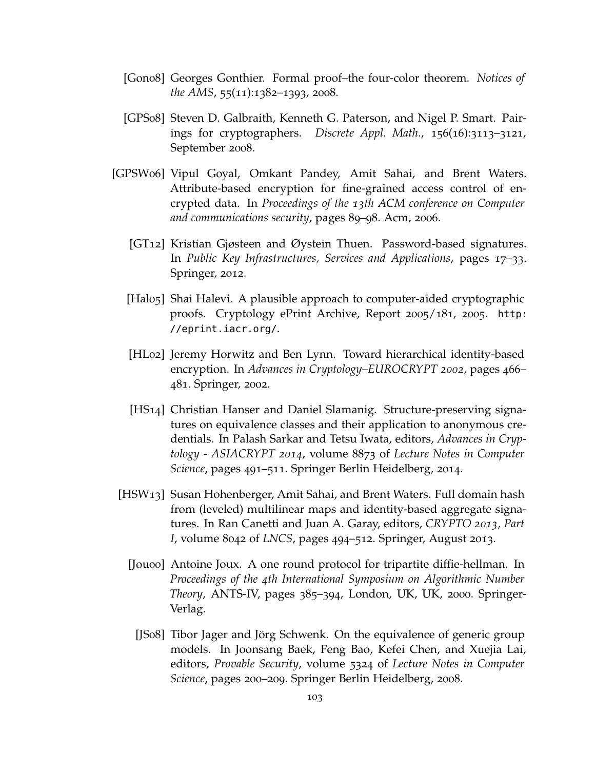[Gon08] Georges Gonthier. Formal proof–the four-color theorem. *Notices of the AMS*, 55(11):1382–1393, 2008.

[GPS08] Steven D. Galbraith, Kenneth G. Paterson, and Nigel P. Smart. Pairings for cryptographers. *Discrete Appl. Math.*, 156(16):3113–3121, September 2008.

[GPSW06] Vipul Goyal, Omkant Pandey, Amit Sahai, and Brent Waters. Attribute-based encryption for fine-grained access control of encrypted data. In *Proceedings of the 13th ACM conference on Computer and communications security*, pages 89–98. Acm, 2006.

[GT12] Kristian Gjøsteen and Øystein Thuen. Password-based signatures. In *Public Key Infrastructures, Services and Applications*, pages 17–33. Springer, 2012.

[Hal05] Shai Halevi. A plausible approach to computer-aided cryptographic proofs. Cryptology ePrint Archive, Report 2005/181, 2005. http://eprint.iacr.org/.

[HL02] Jeremy Horwitz and Ben Lynn. Toward hierarchical identity-based encryption. In *Advances in Cryptology–EUROCRYPT 2002*, pages 466–481. Springer, 2002.

[HS14] Christian Hanser and Daniel Slamanig. Structure-preserving signatures on equivalence classes and their application to anonymous credentials. In Palash Sarkar and Tetsu Iwata, editors, *Advances in Cryptology - ASIACRYPT 2014*, volume 8873 of *Lecture Notes in Computer Science*, pages 491–511. Springer Berlin Heidelberg, 2014.

[HSW13] Susan Hohenberger, Amit Sahai, and Brent Waters. Full domain hash from (leveled) multilinear maps and identity-based aggregate signatures. In Ran Canetti and Juan A. Garay, editors, *CRYPTO 2013, Part I*, volume 8042 of *LNCS*, pages 494–512. Springer, August 2013.

[Jou00] Antoine Joux. A one round protocol for tripartite diffie-hellman. In *Proceedings of the 4th International Symposium on Algorithmic Number Theory*, ANTS-IV, pages 385–394, London, UK, UK, 2000. Springer-Verlag.

[JS08] Tibor Jager and Jörg Schwenk. On the equivalence of generic group models. In Joonsang Baek, Feng Bao, Kefei Chen, and Xuejia Lai, editors, *Provable Security*, volume 5324 of *Lecture Notes in Computer Science*, pages 200–209. Springer Berlin Heidelberg, 2008.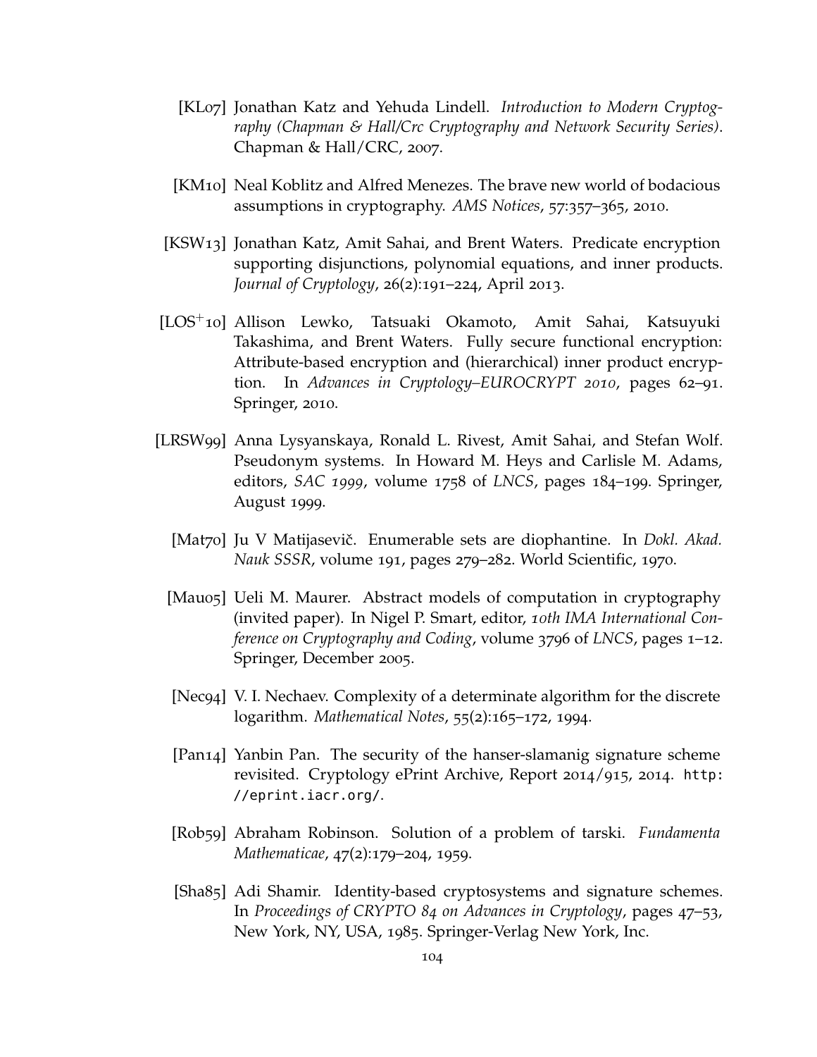[KL07] Jonathan Katz and Yehuda Lindell. *Introduction to Modern Cryptography (Chapman & Hall/Crc Cryptography and Network Security Series)*. Chapman & Hall/CRC, 2007.

[KM10] Neal Koblitz and Alfred Menezes. The brave new world of bodacious assumptions in cryptography. *AMS Notices*, 57:357–365, 2010.

[KSW13] Jonathan Katz, Amit Sahai, and Brent Waters. Predicate encryption supporting disjunctions, polynomial equations, and inner products. *Journal of Cryptology*, 26(2):191–224, April 2013.

[LOS+10] Allison Lewko, Tatsuaki Okamoto, Amit Sahai, Katsuyuki Takashima, and Brent Waters. Fully secure functional encryption: Attribute-based encryption and (hierarchical) inner product encryption. In *Advances in Cryptology–EUROCRYPT 2010*, pages 62–91. Springer, 2010.

[LRSW99] Anna Lysyanskaya, Ronald L. Rivest, Amit Sahai, and Stefan Wolf. Pseudonym systems. In Howard M. Heys and Carlisle M. Adams, editors, *SAC 1999*, volume 1758 of *LNCS*, pages 184–199. Springer, August 1999.

[Mat70] Ju V Matijasevič. Enumerable sets are diophantine. In *Dokl. Akad. Nauk SSSR*, volume 191, pages 279–282. World Scientific, 1970.

[Mau05] Ueli M. Maurer. Abstract models of computation in cryptography (invited paper). In Nigel P. Smart, editor, *10th IMA International Conference on Cryptography and Coding*, volume 3796 of *LNCS*, pages 1–12. Springer, December 2005.

[Nec94] V. I. Nechaev. Complexity of a determinate algorithm for the discrete logarithm. *Mathematical Notes*, 55(2):165–172, 1994.

[Pan14] Yanbin Pan. The security of the hanser-slamanig signature scheme revisited. Cryptology ePrint Archive, Report 2014/915, 2014. http://eprint.iacr.org/.

[Rob59] Abraham Robinson. Solution of a problem of tarski. *Fundamenta Mathematicae*, 47(2):179–204, 1959.

[Sha85] Adi Shamir. Identity-based cryptosystems and signature schemes. In *Proceedings of CRYPTO 84 on Advances in Cryptology*, pages 47–53, New York, NY, USA, 1985. Springer-Verlag New York, Inc.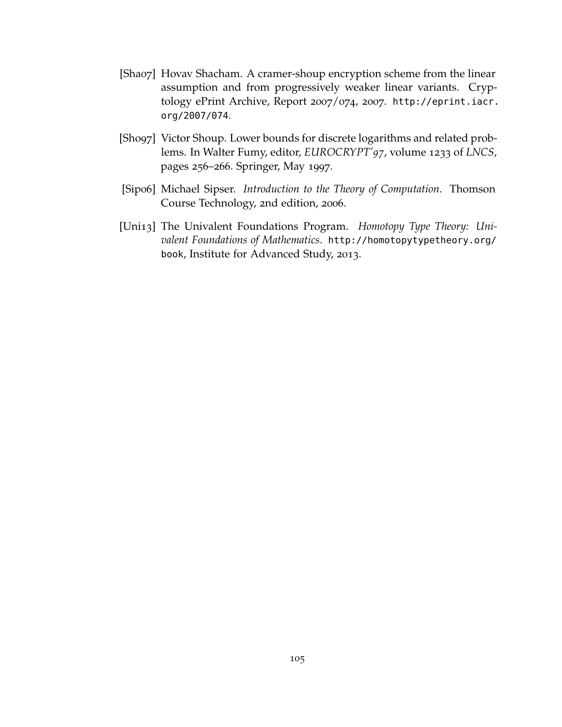[Sha07] Hovav Shacham. A cramer-shoup encryption scheme from the linear assumption and from progressively weaker linear variants. Cryptology ePrint Archive, Report 2007/074, 2007. http://eprint.iacr.org/2007/074.

[Sho97] Victor Shoup. Lower bounds for discrete logarithms and related problems. In Walter Fumy, editor, *EUROCRYPT'97*, volume 1233 of *LNCS*, pages 256–266. Springer, May 1997.

[Sip06] Michael Sipser. *Introduction to the Theory of Computation*. Thomson Course Technology, 2nd edition, 2006.

[Uni13] The Univalent Foundations Program. *Homotopy Type Theory: Univalent Foundations of Mathematics*. http://homotopytypetheory.org/book, Institute for Advanced Study, 2013.